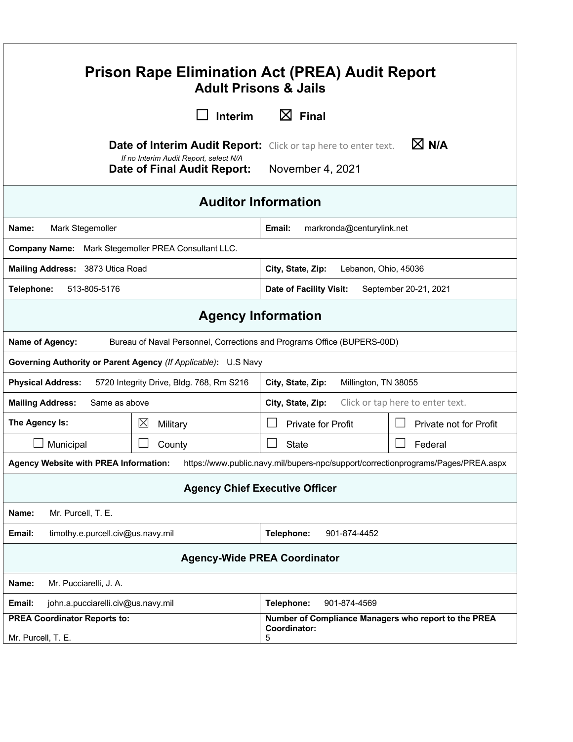# Prison Rape Elimination Act (PREA) Audit Report

## Adult Prisons & Jails

☐ Interim ☒ Final

**Date of Interim Audit Report:** Click or tap here to enter text. ☒ **N/A**

*If no Interim Audit Report, select N/A*

**Date of Final Audit Report:** November 4, 2021

## Auditor Information

| | |
|---|---|
| **Name:** Mark Stegemoller | **Email:** markronda@centurylink.net |
| **Company Name:** Mark Stegemoller PREA Consultant LLC. | |
| **Mailing Address:** 3873 Utica Road | **City, State, Zip:** Lebanon, Ohio, 45036 |
| **Telephone:** 513-805-5176 | **Date of Facility Visit:** September 20-21, 2021 |

## Agency Information

| | | | |
|---|---|---|---|
| **Name of Agency:** Bureau of Naval Personnel, Corrections and Programs Office (BUPERS-00D) | | | |
| **Governing Authority or Parent Agency** *(If Applicable)***:** U.S Navy | | | |
| **Physical Address:** 5720 Integrity Drive, Bldg. 768, Rm S216 | | **City, State, Zip:** Millington, TN 38055 | |
| **Mailing Address:** Same as above | | **City, State, Zip:** Click or tap here to enter text. | |
| **The Agency Is:** | ☒ Military | ☐ Private for Profit | ☐ Private not for Profit |
| ☐ Municipal | ☐ County | ☐ State | ☐ Federal |
| **Agency Website with PREA Information:** https://www.public.navy.mil/bupers-npc/support/correctionprograms/Pages/PREA.aspx | | | |

### Agency Chief Executive Officer

| | |
|---|---|
| **Name:** Mr. Purcell, T. E. | |
| **Email:** timothy.e.purcell.civ@us.navy.mil | **Telephone:** 901-874-4452 |

### Agency-Wide PREA Coordinator

| | |
|---|---|
| **Name:** Mr. Pucciarelli, J. A. | |
| **Email:** john.a.pucciarelli.civ@us.navy.mil | **Telephone:** 901-874-4569 |
| **PREA Coordinator Reports to:** Mr. Purcell, T. E. | **Number of Compliance Managers who report to the PREA Coordinator:** 5 |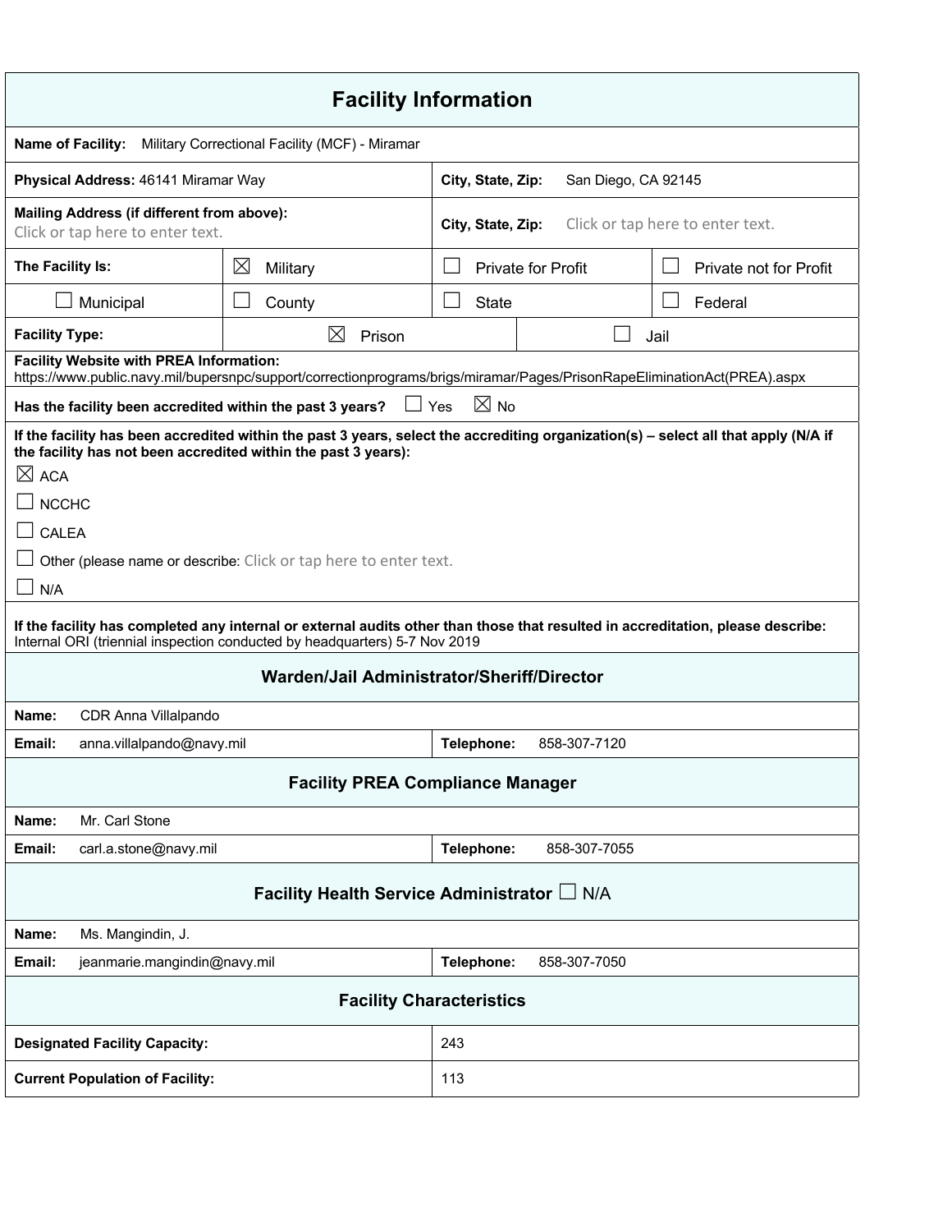## Facility Information

| | | | |
|---|---|---|---|
| **Name of Facility:** Military Correctional Facility (MCF) - Miramar | | | |
| **Physical Address:** 46141 Miramar Way | | **City, State, Zip:** San Diego, CA 92145 | |
| **Mailing Address (if different from above):** Click or tap here to enter text. | | **City, State, Zip:** Click or tap here to enter text. | |
| **The Facility Is:** | ☒ Military | ☐ Private for Profit | ☐ Private not for Profit |
| ☐ Municipal | ☐ County | ☐ State | ☐ Federal |
| **Facility Type:** | ☒ Prison | ☐ Jail | |

**Facility Website with PREA Information:**
https://www.public.navy.mil/bupersnpc/support/correctionprograms/brigs/miramar/Pages/PrisonRapeEliminationAct(PREA).aspx

**Has the facility been accredited within the past 3 years?** ☐ Yes ☒ No

**If the facility has been accredited within the past 3 years, select the accrediting organization(s) – select all that apply (N/A if the facility has not been accredited within the past 3 years):**

☒ ACA

☐ NCCHC

☐ CALEA

☐ Other (please name or describe: Click or tap here to enter text.

☐ N/A

**If the facility has completed any internal or external audits other than those that resulted in accreditation, please describe:**
Internal ORI (triennial inspection conducted by headquarters) 5-7 Nov 2019

### Warden/Jail Administrator/Sheriff/Director

| | | | |
|---|---|---|---|
| **Name:** | CDR Anna Villalpando | | |
| **Email:** | anna.villalpando@navy.mil | **Telephone:** | 858-307-7120 |

### Facility PREA Compliance Manager

| | | | |
|---|---|---|---|
| **Name:** | Mr. Carl Stone | | |
| **Email:** | carl.a.stone@navy.mil | **Telephone:** | 858-307-7055 |

### Facility Health Service Administrator ☐ N/A

| | | | |
|---|---|---|---|
| **Name:** | Ms. Mangindin, J. | | |
| **Email:** | jeanmarie.mangindin@navy.mil | **Telephone:** | 858-307-7050 |

### Facility Characteristics

| | |
|---|---|
| **Designated Facility Capacity:** | 243 |
| **Current Population of Facility:** | 113 |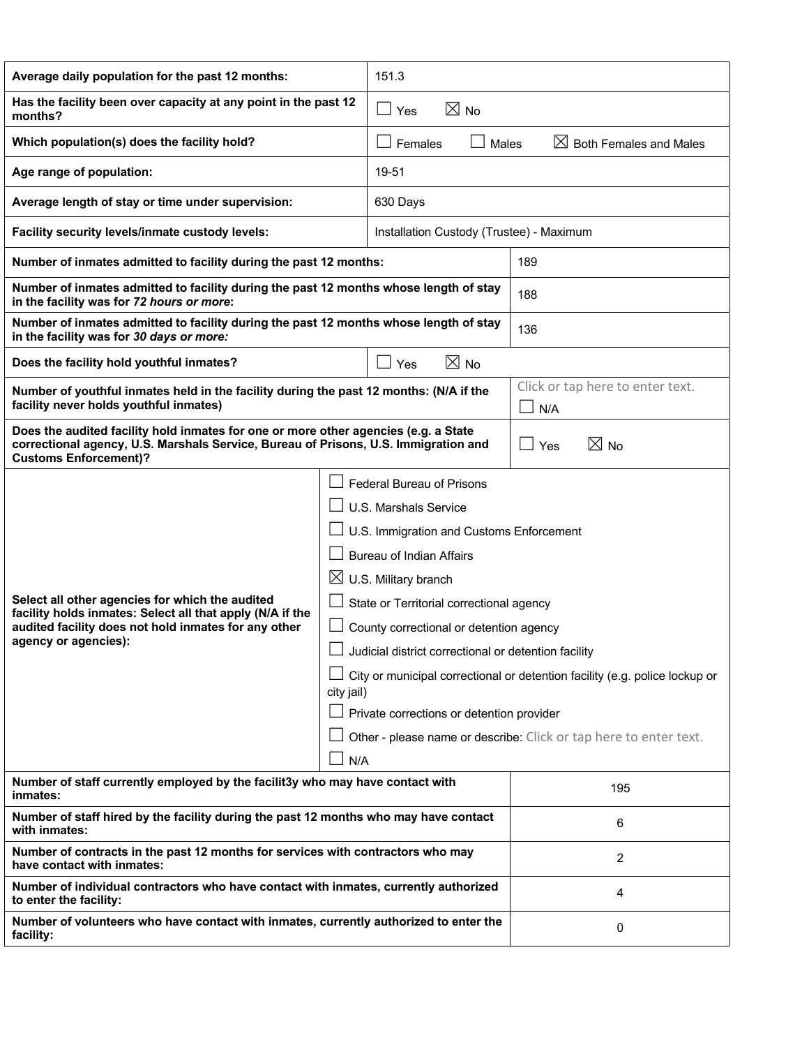| | |
|---|---|
| **Average daily population for the past 12 months:** | 151.3 |
| **Has the facility been over capacity at any point in the past 12 months?** | ☐ Yes ☒ No |
| **Which population(s) does the facility hold?** | ☐ Females ☐ Males ☒ Both Females and Males |
| **Age range of population:** | 19-51 |
| **Average length of stay or time under supervision:** | 630 Days |
| **Facility security levels/inmate custody levels:** | Installation Custody (Trustee) - Maximum |
| **Number of inmates admitted to facility during the past 12 months:** | 189 |
| **Number of inmates admitted to facility during the past 12 months whose length of stay in the facility was for *72 hours or more*:** | 188 |
| **Number of inmates admitted to facility during the past 12 months whose length of stay in the facility was for *30 days or more:*** | 136 |
| **Does the facility hold youthful inmates?** | ☐ Yes ☒ No |
| **Number of youthful inmates held in the facility during the past 12 months: (N/A if the facility never holds youthful inmates)** | Click or tap here to enter text. ☐ N/A |
| **Does the audited facility hold inmates for one or more other agencies (e.g. a State correctional agency, U.S. Marshals Service, Bureau of Prisons, U.S. Immigration and Customs Enforcement)?** | ☐ Yes ☒ No |
| **Select all other agencies for which the audited facility holds inmates: Select all that apply (N/A if the audited facility does not hold inmates for any other agency or agencies):** | ☐ Federal Bureau of Prisons<br>☐ U.S. Marshals Service<br>☐ U.S. Immigration and Customs Enforcement<br>☐ Bureau of Indian Affairs<br>☒ U.S. Military branch<br>☐ State or Territorial correctional agency<br>☐ County correctional or detention agency<br>☐ Judicial district correctional or detention facility<br>☐ City or municipal correctional or detention facility (e.g. police lockup or city jail)<br>☐ Private corrections or detention provider<br>☐ Other - please name or describe: Click or tap here to enter text.<br>☐ N/A |
| **Number of staff currently employed by the facilit3y who may have contact with inmates:** | 195 |
| **Number of staff hired by the facility during the past 12 months who may have contact with inmates:** | 6 |
| **Number of contracts in the past 12 months for services with contractors who may have contact with inmates:** | 2 |
| **Number of individual contractors who have contact with inmates, currently authorized to enter the facility:** | 4 |
| **Number of volunteers who have contact with inmates, currently authorized to enter the facility:** | 0 |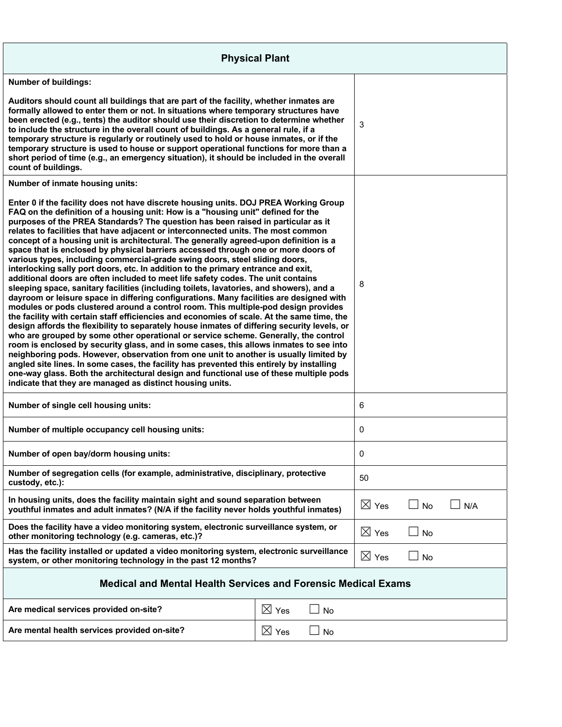## Physical Plant

| Question | Response |
|---|---|
| **Number of buildings:**<br><br>**Auditors should count all buildings that are part of the facility, whether inmates are formally allowed to enter them or not. In situations where temporary structures have been erected (e.g., tents) the auditor should use their discretion to determine whether to include the structure in the overall count of buildings. As a general rule, if a temporary structure is regularly or routinely used to hold or house inmates, or if the temporary structure is used to house or support operational functions for more than a short period of time (e.g., an emergency situation), it should be included in the overall count of buildings.** | 3 |
| **Number of inmate housing units:**<br><br>**Enter 0 if the facility does not have discrete housing units. DOJ PREA Working Group FAQ on the definition of a housing unit: How is a "housing unit" defined for the purposes of the PREA Standards? The question has been raised in particular as it relates to facilities that have adjacent or interconnected units. The most common concept of a housing unit is architectural. The generally agreed-upon definition is a space that is enclosed by physical barriers accessed through one or more doors of various types, including commercial-grade swing doors, steel sliding doors, interlocking sally port doors, etc. In addition to the primary entrance and exit, additional doors are often included to meet life safety codes. The unit contains sleeping space, sanitary facilities (including toilets, lavatories, and showers), and a dayroom or leisure space in differing configurations. Many facilities are designed with modules or pods clustered around a control room. This multiple-pod design provides the facility with certain staff efficiencies and economies of scale. At the same time, the design affords the flexibility to separately house inmates of differing security levels, or who are grouped by some other operational or service scheme. Generally, the control room is enclosed by security glass, and in some cases, this allows inmates to see into neighboring pods. However, observation from one unit to another is usually limited by angled site lines. In some cases, the facility has prevented this entirely by installing one-way glass. Both the architectural design and functional use of these multiple pods indicate that they are managed as distinct housing units.** | 8 |
| **Number of single cell housing units:** | 6 |
| **Number of multiple occupancy cell housing units:** | 0 |
| **Number of open bay/dorm housing units:** | 0 |
| **Number of segregation cells (for example, administrative, disciplinary, protective custody, etc.):** | 50 |
| **In housing units, does the facility maintain sight and sound separation between youthful inmates and adult inmates? (N/A if the facility never holds youthful inmates)** | ☒ Yes ☐ No ☐ N/A |
| **Does the facility have a video monitoring system, electronic surveillance system, or other monitoring technology (e.g. cameras, etc.)?** | ☒ Yes ☐ No |
| **Has the facility installed or updated a video monitoring system, electronic surveillance system, or other monitoring technology in the past 12 months?** | ☒ Yes ☐ No |

## Medical and Mental Health Services and Forensic Medical Exams

| Question | Response |
|---|---|
| **Are medical services provided on-site?** | ☒ Yes ☐ No |
| **Are mental health services provided on-site?** | ☒ Yes ☐ No |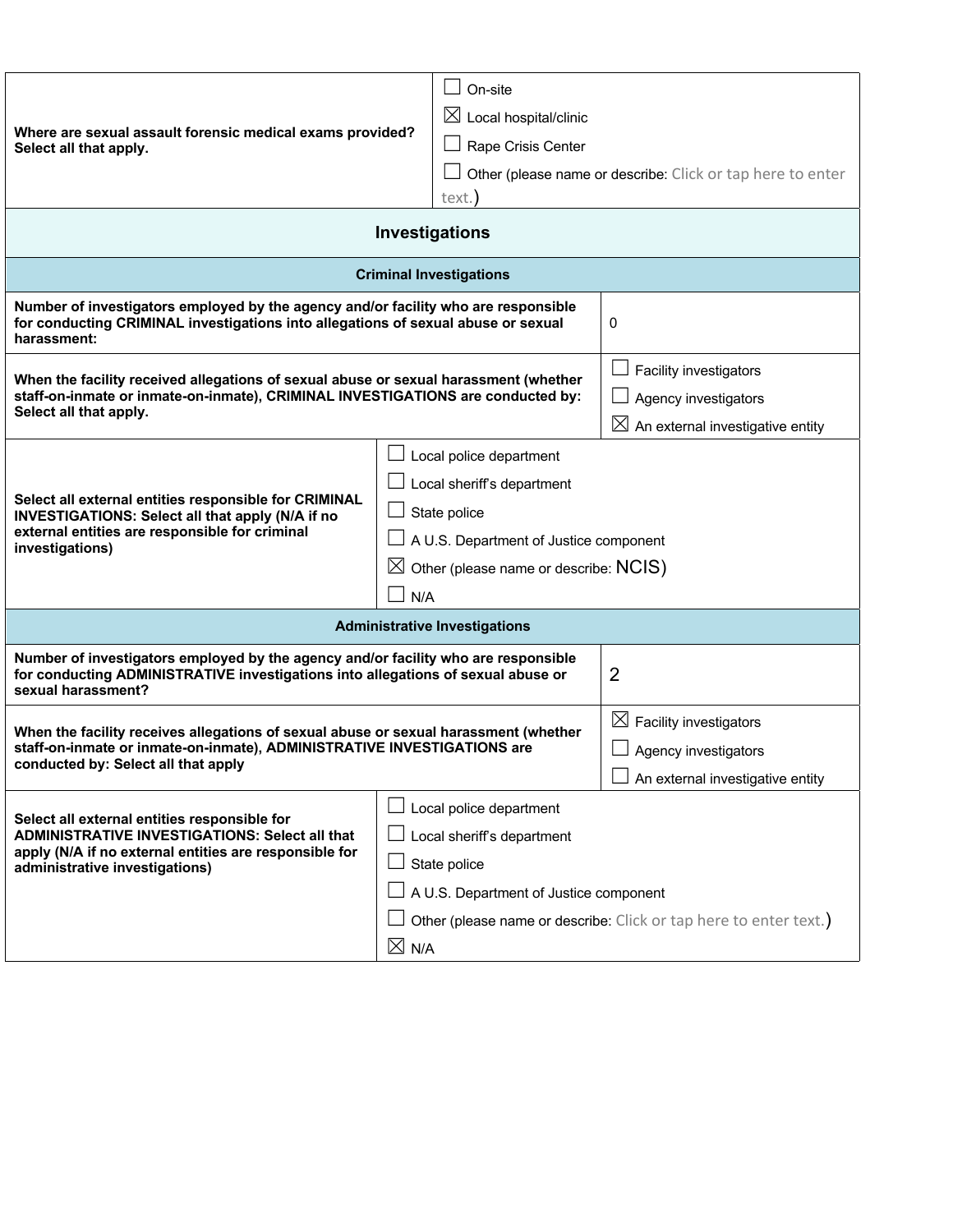| Where are sexual assault forensic medical exams provided? Select all that apply. | ☐ On-site<br>☒ Local hospital/clinic<br>☐ Rape Crisis Center<br>☐ Other (please name or describe: Click or tap here to enter text.) |
|---|---|

## Investigations

### Criminal Investigations

| Number of investigators employed by the agency and/or facility who are responsible for conducting CRIMINAL investigations into allegations of sexual abuse or sexual harassment: | 0 |
|---|---|
| When the facility received allegations of sexual abuse or sexual harassment (whether staff-on-inmate or inmate-on-inmate), CRIMINAL INVESTIGATIONS are conducted by: Select all that apply. | ☐ Facility investigators<br>☐ Agency investigators<br>☒ An external investigative entity |
| Select all external entities responsible for CRIMINAL INVESTIGATIONS: Select all that apply (N/A if no external entities are responsible for criminal investigations) | ☐ Local police department<br>☐ Local sheriff's department<br>☐ State police<br>☐ A U.S. Department of Justice component<br>☒ Other (please name or describe: NCIS)<br>☐ N/A |

### Administrative Investigations

| Number of investigators employed by the agency and/or facility who are responsible for conducting ADMINISTRATIVE investigations into allegations of sexual abuse or sexual harassment? | 2 |
|---|---|
| When the facility receives allegations of sexual abuse or sexual harassment (whether staff-on-inmate or inmate-on-inmate), ADMINISTRATIVE INVESTIGATIONS are conducted by: Select all that apply | ☒ Facility investigators<br>☐ Agency investigators<br>☐ An external investigative entity |
| Select all external entities responsible for ADMINISTRATIVE INVESTIGATIONS: Select all that apply (N/A if no external entities are responsible for administrative investigations) | ☐ Local police department<br>☐ Local sheriff's department<br>☐ State police<br>☐ A U.S. Department of Justice component<br>☐ Other (please name or describe: Click or tap here to enter text.)<br>☒ N/A |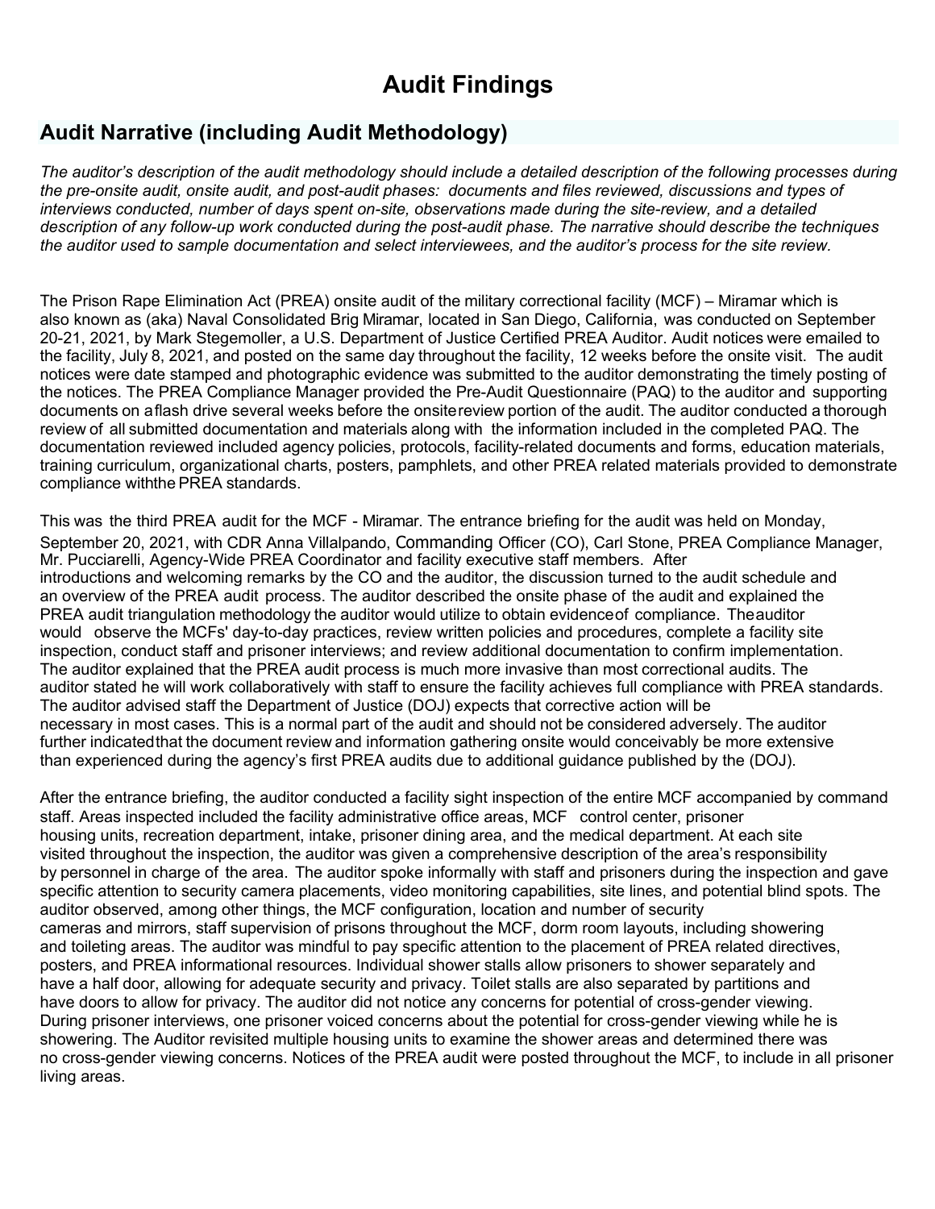# Audit Findings

## Audit Narrative (including Audit Methodology)

*The auditor's description of the audit methodology should include a detailed description of the following processes during the pre-onsite audit, onsite audit, and post-audit phases: documents and files reviewed, discussions and types of interviews conducted, number of days spent on-site, observations made during the site-review, and a detailed description of any follow-up work conducted during the post-audit phase. The narrative should describe the techniques the auditor used to sample documentation and select interviewees, and the auditor's process for the site review.*

The Prison Rape Elimination Act (PREA) onsite audit of the military correctional facility (MCF) – Miramar which is also known as (aka) Naval Consolidated Brig Miramar, located in San Diego, California, was conducted on September 20-21, 2021, by Mark Stegemoller, a U.S. Department of Justice Certified PREA Auditor. Audit notices were emailed to the facility, July 8, 2021, and posted on the same day throughout the facility, 12 weeks before the onsite visit. The audit notices were date stamped and photographic evidence was submitted to the auditor demonstrating the timely posting of the notices. The PREA Compliance Manager provided the Pre-Audit Questionnaire (PAQ) to the auditor and supporting documents on aflash drive several weeks before the onsitereview portion of the audit. The auditor conducted a thorough review of all submitted documentation and materials along with the information included in the completed PAQ. The documentation reviewed included agency policies, protocols, facility-related documents and forms, education materials, training curriculum, organizational charts, posters, pamphlets, and other PREA related materials provided to demonstrate compliance withthe PREA standards.

This was the third PREA audit for the MCF - Miramar. The entrance briefing for the audit was held on Monday, September 20, 2021, with CDR Anna Villalpando, Commanding Officer (CO), Carl Stone, PREA Compliance Manager, Mr. Pucciarelli, Agency-Wide PREA Coordinator and facility executive staff members. After introductions and welcoming remarks by the CO and the auditor, the discussion turned to the audit schedule and an overview of the PREA audit process. The auditor described the onsite phase of the audit and explained the PREA audit triangulation methodology the auditor would utilize to obtain evidenceof compliance. Theauditor would observe the MCFs' day-to-day practices, review written policies and procedures, complete a facility site inspection, conduct staff and prisoner interviews; and review additional documentation to confirm implementation. The auditor explained that the PREA audit process is much more invasive than most correctional audits. The auditor stated he will work collaboratively with staff to ensure the facility achieves full compliance with PREA standards. The auditor advised staff the Department of Justice (DOJ) expects that corrective action will be necessary in most cases. This is a normal part of the audit and should not be considered adversely. The auditor further indicatedthat the document review and information gathering onsite would conceivably be more extensive than experienced during the agency's first PREA audits due to additional guidance published by the (DOJ).

After the entrance briefing, the auditor conducted a facility sight inspection of the entire MCF accompanied by command staff. Areas inspected included the facility administrative office areas, MCF control center, prisoner housing units, recreation department, intake, prisoner dining area, and the medical department. At each site visited throughout the inspection, the auditor was given a comprehensive description of the area's responsibility by personnel in charge of the area. The auditor spoke informally with staff and prisoners during the inspection and gave specific attention to security camera placements, video monitoring capabilities, site lines, and potential blind spots. The auditor observed, among other things, the MCF configuration, location and number of security cameras and mirrors, staff supervision of prisons throughout the MCF, dorm room layouts, including showering and toileting areas. The auditor was mindful to pay specific attention to the placement of PREA related directives, posters, and PREA informational resources. Individual shower stalls allow prisoners to shower separately and have a half door, allowing for adequate security and privacy. Toilet stalls are also separated by partitions and have doors to allow for privacy. The auditor did not notice any concerns for potential of cross-gender viewing. During prisoner interviews, one prisoner voiced concerns about the potential for cross-gender viewing while he is showering. The Auditor revisited multiple housing units to examine the shower areas and determined there was no cross-gender viewing concerns. Notices of the PREA audit were posted throughout the MCF, to include in all prisoner living areas.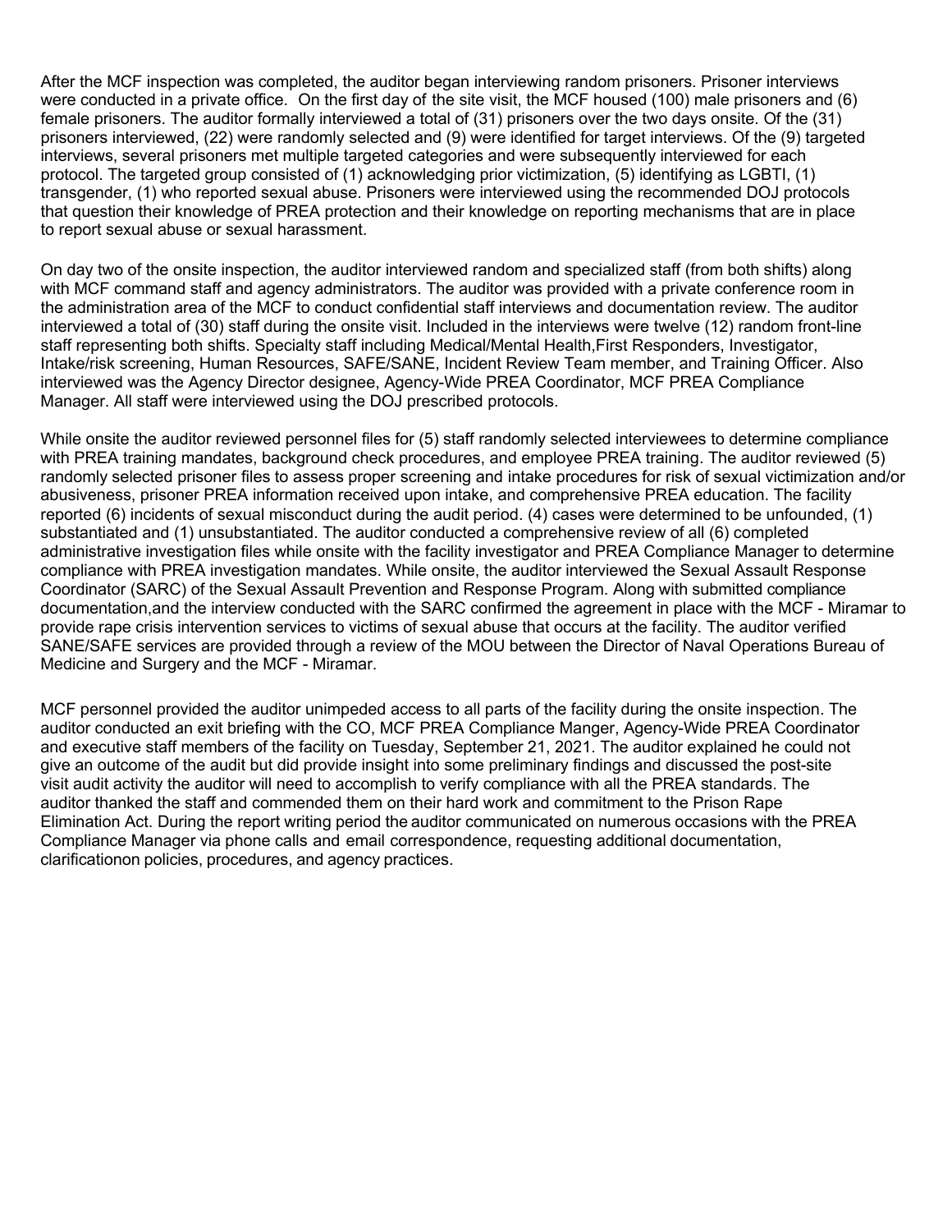After the MCF inspection was completed, the auditor began interviewing random prisoners. Prisoner interviews were conducted in a private office. On the first day of the site visit, the MCF housed (100) male prisoners and (6) female prisoners. The auditor formally interviewed a total of (31) prisoners over the two days onsite. Of the (31) prisoners interviewed, (22) were randomly selected and (9) were identified for target interviews. Of the (9) targeted interviews, several prisoners met multiple targeted categories and were subsequently interviewed for each protocol. The targeted group consisted of (1) acknowledging prior victimization, (5) identifying as LGBTI, (1) transgender, (1) who reported sexual abuse. Prisoners were interviewed using the recommended DOJ protocols that question their knowledge of PREA protection and their knowledge on reporting mechanisms that are in place to report sexual abuse or sexual harassment.

On day two of the onsite inspection, the auditor interviewed random and specialized staff (from both shifts) along with MCF command staff and agency administrators. The auditor was provided with a private conference room in the administration area of the MCF to conduct confidential staff interviews and documentation review. The auditor interviewed a total of (30) staff during the onsite visit. Included in the interviews were twelve (12) random front-line staff representing both shifts. Specialty staff including Medical/Mental Health,First Responders, Investigator, Intake/risk screening, Human Resources, SAFE/SANE, Incident Review Team member, and Training Officer. Also interviewed was the Agency Director designee, Agency-Wide PREA Coordinator, MCF PREA Compliance Manager. All staff were interviewed using the DOJ prescribed protocols.

While onsite the auditor reviewed personnel files for (5) staff randomly selected interviewees to determine compliance with PREA training mandates, background check procedures, and employee PREA training. The auditor reviewed (5) randomly selected prisoner files to assess proper screening and intake procedures for risk of sexual victimization and/or abusiveness, prisoner PREA information received upon intake, and comprehensive PREA education. The facility reported (6) incidents of sexual misconduct during the audit period. (4) cases were determined to be unfounded, (1) substantiated and (1) unsubstantiated. The auditor conducted a comprehensive review of all (6) completed administrative investigation files while onsite with the facility investigator and PREA Compliance Manager to determine compliance with PREA investigation mandates. While onsite, the auditor interviewed the Sexual Assault Response Coordinator (SARC) of the Sexual Assault Prevention and Response Program. Along with submitted compliance documentation,and the interview conducted with the SARC confirmed the agreement in place with the MCF - Miramar to provide rape crisis intervention services to victims of sexual abuse that occurs at the facility. The auditor verified SANE/SAFE services are provided through a review of the MOU between the Director of Naval Operations Bureau of Medicine and Surgery and the MCF - Miramar.

MCF personnel provided the auditor unimpeded access to all parts of the facility during the onsite inspection. The auditor conducted an exit briefing with the CO, MCF PREA Compliance Manger, Agency-Wide PREA Coordinator and executive staff members of the facility on Tuesday, September 21, 2021. The auditor explained he could not give an outcome of the audit but did provide insight into some preliminary findings and discussed the post-site visit audit activity the auditor will need to accomplish to verify compliance with all the PREA standards. The auditor thanked the staff and commended them on their hard work and commitment to the Prison Rape Elimination Act. During the report writing period the auditor communicated on numerous occasions with the PREA Compliance Manager via phone calls and email correspondence, requesting additional documentation, clarificationon policies, procedures, and agency practices.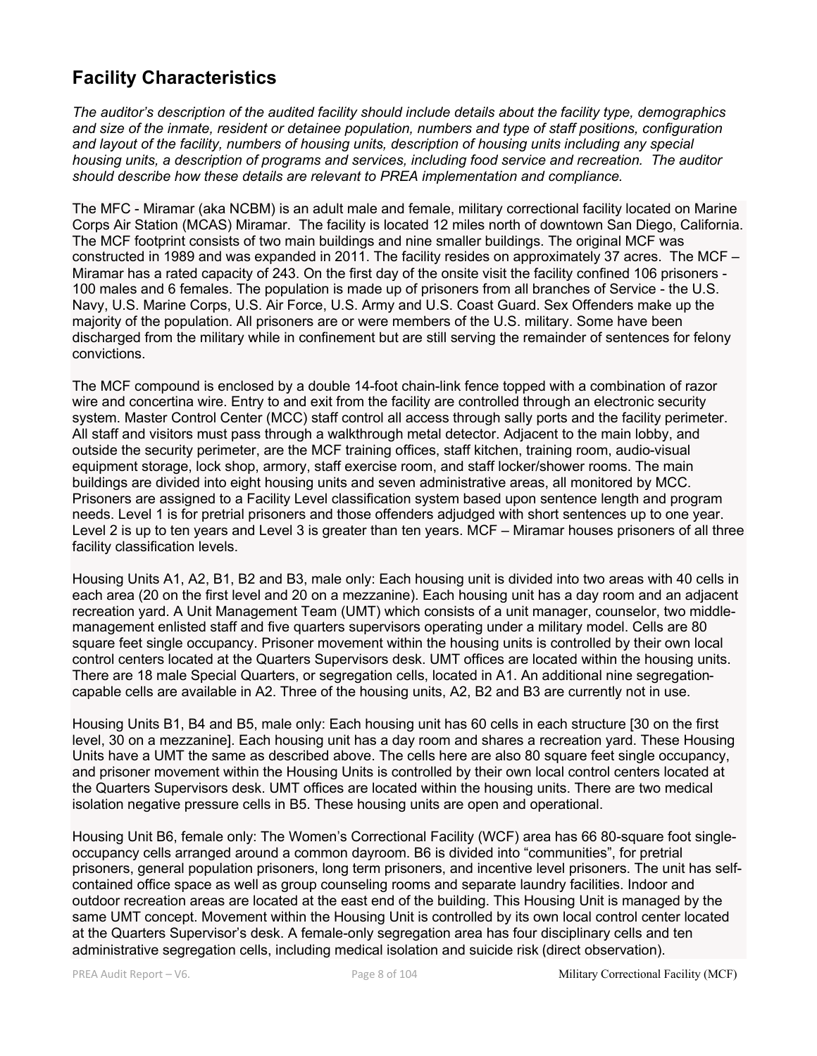## Facility Characteristics

*The auditor's description of the audited facility should include details about the facility type, demographics and size of the inmate, resident or detainee population, numbers and type of staff positions, configuration and layout of the facility, numbers of housing units, description of housing units including any special housing units, a description of programs and services, including food service and recreation. The auditor should describe how these details are relevant to PREA implementation and compliance.*

The MFC - Miramar (aka NCBM) is an adult male and female, military correctional facility located on Marine Corps Air Station (MCAS) Miramar. The facility is located 12 miles north of downtown San Diego, California. The MCF footprint consists of two main buildings and nine smaller buildings. The original MCF was constructed in 1989 and was expanded in 2011. The facility resides on approximately 37 acres. The MCF – Miramar has a rated capacity of 243. On the first day of the onsite visit the facility confined 106 prisoners - 100 males and 6 females. The population is made up of prisoners from all branches of Service - the U.S. Navy, U.S. Marine Corps, U.S. Air Force, U.S. Army and U.S. Coast Guard. Sex Offenders make up the majority of the population. All prisoners are or were members of the U.S. military. Some have been discharged from the military while in confinement but are still serving the remainder of sentences for felony convictions.

The MCF compound is enclosed by a double 14-foot chain-link fence topped with a combination of razor wire and concertina wire. Entry to and exit from the facility are controlled through an electronic security system. Master Control Center (MCC) staff control all access through sally ports and the facility perimeter. All staff and visitors must pass through a walkthrough metal detector. Adjacent to the main lobby, and outside the security perimeter, are the MCF training offices, staff kitchen, training room, audio-visual equipment storage, lock shop, armory, staff exercise room, and staff locker/shower rooms. The main buildings are divided into eight housing units and seven administrative areas, all monitored by MCC. Prisoners are assigned to a Facility Level classification system based upon sentence length and program needs. Level 1 is for pretrial prisoners and those offenders adjudged with short sentences up to one year. Level 2 is up to ten years and Level 3 is greater than ten years. MCF – Miramar houses prisoners of all three facility classification levels.

Housing Units A1, A2, B1, B2 and B3, male only: Each housing unit is divided into two areas with 40 cells in each area (20 on the first level and 20 on a mezzanine). Each housing unit has a day room and an adjacent recreation yard. A Unit Management Team (UMT) which consists of a unit manager, counselor, two middle-management enlisted staff and five quarters supervisors operating under a military model. Cells are 80 square feet single occupancy. Prisoner movement within the housing units is controlled by their own local control centers located at the Quarters Supervisors desk. UMT offices are located within the housing units. There are 18 male Special Quarters, or segregation cells, located in A1. An additional nine segregation-capable cells are available in A2. Three of the housing units, A2, B2 and B3 are currently not in use.

Housing Units B1, B4 and B5, male only: Each housing unit has 60 cells in each structure [30 on the first level, 30 on a mezzanine]. Each housing unit has a day room and shares a recreation yard. These Housing Units have a UMT the same as described above. The cells here are also 80 square feet single occupancy, and prisoner movement within the Housing Units is controlled by their own local control centers located at the Quarters Supervisors desk. UMT offices are located within the housing units. There are two medical isolation negative pressure cells in B5. These housing units are open and operational.

Housing Unit B6, female only: The Women's Correctional Facility (WCF) area has 66 80-square foot single-occupancy cells arranged around a common dayroom. B6 is divided into "communities", for pretrial prisoners, general population prisoners, long term prisoners, and incentive level prisoners. The unit has self-contained office space as well as group counseling rooms and separate laundry facilities. Indoor and outdoor recreation areas are located at the east end of the building. This Housing Unit is managed by the same UMT concept. Movement within the Housing Unit is controlled by its own local control center located at the Quarters Supervisor's desk. A female-only segregation area has four disciplinary cells and ten administrative segregation cells, including medical isolation and suicide risk (direct observation).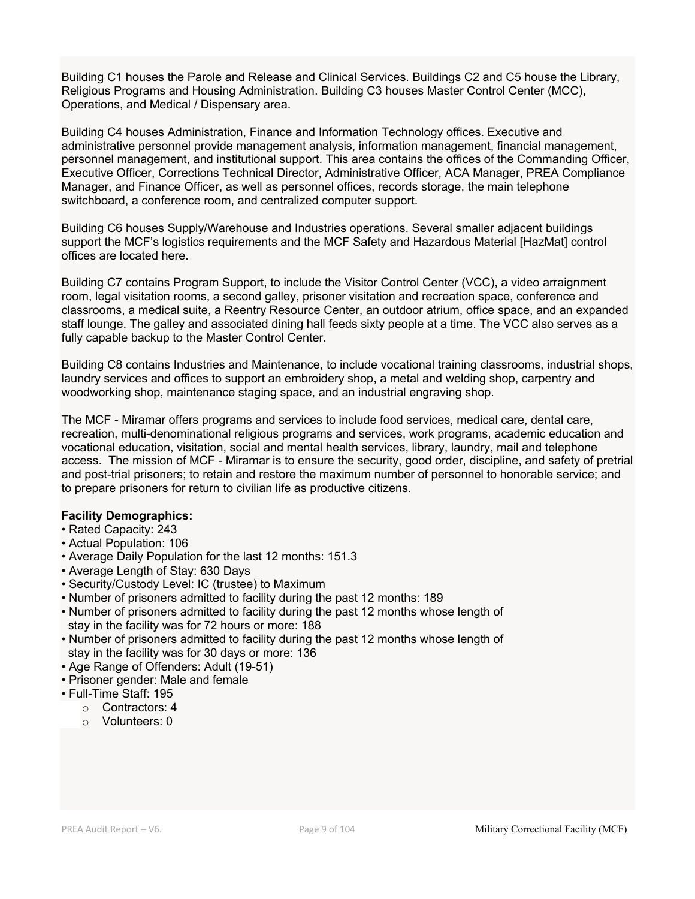Building C1 houses the Parole and Release and Clinical Services. Buildings C2 and C5 house the Library, Religious Programs and Housing Administration. Building C3 houses Master Control Center (MCC), Operations, and Medical / Dispensary area.

Building C4 houses Administration, Finance and Information Technology offices. Executive and administrative personnel provide management analysis, information management, financial management, personnel management, and institutional support. This area contains the offices of the Commanding Officer, Executive Officer, Corrections Technical Director, Administrative Officer, ACA Manager, PREA Compliance Manager, and Finance Officer, as well as personnel offices, records storage, the main telephone switchboard, a conference room, and centralized computer support.

Building C6 houses Supply/Warehouse and Industries operations. Several smaller adjacent buildings support the MCF's logistics requirements and the MCF Safety and Hazardous Material [HazMat] control offices are located here.

Building C7 contains Program Support, to include the Visitor Control Center (VCC), a video arraignment room, legal visitation rooms, a second galley, prisoner visitation and recreation space, conference and classrooms, a medical suite, a Reentry Resource Center, an outdoor atrium, office space, and an expanded staff lounge. The galley and associated dining hall feeds sixty people at a time. The VCC also serves as a fully capable backup to the Master Control Center.

Building C8 contains Industries and Maintenance, to include vocational training classrooms, industrial shops, laundry services and offices to support an embroidery shop, a metal and welding shop, carpentry and woodworking shop, maintenance staging space, and an industrial engraving shop.

The MCF - Miramar offers programs and services to include food services, medical care, dental care, recreation, multi-denominational religious programs and services, work programs, academic education and vocational education, visitation, social and mental health services, library, laundry, mail and telephone access. The mission of MCF - Miramar is to ensure the security, good order, discipline, and safety of pretrial and post-trial prisoners; to retain and restore the maximum number of personnel to honorable service; and to prepare prisoners for return to civilian life as productive citizens.

**Facility Demographics:**

- Rated Capacity: 243
- Actual Population: 106
- Average Daily Population for the last 12 months: 151.3
- Average Length of Stay: 630 Days
- Security/Custody Level: IC (trustee) to Maximum
- Number of prisoners admitted to facility during the past 12 months: 189
- Number of prisoners admitted to facility during the past 12 months whose length of stay in the facility was for 72 hours or more: 188
- Number of prisoners admitted to facility during the past 12 months whose length of stay in the facility was for 30 days or more: 136
- Age Range of Offenders: Adult (19-51)
- Prisoner gender: Male and female
- Full-Time Staff: 195
  - Contractors: 4
  - Volunteers: 0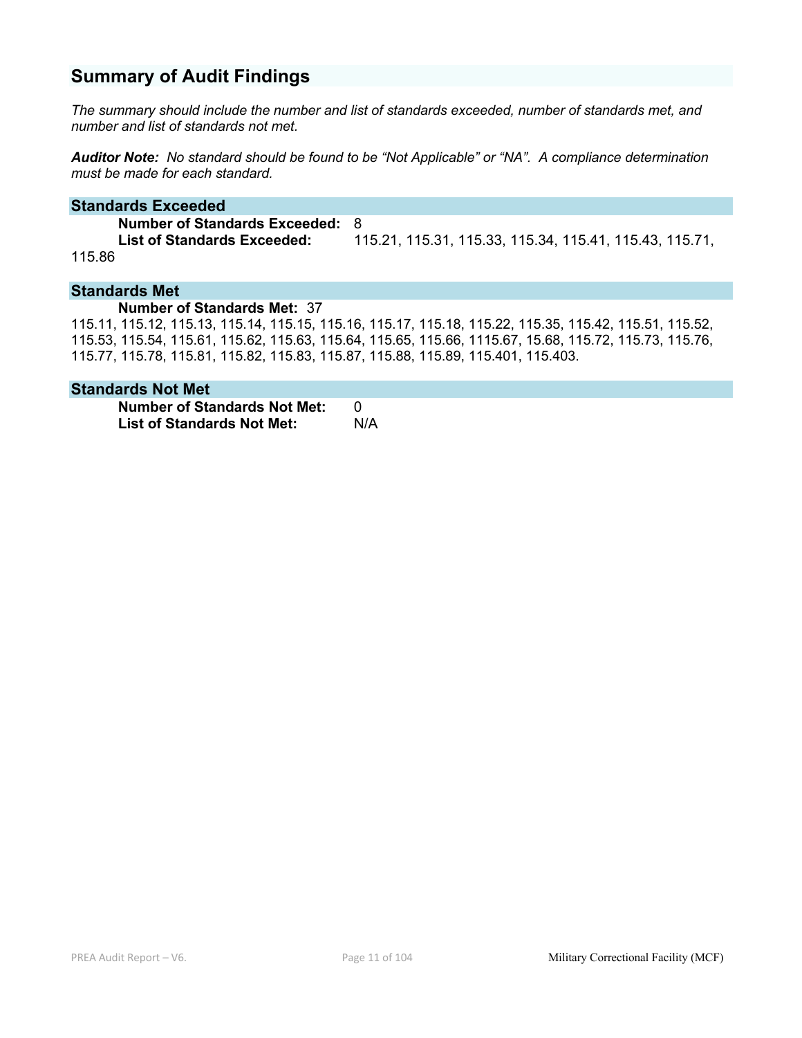## Summary of Audit Findings

*The summary should include the number and list of standards exceeded, number of standards met, and number and list of standards not met.*

***Auditor Note:*** *No standard should be found to be "Not Applicable" or "NA". A compliance determination must be made for each standard.*

### Standards Exceeded

**Number of Standards Exceeded:** 8

**List of Standards Exceeded:** 115.21, 115.31, 115.33, 115.34, 115.41, 115.43, 115.71, 115.86

### Standards Met

**Number of Standards Met:** 37

115.11, 115.12, 115.13, 115.14, 115.15, 115.16, 115.17, 115.18, 115.22, 115.35, 115.42, 115.51, 115.52, 115.53, 115.54, 115.61, 115.62, 115.63, 115.64, 115.65, 115.66, 1115.67, 15.68, 115.72, 115.73, 115.76, 115.77, 115.78, 115.81, 115.82, 115.83, 115.87, 115.88, 115.89, 115.401, 115.403.

### Standards Not Met

**Number of Standards Not Met:** 0

**List of Standards Not Met:** N/A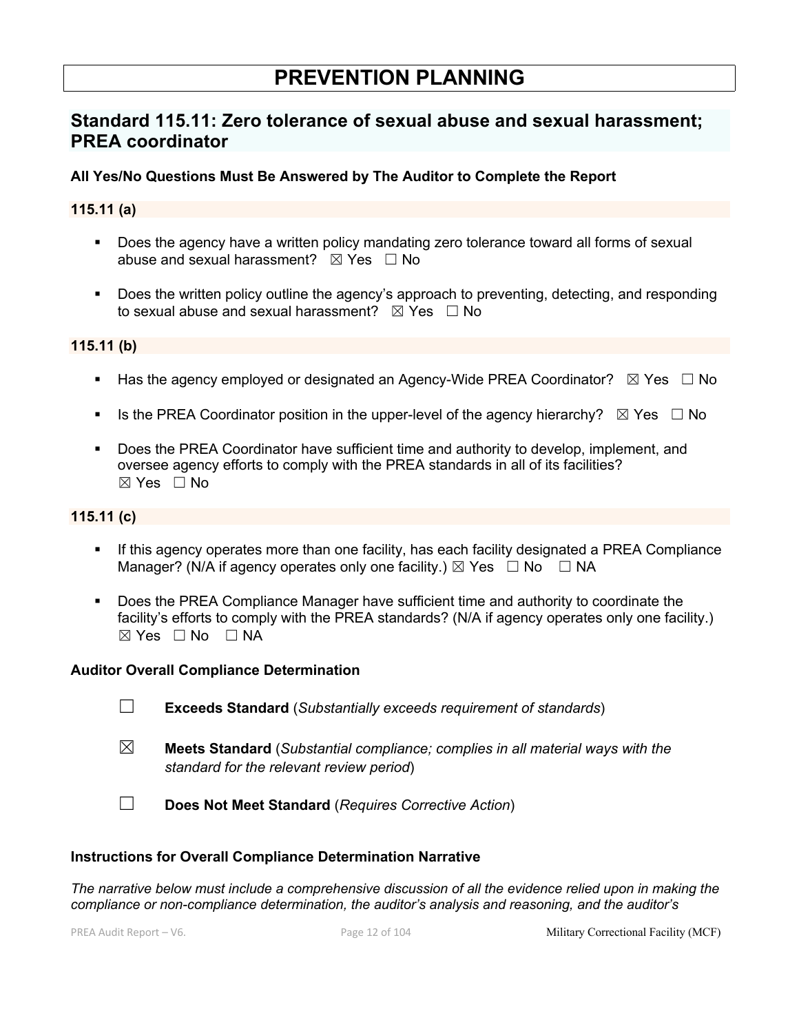# PREVENTION PLANNING

## Standard 115.11: Zero tolerance of sexual abuse and sexual harassment; PREA coordinator

### All Yes/No Questions Must Be Answered by The Auditor to Complete the Report

### 115.11 (a)

- Does the agency have a written policy mandating zero tolerance toward all forms of sexual abuse and sexual harassment? ☒ Yes ☐ No
- Does the written policy outline the agency's approach to preventing, detecting, and responding to sexual abuse and sexual harassment? ☒ Yes ☐ No

### 115.11 (b)

- Has the agency employed or designated an Agency-Wide PREA Coordinator? ☒ Yes ☐ No
- Is the PREA Coordinator position in the upper-level of the agency hierarchy? ☒ Yes ☐ No
- Does the PREA Coordinator have sufficient time and authority to develop, implement, and oversee agency efforts to comply with the PREA standards in all of its facilities? ☒ Yes ☐ No

### 115.11 (c)

- If this agency operates more than one facility, has each facility designated a PREA Compliance Manager? (N/A if agency operates only one facility.) ☒ Yes ☐ No ☐ NA
- Does the PREA Compliance Manager have sufficient time and authority to coordinate the facility's efforts to comply with the PREA standards? (N/A if agency operates only one facility.) ☒ Yes ☐ No ☐ NA

### Auditor Overall Compliance Determination

☐ **Exceeds Standard** (*Substantially exceeds requirement of standards*)

☒ **Meets Standard** (*Substantial compliance; complies in all material ways with the standard for the relevant review period*)

☐ **Does Not Meet Standard** (*Requires Corrective Action*)

### Instructions for Overall Compliance Determination Narrative

*The narrative below must include a comprehensive discussion of all the evidence relied upon in making the compliance or non-compliance determination, the auditor's analysis and reasoning, and the auditor's*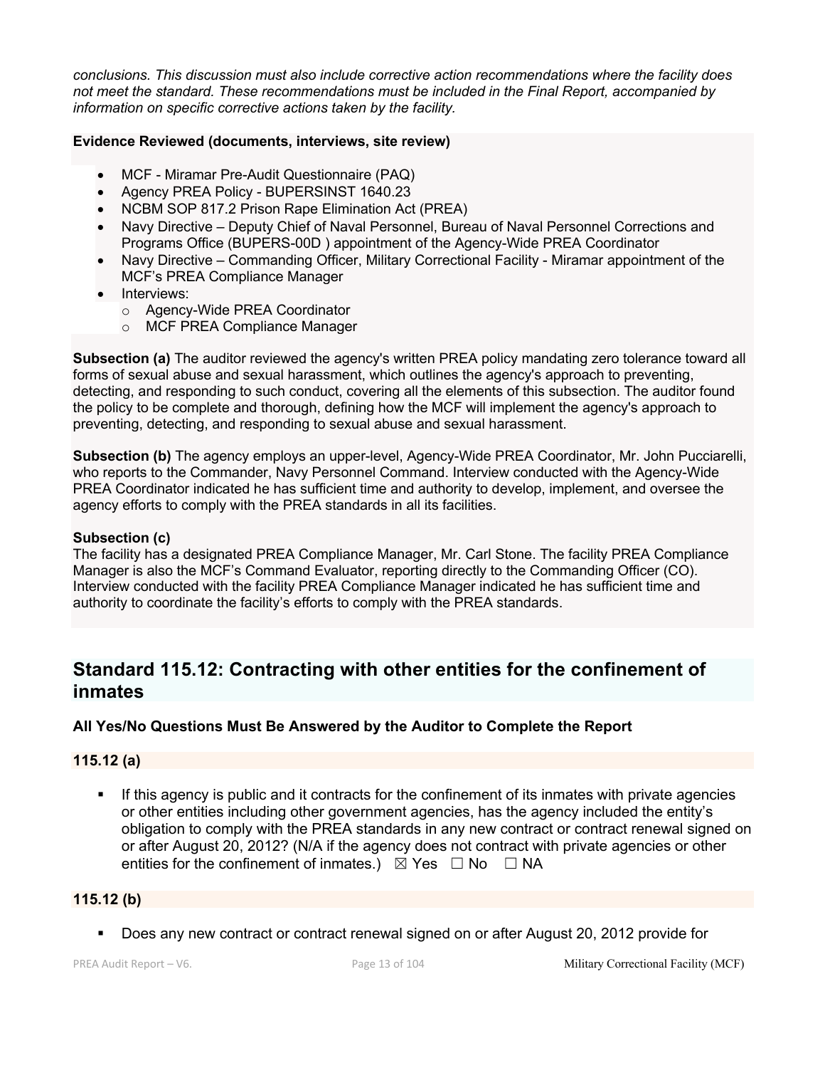*conclusions. This discussion must also include corrective action recommendations where the facility does not meet the standard. These recommendations must be included in the Final Report, accompanied by information on specific corrective actions taken by the facility.*

**Evidence Reviewed (documents, interviews, site review)**

- MCF - Miramar Pre-Audit Questionnaire (PAQ)
- Agency PREA Policy - BUPERSINST 1640.23
- NCBM SOP 817.2 Prison Rape Elimination Act (PREA)
- Navy Directive – Deputy Chief of Naval Personnel, Bureau of Naval Personnel Corrections and Programs Office (BUPERS-00D ) appointment of the Agency-Wide PREA Coordinator
- Navy Directive – Commanding Officer, Military Correctional Facility - Miramar appointment of the MCF's PREA Compliance Manager
- Interviews:
    - Agency-Wide PREA Coordinator
    - MCF PREA Compliance Manager

**Subsection (a)** The auditor reviewed the agency's written PREA policy mandating zero tolerance toward all forms of sexual abuse and sexual harassment, which outlines the agency's approach to preventing, detecting, and responding to such conduct, covering all the elements of this subsection. The auditor found the policy to be complete and thorough, defining how the MCF will implement the agency's approach to preventing, detecting, and responding to sexual abuse and sexual harassment.

**Subsection (b)** The agency employs an upper-level, Agency-Wide PREA Coordinator, Mr. John Pucciarelli, who reports to the Commander, Navy Personnel Command. Interview conducted with the Agency-Wide PREA Coordinator indicated he has sufficient time and authority to develop, implement, and oversee the agency efforts to comply with the PREA standards in all its facilities.

**Subsection (c)**
The facility has a designated PREA Compliance Manager, Mr. Carl Stone. The facility PREA Compliance Manager is also the MCF's Command Evaluator, reporting directly to the Commanding Officer (CO). Interview conducted with the facility PREA Compliance Manager indicated he has sufficient time and authority to coordinate the facility's efforts to comply with the PREA standards.

## Standard 115.12: Contracting with other entities for the confinement of inmates

### All Yes/No Questions Must Be Answered by the Auditor to Complete the Report

### 115.12 (a)

- If this agency is public and it contracts for the confinement of its inmates with private agencies or other entities including other government agencies, has the agency included the entity's obligation to comply with the PREA standards in any new contract or contract renewal signed on or after August 20, 2012? (N/A if the agency does not contract with private agencies or other entities for the confinement of inmates.) ☒ Yes ☐ No ☐ NA

### 115.12 (b)

- Does any new contract or contract renewal signed on or after August 20, 2012 provide for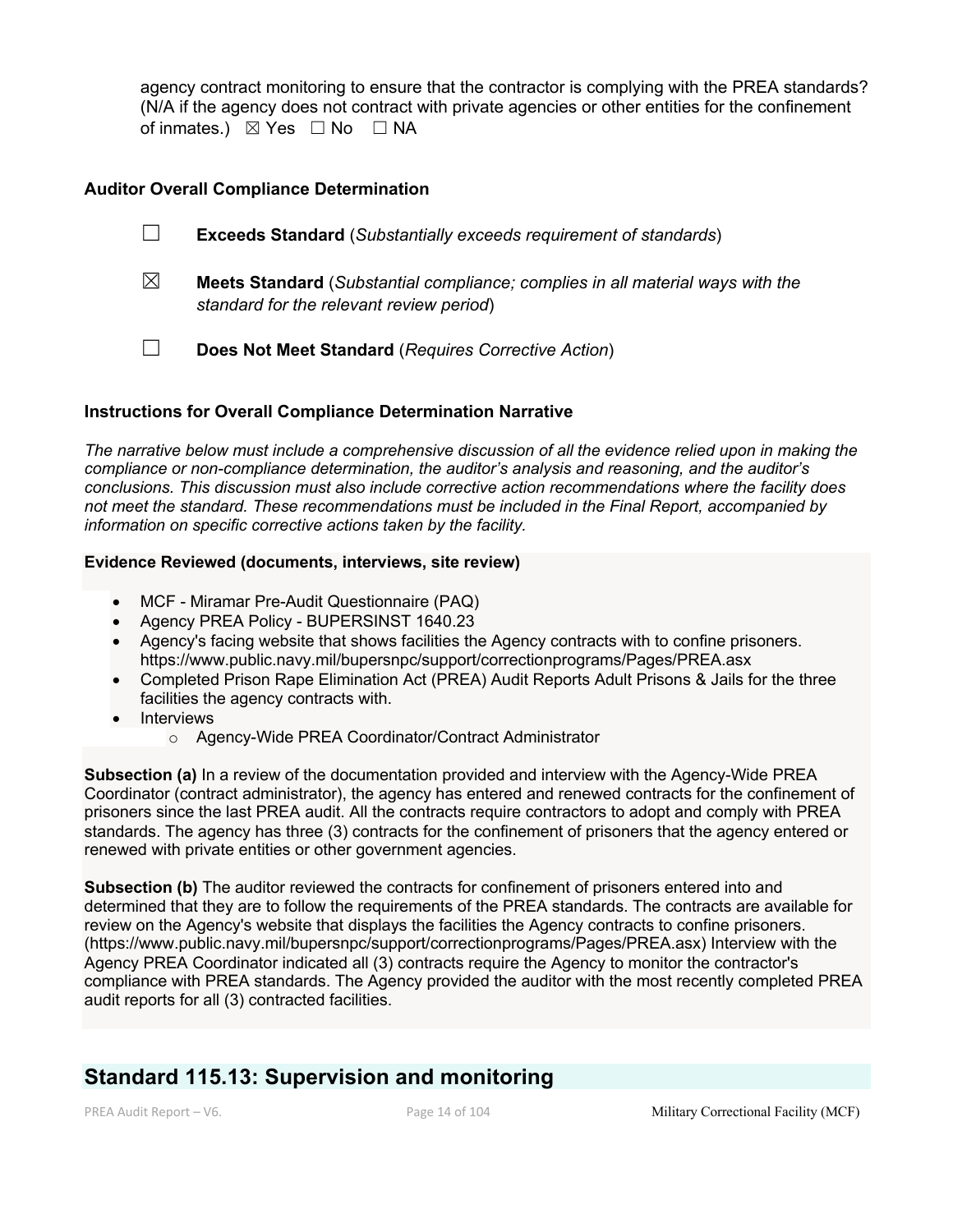agency contract monitoring to ensure that the contractor is complying with the PREA standards? (N/A if the agency does not contract with private agencies or other entities for the confinement of inmates.) ☒ Yes ☐ No ☐ NA

### Auditor Overall Compliance Determination

☐ **Exceeds Standard** (*Substantially exceeds requirement of standards*)

☒ **Meets Standard** (*Substantial compliance; complies in all material ways with the standard for the relevant review period*)

☐ **Does Not Meet Standard** (*Requires Corrective Action*)

### Instructions for Overall Compliance Determination Narrative

*The narrative below must include a comprehensive discussion of all the evidence relied upon in making the compliance or non-compliance determination, the auditor's analysis and reasoning, and the auditor's conclusions. This discussion must also include corrective action recommendations where the facility does not meet the standard. These recommendations must be included in the Final Report, accompanied by information on specific corrective actions taken by the facility.*

**Evidence Reviewed (documents, interviews, site review)**

- MCF - Miramar Pre-Audit Questionnaire (PAQ)
- Agency PREA Policy - BUPERSINST 1640.23
- Agency's facing website that shows facilities the Agency contracts with to confine prisoners. https://www.public.navy.mil/bupersnpc/support/correctionprograms/Pages/PREA.asx
- Completed Prison Rape Elimination Act (PREA) Audit Reports Adult Prisons & Jails for the three facilities the agency contracts with.
- Interviews
  - Agency-Wide PREA Coordinator/Contract Administrator

**Subsection (a)** In a review of the documentation provided and interview with the Agency-Wide PREA Coordinator (contract administrator), the agency has entered and renewed contracts for the confinement of prisoners since the last PREA audit. All the contracts require contractors to adopt and comply with PREA standards. The agency has three (3) contracts for the confinement of prisoners that the agency entered or renewed with private entities or other government agencies.

**Subsection (b)** The auditor reviewed the contracts for confinement of prisoners entered into and determined that they are to follow the requirements of the PREA standards. The contracts are available for review on the Agency's website that displays the facilities the Agency contracts to confine prisoners. (https://www.public.navy.mil/bupersnpc/support/correctionprograms/Pages/PREA.asx) Interview with the Agency PREA Coordinator indicated all (3) contracts require the Agency to monitor the contractor's compliance with PREA standards. The Agency provided the auditor with the most recently completed PREA audit reports for all (3) contracted facilities.

## Standard 115.13: Supervision and monitoring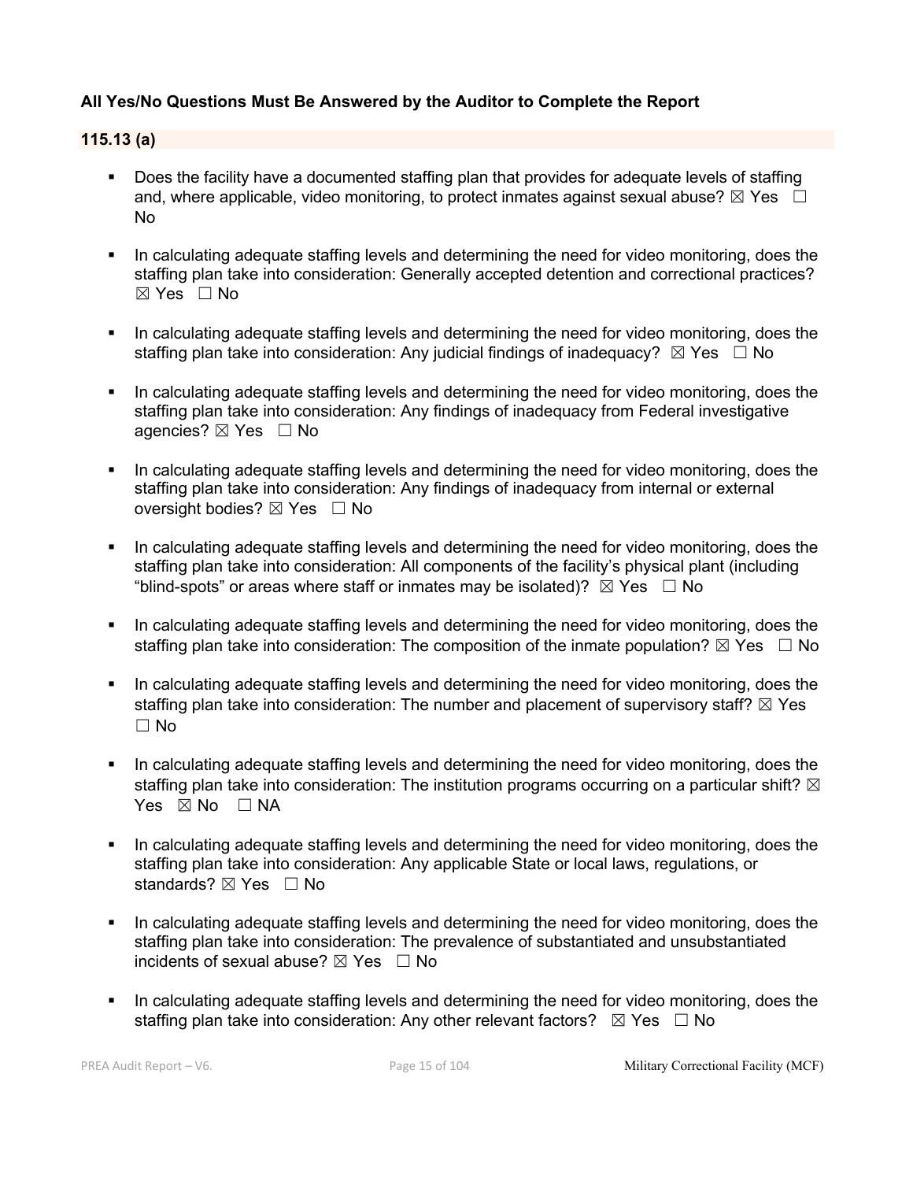**All Yes/No Questions Must Be Answered by the Auditor to Complete the Report**

**115.13 (a)**

- Does the facility have a documented staffing plan that provides for adequate levels of staffing and, where applicable, video monitoring, to protect inmates against sexual abuse? ☒ Yes ☐ No
- In calculating adequate staffing levels and determining the need for video monitoring, does the staffing plan take into consideration: Generally accepted detention and correctional practices? ☒ Yes ☐ No
- In calculating adequate staffing levels and determining the need for video monitoring, does the staffing plan take into consideration: Any judicial findings of inadequacy? ☒ Yes ☐ No
- In calculating adequate staffing levels and determining the need for video monitoring, does the staffing plan take into consideration: Any findings of inadequacy from Federal investigative agencies? ☒ Yes ☐ No
- In calculating adequate staffing levels and determining the need for video monitoring, does the staffing plan take into consideration: Any findings of inadequacy from internal or external oversight bodies? ☒ Yes ☐ No
- In calculating adequate staffing levels and determining the need for video monitoring, does the staffing plan take into consideration: All components of the facility's physical plant (including "blind-spots" or areas where staff or inmates may be isolated)? ☒ Yes ☐ No
- In calculating adequate staffing levels and determining the need for video monitoring, does the staffing plan take into consideration: The composition of the inmate population? ☒ Yes ☐ No
- In calculating adequate staffing levels and determining the need for video monitoring, does the staffing plan take into consideration: The number and placement of supervisory staff? ☒ Yes ☐ No
- In calculating adequate staffing levels and determining the need for video monitoring, does the staffing plan take into consideration: The institution programs occurring on a particular shift? ☒ Yes ☒ No ☐ NA
- In calculating adequate staffing levels and determining the need for video monitoring, does the staffing plan take into consideration: Any applicable State or local laws, regulations, or standards? ☒ Yes ☐ No
- In calculating adequate staffing levels and determining the need for video monitoring, does the staffing plan take into consideration: The prevalence of substantiated and unsubstantiated incidents of sexual abuse? ☒ Yes ☐ No
- In calculating adequate staffing levels and determining the need for video monitoring, does the staffing plan take into consideration: Any other relevant factors? ☒ Yes ☐ No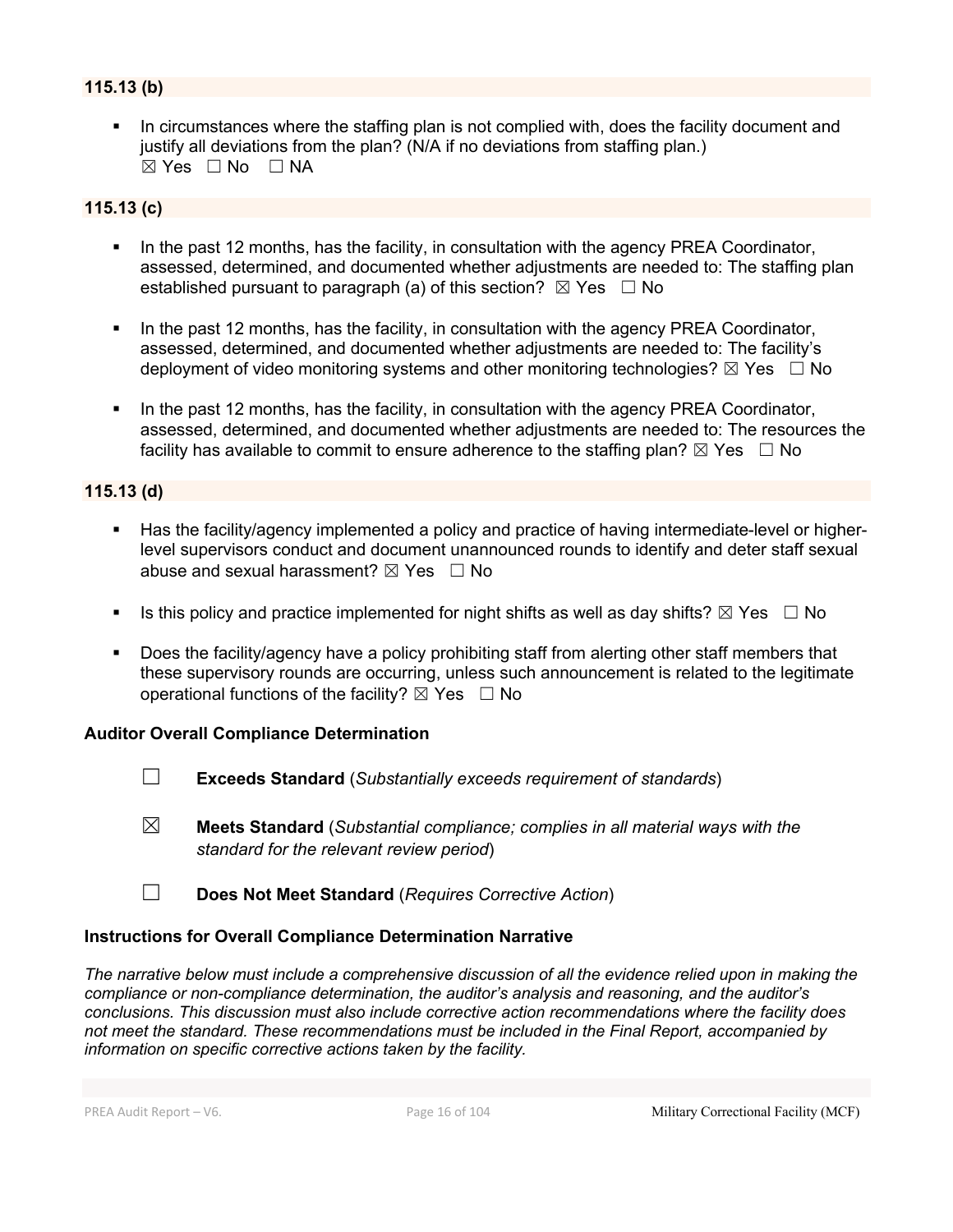### 115.13 (b)

- In circumstances where the staffing plan is not complied with, does the facility document and justify all deviations from the plan? (N/A if no deviations from staffing plan.)
  ☒ Yes ☐ No ☐ NA

### 115.13 (c)

- In the past 12 months, has the facility, in consultation with the agency PREA Coordinator, assessed, determined, and documented whether adjustments are needed to: The staffing plan established pursuant to paragraph (a) of this section? ☒ Yes ☐ No
- In the past 12 months, has the facility, in consultation with the agency PREA Coordinator, assessed, determined, and documented whether adjustments are needed to: The facility's deployment of video monitoring systems and other monitoring technologies? ☒ Yes ☐ No
- In the past 12 months, has the facility, in consultation with the agency PREA Coordinator, assessed, determined, and documented whether adjustments are needed to: The resources the facility has available to commit to ensure adherence to the staffing plan? ☒ Yes ☐ No

### 115.13 (d)

- Has the facility/agency implemented a policy and practice of having intermediate-level or higher-level supervisors conduct and document unannounced rounds to identify and deter staff sexual abuse and sexual harassment? ☒ Yes ☐ No
- Is this policy and practice implemented for night shifts as well as day shifts? ☒ Yes ☐ No
- Does the facility/agency have a policy prohibiting staff from alerting other staff members that these supervisory rounds are occurring, unless such announcement is related to the legitimate operational functions of the facility? ☒ Yes ☐ No

**Auditor Overall Compliance Determination**

☐ **Exceeds Standard** (*Substantially exceeds requirement of standards*)

☒ **Meets Standard** (*Substantial compliance; complies in all material ways with the standard for the relevant review period*)

☐ **Does Not Meet Standard** (*Requires Corrective Action*)

**Instructions for Overall Compliance Determination Narrative**

*The narrative below must include a comprehensive discussion of all the evidence relied upon in making the compliance or non-compliance determination, the auditor's analysis and reasoning, and the auditor's conclusions. This discussion must also include corrective action recommendations where the facility does not meet the standard. These recommendations must be included in the Final Report, accompanied by information on specific corrective actions taken by the facility.*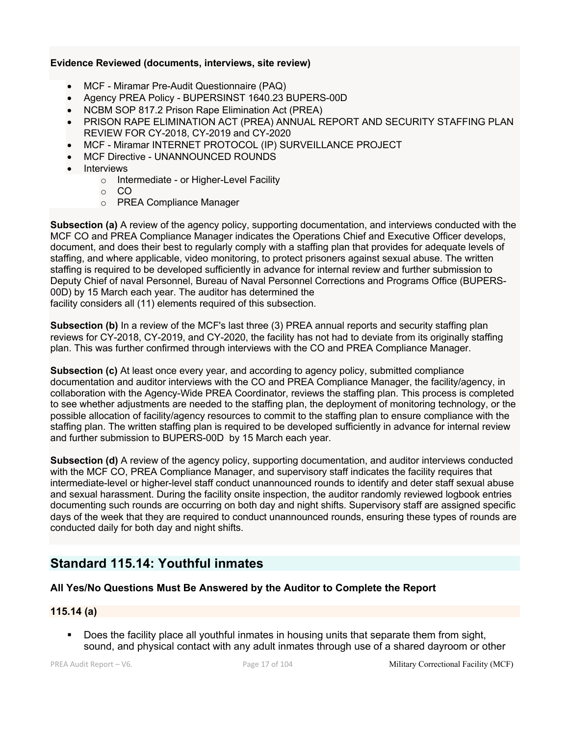**Evidence Reviewed (documents, interviews, site review)**

- MCF - Miramar Pre-Audit Questionnaire (PAQ)
- Agency PREA Policy - BUPERSINST 1640.23 BUPERS-00D
- NCBM SOP 817.2 Prison Rape Elimination Act (PREA)
- PRISON RAPE ELIMINATION ACT (PREA) ANNUAL REPORT AND SECURITY STAFFING PLAN REVIEW FOR CY-2018, CY-2019 and CY-2020
- MCF - Miramar INTERNET PROTOCOL (IP) SURVEILLANCE PROJECT
- MCF Directive - UNANNOUNCED ROUNDS
- Interviews
  - Intermediate - or Higher-Level Facility
  - CO
  - PREA Compliance Manager

**Subsection (a)** A review of the agency policy, supporting documentation, and interviews conducted with the MCF CO and PREA Compliance Manager indicates the Operations Chief and Executive Officer develops, document, and does their best to regularly comply with a staffing plan that provides for adequate levels of staffing, and where applicable, video monitoring, to protect prisoners against sexual abuse. The written staffing is required to be developed sufficiently in advance for internal review and further submission to Deputy Chief of naval Personnel, Bureau of Naval Personnel Corrections and Programs Office (BUPERS-00D) by 15 March each year. The auditor has determined the facility considers all (11) elements required of this subsection.

**Subsection (b)** In a review of the MCF's last three (3) PREA annual reports and security staffing plan reviews for CY-2018, CY-2019, and CY-2020, the facility has not had to deviate from its originally staffing plan. This was further confirmed through interviews with the CO and PREA Compliance Manager.

**Subsection (c)** At least once every year, and according to agency policy, submitted compliance documentation and auditor interviews with the CO and PREA Compliance Manager, the facility/agency, in collaboration with the Agency-Wide PREA Coordinator, reviews the staffing plan. This process is completed to see whether adjustments are needed to the staffing plan, the deployment of monitoring technology, or the possible allocation of facility/agency resources to commit to the staffing plan to ensure compliance with the staffing plan. The written staffing plan is required to be developed sufficiently in advance for internal review and further submission to BUPERS-00D by 15 March each year.

**Subsection (d)** A review of the agency policy, supporting documentation, and auditor interviews conducted with the MCF CO, PREA Compliance Manager, and supervisory staff indicates the facility requires that intermediate-level or higher-level staff conduct unannounced rounds to identify and deter staff sexual abuse and sexual harassment. During the facility onsite inspection, the auditor randomly reviewed logbook entries documenting such rounds are occurring on both day and night shifts. Supervisory staff are assigned specific days of the week that they are required to conduct unannounced rounds, ensuring these types of rounds are conducted daily for both day and night shifts.

## Standard 115.14: Youthful inmates

**All Yes/No Questions Must Be Answered by the Auditor to Complete the Report**

### 115.14 (a)

- Does the facility place all youthful inmates in housing units that separate them from sight, sound, and physical contact with any adult inmates through use of a shared dayroom or other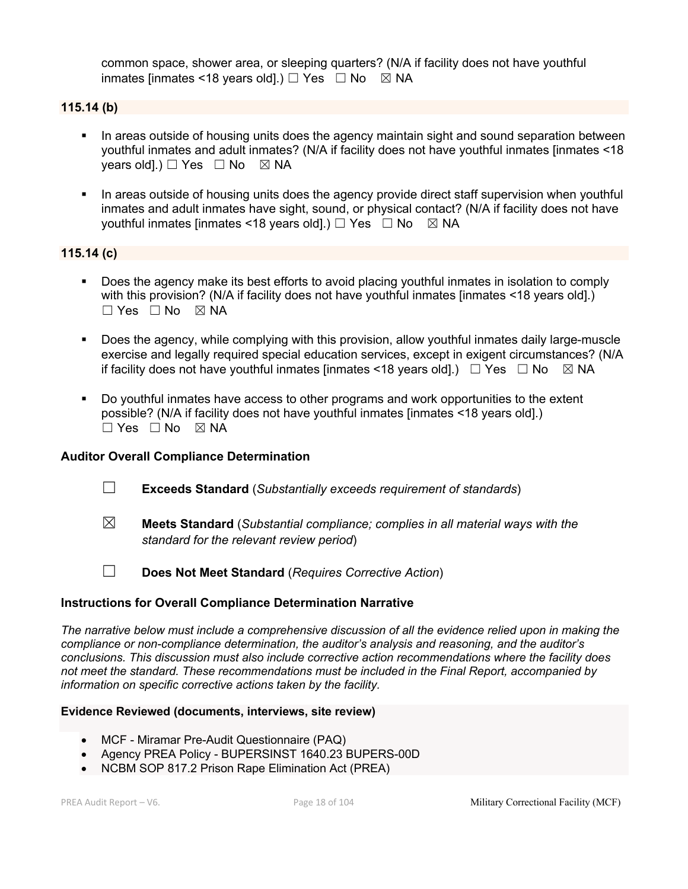common space, shower area, or sleeping quarters? (N/A if facility does not have youthful inmates [inmates <18 years old].) ☐ Yes ☐ No ☒ NA

### 115.14 (b)

- In areas outside of housing units does the agency maintain sight and sound separation between youthful inmates and adult inmates? (N/A if facility does not have youthful inmates [inmates <18 years old].) ☐ Yes ☐ No ☒ NA
- In areas outside of housing units does the agency provide direct staff supervision when youthful inmates and adult inmates have sight, sound, or physical contact? (N/A if facility does not have youthful inmates [inmates <18 years old].) ☐ Yes ☐ No ☒ NA

### 115.14 (c)

- Does the agency make its best efforts to avoid placing youthful inmates in isolation to comply with this provision? (N/A if facility does not have youthful inmates [inmates <18 years old].) ☐ Yes ☐ No ☒ NA
- Does the agency, while complying with this provision, allow youthful inmates daily large-muscle exercise and legally required special education services, except in exigent circumstances? (N/A if facility does not have youthful inmates [inmates <18 years old].) ☐ Yes ☐ No ☒ NA
- Do youthful inmates have access to other programs and work opportunities to the extent possible? (N/A if facility does not have youthful inmates [inmates <18 years old].) ☐ Yes ☐ No ☒ NA

### Auditor Overall Compliance Determination

☐ **Exceeds Standard** (*Substantially exceeds requirement of standards*)

☒ **Meets Standard** (*Substantial compliance; complies in all material ways with the standard for the relevant review period*)

☐ **Does Not Meet Standard** (*Requires Corrective Action*)

### Instructions for Overall Compliance Determination Narrative

*The narrative below must include a comprehensive discussion of all the evidence relied upon in making the compliance or non-compliance determination, the auditor's analysis and reasoning, and the auditor's conclusions. This discussion must also include corrective action recommendations where the facility does not meet the standard. These recommendations must be included in the Final Report, accompanied by information on specific corrective actions taken by the facility.*

**Evidence Reviewed (documents, interviews, site review)**

- MCF - Miramar Pre-Audit Questionnaire (PAQ)
- Agency PREA Policy - BUPERSINST 1640.23 BUPERS-00D
- NCBM SOP 817.2 Prison Rape Elimination Act (PREA)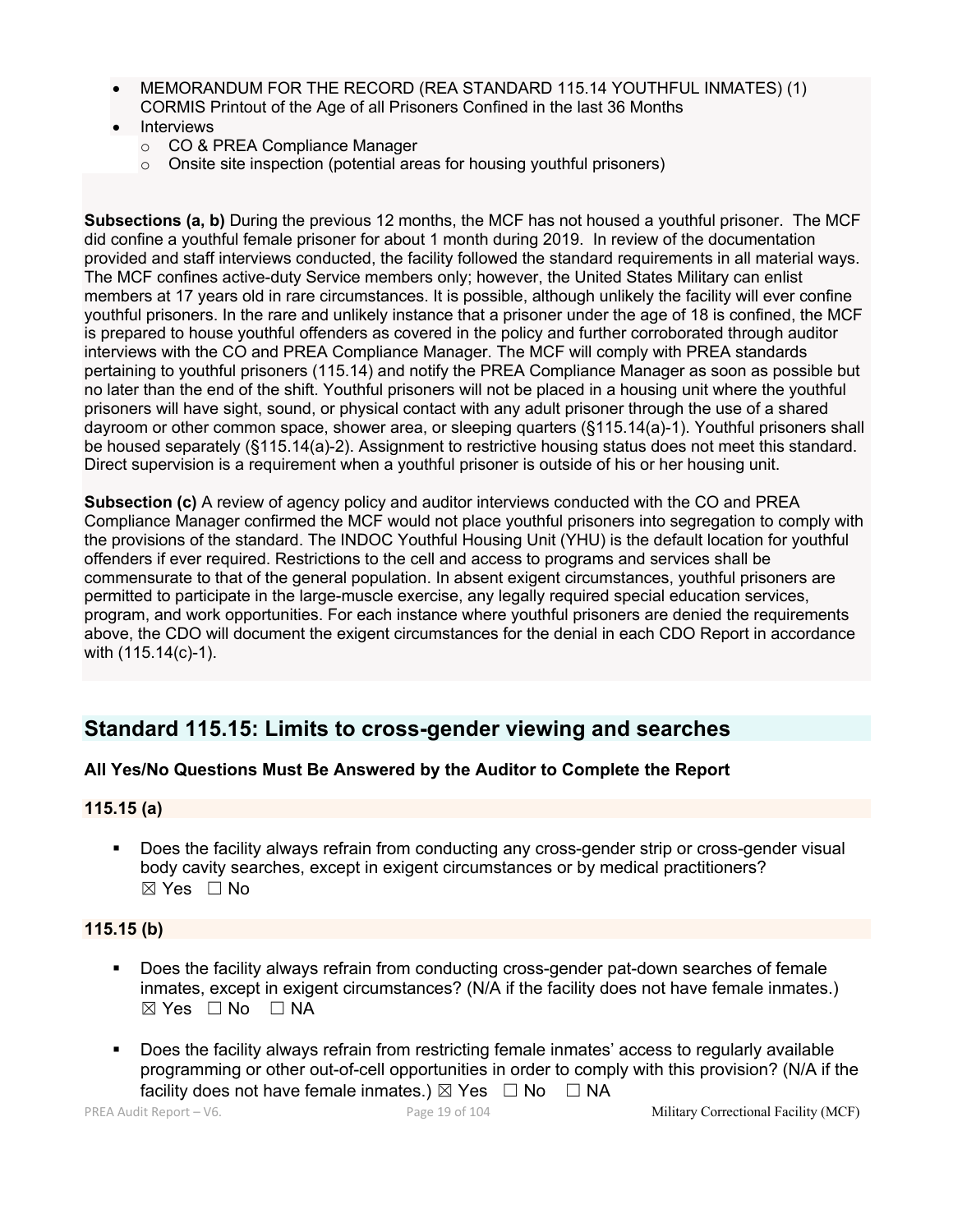- MEMORANDUM FOR THE RECORD (REA STANDARD 115.14 YOUTHFUL INMATES) (1) CORMIS Printout of the Age of all Prisoners Confined in the last 36 Months
- Interviews
  - CO & PREA Compliance Manager
  - Onsite site inspection (potential areas for housing youthful prisoners)

**Subsections (a, b)** During the previous 12 months, the MCF has not housed a youthful prisoner. The MCF did confine a youthful female prisoner for about 1 month during 2019. In review of the documentation provided and staff interviews conducted, the facility followed the standard requirements in all material ways. The MCF confines active-duty Service members only; however, the United States Military can enlist members at 17 years old in rare circumstances. It is possible, although unlikely the facility will ever confine youthful prisoners. In the rare and unlikely instance that a prisoner under the age of 18 is confined, the MCF is prepared to house youthful offenders as covered in the policy and further corroborated through auditor interviews with the CO and PREA Compliance Manager. The MCF will comply with PREA standards pertaining to youthful prisoners (115.14) and notify the PREA Compliance Manager as soon as possible but no later than the end of the shift. Youthful prisoners will not be placed in a housing unit where the youthful prisoners will have sight, sound, or physical contact with any adult prisoner through the use of a shared dayroom or other common space, shower area, or sleeping quarters (§115.14(a)-1). Youthful prisoners shall be housed separately (§115.14(a)-2). Assignment to restrictive housing status does not meet this standard. Direct supervision is a requirement when a youthful prisoner is outside of his or her housing unit.

**Subsection (c)** A review of agency policy and auditor interviews conducted with the CO and PREA Compliance Manager confirmed the MCF would not place youthful prisoners into segregation to comply with the provisions of the standard. The INDOC Youthful Housing Unit (YHU) is the default location for youthful offenders if ever required. Restrictions to the cell and access to programs and services shall be commensurate to that of the general population. In absent exigent circumstances, youthful prisoners are permitted to participate in the large-muscle exercise, any legally required special education services, program, and work opportunities. For each instance where youthful prisoners are denied the requirements above, the CDO will document the exigent circumstances for the denial in each CDO Report in accordance with (115.14(c)-1).

## Standard 115.15: Limits to cross-gender viewing and searches

### All Yes/No Questions Must Be Answered by the Auditor to Complete the Report

### 115.15 (a)

- Does the facility always refrain from conducting any cross-gender strip or cross-gender visual body cavity searches, except in exigent circumstances or by medical practitioners?
  ☒ Yes ☐ No

### 115.15 (b)

- Does the facility always refrain from conducting cross-gender pat-down searches of female inmates, except in exigent circumstances? (N/A if the facility does not have female inmates.)
  ☒ Yes ☐ No ☐ NA

- Does the facility always refrain from restricting female inmates' access to regularly available programming or other out-of-cell opportunities in order to comply with this provision? (N/A if the facility does not have female inmates.) ☒ Yes ☐ No ☐ NA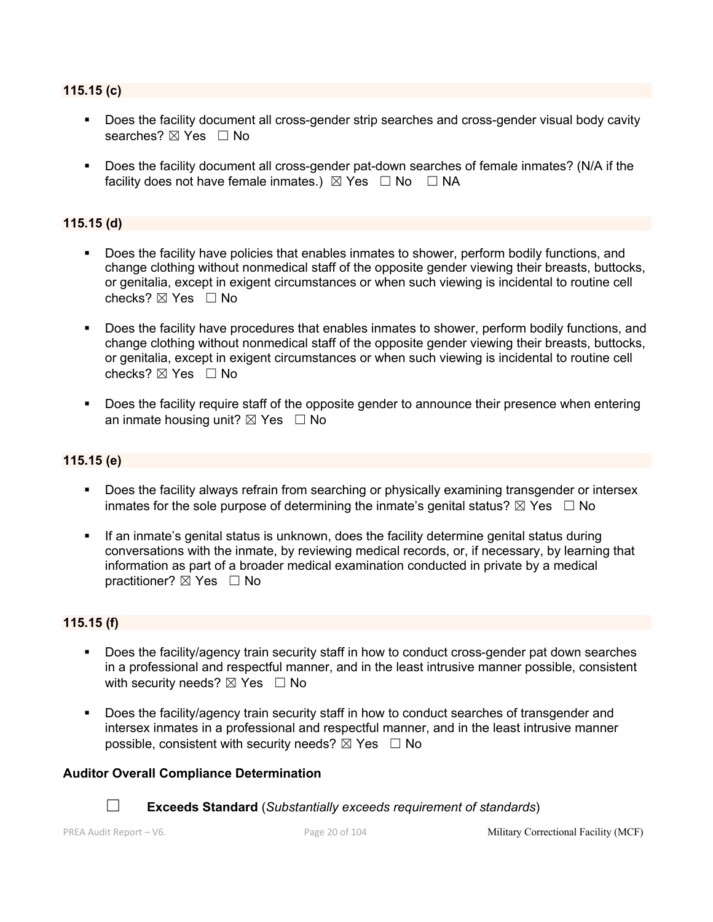### 115.15 (c)

- Does the facility document all cross-gender strip searches and cross-gender visual body cavity searches? ☒ Yes ☐ No

- Does the facility document all cross-gender pat-down searches of female inmates? (N/A if the facility does not have female inmates.) ☒ Yes ☐ No ☐ NA

### 115.15 (d)

- Does the facility have policies that enables inmates to shower, perform bodily functions, and change clothing without nonmedical staff of the opposite gender viewing their breasts, buttocks, or genitalia, except in exigent circumstances or when such viewing is incidental to routine cell checks? ☒ Yes ☐ No

- Does the facility have procedures that enables inmates to shower, perform bodily functions, and change clothing without nonmedical staff of the opposite gender viewing their breasts, buttocks, or genitalia, except in exigent circumstances or when such viewing is incidental to routine cell checks? ☒ Yes ☐ No

- Does the facility require staff of the opposite gender to announce their presence when entering an inmate housing unit? ☒ Yes ☐ No

### 115.15 (e)

- Does the facility always refrain from searching or physically examining transgender or intersex inmates for the sole purpose of determining the inmate's genital status? ☒ Yes ☐ No

- If an inmate's genital status is unknown, does the facility determine genital status during conversations with the inmate, by reviewing medical records, or, if necessary, by learning that information as part of a broader medical examination conducted in private by a medical practitioner? ☒ Yes ☐ No

### 115.15 (f)

- Does the facility/agency train security staff in how to conduct cross-gender pat down searches in a professional and respectful manner, and in the least intrusive manner possible, consistent with security needs? ☒ Yes ☐ No

- Does the facility/agency train security staff in how to conduct searches of transgender and intersex inmates in a professional and respectful manner, and in the least intrusive manner possible, consistent with security needs? ☒ Yes ☐ No

**Auditor Overall Compliance Determination**

☐ **Exceeds Standard** (*Substantially exceeds requirement of standards*)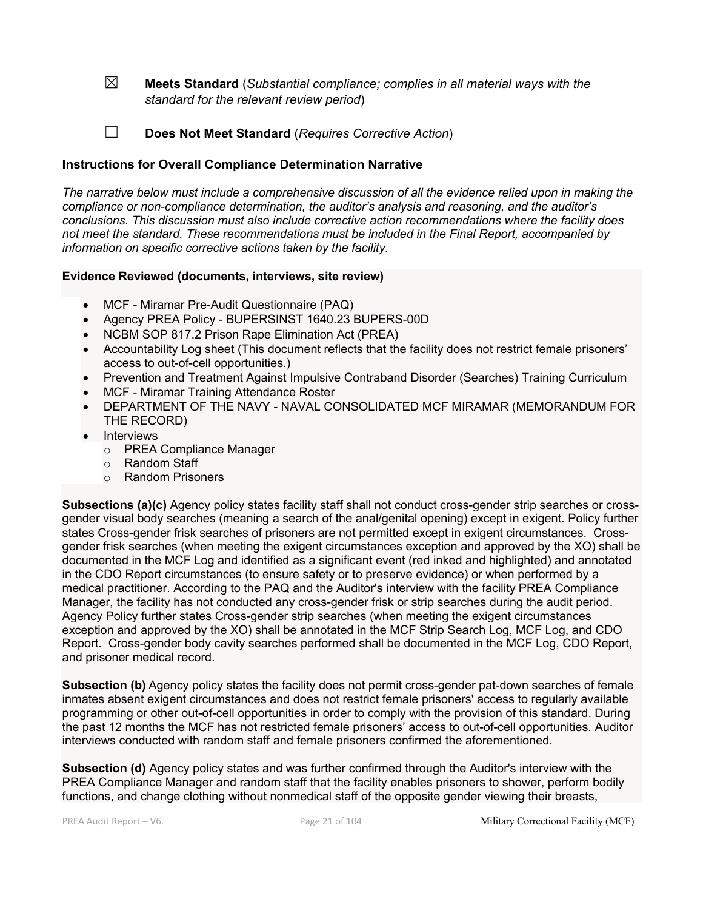☒ **Meets Standard** (*Substantial compliance; complies in all material ways with the standard for the relevant review period*)

☐ **Does Not Meet Standard** (*Requires Corrective Action*)

### Instructions for Overall Compliance Determination Narrative

*The narrative below must include a comprehensive discussion of all the evidence relied upon in making the compliance or non-compliance determination, the auditor's analysis and reasoning, and the auditor's conclusions. This discussion must also include corrective action recommendations where the facility does not meet the standard. These recommendations must be included in the Final Report, accompanied by information on specific corrective actions taken by the facility.*

**Evidence Reviewed (documents, interviews, site review)**

- MCF - Miramar Pre-Audit Questionnaire (PAQ)
- Agency PREA Policy - BUPERSINST 1640.23 BUPERS-00D
- NCBM SOP 817.2 Prison Rape Elimination Act (PREA)
- Accountability Log sheet (This document reflects that the facility does not restrict female prisoners' access to out-of-cell opportunities.)
- Prevention and Treatment Against Impulsive Contraband Disorder (Searches) Training Curriculum
- MCF - Miramar Training Attendance Roster
- DEPARTMENT OF THE NAVY - NAVAL CONSOLIDATED MCF MIRAMAR (MEMORANDUM FOR THE RECORD)
- Interviews
  - PREA Compliance Manager
  - Random Staff
  - Random Prisoners

**Subsections (a)(c)** Agency policy states facility staff shall not conduct cross-gender strip searches or cross-gender visual body searches (meaning a search of the anal/genital opening) except in exigent. Policy further states Cross-gender frisk searches of prisoners are not permitted except in exigent circumstances. Cross-gender frisk searches (when meeting the exigent circumstances exception and approved by the XO) shall be documented in the MCF Log and identified as a significant event (red inked and highlighted) and annotated in the CDO Report circumstances (to ensure safety or to preserve evidence) or when performed by a medical practitioner. According to the PAQ and the Auditor's interview with the facility PREA Compliance Manager, the facility has not conducted any cross-gender frisk or strip searches during the audit period. Agency Policy further states Cross-gender strip searches (when meeting the exigent circumstances exception and approved by the XO) shall be annotated in the MCF Strip Search Log, MCF Log, and CDO Report. Cross-gender body cavity searches performed shall be documented in the MCF Log, CDO Report, and prisoner medical record.

**Subsection (b)** Agency policy states the facility does not permit cross-gender pat-down searches of female inmates absent exigent circumstances and does not restrict female prisoners' access to regularly available programming or other out-of-cell opportunities in order to comply with the provision of this standard. During the past 12 months the MCF has not restricted female prisoners' access to out-of-cell opportunities. Auditor interviews conducted with random staff and female prisoners confirmed the aforementioned.

**Subsection (d)** Agency policy states and was further confirmed through the Auditor's interview with the PREA Compliance Manager and random staff that the facility enables prisoners to shower, perform bodily functions, and change clothing without nonmedical staff of the opposite gender viewing their breasts,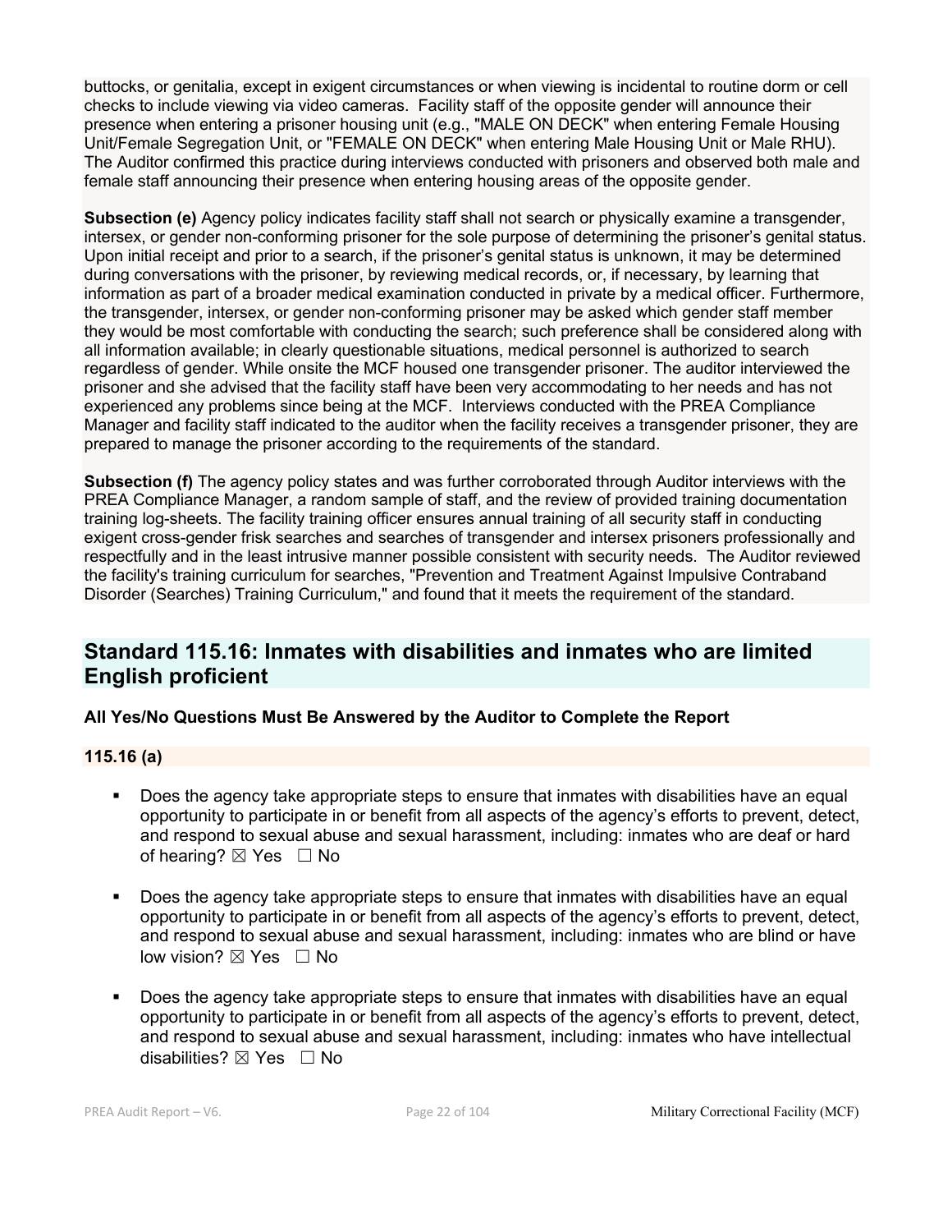buttocks, or genitalia, except in exigent circumstances or when viewing is incidental to routine dorm or cell checks to include viewing via video cameras. Facility staff of the opposite gender will announce their presence when entering a prisoner housing unit (e.g., "MALE ON DECK" when entering Female Housing Unit/Female Segregation Unit, or "FEMALE ON DECK" when entering Male Housing Unit or Male RHU). The Auditor confirmed this practice during interviews conducted with prisoners and observed both male and female staff announcing their presence when entering housing areas of the opposite gender.

**Subsection (e)** Agency policy indicates facility staff shall not search or physically examine a transgender, intersex, or gender non-conforming prisoner for the sole purpose of determining the prisoner's genital status. Upon initial receipt and prior to a search, if the prisoner's genital status is unknown, it may be determined during conversations with the prisoner, by reviewing medical records, or, if necessary, by learning that information as part of a broader medical examination conducted in private by a medical officer. Furthermore, the transgender, intersex, or gender non-conforming prisoner may be asked which gender staff member they would be most comfortable with conducting the search; such preference shall be considered along with all information available; in clearly questionable situations, medical personnel is authorized to search regardless of gender. While onsite the MCF housed one transgender prisoner. The auditor interviewed the prisoner and she advised that the facility staff have been very accommodating to her needs and has not experienced any problems since being at the MCF. Interviews conducted with the PREA Compliance Manager and facility staff indicated to the auditor when the facility receives a transgender prisoner, they are prepared to manage the prisoner according to the requirements of the standard.

**Subsection (f)** The agency policy states and was further corroborated through Auditor interviews with the PREA Compliance Manager, a random sample of staff, and the review of provided training documentation training log-sheets. The facility training officer ensures annual training of all security staff in conducting exigent cross-gender frisk searches and searches of transgender and intersex prisoners professionally and respectfully and in the least intrusive manner possible consistent with security needs. The Auditor reviewed the facility's training curriculum for searches, "Prevention and Treatment Against Impulsive Contraband Disorder (Searches) Training Curriculum," and found that it meets the requirement of the standard.

## Standard 115.16: Inmates with disabilities and inmates who are limited English proficient

**All Yes/No Questions Must Be Answered by the Auditor to Complete the Report**

### 115.16 (a)

- Does the agency take appropriate steps to ensure that inmates with disabilities have an equal opportunity to participate in or benefit from all aspects of the agency's efforts to prevent, detect, and respond to sexual abuse and sexual harassment, including: inmates who are deaf or hard of hearing? ☒ Yes ☐ No

- Does the agency take appropriate steps to ensure that inmates with disabilities have an equal opportunity to participate in or benefit from all aspects of the agency's efforts to prevent, detect, and respond to sexual abuse and sexual harassment, including: inmates who are blind or have low vision? ☒ Yes ☐ No

- Does the agency take appropriate steps to ensure that inmates with disabilities have an equal opportunity to participate in or benefit from all aspects of the agency's efforts to prevent, detect, and respond to sexual abuse and sexual harassment, including: inmates who have intellectual disabilities? ☒ Yes ☐ No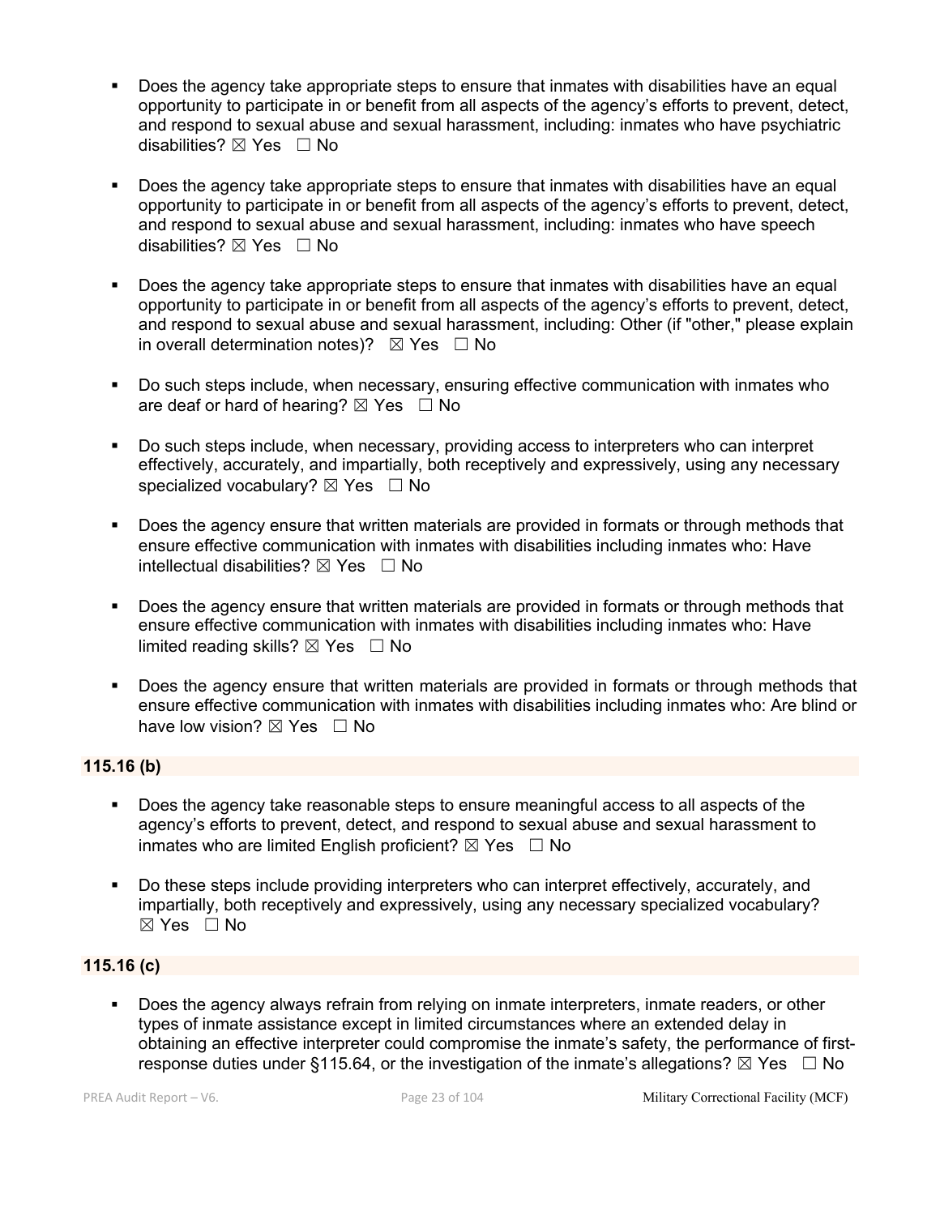- Does the agency take appropriate steps to ensure that inmates with disabilities have an equal opportunity to participate in or benefit from all aspects of the agency's efforts to prevent, detect, and respond to sexual abuse and sexual harassment, including: inmates who have psychiatric disabilities? ☒ Yes ☐ No

- Does the agency take appropriate steps to ensure that inmates with disabilities have an equal opportunity to participate in or benefit from all aspects of the agency's efforts to prevent, detect, and respond to sexual abuse and sexual harassment, including: inmates who have speech disabilities? ☒ Yes ☐ No

- Does the agency take appropriate steps to ensure that inmates with disabilities have an equal opportunity to participate in or benefit from all aspects of the agency's efforts to prevent, detect, and respond to sexual abuse and sexual harassment, including: Other (if "other," please explain in overall determination notes)? ☒ Yes ☐ No

- Do such steps include, when necessary, ensuring effective communication with inmates who are deaf or hard of hearing? ☒ Yes ☐ No

- Do such steps include, when necessary, providing access to interpreters who can interpret effectively, accurately, and impartially, both receptively and expressively, using any necessary specialized vocabulary? ☒ Yes ☐ No

- Does the agency ensure that written materials are provided in formats or through methods that ensure effective communication with inmates with disabilities including inmates who: Have intellectual disabilities? ☒ Yes ☐ No

- Does the agency ensure that written materials are provided in formats or through methods that ensure effective communication with inmates with disabilities including inmates who: Have limited reading skills? ☒ Yes ☐ No

- Does the agency ensure that written materials are provided in formats or through methods that ensure effective communication with inmates with disabilities including inmates who: Are blind or have low vision? ☒ Yes ☐ No

**115.16 (b)**

- Does the agency take reasonable steps to ensure meaningful access to all aspects of the agency's efforts to prevent, detect, and respond to sexual abuse and sexual harassment to inmates who are limited English proficient? ☒ Yes ☐ No

- Do these steps include providing interpreters who can interpret effectively, accurately, and impartially, both receptively and expressively, using any necessary specialized vocabulary? ☒ Yes ☐ No

**115.16 (c)**

- Does the agency always refrain from relying on inmate interpreters, inmate readers, or other types of inmate assistance except in limited circumstances where an extended delay in obtaining an effective interpreter could compromise the inmate's safety, the performance of first-response duties under §115.64, or the investigation of the inmate's allegations? ☒ Yes ☐ No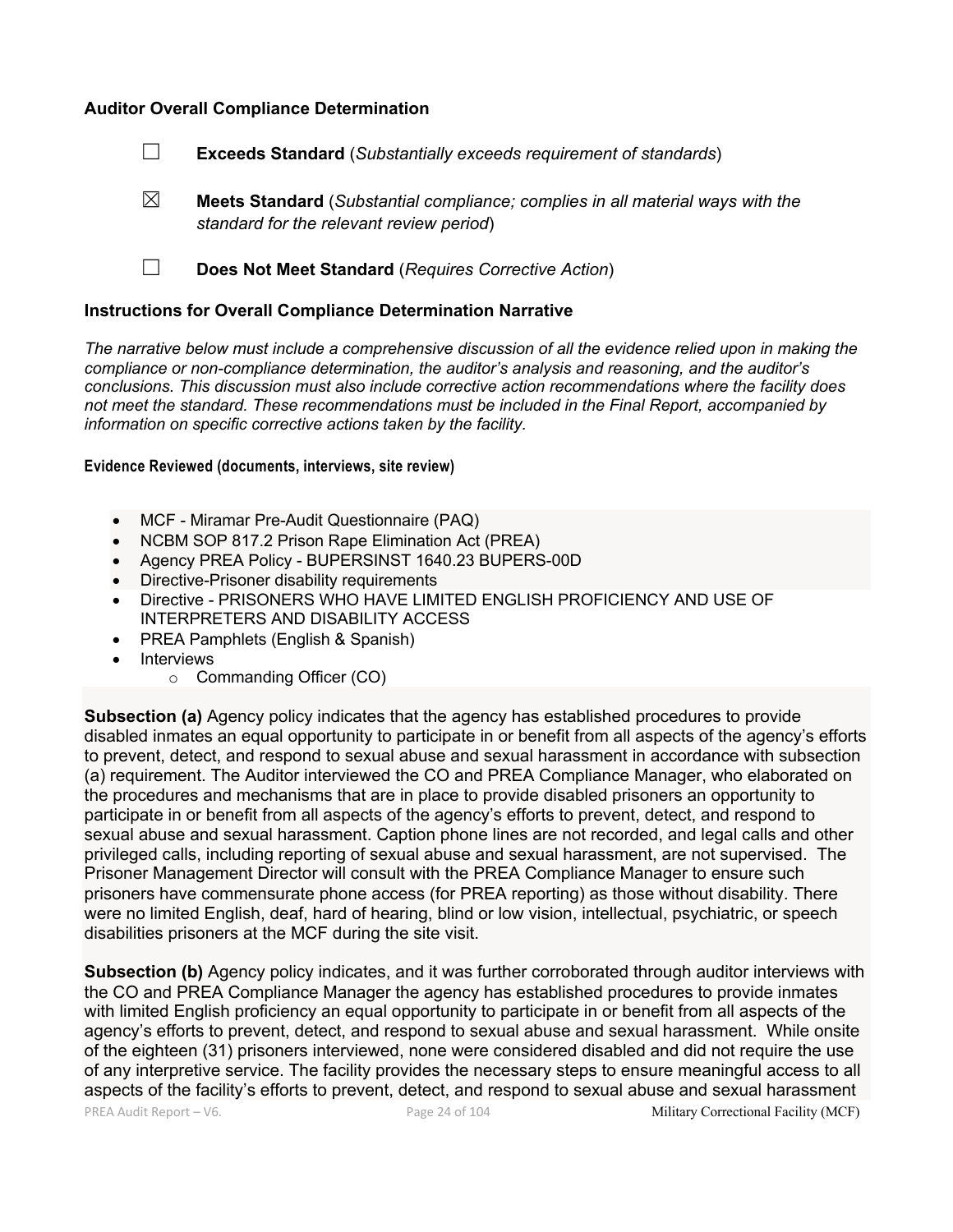**Auditor Overall Compliance Determination**

☐ **Exceeds Standard** (*Substantially exceeds requirement of standards*)

☒ **Meets Standard** (*Substantial compliance; complies in all material ways with the standard for the relevant review period*)

☐ **Does Not Meet Standard** (*Requires Corrective Action*)

**Instructions for Overall Compliance Determination Narrative**

*The narrative below must include a comprehensive discussion of all the evidence relied upon in making the compliance or non-compliance determination, the auditor's analysis and reasoning, and the auditor's conclusions. This discussion must also include corrective action recommendations where the facility does not meet the standard. These recommendations must be included in the Final Report, accompanied by information on specific corrective actions taken by the facility.*

**Evidence Reviewed (documents, interviews, site review)**

- MCF - Miramar Pre-Audit Questionnaire (PAQ)
- NCBM SOP 817.2 Prison Rape Elimination Act (PREA)
- Agency PREA Policy - BUPERSINST 1640.23 BUPERS-00D
- Directive-Prisoner disability requirements
- Directive - PRISONERS WHO HAVE LIMITED ENGLISH PROFICIENCY AND USE OF INTERPRETERS AND DISABILITY ACCESS
- PREA Pamphlets (English & Spanish)
- Interviews
  - Commanding Officer (CO)

**Subsection (a)** Agency policy indicates that the agency has established procedures to provide disabled inmates an equal opportunity to participate in or benefit from all aspects of the agency's efforts to prevent, detect, and respond to sexual abuse and sexual harassment in accordance with subsection (a) requirement. The Auditor interviewed the CO and PREA Compliance Manager, who elaborated on the procedures and mechanisms that are in place to provide disabled prisoners an opportunity to participate in or benefit from all aspects of the agency's efforts to prevent, detect, and respond to sexual abuse and sexual harassment. Caption phone lines are not recorded, and legal calls and other privileged calls, including reporting of sexual abuse and sexual harassment, are not supervised. The Prisoner Management Director will consult with the PREA Compliance Manager to ensure such prisoners have commensurate phone access (for PREA reporting) as those without disability. There were no limited English, deaf, hard of hearing, blind or low vision, intellectual, psychiatric, or speech disabilities prisoners at the MCF during the site visit.

**Subsection (b)** Agency policy indicates, and it was further corroborated through auditor interviews with the CO and PREA Compliance Manager the agency has established procedures to provide inmates with limited English proficiency an equal opportunity to participate in or benefit from all aspects of the agency's efforts to prevent, detect, and respond to sexual abuse and sexual harassment. While onsite of the eighteen (31) prisoners interviewed, none were considered disabled and did not require the use of any interpretive service. The facility provides the necessary steps to ensure meaningful access to all aspects of the facility's efforts to prevent, detect, and respond to sexual abuse and sexual harassment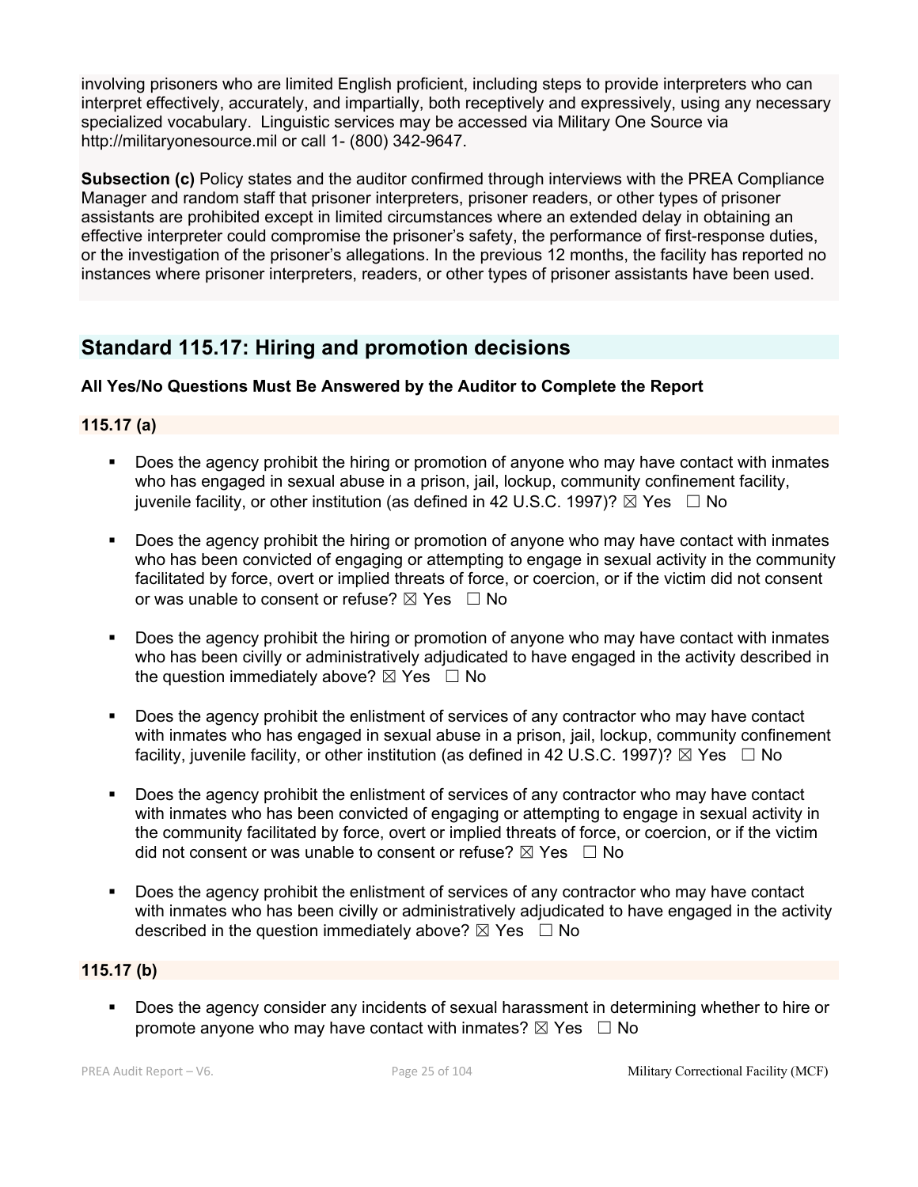involving prisoners who are limited English proficient, including steps to provide interpreters who can interpret effectively, accurately, and impartially, both receptively and expressively, using any necessary specialized vocabulary. Linguistic services may be accessed via Military One Source via http://militaryonesource.mil or call 1- (800) 342-9647.

**Subsection (c)** Policy states and the auditor confirmed through interviews with the PREA Compliance Manager and random staff that prisoner interpreters, prisoner readers, or other types of prisoner assistants are prohibited except in limited circumstances where an extended delay in obtaining an effective interpreter could compromise the prisoner's safety, the performance of first-response duties, or the investigation of the prisoner's allegations. In the previous 12 months, the facility has reported no instances where prisoner interpreters, readers, or other types of prisoner assistants have been used.

## Standard 115.17: Hiring and promotion decisions

**All Yes/No Questions Must Be Answered by the Auditor to Complete the Report**

**115.17 (a)**

- Does the agency prohibit the hiring or promotion of anyone who may have contact with inmates who has engaged in sexual abuse in a prison, jail, lockup, community confinement facility, juvenile facility, or other institution (as defined in 42 U.S.C. 1997)? ☒ Yes ☐ No
- Does the agency prohibit the hiring or promotion of anyone who may have contact with inmates who has been convicted of engaging or attempting to engage in sexual activity in the community facilitated by force, overt or implied threats of force, or coercion, or if the victim did not consent or was unable to consent or refuse? ☒ Yes ☐ No
- Does the agency prohibit the hiring or promotion of anyone who may have contact with inmates who has been civilly or administratively adjudicated to have engaged in the activity described in the question immediately above? ☒ Yes ☐ No
- Does the agency prohibit the enlistment of services of any contractor who may have contact with inmates who has engaged in sexual abuse in a prison, jail, lockup, community confinement facility, juvenile facility, or other institution (as defined in 42 U.S.C. 1997)? ☒ Yes ☐ No
- Does the agency prohibit the enlistment of services of any contractor who may have contact with inmates who has been convicted of engaging or attempting to engage in sexual activity in the community facilitated by force, overt or implied threats of force, or coercion, or if the victim did not consent or was unable to consent or refuse? ☒ Yes ☐ No
- Does the agency prohibit the enlistment of services of any contractor who may have contact with inmates who has been civilly or administratively adjudicated to have engaged in the activity described in the question immediately above? ☒ Yes ☐ No

**115.17 (b)**

- Does the agency consider any incidents of sexual harassment in determining whether to hire or promote anyone who may have contact with inmates? ☒ Yes ☐ No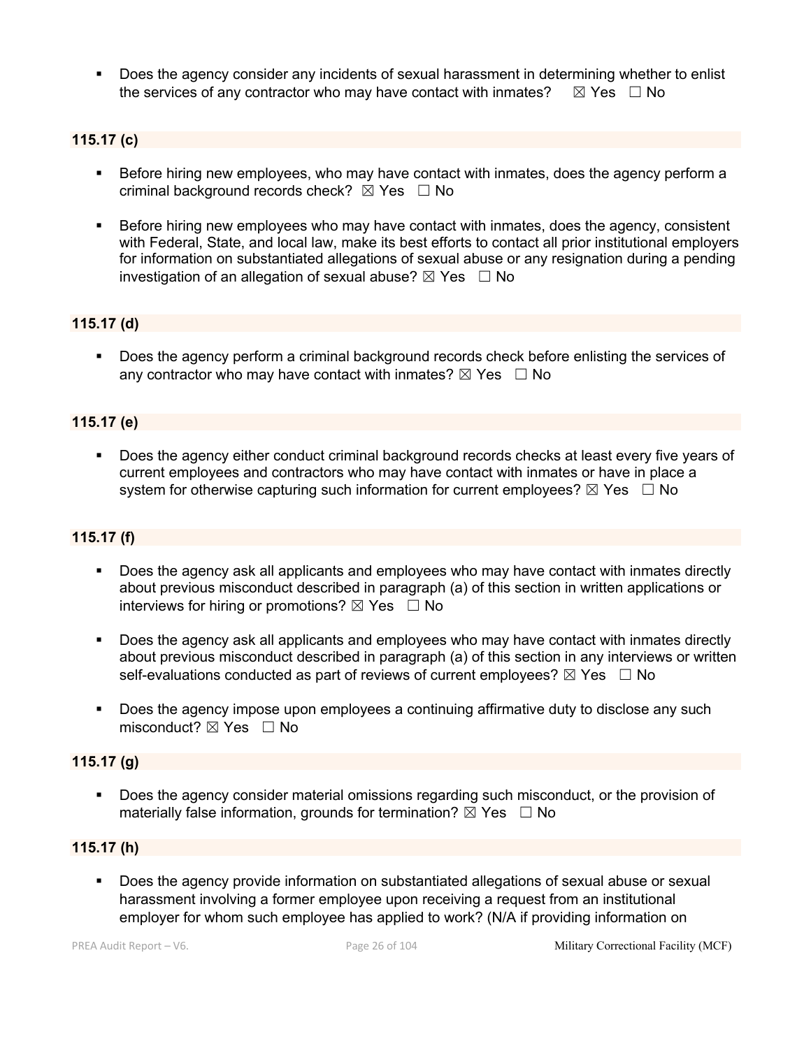- Does the agency consider any incidents of sexual harassment in determining whether to enlist the services of any contractor who may have contact with inmates? ☒ Yes ☐ No

**115.17 (c)**

- Before hiring new employees, who may have contact with inmates, does the agency perform a criminal background records check? ☒ Yes ☐ No
- Before hiring new employees who may have contact with inmates, does the agency, consistent with Federal, State, and local law, make its best efforts to contact all prior institutional employers for information on substantiated allegations of sexual abuse or any resignation during a pending investigation of an allegation of sexual abuse? ☒ Yes ☐ No

**115.17 (d)**

- Does the agency perform a criminal background records check before enlisting the services of any contractor who may have contact with inmates? ☒ Yes ☐ No

**115.17 (e)**

- Does the agency either conduct criminal background records checks at least every five years of current employees and contractors who may have contact with inmates or have in place a system for otherwise capturing such information for current employees? ☒ Yes ☐ No

**115.17 (f)**

- Does the agency ask all applicants and employees who may have contact with inmates directly about previous misconduct described in paragraph (a) of this section in written applications or interviews for hiring or promotions? ☒ Yes ☐ No
- Does the agency ask all applicants and employees who may have contact with inmates directly about previous misconduct described in paragraph (a) of this section in any interviews or written self-evaluations conducted as part of reviews of current employees? ☒ Yes ☐ No
- Does the agency impose upon employees a continuing affirmative duty to disclose any such misconduct? ☒ Yes ☐ No

**115.17 (g)**

- Does the agency consider material omissions regarding such misconduct, or the provision of materially false information, grounds for termination? ☒ Yes ☐ No

**115.17 (h)**

- Does the agency provide information on substantiated allegations of sexual abuse or sexual harassment involving a former employee upon receiving a request from an institutional employer for whom such employee has applied to work? (N/A if providing information on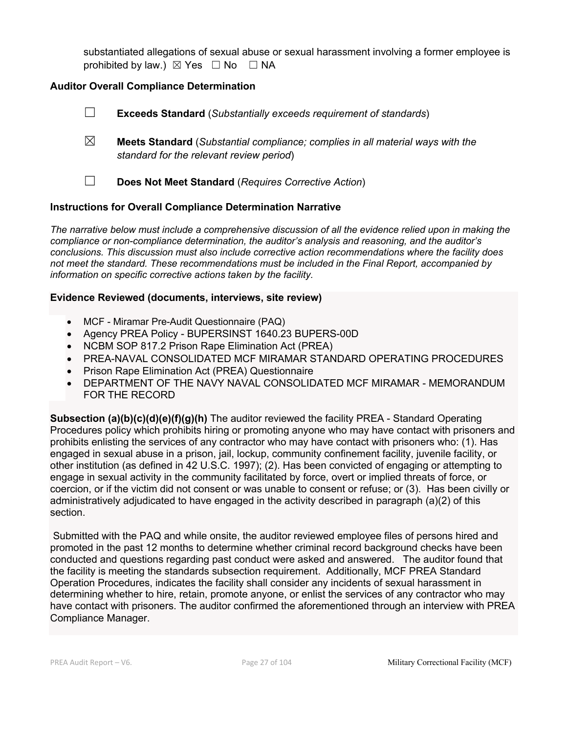substantiated allegations of sexual abuse or sexual harassment involving a former employee is prohibited by law.) ☒ Yes ☐ No ☐ NA

### Auditor Overall Compliance Determination

☐ **Exceeds Standard** (*Substantially exceeds requirement of standards*)

☒ **Meets Standard** (*Substantial compliance; complies in all material ways with the standard for the relevant review period*)

☐ **Does Not Meet Standard** (*Requires Corrective Action*)

### Instructions for Overall Compliance Determination Narrative

*The narrative below must include a comprehensive discussion of all the evidence relied upon in making the compliance or non-compliance determination, the auditor's analysis and reasoning, and the auditor's conclusions. This discussion must also include corrective action recommendations where the facility does not meet the standard. These recommendations must be included in the Final Report, accompanied by information on specific corrective actions taken by the facility.*

**Evidence Reviewed (documents, interviews, site review)**

- MCF - Miramar Pre-Audit Questionnaire (PAQ)
- Agency PREA Policy - BUPERSINST 1640.23 BUPERS-00D
- NCBM SOP 817.2 Prison Rape Elimination Act (PREA)
- PREA-NAVAL CONSOLIDATED MCF MIRAMAR STANDARD OPERATING PROCEDURES
- Prison Rape Elimination Act (PREA) Questionnaire
- DEPARTMENT OF THE NAVY NAVAL CONSOLIDATED MCF MIRAMAR - MEMORANDUM FOR THE RECORD

**Subsection (a)(b)(c)(d)(e)(f)(g)(h)** The auditor reviewed the facility PREA - Standard Operating Procedures policy which prohibits hiring or promoting anyone who may have contact with prisoners and prohibits enlisting the services of any contractor who may have contact with prisoners who: (1). Has engaged in sexual abuse in a prison, jail, lockup, community confinement facility, juvenile facility, or other institution (as defined in 42 U.S.C. 1997); (2). Has been convicted of engaging or attempting to engage in sexual activity in the community facilitated by force, overt or implied threats of force, or coercion, or if the victim did not consent or was unable to consent or refuse; or (3). Has been civilly or administratively adjudicated to have engaged in the activity described in paragraph (a)(2) of this section.

Submitted with the PAQ and while onsite, the auditor reviewed employee files of persons hired and promoted in the past 12 months to determine whether criminal record background checks have been conducted and questions regarding past conduct were asked and answered. The auditor found that the facility is meeting the standards subsection requirement. Additionally, MCF PREA Standard Operation Procedures, indicates the facility shall consider any incidents of sexual harassment in determining whether to hire, retain, promote anyone, or enlist the services of any contractor who may have contact with prisoners. The auditor confirmed the aforementioned through an interview with PREA Compliance Manager.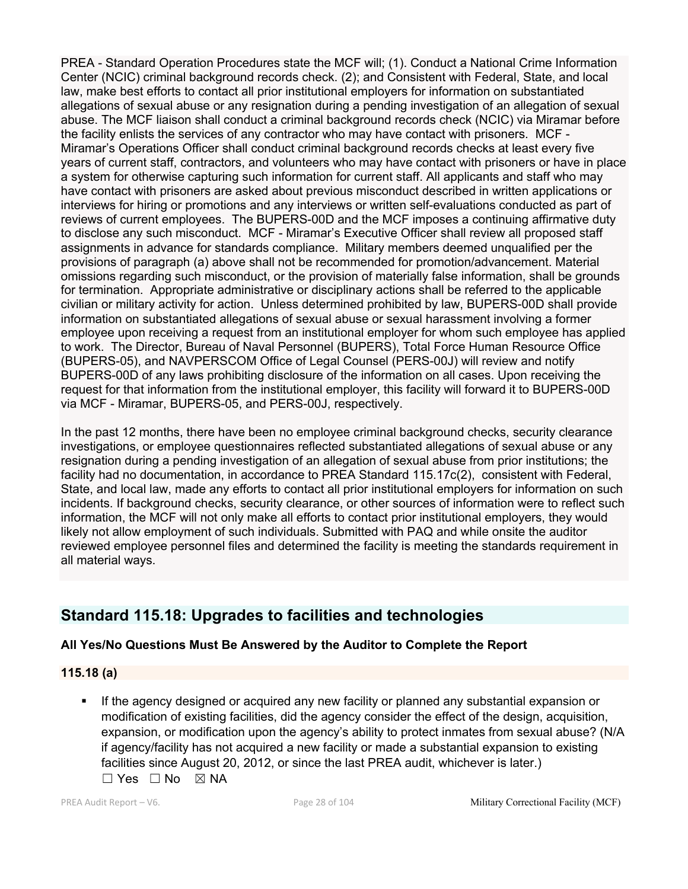PREA - Standard Operation Procedures state the MCF will; (1). Conduct a National Crime Information Center (NCIC) criminal background records check. (2); and Consistent with Federal, State, and local law, make best efforts to contact all prior institutional employers for information on substantiated allegations of sexual abuse or any resignation during a pending investigation of an allegation of sexual abuse. The MCF liaison shall conduct a criminal background records check (NCIC) via Miramar before the facility enlists the services of any contractor who may have contact with prisoners. MCF - Miramar's Operations Officer shall conduct criminal background records checks at least every five years of current staff, contractors, and volunteers who may have contact with prisoners or have in place a system for otherwise capturing such information for current staff. All applicants and staff who may have contact with prisoners are asked about previous misconduct described in written applications or interviews for hiring or promotions and any interviews or written self-evaluations conducted as part of reviews of current employees. The BUPERS-00D and the MCF imposes a continuing affirmative duty to disclose any such misconduct. MCF - Miramar's Executive Officer shall review all proposed staff assignments in advance for standards compliance. Military members deemed unqualified per the provisions of paragraph (a) above shall not be recommended for promotion/advancement. Material omissions regarding such misconduct, or the provision of materially false information, shall be grounds for termination. Appropriate administrative or disciplinary actions shall be referred to the applicable civilian or military activity for action. Unless determined prohibited by law, BUPERS-00D shall provide information on substantiated allegations of sexual abuse or sexual harassment involving a former employee upon receiving a request from an institutional employer for whom such employee has applied to work. The Director, Bureau of Naval Personnel (BUPERS), Total Force Human Resource Office (BUPERS-05), and NAVPERSCOM Office of Legal Counsel (PERS-00J) will review and notify BUPERS-00D of any laws prohibiting disclosure of the information on all cases. Upon receiving the request for that information from the institutional employer, this facility will forward it to BUPERS-00D via MCF - Miramar, BUPERS-05, and PERS-00J, respectively.

In the past 12 months, there have been no employee criminal background checks, security clearance investigations, or employee questionnaires reflected substantiated allegations of sexual abuse or any resignation during a pending investigation of an allegation of sexual abuse from prior institutions; the facility had no documentation, in accordance to PREA Standard 115.17c(2), consistent with Federal, State, and local law, made any efforts to contact all prior institutional employers for information on such incidents. If background checks, security clearance, or other sources of information were to reflect such information, the MCF will not only make all efforts to contact prior institutional employers, they would likely not allow employment of such individuals. Submitted with PAQ and while onsite the auditor reviewed employee personnel files and determined the facility is meeting the standards requirement in all material ways.

## Standard 115.18: Upgrades to facilities and technologies

**All Yes/No Questions Must Be Answered by the Auditor to Complete the Report**

### 115.18 (a)

- If the agency designed or acquired any new facility or planned any substantial expansion or modification of existing facilities, did the agency consider the effect of the design, acquisition, expansion, or modification upon the agency's ability to protect inmates from sexual abuse? (N/A if agency/facility has not acquired a new facility or made a substantial expansion to existing facilities since August 20, 2012, or since the last PREA audit, whichever is later.)
  ☐ Yes ☐ No ☒ NA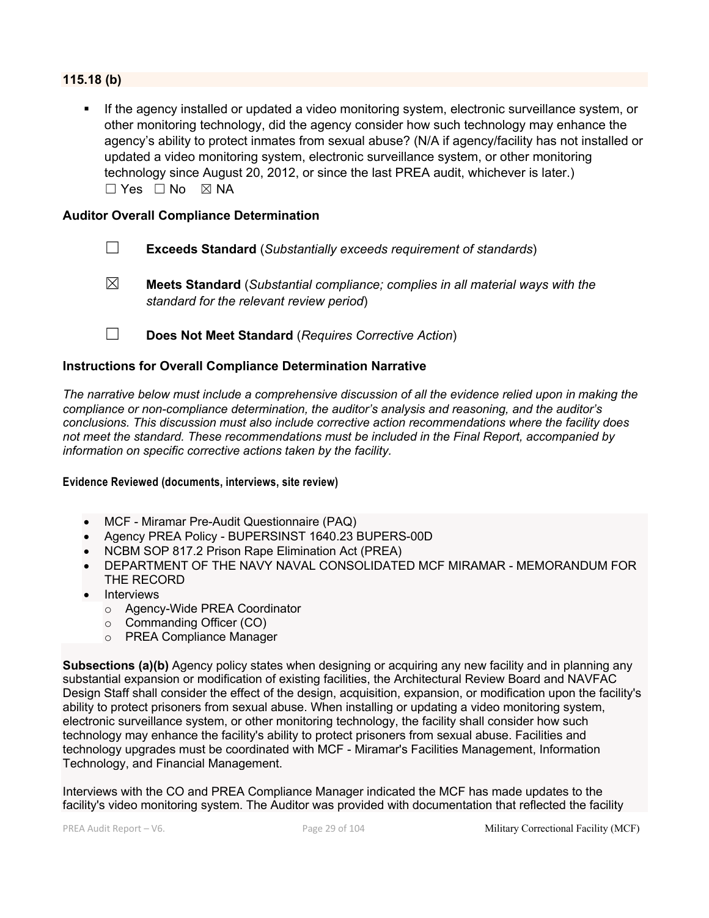**115.18 (b)**

- If the agency installed or updated a video monitoring system, electronic surveillance system, or other monitoring technology, did the agency consider how such technology may enhance the agency's ability to protect inmates from sexual abuse? (N/A if agency/facility has not installed or updated a video monitoring system, electronic surveillance system, or other monitoring technology since August 20, 2012, or since the last PREA audit, whichever is later.)
☐ Yes ☐ No ☒ NA

### Auditor Overall Compliance Determination

☐ **Exceeds Standard** (*Substantially exceeds requirement of standards*)

☒ **Meets Standard** (*Substantial compliance; complies in all material ways with the standard for the relevant review period*)

☐ **Does Not Meet Standard** (*Requires Corrective Action*)

### Instructions for Overall Compliance Determination Narrative

*The narrative below must include a comprehensive discussion of all the evidence relied upon in making the compliance or non-compliance determination, the auditor's analysis and reasoning, and the auditor's conclusions. This discussion must also include corrective action recommendations where the facility does not meet the standard. These recommendations must be included in the Final Report, accompanied by information on specific corrective actions taken by the facility.*

**Evidence Reviewed (documents, interviews, site review)**

- MCF - Miramar Pre-Audit Questionnaire (PAQ)
- Agency PREA Policy - BUPERSINST 1640.23 BUPERS-00D
- NCBM SOP 817.2 Prison Rape Elimination Act (PREA)
- DEPARTMENT OF THE NAVY NAVAL CONSOLIDATED MCF MIRAMAR - MEMORANDUM FOR THE RECORD
- Interviews
  - Agency-Wide PREA Coordinator
  - Commanding Officer (CO)
  - PREA Compliance Manager

**Subsections (a)(b)** Agency policy states when designing or acquiring any new facility and in planning any substantial expansion or modification of existing facilities, the Architectural Review Board and NAVFAC Design Staff shall consider the effect of the design, acquisition, expansion, or modification upon the facility's ability to protect prisoners from sexual abuse. When installing or updating a video monitoring system, electronic surveillance system, or other monitoring technology, the facility shall consider how such technology may enhance the facility's ability to protect prisoners from sexual abuse. Facilities and technology upgrades must be coordinated with MCF - Miramar's Facilities Management, Information Technology, and Financial Management.

Interviews with the CO and PREA Compliance Manager indicated the MCF has made updates to the facility's video monitoring system. The Auditor was provided with documentation that reflected the facility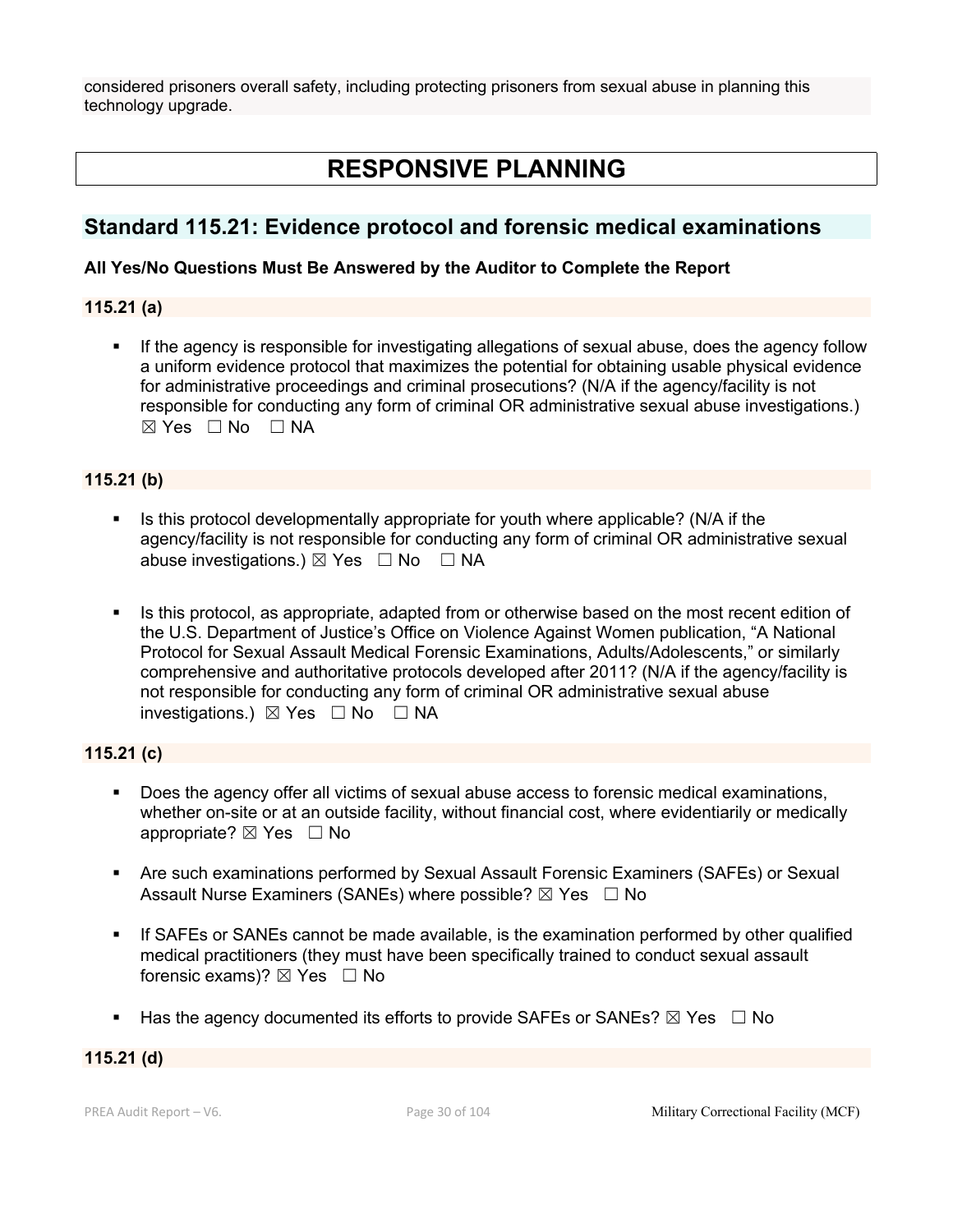considered prisoners overall safety, including protecting prisoners from sexual abuse in planning this technology upgrade.

# RESPONSIVE PLANNING

## Standard 115.21: Evidence protocol and forensic medical examinations

**All Yes/No Questions Must Be Answered by the Auditor to Complete the Report**

**115.21 (a)**

- If the agency is responsible for investigating allegations of sexual abuse, does the agency follow a uniform evidence protocol that maximizes the potential for obtaining usable physical evidence for administrative proceedings and criminal prosecutions? (N/A if the agency/facility is not responsible for conducting any form of criminal OR administrative sexual abuse investigations.) ☒ Yes ☐ No ☐ NA

**115.21 (b)**

- Is this protocol developmentally appropriate for youth where applicable? (N/A if the agency/facility is not responsible for conducting any form of criminal OR administrative sexual abuse investigations.) ☒ Yes ☐ No ☐ NA

- Is this protocol, as appropriate, adapted from or otherwise based on the most recent edition of the U.S. Department of Justice's Office on Violence Against Women publication, "A National Protocol for Sexual Assault Medical Forensic Examinations, Adults/Adolescents," or similarly comprehensive and authoritative protocols developed after 2011? (N/A if the agency/facility is not responsible for conducting any form of criminal OR administrative sexual abuse investigations.) ☒ Yes ☐ No ☐ NA

**115.21 (c)**

- Does the agency offer all victims of sexual abuse access to forensic medical examinations, whether on-site or at an outside facility, without financial cost, where evidentiarily or medically appropriate? ☒ Yes ☐ No

- Are such examinations performed by Sexual Assault Forensic Examiners (SAFEs) or Sexual Assault Nurse Examiners (SANEs) where possible? ☒ Yes ☐ No

- If SAFEs or SANEs cannot be made available, is the examination performed by other qualified medical practitioners (they must have been specifically trained to conduct sexual assault forensic exams)? ☒ Yes ☐ No

- Has the agency documented its efforts to provide SAFEs or SANEs? ☒ Yes ☐ No

**115.21 (d)**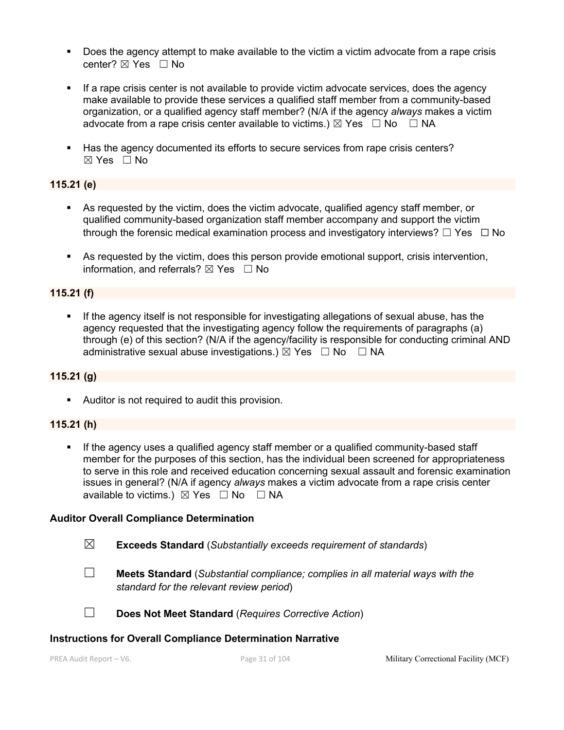- Does the agency attempt to make available to the victim a victim advocate from a rape crisis center? ☒ Yes ☐ No

- If a rape crisis center is not available to provide victim advocate services, does the agency make available to provide these services a qualified staff member from a community-based organization, or a qualified agency staff member? (N/A if the agency *always* makes a victim advocate from a rape crisis center available to victims.) ☒ Yes ☐ No ☐ NA

- Has the agency documented its efforts to secure services from rape crisis centers? ☒ Yes ☐ No

**115.21 (e)**

- As requested by the victim, does the victim advocate, qualified agency staff member, or qualified community-based organization staff member accompany and support the victim through the forensic medical examination process and investigatory interviews? ☐ Yes ☐ No

- As requested by the victim, does this person provide emotional support, crisis intervention, information, and referrals? ☒ Yes ☐ No

**115.21 (f)**

- If the agency itself is not responsible for investigating allegations of sexual abuse, has the agency requested that the investigating agency follow the requirements of paragraphs (a) through (e) of this section? (N/A if the agency/facility is responsible for conducting criminal AND administrative sexual abuse investigations.) ☒ Yes ☐ No ☐ NA

**115.21 (g)**

- Auditor is not required to audit this provision.

**115.21 (h)**

- If the agency uses a qualified agency staff member or a qualified community-based staff member for the purposes of this section, has the individual been screened for appropriateness to serve in this role and received education concerning sexual assault and forensic examination issues in general? (N/A if agency *always* makes a victim advocate from a rape crisis center available to victims.) ☒ Yes ☐ No ☐ NA

**Auditor Overall Compliance Determination**

☒ **Exceeds Standard** (*Substantially exceeds requirement of standards*)

☐ **Meets Standard** (*Substantial compliance; complies in all material ways with the standard for the relevant review period*)

☐ **Does Not Meet Standard** (*Requires Corrective Action*)

**Instructions for Overall Compliance Determination Narrative**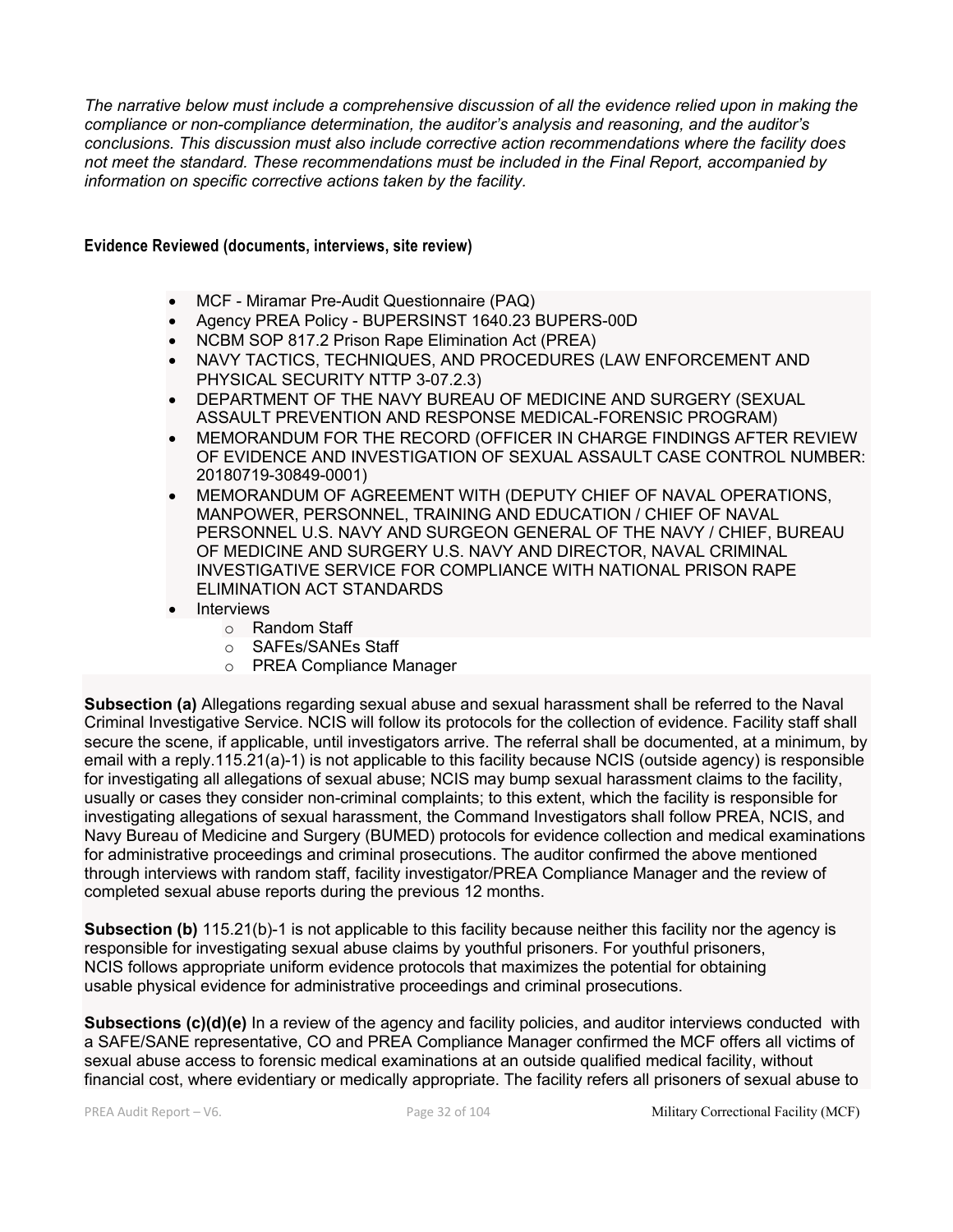*The narrative below must include a comprehensive discussion of all the evidence relied upon in making the compliance or non-compliance determination, the auditor's analysis and reasoning, and the auditor's conclusions. This discussion must also include corrective action recommendations where the facility does not meet the standard. These recommendations must be included in the Final Report, accompanied by information on specific corrective actions taken by the facility.*

**Evidence Reviewed (documents, interviews, site review)**

- MCF - Miramar Pre-Audit Questionnaire (PAQ)
- Agency PREA Policy - BUPERSINST 1640.23 BUPERS-00D
- NCBM SOP 817.2 Prison Rape Elimination Act (PREA)
- NAVY TACTICS, TECHNIQUES, AND PROCEDURES (LAW ENFORCEMENT AND PHYSICAL SECURITY NTTP 3-07.2.3)
- DEPARTMENT OF THE NAVY BUREAU OF MEDICINE AND SURGERY (SEXUAL ASSAULT PREVENTION AND RESPONSE MEDICAL-FORENSIC PROGRAM)
- MEMORANDUM FOR THE RECORD (OFFICER IN CHARGE FINDINGS AFTER REVIEW OF EVIDENCE AND INVESTIGATION OF SEXUAL ASSAULT CASE CONTROL NUMBER: 20180719-30849-0001)
- MEMORANDUM OF AGREEMENT WITH (DEPUTY CHIEF OF NAVAL OPERATIONS, MANPOWER, PERSONNEL, TRAINING AND EDUCATION / CHIEF OF NAVAL PERSONNEL U.S. NAVY AND SURGEON GENERAL OF THE NAVY / CHIEF, BUREAU OF MEDICINE AND SURGERY U.S. NAVY AND DIRECTOR, NAVAL CRIMINAL INVESTIGATIVE SERVICE FOR COMPLIANCE WITH NATIONAL PRISON RAPE ELIMINATION ACT STANDARDS
- Interviews
  - Random Staff
  - SAFEs/SANEs Staff
  - PREA Compliance Manager

**Subsection (a)** Allegations regarding sexual abuse and sexual harassment shall be referred to the Naval Criminal Investigative Service. NCIS will follow its protocols for the collection of evidence. Facility staff shall secure the scene, if applicable, until investigators arrive. The referral shall be documented, at a minimum, by email with a reply.115.21(a)-1) is not applicable to this facility because NCIS (outside agency) is responsible for investigating all allegations of sexual abuse; NCIS may bump sexual harassment claims to the facility, usually or cases they consider non-criminal complaints; to this extent, which the facility is responsible for investigating allegations of sexual harassment, the Command Investigators shall follow PREA, NCIS, and Navy Bureau of Medicine and Surgery (BUMED) protocols for evidence collection and medical examinations for administrative proceedings and criminal prosecutions. The auditor confirmed the above mentioned through interviews with random staff, facility investigator/PREA Compliance Manager and the review of completed sexual abuse reports during the previous 12 months.

**Subsection (b)** 115.21(b)-1 is not applicable to this facility because neither this facility nor the agency is responsible for investigating sexual abuse claims by youthful prisoners. For youthful prisoners, NCIS follows appropriate uniform evidence protocols that maximizes the potential for obtaining usable physical evidence for administrative proceedings and criminal prosecutions.

**Subsections (c)(d)(e)** In a review of the agency and facility policies, and auditor interviews conducted with a SAFE/SANE representative, CO and PREA Compliance Manager confirmed the MCF offers all victims of sexual abuse access to forensic medical examinations at an outside qualified medical facility, without financial cost, where evidentiary or medically appropriate. The facility refers all prisoners of sexual abuse to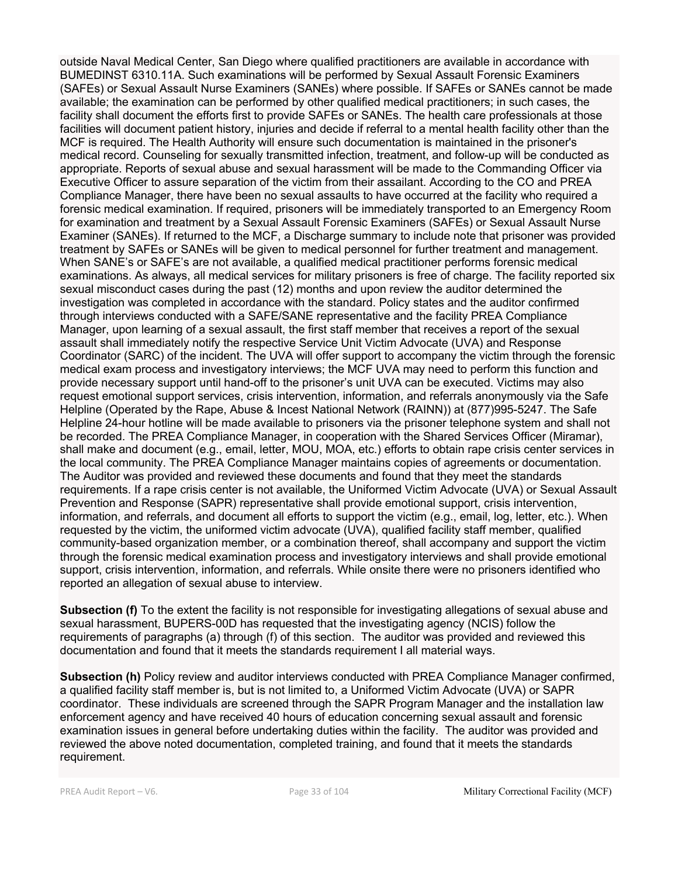outside Naval Medical Center, San Diego where qualified practitioners are available in accordance with BUMEDINST 6310.11A. Such examinations will be performed by Sexual Assault Forensic Examiners (SAFEs) or Sexual Assault Nurse Examiners (SANEs) where possible. If SAFEs or SANEs cannot be made available; the examination can be performed by other qualified medical practitioners; in such cases, the facility shall document the efforts first to provide SAFEs or SANEs. The health care professionals at those facilities will document patient history, injuries and decide if referral to a mental health facility other than the MCF is required. The Health Authority will ensure such documentation is maintained in the prisoner's medical record. Counseling for sexually transmitted infection, treatment, and follow-up will be conducted as appropriate. Reports of sexual abuse and sexual harassment will be made to the Commanding Officer via Executive Officer to assure separation of the victim from their assailant. According to the CO and PREA Compliance Manager, there have been no sexual assaults to have occurred at the facility who required a forensic medical examination. If required, prisoners will be immediately transported to an Emergency Room for examination and treatment by a Sexual Assault Forensic Examiners (SAFEs) or Sexual Assault Nurse Examiner (SANEs). If returned to the MCF, a Discharge summary to include note that prisoner was provided treatment by SAFEs or SANEs will be given to medical personnel for further treatment and management. When SANE's or SAFE's are not available, a qualified medical practitioner performs forensic medical examinations. As always, all medical services for military prisoners is free of charge. The facility reported six sexual misconduct cases during the past (12) months and upon review the auditor determined the investigation was completed in accordance with the standard. Policy states and the auditor confirmed through interviews conducted with a SAFE/SANE representative and the facility PREA Compliance Manager, upon learning of a sexual assault, the first staff member that receives a report of the sexual assault shall immediately notify the respective Service Unit Victim Advocate (UVA) and Response Coordinator (SARC) of the incident. The UVA will offer support to accompany the victim through the forensic medical exam process and investigatory interviews; the MCF UVA may need to perform this function and provide necessary support until hand-off to the prisoner's unit UVA can be executed. Victims may also request emotional support services, crisis intervention, information, and referrals anonymously via the Safe Helpline (Operated by the Rape, Abuse & Incest National Network (RAINN)) at (877)995-5247. The Safe Helpline 24-hour hotline will be made available to prisoners via the prisoner telephone system and shall not be recorded. The PREA Compliance Manager, in cooperation with the Shared Services Officer (Miramar), shall make and document (e.g., email, letter, MOU, MOA, etc.) efforts to obtain rape crisis center services in the local community. The PREA Compliance Manager maintains copies of agreements or documentation. The Auditor was provided and reviewed these documents and found that they meet the standards requirements. If a rape crisis center is not available, the Uniformed Victim Advocate (UVA) or Sexual Assault Prevention and Response (SAPR) representative shall provide emotional support, crisis intervention, information, and referrals, and document all efforts to support the victim (e.g., email, log, letter, etc.). When requested by the victim, the uniformed victim advocate (UVA), qualified facility staff member, qualified community-based organization member, or a combination thereof, shall accompany and support the victim through the forensic medical examination process and investigatory interviews and shall provide emotional support, crisis intervention, information, and referrals. While onsite there were no prisoners identified who reported an allegation of sexual abuse to interview.

**Subsection (f)** To the extent the facility is not responsible for investigating allegations of sexual abuse and sexual harassment, BUPERS-00D has requested that the investigating agency (NCIS) follow the requirements of paragraphs (a) through (f) of this section. The auditor was provided and reviewed this documentation and found that it meets the standards requirement I all material ways.

**Subsection (h)** Policy review and auditor interviews conducted with PREA Compliance Manager confirmed, a qualified facility staff member is, but is not limited to, a Uniformed Victim Advocate (UVA) or SAPR coordinator. These individuals are screened through the SAPR Program Manager and the installation law enforcement agency and have received 40 hours of education concerning sexual assault and forensic examination issues in general before undertaking duties within the facility. The auditor was provided and reviewed the above noted documentation, completed training, and found that it meets the standards requirement.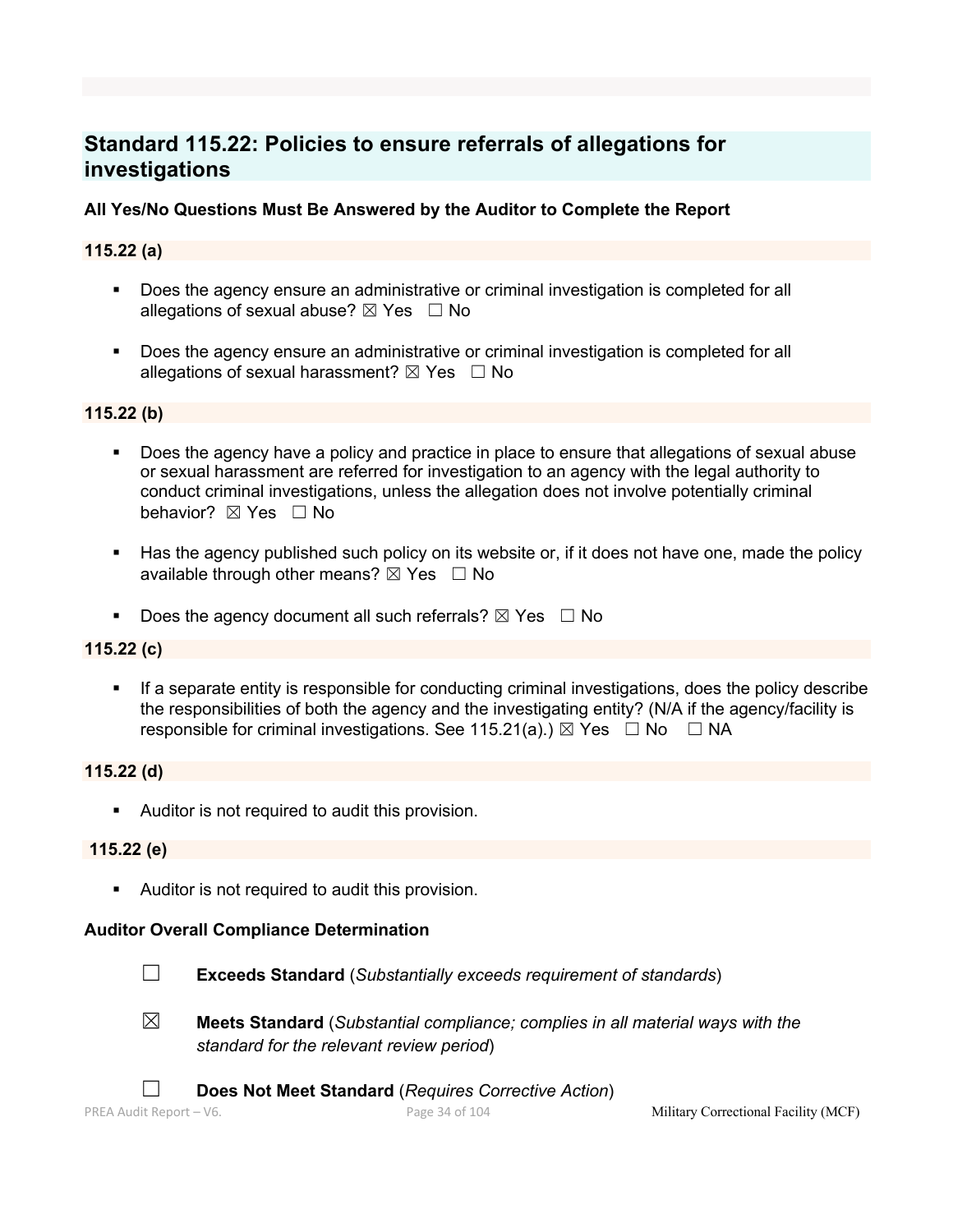## Standard 115.22: Policies to ensure referrals of allegations for investigations

**All Yes/No Questions Must Be Answered by the Auditor to Complete the Report**

**115.22 (a)**

- Does the agency ensure an administrative or criminal investigation is completed for all allegations of sexual abuse? ☒ Yes ☐ No
- Does the agency ensure an administrative or criminal investigation is completed for all allegations of sexual harassment? ☒ Yes ☐ No

**115.22 (b)**

- Does the agency have a policy and practice in place to ensure that allegations of sexual abuse or sexual harassment are referred for investigation to an agency with the legal authority to conduct criminal investigations, unless the allegation does not involve potentially criminal behavior? ☒ Yes ☐ No
- Has the agency published such policy on its website or, if it does not have one, made the policy available through other means? ☒ Yes ☐ No
- Does the agency document all such referrals? ☒ Yes ☐ No

**115.22 (c)**

- If a separate entity is responsible for conducting criminal investigations, does the policy describe the responsibilities of both the agency and the investigating entity? (N/A if the agency/facility is responsible for criminal investigations. See 115.21(a).) ☒ Yes ☐ No ☐ NA

**115.22 (d)**

- Auditor is not required to audit this provision.

**115.22 (e)**

- Auditor is not required to audit this provision.

**Auditor Overall Compliance Determination**

☐ **Exceeds Standard** (*Substantially exceeds requirement of standards*)

☒ **Meets Standard** (*Substantial compliance; complies in all material ways with the standard for the relevant review period*)

☐ **Does Not Meet Standard** (*Requires Corrective Action*)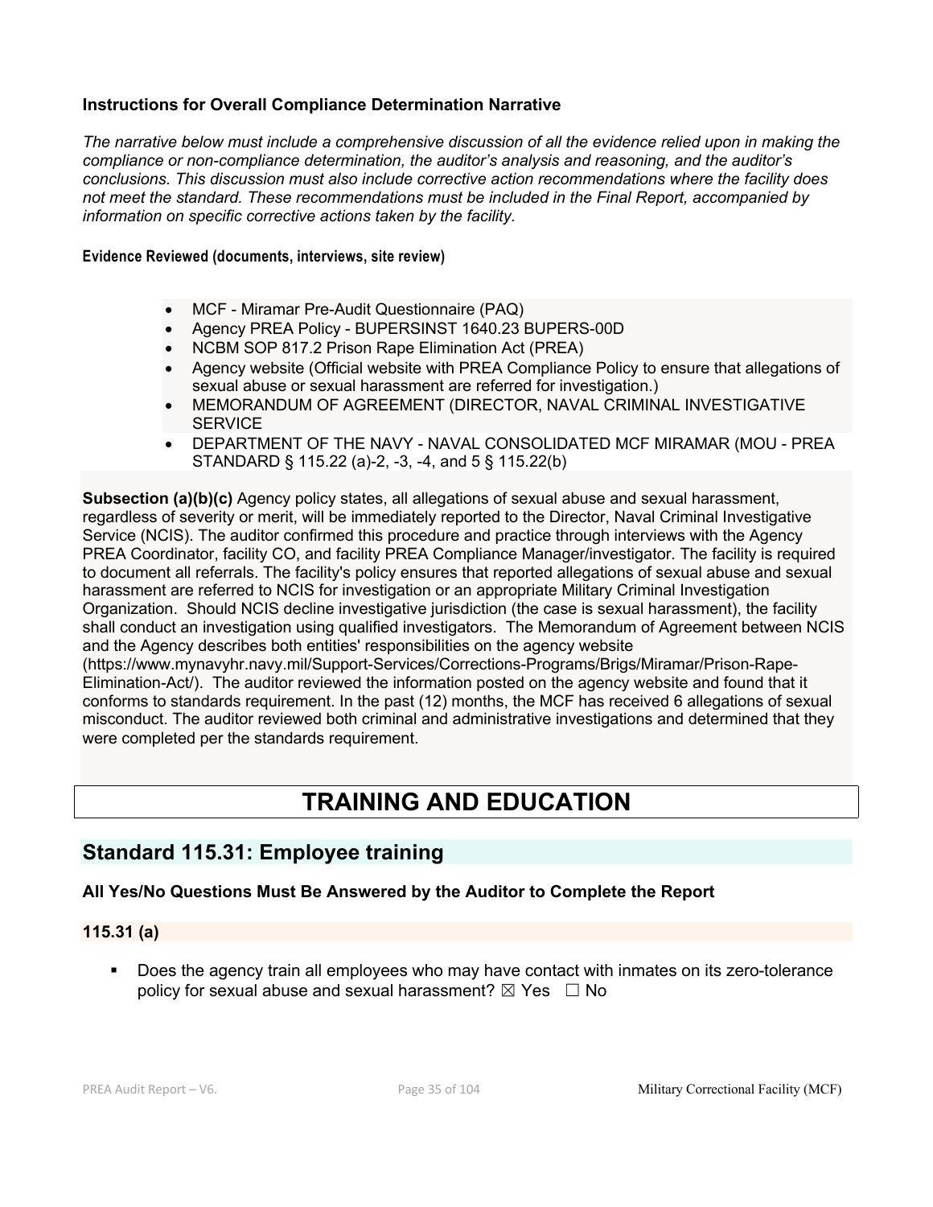**Instructions for Overall Compliance Determination Narrative**

*The narrative below must include a comprehensive discussion of all the evidence relied upon in making the compliance or non-compliance determination, the auditor's analysis and reasoning, and the auditor's conclusions. This discussion must also include corrective action recommendations where the facility does not meet the standard. These recommendations must be included in the Final Report, accompanied by information on specific corrective actions taken by the facility.*

**Evidence Reviewed (documents, interviews, site review)**

- MCF - Miramar Pre-Audit Questionnaire (PAQ)
- Agency PREA Policy - BUPERSINST 1640.23 BUPERS-00D
- NCBM SOP 817.2 Prison Rape Elimination Act (PREA)
- Agency website (Official website with PREA Compliance Policy to ensure that allegations of sexual abuse or sexual harassment are referred for investigation.)
- MEMORANDUM OF AGREEMENT (DIRECTOR, NAVAL CRIMINAL INVESTIGATIVE SERVICE
- DEPARTMENT OF THE NAVY - NAVAL CONSOLIDATED MCF MIRAMAR (MOU - PREA STANDARD § 115.22 (a)-2, -3, -4, and 5 § 115.22(b)

**Subsection (a)(b)(c)** Agency policy states, all allegations of sexual abuse and sexual harassment, regardless of severity or merit, will be immediately reported to the Director, Naval Criminal Investigative Service (NCIS). The auditor confirmed this procedure and practice through interviews with the Agency PREA Coordinator, facility CO, and facility PREA Compliance Manager/investigator. The facility is required to document all referrals. The facility's policy ensures that reported allegations of sexual abuse and sexual harassment are referred to NCIS for investigation or an appropriate Military Criminal Investigation Organization. Should NCIS decline investigative jurisdiction (the case is sexual harassment), the facility shall conduct an investigation using qualified investigators. The Memorandum of Agreement between NCIS and the Agency describes both entities' responsibilities on the agency website (https://www.mynavyhr.navy.mil/Support-Services/Corrections-Programs/Brigs/Miramar/Prison-Rape-Elimination-Act/). The auditor reviewed the information posted on the agency website and found that it conforms to standards requirement. In the past (12) months, the MCF has received 6 allegations of sexual misconduct. The auditor reviewed both criminal and administrative investigations and determined that they were completed per the standards requirement.

# TRAINING AND EDUCATION

## Standard 115.31: Employee training

**All Yes/No Questions Must Be Answered by the Auditor to Complete the Report**

### 115.31 (a)

- Does the agency train all employees who may have contact with inmates on its zero-tolerance policy for sexual abuse and sexual harassment? ☒ Yes ☐ No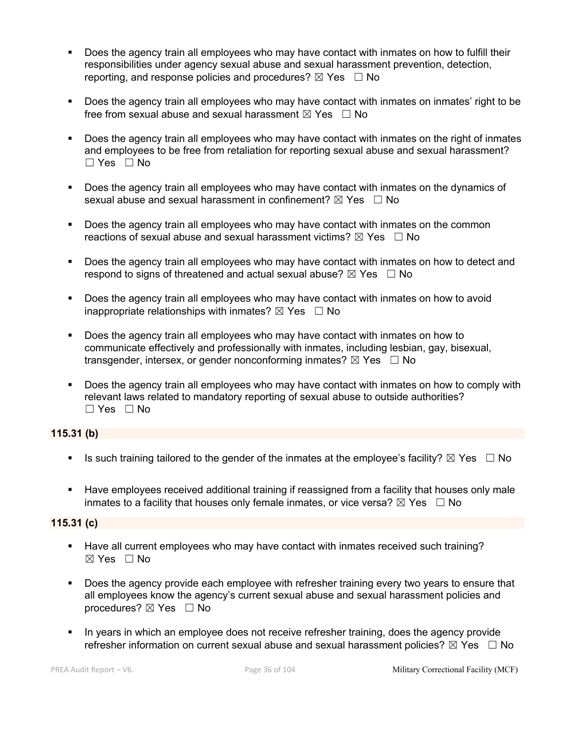- Does the agency train all employees who may have contact with inmates on how to fulfill their responsibilities under agency sexual abuse and sexual harassment prevention, detection, reporting, and response policies and procedures? ☒ Yes ☐ No

- Does the agency train all employees who may have contact with inmates on inmates' right to be free from sexual abuse and sexual harassment ☒ Yes ☐ No

- Does the agency train all employees who may have contact with inmates on the right of inmates and employees to be free from retaliation for reporting sexual abuse and sexual harassment? ☐ Yes ☐ No

- Does the agency train all employees who may have contact with inmates on the dynamics of sexual abuse and sexual harassment in confinement? ☒ Yes ☐ No

- Does the agency train all employees who may have contact with inmates on the common reactions of sexual abuse and sexual harassment victims? ☒ Yes ☐ No

- Does the agency train all employees who may have contact with inmates on how to detect and respond to signs of threatened and actual sexual abuse? ☒ Yes ☐ No

- Does the agency train all employees who may have contact with inmates on how to avoid inappropriate relationships with inmates? ☒ Yes ☐ No

- Does the agency train all employees who may have contact with inmates on how to communicate effectively and professionally with inmates, including lesbian, gay, bisexual, transgender, intersex, or gender nonconforming inmates? ☒ Yes ☐ No

- Does the agency train all employees who may have contact with inmates on how to comply with relevant laws related to mandatory reporting of sexual abuse to outside authorities? ☐ Yes ☐ No

**115.31 (b)**

- Is such training tailored to the gender of the inmates at the employee's facility? ☒ Yes ☐ No

- Have employees received additional training if reassigned from a facility that houses only male inmates to a facility that houses only female inmates, or vice versa? ☒ Yes ☐ No

**115.31 (c)**

- Have all current employees who may have contact with inmates received such training? ☒ Yes ☐ No

- Does the agency provide each employee with refresher training every two years to ensure that all employees know the agency's current sexual abuse and sexual harassment policies and procedures? ☒ Yes ☐ No

- In years in which an employee does not receive refresher training, does the agency provide refresher information on current sexual abuse and sexual harassment policies? ☒ Yes ☐ No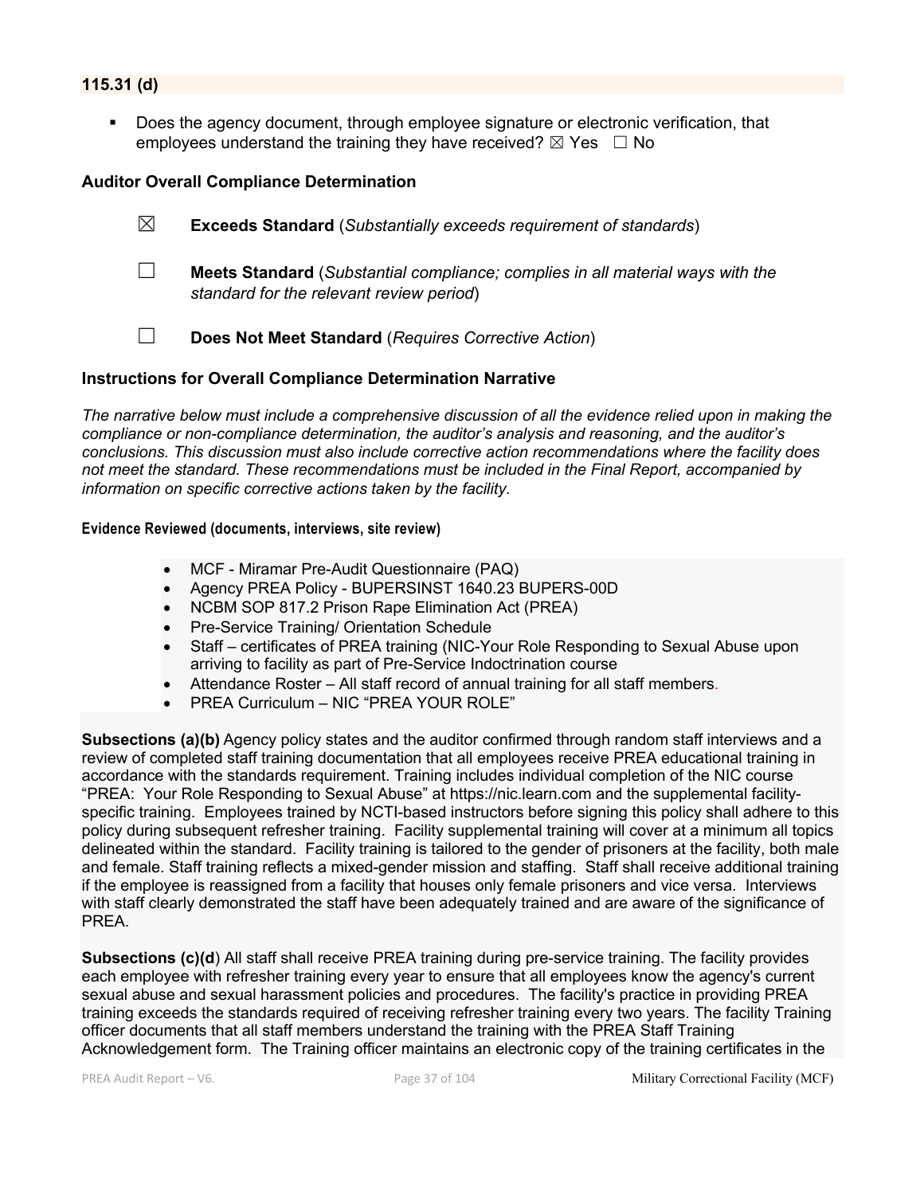**115.31 (d)**

- Does the agency document, through employee signature or electronic verification, that employees understand the training they have received? ☒ Yes ☐ No

**Auditor Overall Compliance Determination**

☒ **Exceeds Standard** (*Substantially exceeds requirement of standards*)

☐ **Meets Standard** (*Substantial compliance; complies in all material ways with the standard for the relevant review period*)

☐ **Does Not Meet Standard** (*Requires Corrective Action*)

**Instructions for Overall Compliance Determination Narrative**

*The narrative below must include a comprehensive discussion of all the evidence relied upon in making the compliance or non-compliance determination, the auditor's analysis and reasoning, and the auditor's conclusions. This discussion must also include corrective action recommendations where the facility does not meet the standard. These recommendations must be included in the Final Report, accompanied by information on specific corrective actions taken by the facility.*

**Evidence Reviewed (documents, interviews, site review)**

- MCF - Miramar Pre-Audit Questionnaire (PAQ)
- Agency PREA Policy - BUPERSINST 1640.23 BUPERS-00D
- NCBM SOP 817.2 Prison Rape Elimination Act (PREA)
- Pre-Service Training/ Orientation Schedule
- Staff – certificates of PREA training (NIC-Your Role Responding to Sexual Abuse upon arriving to facility as part of Pre-Service Indoctrination course
- Attendance Roster – All staff record of annual training for all staff members.
- PREA Curriculum – NIC "PREA YOUR ROLE"

**Subsections (a)(b)** Agency policy states and the auditor confirmed through random staff interviews and a review of completed staff training documentation that all employees receive PREA educational training in accordance with the standards requirement. Training includes individual completion of the NIC course "PREA: Your Role Responding to Sexual Abuse" at https://nic.learn.com and the supplemental facility-specific training. Employees trained by NCTI-based instructors before signing this policy shall adhere to this policy during subsequent refresher training. Facility supplemental training will cover at a minimum all topics delineated within the standard. Facility training is tailored to the gender of prisoners at the facility, both male and female. Staff training reflects a mixed-gender mission and staffing. Staff shall receive additional training if the employee is reassigned from a facility that houses only female prisoners and vice versa. Interviews with staff clearly demonstrated the staff have been adequately trained and are aware of the significance of PREA.

**Subsections (c)(d**) All staff shall receive PREA training during pre-service training. The facility provides each employee with refresher training every year to ensure that all employees know the agency's current sexual abuse and sexual harassment policies and procedures. The facility's practice in providing PREA training exceeds the standards required of receiving refresher training every two years. The facility Training officer documents that all staff members understand the training with the PREA Staff Training Acknowledgement form. The Training officer maintains an electronic copy of the training certificates in the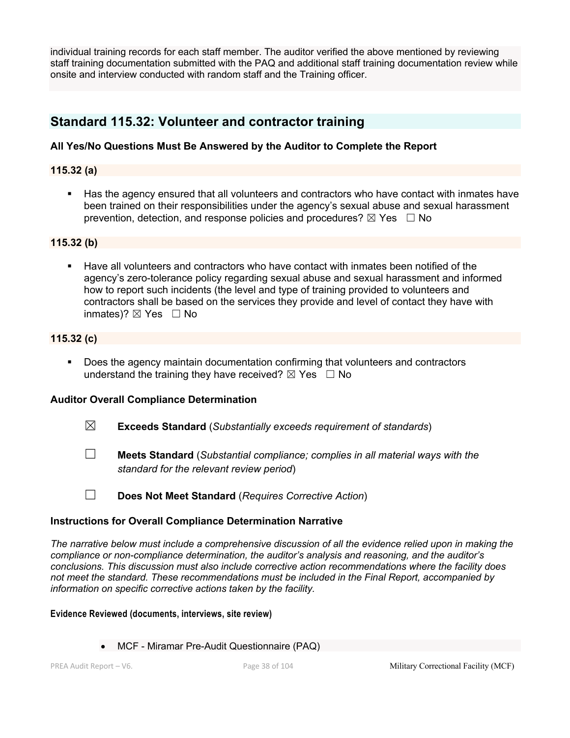individual training records for each staff member. The auditor verified the above mentioned by reviewing staff training documentation submitted with the PAQ and additional staff training documentation review while onsite and interview conducted with random staff and the Training officer.

## Standard 115.32: Volunteer and contractor training

**All Yes/No Questions Must Be Answered by the Auditor to Complete the Report**

**115.32 (a)**

- Has the agency ensured that all volunteers and contractors who have contact with inmates have been trained on their responsibilities under the agency's sexual abuse and sexual harassment prevention, detection, and response policies and procedures? ☒ Yes ☐ No

**115.32 (b)**

- Have all volunteers and contractors who have contact with inmates been notified of the agency's zero-tolerance policy regarding sexual abuse and sexual harassment and informed how to report such incidents (the level and type of training provided to volunteers and contractors shall be based on the services they provide and level of contact they have with inmates)? ☒ Yes ☐ No

**115.32 (c)**

- Does the agency maintain documentation confirming that volunteers and contractors understand the training they have received? ☒ Yes ☐ No

**Auditor Overall Compliance Determination**

☒ **Exceeds Standard** (*Substantially exceeds requirement of standards*)

☐ **Meets Standard** (*Substantial compliance; complies in all material ways with the standard for the relevant review period*)

☐ **Does Not Meet Standard** (*Requires Corrective Action*)

**Instructions for Overall Compliance Determination Narrative**

*The narrative below must include a comprehensive discussion of all the evidence relied upon in making the compliance or non-compliance determination, the auditor's analysis and reasoning, and the auditor's conclusions. This discussion must also include corrective action recommendations where the facility does not meet the standard. These recommendations must be included in the Final Report, accompanied by information on specific corrective actions taken by the facility.*

**Evidence Reviewed (documents, interviews, site review)**

- MCF - Miramar Pre-Audit Questionnaire (PAQ)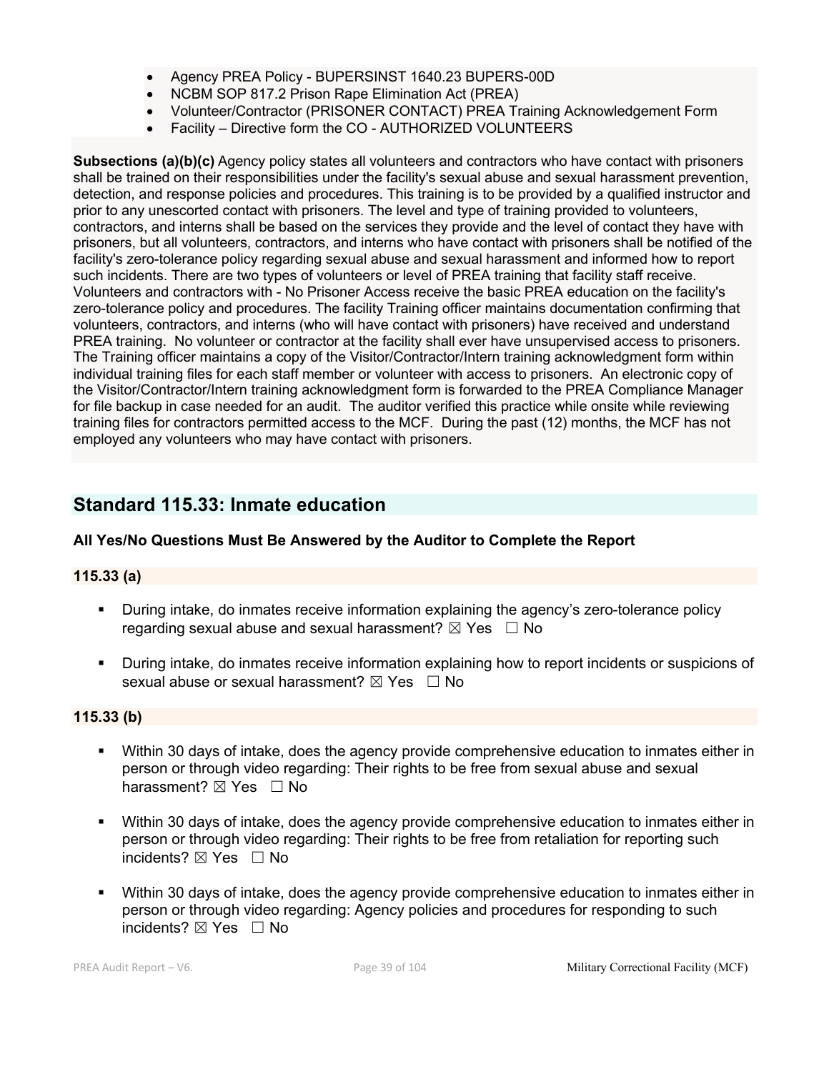- Agency PREA Policy - BUPERSINST 1640.23 BUPERS-00D
- NCBM SOP 817.2 Prison Rape Elimination Act (PREA)
- Volunteer/Contractor (PRISONER CONTACT) PREA Training Acknowledgement Form
- Facility – Directive form the CO - AUTHORIZED VOLUNTEERS

**Subsections (a)(b)(c)** Agency policy states all volunteers and contractors who have contact with prisoners shall be trained on their responsibilities under the facility's sexual abuse and sexual harassment prevention, detection, and response policies and procedures. This training is to be provided by a qualified instructor and prior to any unescorted contact with prisoners. The level and type of training provided to volunteers, contractors, and interns shall be based on the services they provide and the level of contact they have with prisoners, but all volunteers, contractors, and interns who have contact with prisoners shall be notified of the facility's zero-tolerance policy regarding sexual abuse and sexual harassment and informed how to report such incidents. There are two types of volunteers or level of PREA training that facility staff receive. Volunteers and contractors with - No Prisoner Access receive the basic PREA education on the facility's zero-tolerance policy and procedures. The facility Training officer maintains documentation confirming that volunteers, contractors, and interns (who will have contact with prisoners) have received and understand PREA training. No volunteer or contractor at the facility shall ever have unsupervised access to prisoners. The Training officer maintains a copy of the Visitor/Contractor/Intern training acknowledgment form within individual training files for each staff member or volunteer with access to prisoners. An electronic copy of the Visitor/Contractor/Intern training acknowledgment form is forwarded to the PREA Compliance Manager for file backup in case needed for an audit. The auditor verified this practice while onsite while reviewing training files for contractors permitted access to the MCF. During the past (12) months, the MCF has not employed any volunteers who may have contact with prisoners.

## Standard 115.33: Inmate education

**All Yes/No Questions Must Be Answered by the Auditor to Complete the Report**

### 115.33 (a)

- During intake, do inmates receive information explaining the agency's zero-tolerance policy regarding sexual abuse and sexual harassment? ☒ Yes ☐ No
- During intake, do inmates receive information explaining how to report incidents or suspicions of sexual abuse or sexual harassment? ☒ Yes ☐ No

### 115.33 (b)

- Within 30 days of intake, does the agency provide comprehensive education to inmates either in person or through video regarding: Their rights to be free from sexual abuse and sexual harassment? ☒ Yes ☐ No
- Within 30 days of intake, does the agency provide comprehensive education to inmates either in person or through video regarding: Their rights to be free from retaliation for reporting such incidents? ☒ Yes ☐ No
- Within 30 days of intake, does the agency provide comprehensive education to inmates either in person or through video regarding: Agency policies and procedures for responding to such incidents? ☒ Yes ☐ No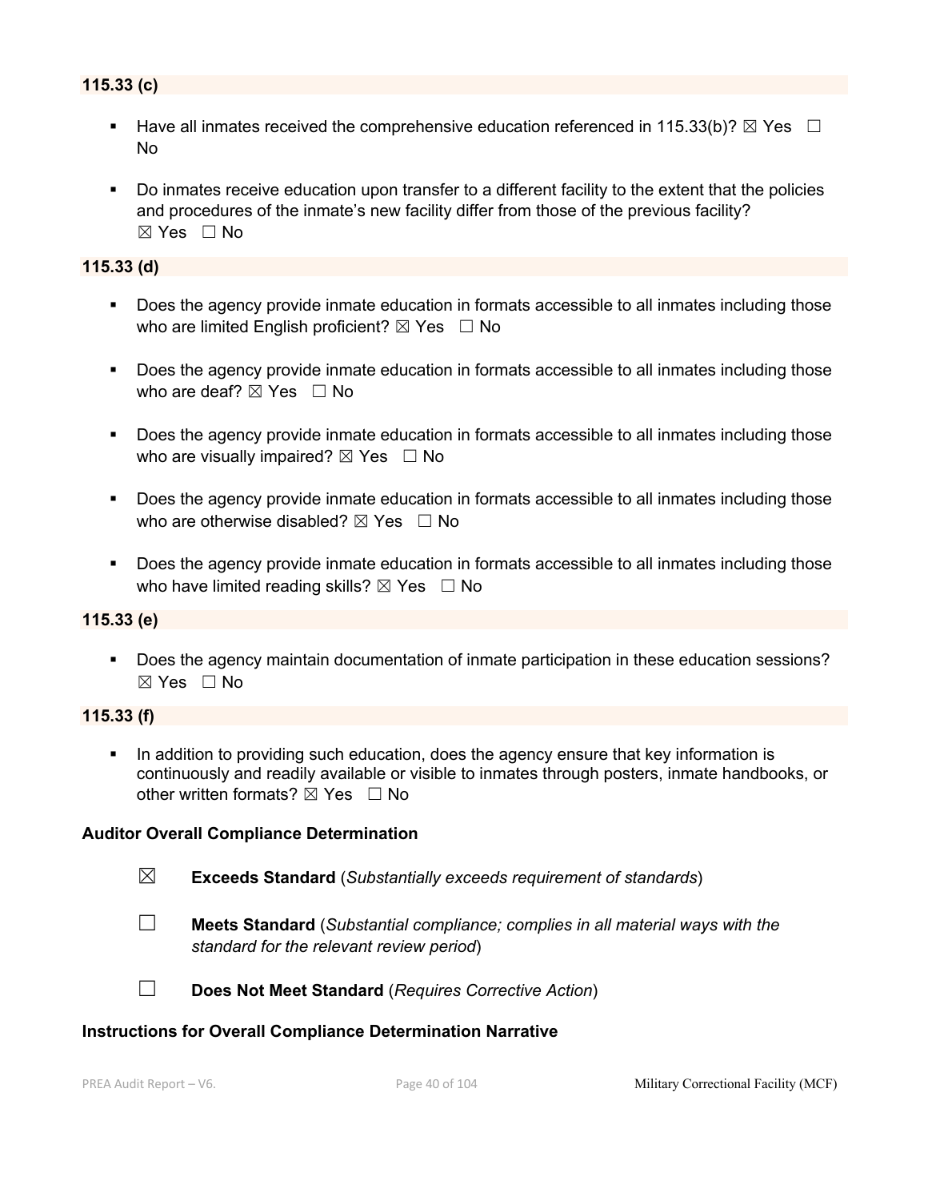### 115.33 (c)

- Have all inmates received the comprehensive education referenced in 115.33(b)? ☒ Yes ☐ No

- Do inmates receive education upon transfer to a different facility to the extent that the policies and procedures of the inmate's new facility differ from those of the previous facility? ☒ Yes ☐ No

### 115.33 (d)

- Does the agency provide inmate education in formats accessible to all inmates including those who are limited English proficient? ☒ Yes ☐ No

- Does the agency provide inmate education in formats accessible to all inmates including those who are deaf? ☒ Yes ☐ No

- Does the agency provide inmate education in formats accessible to all inmates including those who are visually impaired? ☒ Yes ☐ No

- Does the agency provide inmate education in formats accessible to all inmates including those who are otherwise disabled? ☒ Yes ☐ No

- Does the agency provide inmate education in formats accessible to all inmates including those who have limited reading skills? ☒ Yes ☐ No

### 115.33 (e)

- Does the agency maintain documentation of inmate participation in these education sessions? ☒ Yes ☐ No

### 115.33 (f)

- In addition to providing such education, does the agency ensure that key information is continuously and readily available or visible to inmates through posters, inmate handbooks, or other written formats? ☒ Yes ☐ No

### Auditor Overall Compliance Determination

☒ **Exceeds Standard** (*Substantially exceeds requirement of standards*)

☐ **Meets Standard** (*Substantial compliance; complies in all material ways with the standard for the relevant review period*)

☐ **Does Not Meet Standard** (*Requires Corrective Action*)

### Instructions for Overall Compliance Determination Narrative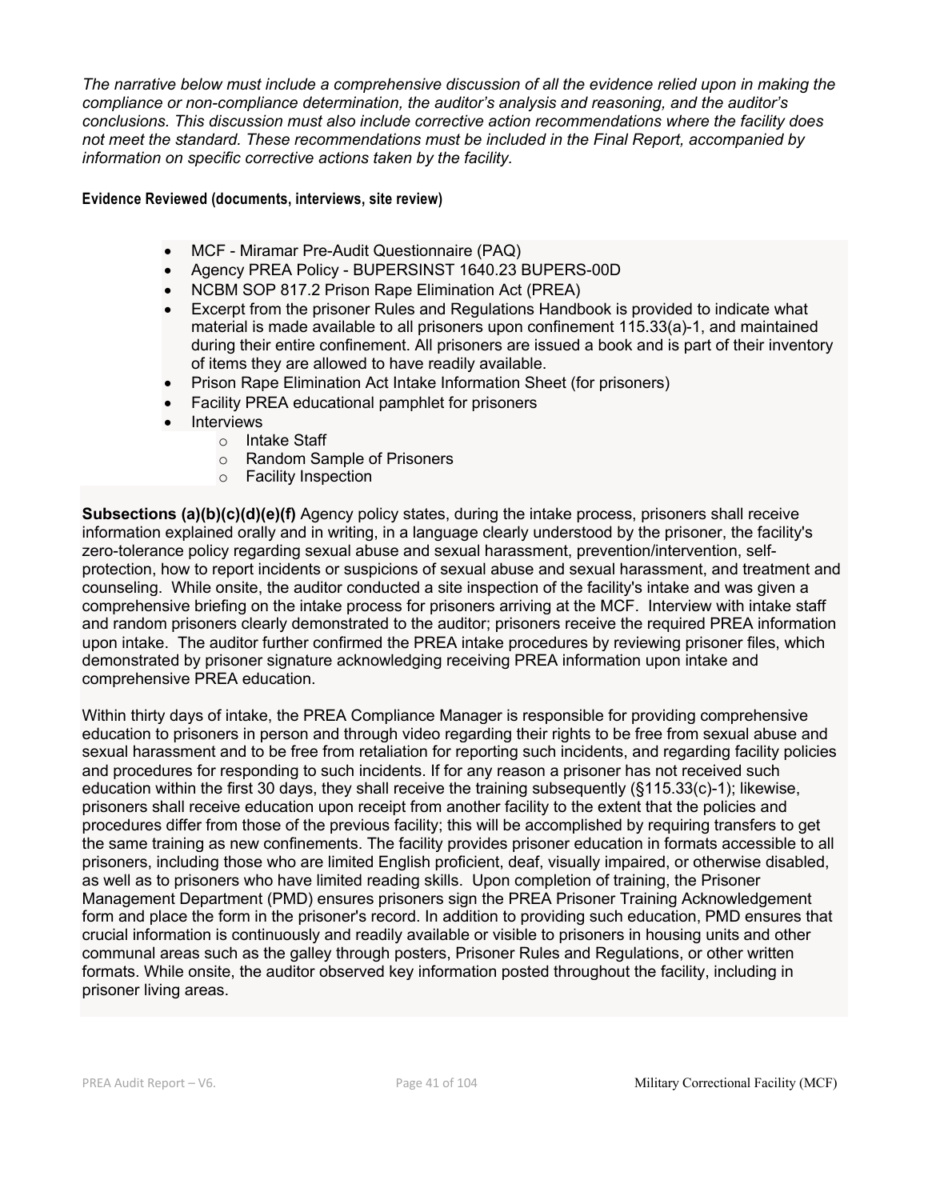*The narrative below must include a comprehensive discussion of all the evidence relied upon in making the compliance or non-compliance determination, the auditor's analysis and reasoning, and the auditor's conclusions. This discussion must also include corrective action recommendations where the facility does not meet the standard. These recommendations must be included in the Final Report, accompanied by information on specific corrective actions taken by the facility.*

**Evidence Reviewed (documents, interviews, site review)**

- MCF - Miramar Pre-Audit Questionnaire (PAQ)
- Agency PREA Policy - BUPERSINST 1640.23 BUPERS-00D
- NCBM SOP 817.2 Prison Rape Elimination Act (PREA)
- Excerpt from the prisoner Rules and Regulations Handbook is provided to indicate what material is made available to all prisoners upon confinement 115.33(a)-1, and maintained during their entire confinement. All prisoners are issued a book and is part of their inventory of items they are allowed to have readily available.
- Prison Rape Elimination Act Intake Information Sheet (for prisoners)
- Facility PREA educational pamphlet for prisoners
- Interviews
  - Intake Staff
  - Random Sample of Prisoners
  - Facility Inspection

**Subsections (a)(b)(c)(d)(e)(f)** Agency policy states, during the intake process, prisoners shall receive information explained orally and in writing, in a language clearly understood by the prisoner, the facility's zero-tolerance policy regarding sexual abuse and sexual harassment, prevention/intervention, self-protection, how to report incidents or suspicions of sexual abuse and sexual harassment, and treatment and counseling. While onsite, the auditor conducted a site inspection of the facility's intake and was given a comprehensive briefing on the intake process for prisoners arriving at the MCF. Interview with intake staff and random prisoners clearly demonstrated to the auditor; prisoners receive the required PREA information upon intake. The auditor further confirmed the PREA intake procedures by reviewing prisoner files, which demonstrated by prisoner signature acknowledging receiving PREA information upon intake and comprehensive PREA education.

Within thirty days of intake, the PREA Compliance Manager is responsible for providing comprehensive education to prisoners in person and through video regarding their rights to be free from sexual abuse and sexual harassment and to be free from retaliation for reporting such incidents, and regarding facility policies and procedures for responding to such incidents. If for any reason a prisoner has not received such education within the first 30 days, they shall receive the training subsequently (§115.33(c)-1); likewise, prisoners shall receive education upon receipt from another facility to the extent that the policies and procedures differ from those of the previous facility; this will be accomplished by requiring transfers to get the same training as new confinements. The facility provides prisoner education in formats accessible to all prisoners, including those who are limited English proficient, deaf, visually impaired, or otherwise disabled, as well as to prisoners who have limited reading skills. Upon completion of training, the Prisoner Management Department (PMD) ensures prisoners sign the PREA Prisoner Training Acknowledgement form and place the form in the prisoner's record. In addition to providing such education, PMD ensures that crucial information is continuously and readily available or visible to prisoners in housing units and other communal areas such as the galley through posters, Prisoner Rules and Regulations, or other written formats. While onsite, the auditor observed key information posted throughout the facility, including in prisoner living areas.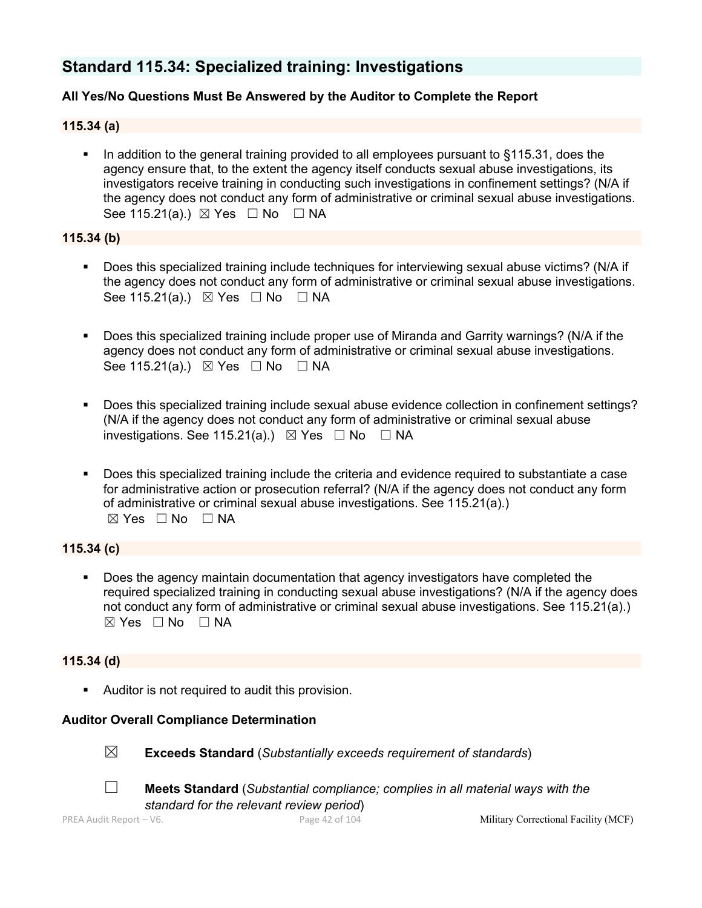## Standard 115.34: Specialized training: Investigations

**All Yes/No Questions Must Be Answered by the Auditor to Complete the Report**

**115.34 (a)**

- In addition to the general training provided to all employees pursuant to §115.31, does the agency ensure that, to the extent the agency itself conducts sexual abuse investigations, its investigators receive training in conducting such investigations in confinement settings? (N/A if the agency does not conduct any form of administrative or criminal sexual abuse investigations. See 115.21(a).) ☒ Yes ☐ No ☐ NA

**115.34 (b)**

- Does this specialized training include techniques for interviewing sexual abuse victims? (N/A if the agency does not conduct any form of administrative or criminal sexual abuse investigations. See 115.21(a).) ☒ Yes ☐ No ☐ NA

- Does this specialized training include proper use of Miranda and Garrity warnings? (N/A if the agency does not conduct any form of administrative or criminal sexual abuse investigations. See 115.21(a).) ☒ Yes ☐ No ☐ NA

- Does this specialized training include sexual abuse evidence collection in confinement settings? (N/A if the agency does not conduct any form of administrative or criminal sexual abuse investigations. See 115.21(a).) ☒ Yes ☐ No ☐ NA

- Does this specialized training include the criteria and evidence required to substantiate a case for administrative action or prosecution referral? (N/A if the agency does not conduct any form of administrative or criminal sexual abuse investigations. See 115.21(a).) ☒ Yes ☐ No ☐ NA

**115.34 (c)**

- Does the agency maintain documentation that agency investigators have completed the required specialized training in conducting sexual abuse investigations? (N/A if the agency does not conduct any form of administrative or criminal sexual abuse investigations. See 115.21(a).) ☒ Yes ☐ No ☐ NA

**115.34 (d)**

- Auditor is not required to audit this provision.

**Auditor Overall Compliance Determination**

☒ **Exceeds Standard** (*Substantially exceeds requirement of standards*)

☐ **Meets Standard** (*Substantial compliance; complies in all material ways with the standard for the relevant review period*)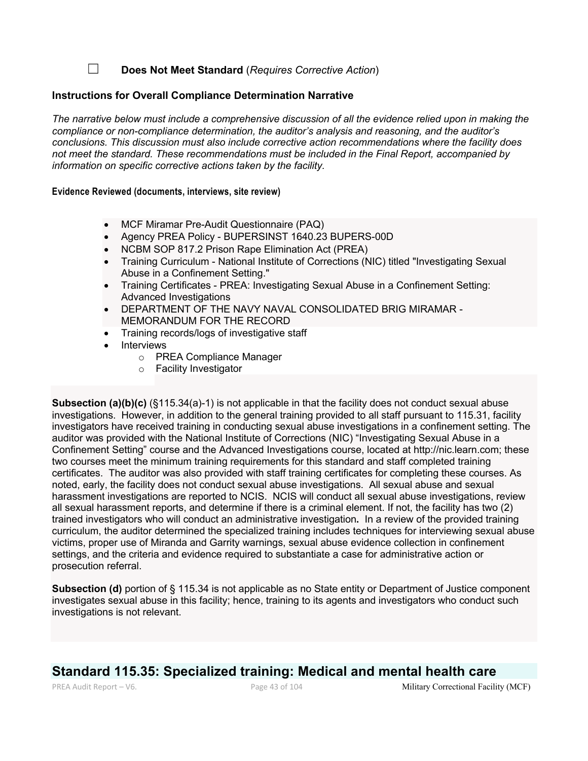☐ **Does Not Meet Standard** (*Requires Corrective Action*)

**Instructions for Overall Compliance Determination Narrative**

*The narrative below must include a comprehensive discussion of all the evidence relied upon in making the compliance or non-compliance determination, the auditor's analysis and reasoning, and the auditor's conclusions. This discussion must also include corrective action recommendations where the facility does not meet the standard. These recommendations must be included in the Final Report, accompanied by information on specific corrective actions taken by the facility.*

**Evidence Reviewed (documents, interviews, site review)**

- MCF Miramar Pre-Audit Questionnaire (PAQ)
- Agency PREA Policy - BUPERSINST 1640.23 BUPERS-00D
- NCBM SOP 817.2 Prison Rape Elimination Act (PREA)
- Training Curriculum - National Institute of Corrections (NIC) titled "Investigating Sexual Abuse in a Confinement Setting."
- Training Certificates - PREA: Investigating Sexual Abuse in a Confinement Setting: Advanced Investigations
- DEPARTMENT OF THE NAVY NAVAL CONSOLIDATED BRIG MIRAMAR - MEMORANDUM FOR THE RECORD
- Training records/logs of investigative staff
- Interviews
    - PREA Compliance Manager
    - Facility Investigator

**Subsection (a)(b)(c)** (§115.34(a)-1) is not applicable in that the facility does not conduct sexual abuse investigations. However, in addition to the general training provided to all staff pursuant to 115.31, facility investigators have received training in conducting sexual abuse investigations in a confinement setting. The auditor was provided with the National Institute of Corrections (NIC) "Investigating Sexual Abuse in a Confinement Setting" course and the Advanced Investigations course, located at http://nic.learn.com; these two courses meet the minimum training requirements for this standard and staff completed training certificates. The auditor was also provided with staff training certificates for completing these courses. As noted, early, the facility does not conduct sexual abuse investigations. All sexual abuse and sexual harassment investigations are reported to NCIS. NCIS will conduct all sexual abuse investigations, review all sexual harassment reports, and determine if there is a criminal element. If not, the facility has two (2) trained investigators who will conduct an administrative investigation**.** In a review of the provided training curriculum, the auditor determined the specialized training includes techniques for interviewing sexual abuse victims, proper use of Miranda and Garrity warnings, sexual abuse evidence collection in confinement settings, and the criteria and evidence required to substantiate a case for administrative action or prosecution referral.

**Subsection (d)** portion of § 115.34 is not applicable as no State entity or Department of Justice component investigates sexual abuse in this facility; hence, training to its agents and investigators who conduct such investigations is not relevant.

## Standard 115.35: Specialized training: Medical and mental health care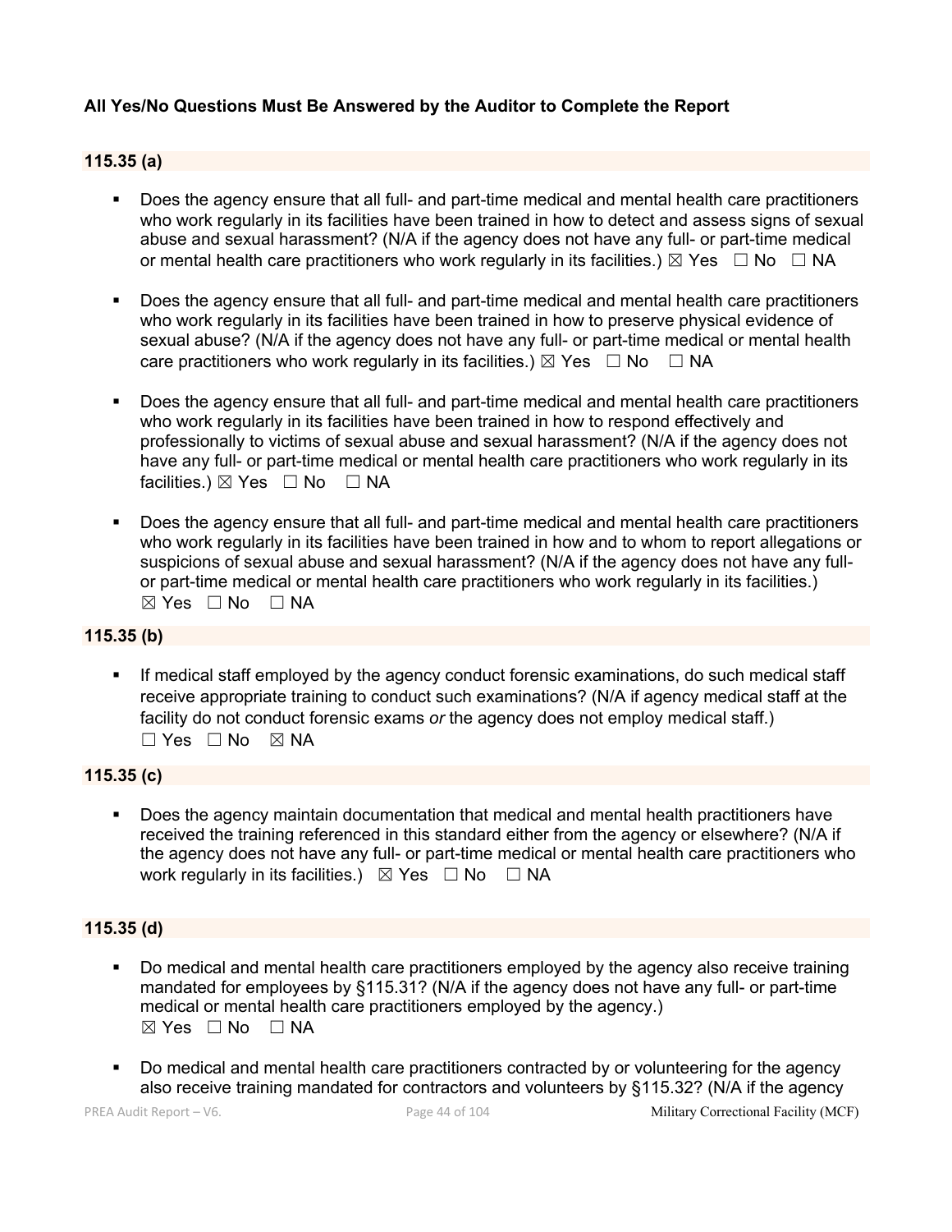**All Yes/No Questions Must Be Answered by the Auditor to Complete the Report**

**115.35 (a)**

- Does the agency ensure that all full- and part-time medical and mental health care practitioners who work regularly in its facilities have been trained in how to detect and assess signs of sexual abuse and sexual harassment? (N/A if the agency does not have any full- or part-time medical or mental health care practitioners who work regularly in its facilities.) ☒ Yes ☐ No ☐ NA

- Does the agency ensure that all full- and part-time medical and mental health care practitioners who work regularly in its facilities have been trained in how to preserve physical evidence of sexual abuse? (N/A if the agency does not have any full- or part-time medical or mental health care practitioners who work regularly in its facilities.) ☒ Yes ☐ No ☐ NA

- Does the agency ensure that all full- and part-time medical and mental health care practitioners who work regularly in its facilities have been trained in how to respond effectively and professionally to victims of sexual abuse and sexual harassment? (N/A if the agency does not have any full- or part-time medical or mental health care practitioners who work regularly in its facilities.) ☒ Yes ☐ No ☐ NA

- Does the agency ensure that all full- and part-time medical and mental health care practitioners who work regularly in its facilities have been trained in how and to whom to report allegations or suspicions of sexual abuse and sexual harassment? (N/A if the agency does not have any full- or part-time medical or mental health care practitioners who work regularly in its facilities.) ☒ Yes ☐ No ☐ NA

**115.35 (b)**

- If medical staff employed by the agency conduct forensic examinations, do such medical staff receive appropriate training to conduct such examinations? (N/A if agency medical staff at the facility do not conduct forensic exams *or* the agency does not employ medical staff.) ☐ Yes ☐ No ☒ NA

**115.35 (c)**

- Does the agency maintain documentation that medical and mental health practitioners have received the training referenced in this standard either from the agency or elsewhere? (N/A if the agency does not have any full- or part-time medical or mental health care practitioners who work regularly in its facilities.) ☒ Yes ☐ No ☐ NA

**115.35 (d)**

- Do medical and mental health care practitioners employed by the agency also receive training mandated for employees by §115.31? (N/A if the agency does not have any full- or part-time medical or mental health care practitioners employed by the agency.) ☒ Yes ☐ No ☐ NA

- Do medical and mental health care practitioners contracted by or volunteering for the agency also receive training mandated for contractors and volunteers by §115.32? (N/A if the agency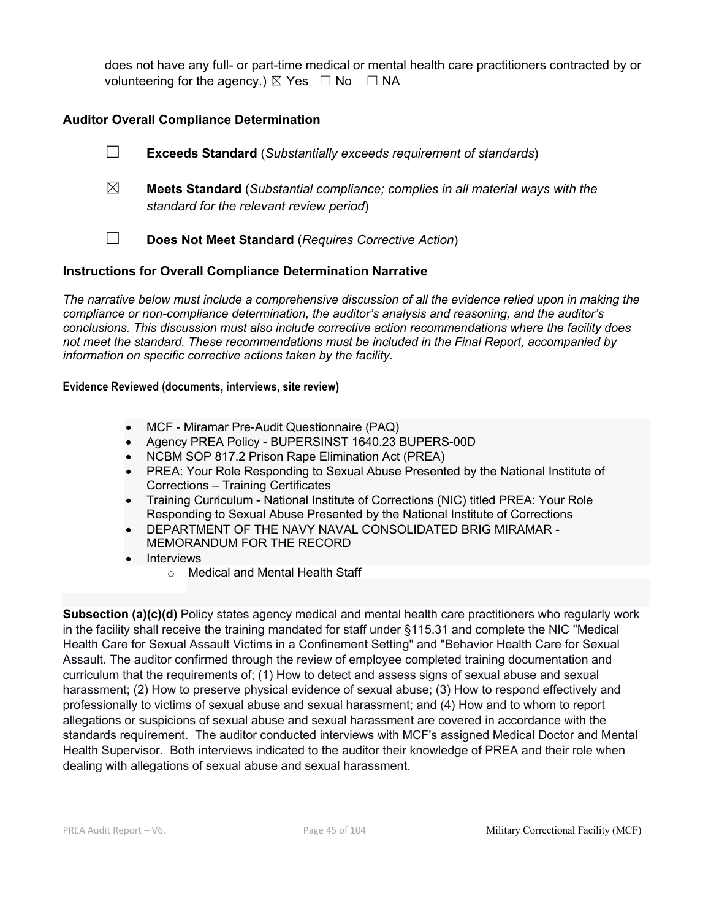does not have any full- or part-time medical or mental health care practitioners contracted by or volunteering for the agency.) ☒ Yes ☐ No ☐ NA

### Auditor Overall Compliance Determination

☐ **Exceeds Standard** (*Substantially exceeds requirement of standards*)

☒ **Meets Standard** (*Substantial compliance; complies in all material ways with the standard for the relevant review period*)

☐ **Does Not Meet Standard** (*Requires Corrective Action*)

### Instructions for Overall Compliance Determination Narrative

*The narrative below must include a comprehensive discussion of all the evidence relied upon in making the compliance or non-compliance determination, the auditor's analysis and reasoning, and the auditor's conclusions. This discussion must also include corrective action recommendations where the facility does not meet the standard. These recommendations must be included in the Final Report, accompanied by information on specific corrective actions taken by the facility.*

**Evidence Reviewed (documents, interviews, site review)**

- MCF - Miramar Pre-Audit Questionnaire (PAQ)
- Agency PREA Policy - BUPERSINST 1640.23 BUPERS-00D
- NCBM SOP 817.2 Prison Rape Elimination Act (PREA)
- PREA: Your Role Responding to Sexual Abuse Presented by the National Institute of Corrections – Training Certificates
- Training Curriculum - National Institute of Corrections (NIC) titled PREA: Your Role Responding to Sexual Abuse Presented by the National Institute of Corrections
- DEPARTMENT OF THE NAVY NAVAL CONSOLIDATED BRIG MIRAMAR - MEMORANDUM FOR THE RECORD
- Interviews
    - Medical and Mental Health Staff

**Subsection (a)(c)(d)** Policy states agency medical and mental health care practitioners who regularly work in the facility shall receive the training mandated for staff under §115.31 and complete the NIC "Medical Health Care for Sexual Assault Victims in a Confinement Setting" and "Behavior Health Care for Sexual Assault. The auditor confirmed through the review of employee completed training documentation and curriculum that the requirements of; (1) How to detect and assess signs of sexual abuse and sexual harassment; (2) How to preserve physical evidence of sexual abuse; (3) How to respond effectively and professionally to victims of sexual abuse and sexual harassment; and (4) How and to whom to report allegations or suspicions of sexual abuse and sexual harassment are covered in accordance with the standards requirement. The auditor conducted interviews with MCF's assigned Medical Doctor and Mental Health Supervisor. Both interviews indicated to the auditor their knowledge of PREA and their role when dealing with allegations of sexual abuse and sexual harassment.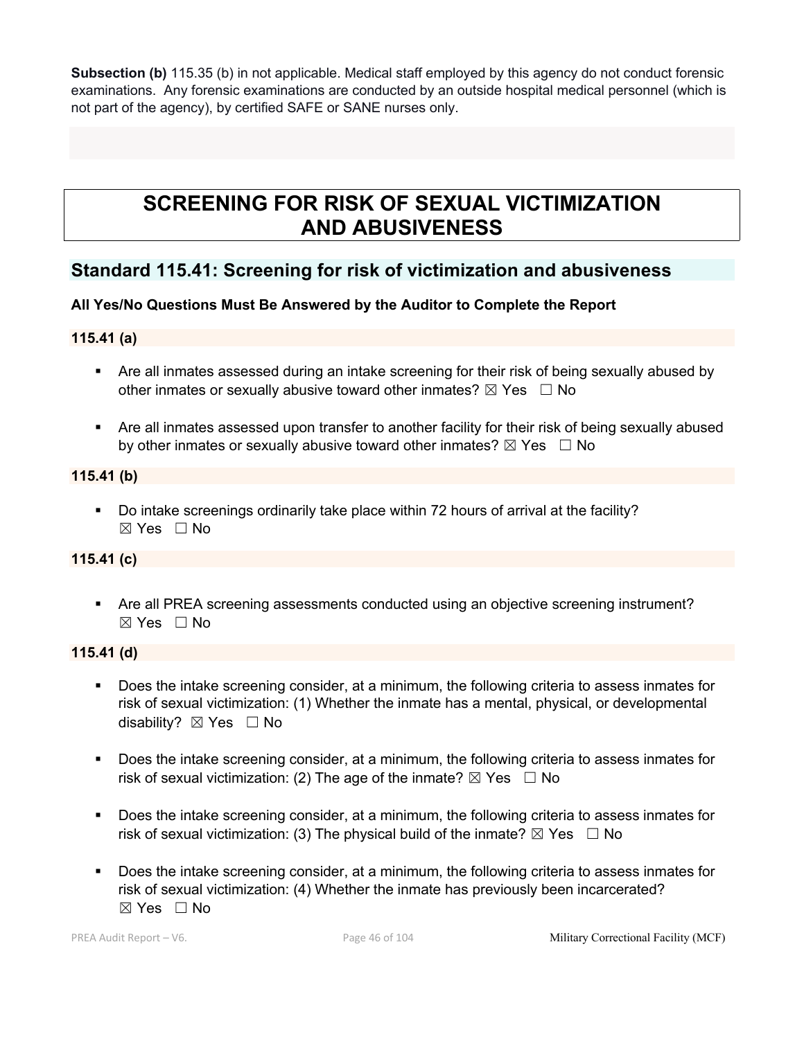**Subsection (b)** 115.35 (b) in not applicable. Medical staff employed by this agency do not conduct forensic examinations. Any forensic examinations are conducted by an outside hospital medical personnel (which is not part of the agency), by certified SAFE or SANE nurses only.

# SCREENING FOR RISK OF SEXUAL VICTIMIZATION AND ABUSIVENESS

## Standard 115.41: Screening for risk of victimization and abusiveness

**All Yes/No Questions Must Be Answered by the Auditor to Complete the Report**

**115.41 (a)**

- Are all inmates assessed during an intake screening for their risk of being sexually abused by other inmates or sexually abusive toward other inmates? ☒ Yes ☐ No
- Are all inmates assessed upon transfer to another facility for their risk of being sexually abused by other inmates or sexually abusive toward other inmates? ☒ Yes ☐ No

**115.41 (b)**

- Do intake screenings ordinarily take place within 72 hours of arrival at the facility? ☒ Yes ☐ No

**115.41 (c)**

- Are all PREA screening assessments conducted using an objective screening instrument? ☒ Yes ☐ No

**115.41 (d)**

- Does the intake screening consider, at a minimum, the following criteria to assess inmates for risk of sexual victimization: (1) Whether the inmate has a mental, physical, or developmental disability? ☒ Yes ☐ No
- Does the intake screening consider, at a minimum, the following criteria to assess inmates for risk of sexual victimization: (2) The age of the inmate? ☒ Yes ☐ No
- Does the intake screening consider, at a minimum, the following criteria to assess inmates for risk of sexual victimization: (3) The physical build of the inmate? ☒ Yes ☐ No
- Does the intake screening consider, at a minimum, the following criteria to assess inmates for risk of sexual victimization: (4) Whether the inmate has previously been incarcerated? ☒ Yes ☐ No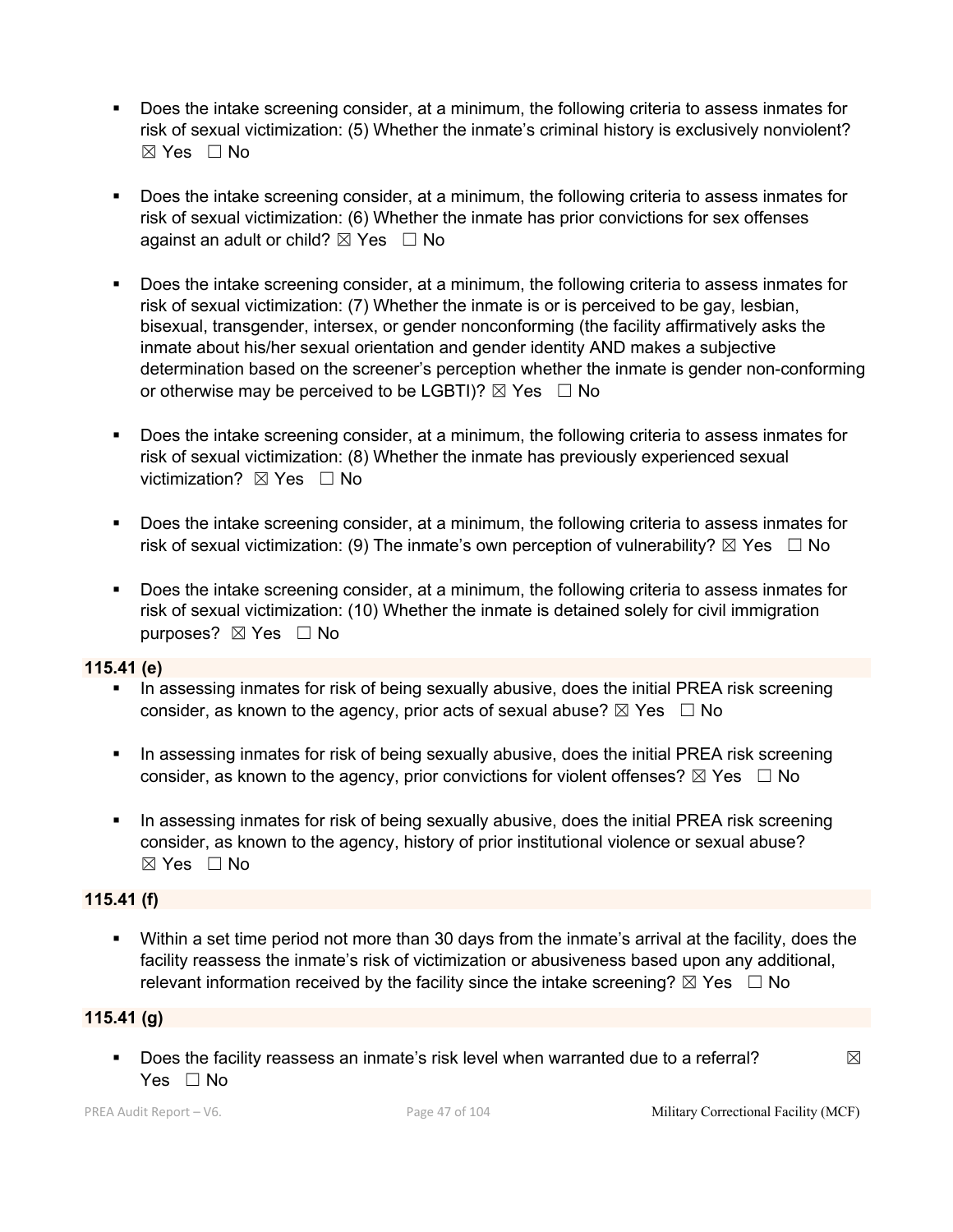- Does the intake screening consider, at a minimum, the following criteria to assess inmates for risk of sexual victimization: (5) Whether the inmate's criminal history is exclusively nonviolent? ☒ Yes ☐ No

- Does the intake screening consider, at a minimum, the following criteria to assess inmates for risk of sexual victimization: (6) Whether the inmate has prior convictions for sex offenses against an adult or child? ☒ Yes ☐ No

- Does the intake screening consider, at a minimum, the following criteria to assess inmates for risk of sexual victimization: (7) Whether the inmate is or is perceived to be gay, lesbian, bisexual, transgender, intersex, or gender nonconforming (the facility affirmatively asks the inmate about his/her sexual orientation and gender identity AND makes a subjective determination based on the screener's perception whether the inmate is gender non-conforming or otherwise may be perceived to be LGBTI)? ☒ Yes ☐ No

- Does the intake screening consider, at a minimum, the following criteria to assess inmates for risk of sexual victimization: (8) Whether the inmate has previously experienced sexual victimization? ☒ Yes ☐ No

- Does the intake screening consider, at a minimum, the following criteria to assess inmates for risk of sexual victimization: (9) The inmate's own perception of vulnerability? ☒ Yes ☐ No

- Does the intake screening consider, at a minimum, the following criteria to assess inmates for risk of sexual victimization: (10) Whether the inmate is detained solely for civil immigration purposes? ☒ Yes ☐ No

**115.41 (e)**

- In assessing inmates for risk of being sexually abusive, does the initial PREA risk screening consider, as known to the agency, prior acts of sexual abuse? ☒ Yes ☐ No

- In assessing inmates for risk of being sexually abusive, does the initial PREA risk screening consider, as known to the agency, prior convictions for violent offenses? ☒ Yes ☐ No

- In assessing inmates for risk of being sexually abusive, does the initial PREA risk screening consider, as known to the agency, history of prior institutional violence or sexual abuse? ☒ Yes ☐ No

**115.41 (f)**

- Within a set time period not more than 30 days from the inmate's arrival at the facility, does the facility reassess the inmate's risk of victimization or abusiveness based upon any additional, relevant information received by the facility since the intake screening? ☒ Yes ☐ No

**115.41 (g)**

- Does the facility reassess an inmate's risk level when warranted due to a referral? ☒ Yes ☐ No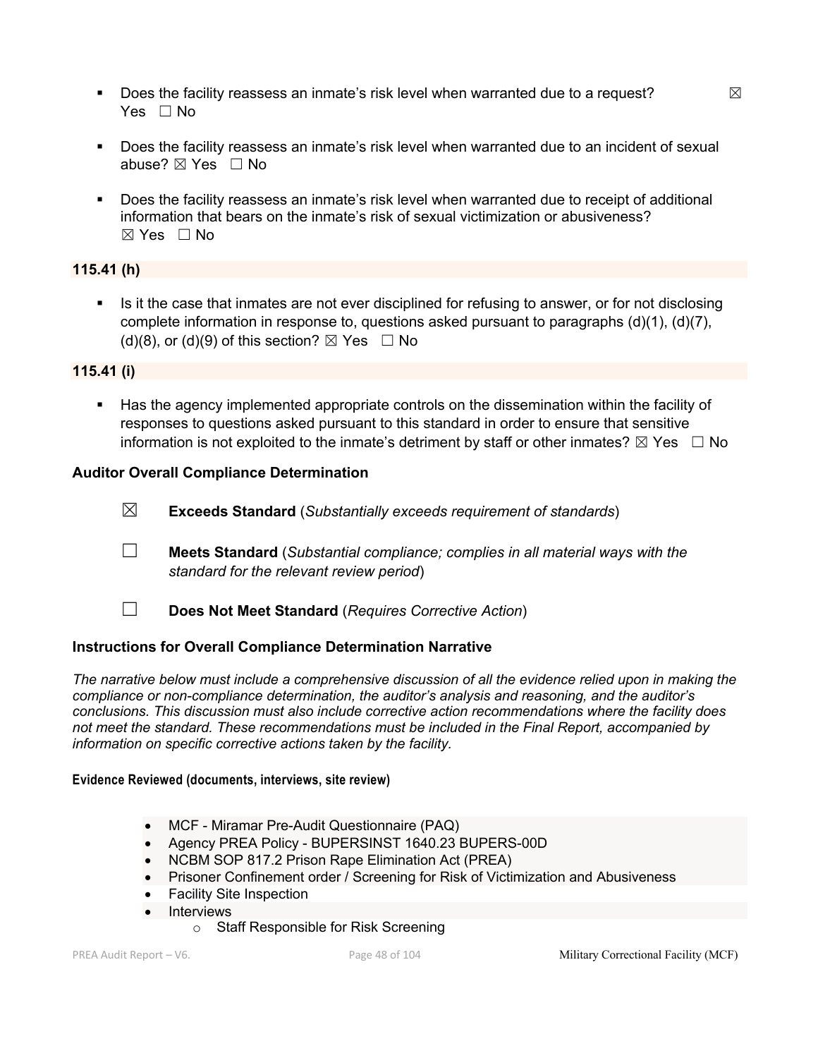- Does the facility reassess an inmate's risk level when warranted due to a request? ☒ Yes ☐ No

- Does the facility reassess an inmate's risk level when warranted due to an incident of sexual abuse? ☒ Yes ☐ No

- Does the facility reassess an inmate's risk level when warranted due to receipt of additional information that bears on the inmate's risk of sexual victimization or abusiveness? ☒ Yes ☐ No

**115.41 (h)**

- Is it the case that inmates are not ever disciplined for refusing to answer, or for not disclosing complete information in response to, questions asked pursuant to paragraphs (d)(1), (d)(7), (d)(8), or (d)(9) of this section? ☒ Yes ☐ No

**115.41 (i)**

- Has the agency implemented appropriate controls on the dissemination within the facility of responses to questions asked pursuant to this standard in order to ensure that sensitive information is not exploited to the inmate's detriment by staff or other inmates? ☒ Yes ☐ No

### Auditor Overall Compliance Determination

☒ **Exceeds Standard** (*Substantially exceeds requirement of standards*)

☐ **Meets Standard** (*Substantial compliance; complies in all material ways with the standard for the relevant review period*)

☐ **Does Not Meet Standard** (*Requires Corrective Action*)

### Instructions for Overall Compliance Determination Narrative

*The narrative below must include a comprehensive discussion of all the evidence relied upon in making the compliance or non-compliance determination, the auditor's analysis and reasoning, and the auditor's conclusions. This discussion must also include corrective action recommendations where the facility does not meet the standard. These recommendations must be included in the Final Report, accompanied by information on specific corrective actions taken by the facility.*

**Evidence Reviewed (documents, interviews, site review)**

- MCF - Miramar Pre-Audit Questionnaire (PAQ)
- Agency PREA Policy - BUPERSINST 1640.23 BUPERS-00D
- NCBM SOP 817.2 Prison Rape Elimination Act (PREA)
- Prisoner Confinement order / Screening for Risk of Victimization and Abusiveness
- Facility Site Inspection
- Interviews
  - Staff Responsible for Risk Screening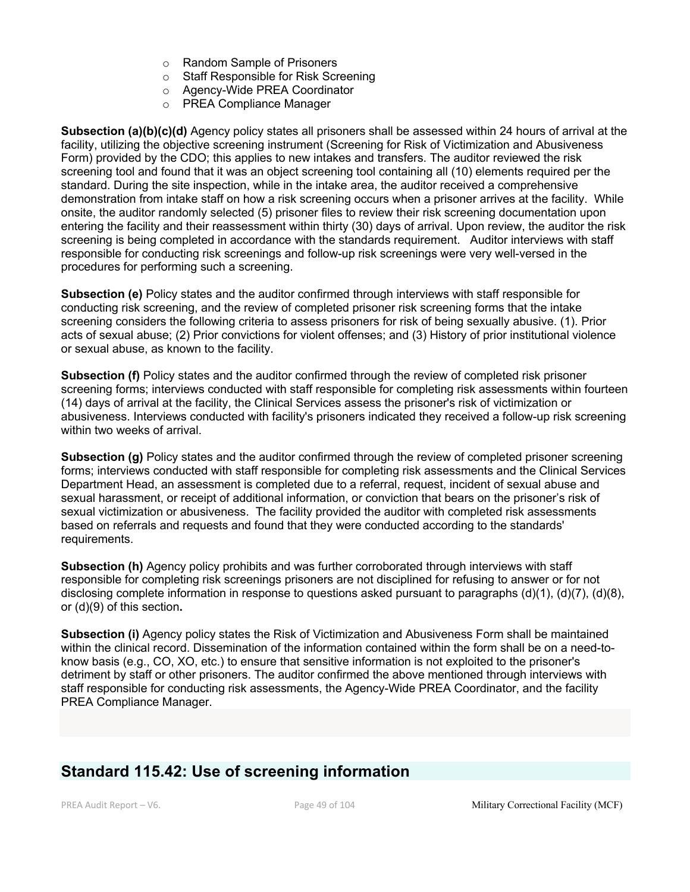- Random Sample of Prisoners
- Staff Responsible for Risk Screening
- Agency-Wide PREA Coordinator
- PREA Compliance Manager

**Subsection (a)(b)(c)(d)** Agency policy states all prisoners shall be assessed within 24 hours of arrival at the facility, utilizing the objective screening instrument (Screening for Risk of Victimization and Abusiveness Form) provided by the CDO; this applies to new intakes and transfers. The auditor reviewed the risk screening tool and found that it was an object screening tool containing all (10) elements required per the standard. During the site inspection, while in the intake area, the auditor received a comprehensive demonstration from intake staff on how a risk screening occurs when a prisoner arrives at the facility. While onsite, the auditor randomly selected (5) prisoner files to review their risk screening documentation upon entering the facility and their reassessment within thirty (30) days of arrival. Upon review, the auditor the risk screening is being completed in accordance with the standards requirement. Auditor interviews with staff responsible for conducting risk screenings and follow-up risk screenings were very well-versed in the procedures for performing such a screening.

**Subsection (e)** Policy states and the auditor confirmed through interviews with staff responsible for conducting risk screening, and the review of completed prisoner risk screening forms that the intake screening considers the following criteria to assess prisoners for risk of being sexually abusive. (1). Prior acts of sexual abuse; (2) Prior convictions for violent offenses; and (3) History of prior institutional violence or sexual abuse, as known to the facility.

**Subsection (f)** Policy states and the auditor confirmed through the review of completed risk prisoner screening forms; interviews conducted with staff responsible for completing risk assessments within fourteen (14) days of arrival at the facility, the Clinical Services assess the prisoner's risk of victimization or abusiveness. Interviews conducted with facility's prisoners indicated they received a follow-up risk screening within two weeks of arrival.

**Subsection (g)** Policy states and the auditor confirmed through the review of completed prisoner screening forms; interviews conducted with staff responsible for completing risk assessments and the Clinical Services Department Head, an assessment is completed due to a referral, request, incident of sexual abuse and sexual harassment, or receipt of additional information, or conviction that bears on the prisoner's risk of sexual victimization or abusiveness. The facility provided the auditor with completed risk assessments based on referrals and requests and found that they were conducted according to the standards' requirements.

**Subsection (h)** Agency policy prohibits and was further corroborated through interviews with staff responsible for completing risk screenings prisoners are not disciplined for refusing to answer or for not disclosing complete information in response to questions asked pursuant to paragraphs (d)(1), (d)(7), (d)(8), or (d)(9) of this section.

**Subsection (i)** Agency policy states the Risk of Victimization and Abusiveness Form shall be maintained within the clinical record. Dissemination of the information contained within the form shall be on a need-to-know basis (e.g., CO, XO, etc.) to ensure that sensitive information is not exploited to the prisoner's detriment by staff or other prisoners. The auditor confirmed the above mentioned through interviews with staff responsible for conducting risk assessments, the Agency-Wide PREA Coordinator, and the facility PREA Compliance Manager.

## Standard 115.42: Use of screening information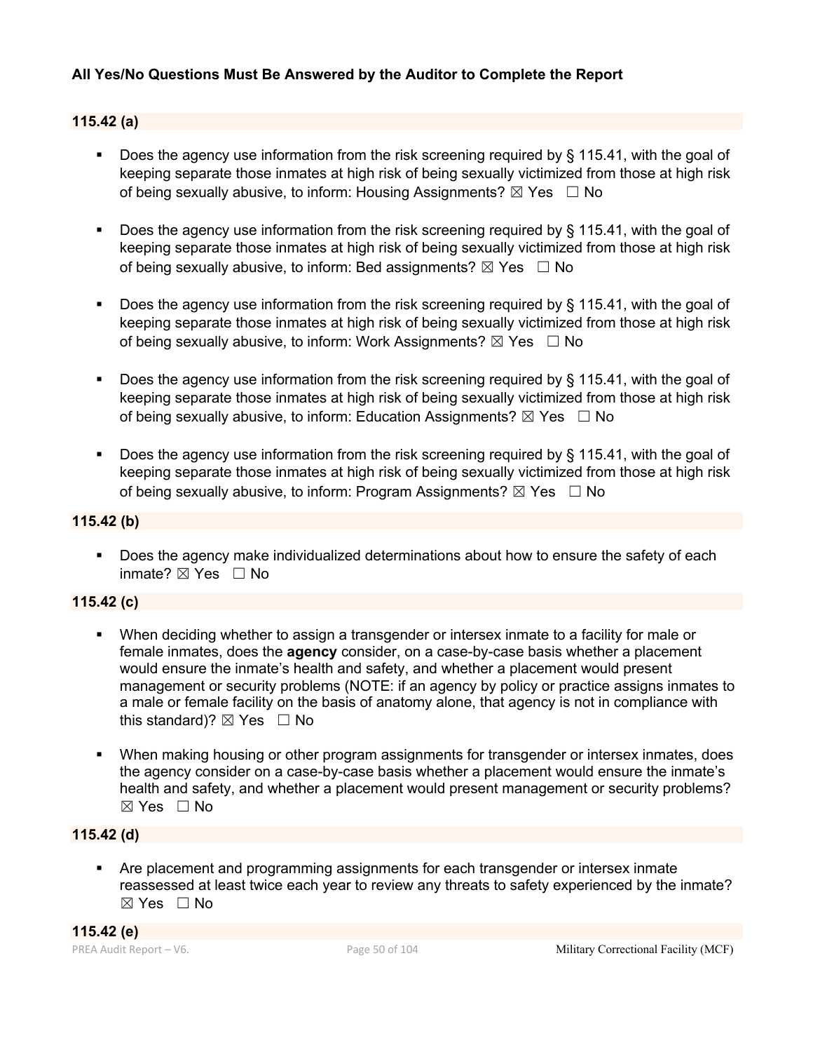**All Yes/No Questions Must Be Answered by the Auditor to Complete the Report**

**115.42 (a)**

- Does the agency use information from the risk screening required by § 115.41, with the goal of keeping separate those inmates at high risk of being sexually victimized from those at high risk of being sexually abusive, to inform: Housing Assignments? ☒ Yes ☐ No

- Does the agency use information from the risk screening required by § 115.41, with the goal of keeping separate those inmates at high risk of being sexually victimized from those at high risk of being sexually abusive, to inform: Bed assignments? ☒ Yes ☐ No

- Does the agency use information from the risk screening required by § 115.41, with the goal of keeping separate those inmates at high risk of being sexually victimized from those at high risk of being sexually abusive, to inform: Work Assignments? ☒ Yes ☐ No

- Does the agency use information from the risk screening required by § 115.41, with the goal of keeping separate those inmates at high risk of being sexually victimized from those at high risk of being sexually abusive, to inform: Education Assignments? ☒ Yes ☐ No

- Does the agency use information from the risk screening required by § 115.41, with the goal of keeping separate those inmates at high risk of being sexually victimized from those at high risk of being sexually abusive, to inform: Program Assignments? ☒ Yes ☐ No

**115.42 (b)**

- Does the agency make individualized determinations about how to ensure the safety of each inmate? ☒ Yes ☐ No

**115.42 (c)**

- When deciding whether to assign a transgender or intersex inmate to a facility for male or female inmates, does the **agency** consider, on a case-by-case basis whether a placement would ensure the inmate's health and safety, and whether a placement would present management or security problems (NOTE: if an agency by policy or practice assigns inmates to a male or female facility on the basis of anatomy alone, that agency is not in compliance with this standard)? ☒ Yes ☐ No

- When making housing or other program assignments for transgender or intersex inmates, does the agency consider on a case-by-case basis whether a placement would ensure the inmate's health and safety, and whether a placement would present management or security problems? ☒ Yes ☐ No

**115.42 (d)**

- Are placement and programming assignments for each transgender or intersex inmate reassessed at least twice each year to review any threats to safety experienced by the inmate? ☒ Yes ☐ No

**115.42 (e)**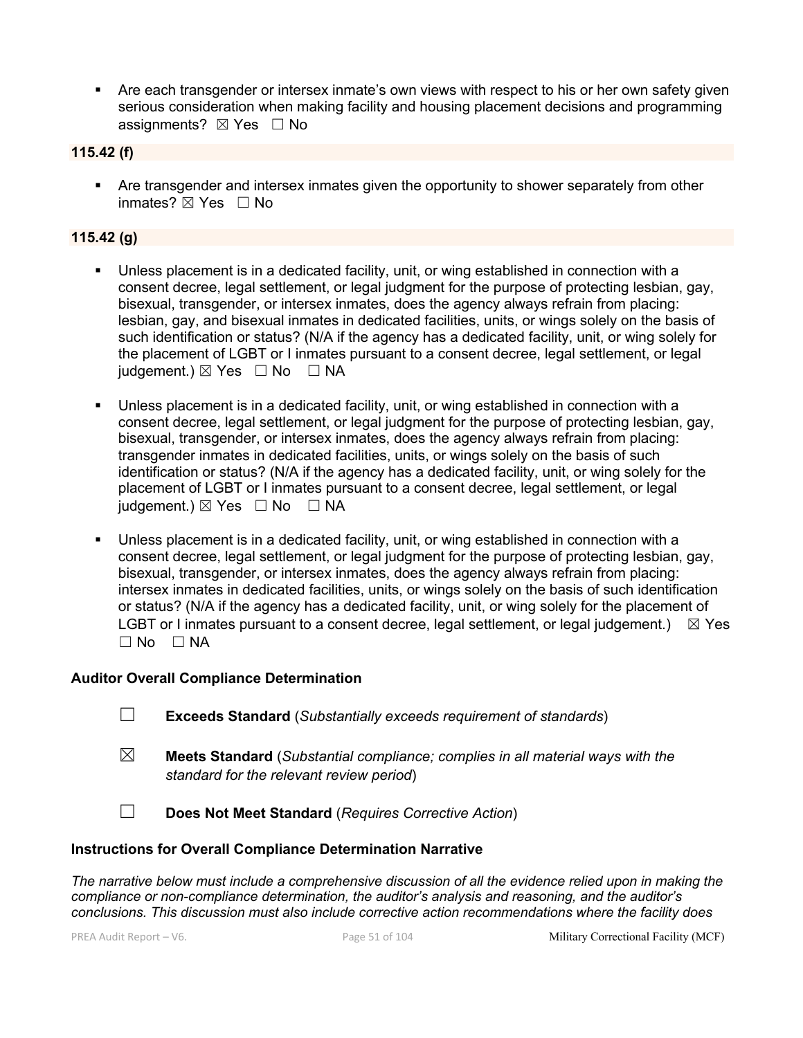- Are each transgender or intersex inmate's own views with respect to his or her own safety given serious consideration when making facility and housing placement decisions and programming assignments? ☒ Yes ☐ No

**115.42 (f)**

- Are transgender and intersex inmates given the opportunity to shower separately from other inmates? ☒ Yes ☐ No

**115.42 (g)**

- Unless placement is in a dedicated facility, unit, or wing established in connection with a consent decree, legal settlement, or legal judgment for the purpose of protecting lesbian, gay, bisexual, transgender, or intersex inmates, does the agency always refrain from placing: lesbian, gay, and bisexual inmates in dedicated facilities, units, or wings solely on the basis of such identification or status? (N/A if the agency has a dedicated facility, unit, or wing solely for the placement of LGBT or I inmates pursuant to a consent decree, legal settlement, or legal judgement.) ☒ Yes ☐ No ☐ NA

- Unless placement is in a dedicated facility, unit, or wing established in connection with a consent decree, legal settlement, or legal judgment for the purpose of protecting lesbian, gay, bisexual, transgender, or intersex inmates, does the agency always refrain from placing: transgender inmates in dedicated facilities, units, or wings solely on the basis of such identification or status? (N/A if the agency has a dedicated facility, unit, or wing solely for the placement of LGBT or I inmates pursuant to a consent decree, legal settlement, or legal judgement.) ☒ Yes ☐ No ☐ NA

- Unless placement is in a dedicated facility, unit, or wing established in connection with a consent decree, legal settlement, or legal judgment for the purpose of protecting lesbian, gay, bisexual, transgender, or intersex inmates, does the agency always refrain from placing: intersex inmates in dedicated facilities, units, or wings solely on the basis of such identification or status? (N/A if the agency has a dedicated facility, unit, or wing solely for the placement of LGBT or I inmates pursuant to a consent decree, legal settlement, or legal judgement.) ☒ Yes ☐ No ☐ NA

**Auditor Overall Compliance Determination**

☐ **Exceeds Standard** (*Substantially exceeds requirement of standards*)

☒ **Meets Standard** (*Substantial compliance; complies in all material ways with the standard for the relevant review period*)

☐ **Does Not Meet Standard** (*Requires Corrective Action*)

**Instructions for Overall Compliance Determination Narrative**

*The narrative below must include a comprehensive discussion of all the evidence relied upon in making the compliance or non-compliance determination, the auditor's analysis and reasoning, and the auditor's conclusions. This discussion must also include corrective action recommendations where the facility does*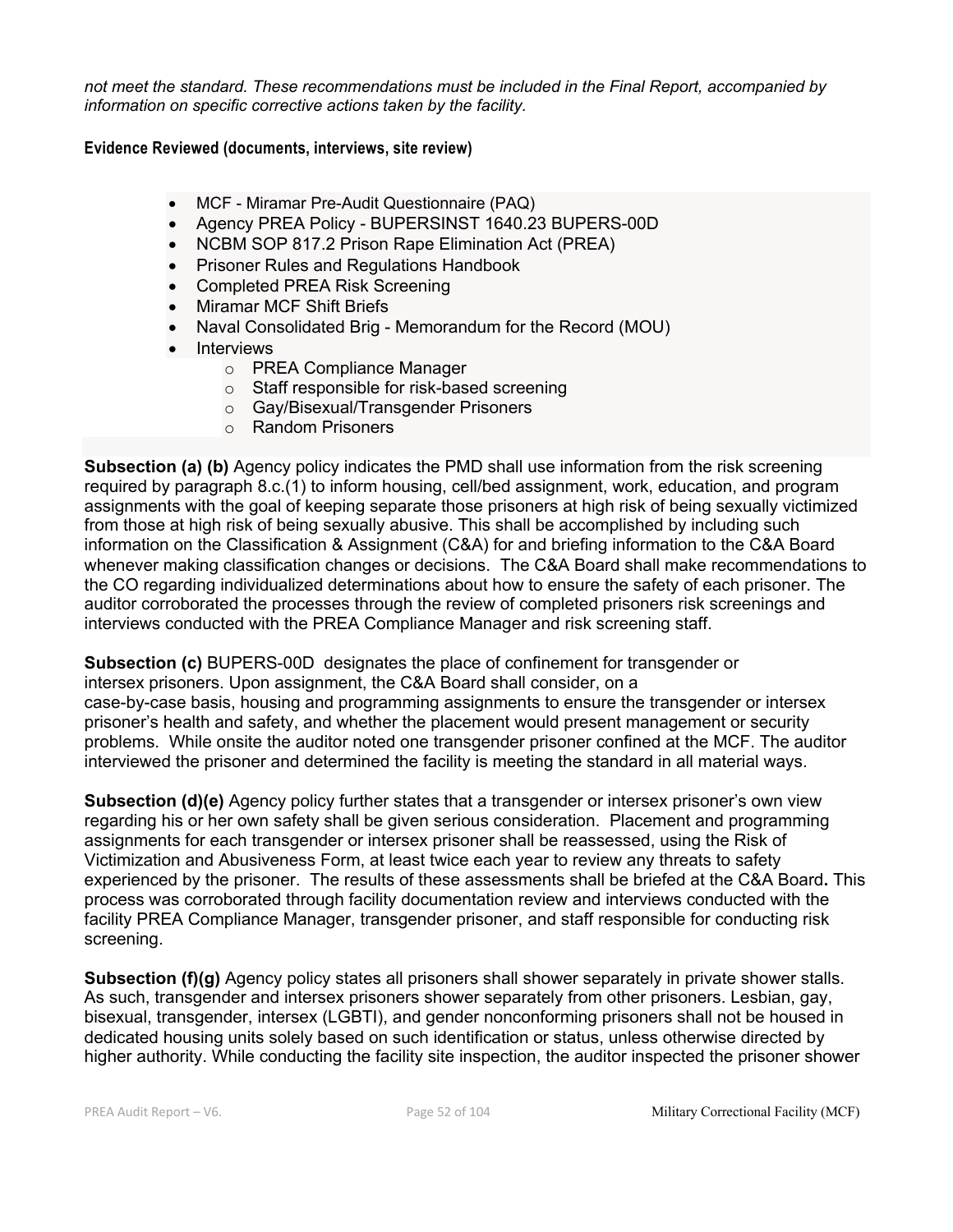*not meet the standard. These recommendations must be included in the Final Report, accompanied by information on specific corrective actions taken by the facility.*

**Evidence Reviewed (documents, interviews, site review)**

- MCF - Miramar Pre-Audit Questionnaire (PAQ)
- Agency PREA Policy - BUPERSINST 1640.23 BUPERS-00D
- NCBM SOP 817.2 Prison Rape Elimination Act (PREA)
- Prisoner Rules and Regulations Handbook
- Completed PREA Risk Screening
- Miramar MCF Shift Briefs
- Naval Consolidated Brig - Memorandum for the Record (MOU)
- Interviews
  - PREA Compliance Manager
  - Staff responsible for risk-based screening
  - Gay/Bisexual/Transgender Prisoners
  - Random Prisoners

**Subsection (a) (b)** Agency policy indicates the PMD shall use information from the risk screening required by paragraph 8.c.(1) to inform housing, cell/bed assignment, work, education, and program assignments with the goal of keeping separate those prisoners at high risk of being sexually victimized from those at high risk of being sexually abusive. This shall be accomplished by including such information on the Classification & Assignment (C&A) for and briefing information to the C&A Board whenever making classification changes or decisions. The C&A Board shall make recommendations to the CO regarding individualized determinations about how to ensure the safety of each prisoner. The auditor corroborated the processes through the review of completed prisoners risk screenings and interviews conducted with the PREA Compliance Manager and risk screening staff.

**Subsection (c)** BUPERS-00D designates the place of confinement for transgender or intersex prisoners. Upon assignment, the C&A Board shall consider, on a case-by-case basis, housing and programming assignments to ensure the transgender or intersex prisoner's health and safety, and whether the placement would present management or security problems. While onsite the auditor noted one transgender prisoner confined at the MCF. The auditor interviewed the prisoner and determined the facility is meeting the standard in all material ways.

**Subsection (d)(e)** Agency policy further states that a transgender or intersex prisoner's own view regarding his or her own safety shall be given serious consideration. Placement and programming assignments for each transgender or intersex prisoner shall be reassessed, using the Risk of Victimization and Abusiveness Form, at least twice each year to review any threats to safety experienced by the prisoner. The results of these assessments shall be briefed at the C&A Board**.** This process was corroborated through facility documentation review and interviews conducted with the facility PREA Compliance Manager, transgender prisoner, and staff responsible for conducting risk screening.

**Subsection (f)(g)** Agency policy states all prisoners shall shower separately in private shower stalls. As such, transgender and intersex prisoners shower separately from other prisoners. Lesbian, gay, bisexual, transgender, intersex (LGBTI), and gender nonconforming prisoners shall not be housed in dedicated housing units solely based on such identification or status, unless otherwise directed by higher authority. While conducting the facility site inspection, the auditor inspected the prisoner shower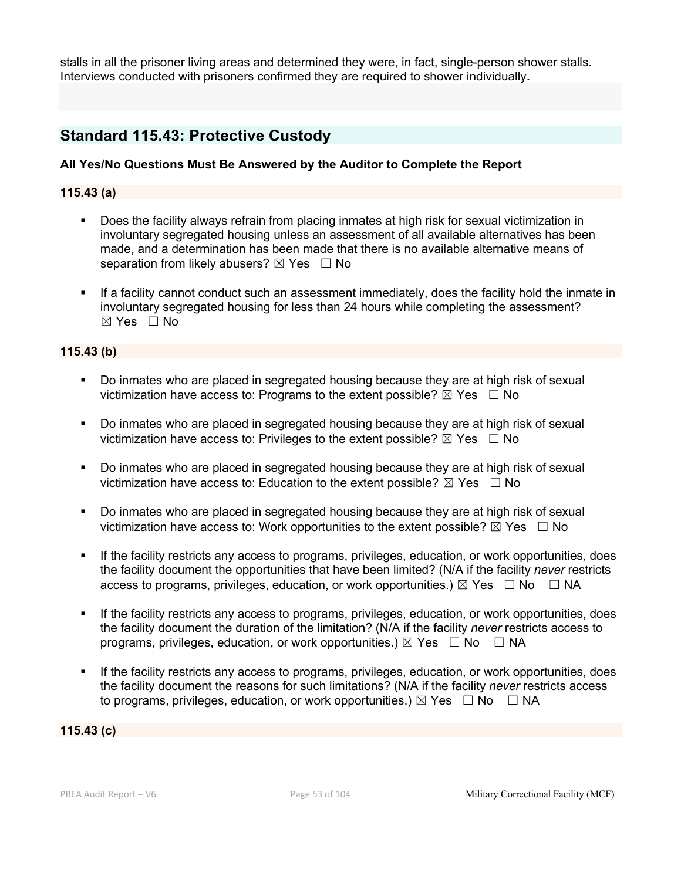stalls in all the prisoner living areas and determined they were, in fact, single-person shower stalls. Interviews conducted with prisoners confirmed they are required to shower individually**.**

## Standard 115.43: Protective Custody

**All Yes/No Questions Must Be Answered by the Auditor to Complete the Report**

**115.43 (a)**

- Does the facility always refrain from placing inmates at high risk for sexual victimization in involuntary segregated housing unless an assessment of all available alternatives has been made, and a determination has been made that there is no available alternative means of separation from likely abusers? ☒ Yes ☐ No
- If a facility cannot conduct such an assessment immediately, does the facility hold the inmate in involuntary segregated housing for less than 24 hours while completing the assessment? ☒ Yes ☐ No

**115.43 (b)**

- Do inmates who are placed in segregated housing because they are at high risk of sexual victimization have access to: Programs to the extent possible? ☒ Yes ☐ No
- Do inmates who are placed in segregated housing because they are at high risk of sexual victimization have access to: Privileges to the extent possible? ☒ Yes ☐ No
- Do inmates who are placed in segregated housing because they are at high risk of sexual victimization have access to: Education to the extent possible? ☒ Yes ☐ No
- Do inmates who are placed in segregated housing because they are at high risk of sexual victimization have access to: Work opportunities to the extent possible? ☒ Yes ☐ No
- If the facility restricts any access to programs, privileges, education, or work opportunities, does the facility document the opportunities that have been limited? (N/A if the facility *never* restricts access to programs, privileges, education, or work opportunities.) ☒ Yes ☐ No ☐ NA
- If the facility restricts any access to programs, privileges, education, or work opportunities, does the facility document the duration of the limitation? (N/A if the facility *never* restricts access to programs, privileges, education, or work opportunities.) ☒ Yes ☐ No ☐ NA
- If the facility restricts any access to programs, privileges, education, or work opportunities, does the facility document the reasons for such limitations? (N/A if the facility *never* restricts access to programs, privileges, education, or work opportunities.) ☒ Yes ☐ No ☐ NA

**115.43 (c)**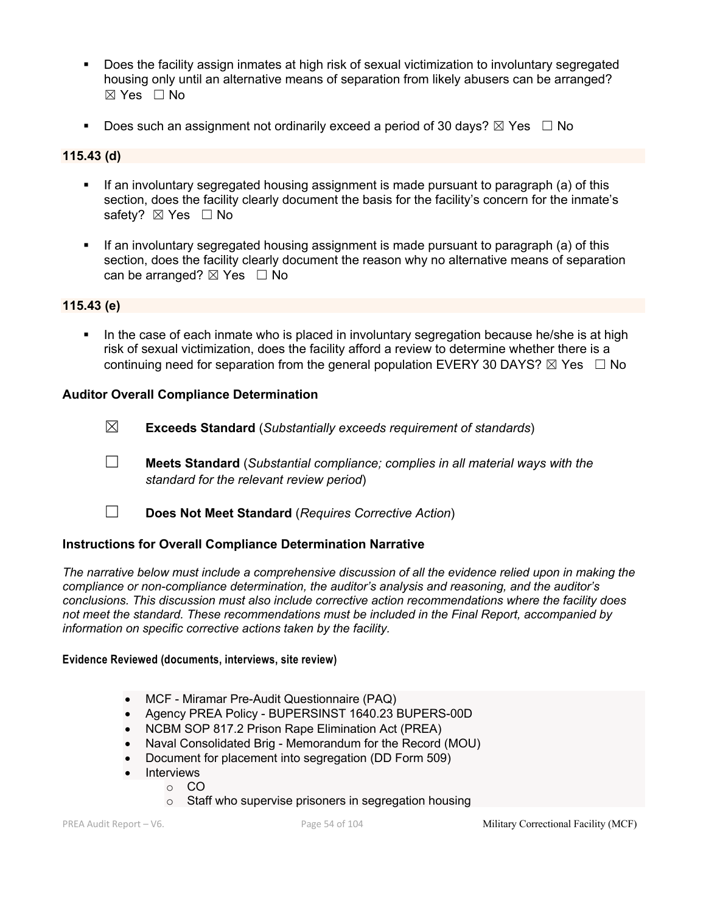- Does the facility assign inmates at high risk of sexual victimization to involuntary segregated housing only until an alternative means of separation from likely abusers can be arranged? ☒ Yes ☐ No

- Does such an assignment not ordinarily exceed a period of 30 days? ☒ Yes ☐ No

**115.43 (d)**

- If an involuntary segregated housing assignment is made pursuant to paragraph (a) of this section, does the facility clearly document the basis for the facility's concern for the inmate's safety? ☒ Yes ☐ No

- If an involuntary segregated housing assignment is made pursuant to paragraph (a) of this section, does the facility clearly document the reason why no alternative means of separation can be arranged? ☒ Yes ☐ No

**115.43 (e)**

- In the case of each inmate who is placed in involuntary segregation because he/she is at high risk of sexual victimization, does the facility afford a review to determine whether there is a continuing need for separation from the general population EVERY 30 DAYS? ☒ Yes ☐ No

### Auditor Overall Compliance Determination

☒ **Exceeds Standard** (*Substantially exceeds requirement of standards*)

☐ **Meets Standard** (*Substantial compliance; complies in all material ways with the standard for the relevant review period*)

☐ **Does Not Meet Standard** (*Requires Corrective Action*)

### Instructions for Overall Compliance Determination Narrative

*The narrative below must include a comprehensive discussion of all the evidence relied upon in making the compliance or non-compliance determination, the auditor's analysis and reasoning, and the auditor's conclusions. This discussion must also include corrective action recommendations where the facility does not meet the standard. These recommendations must be included in the Final Report, accompanied by information on specific corrective actions taken by the facility.*

**Evidence Reviewed (documents, interviews, site review)**

- MCF - Miramar Pre-Audit Questionnaire (PAQ)
- Agency PREA Policy - BUPERSINST 1640.23 BUPERS-00D
- NCBM SOP 817.2 Prison Rape Elimination Act (PREA)
- Naval Consolidated Brig - Memorandum for the Record (MOU)
- Document for placement into segregation (DD Form 509)
- Interviews
  - CO
  - Staff who supervise prisoners in segregation housing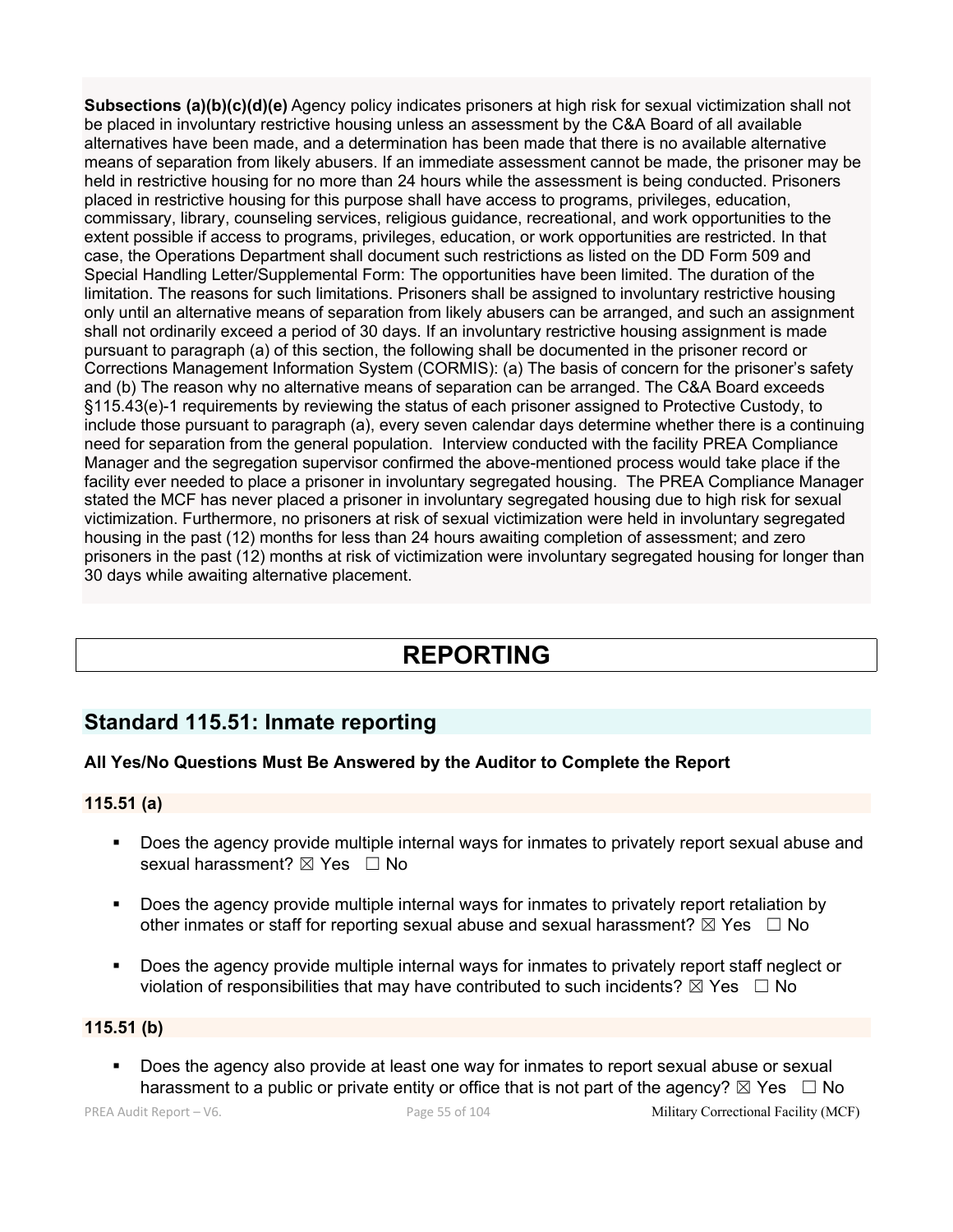**Subsections (a)(b)(c)(d)(e)** Agency policy indicates prisoners at high risk for sexual victimization shall not be placed in involuntary restrictive housing unless an assessment by the C&A Board of all available alternatives have been made, and a determination has been made that there is no available alternative means of separation from likely abusers. If an immediate assessment cannot be made, the prisoner may be held in restrictive housing for no more than 24 hours while the assessment is being conducted. Prisoners placed in restrictive housing for this purpose shall have access to programs, privileges, education, commissary, library, counseling services, religious guidance, recreational, and work opportunities to the extent possible if access to programs, privileges, education, or work opportunities are restricted. In that case, the Operations Department shall document such restrictions as listed on the DD Form 509 and Special Handling Letter/Supplemental Form: The opportunities have been limited. The duration of the limitation. The reasons for such limitations. Prisoners shall be assigned to involuntary restrictive housing only until an alternative means of separation from likely abusers can be arranged, and such an assignment shall not ordinarily exceed a period of 30 days. If an involuntary restrictive housing assignment is made pursuant to paragraph (a) of this section, the following shall be documented in the prisoner record or Corrections Management Information System (CORMIS): (a) The basis of concern for the prisoner's safety and (b) The reason why no alternative means of separation can be arranged. The C&A Board exceeds §115.43(e)-1 requirements by reviewing the status of each prisoner assigned to Protective Custody, to include those pursuant to paragraph (a), every seven calendar days determine whether there is a continuing need for separation from the general population. Interview conducted with the facility PREA Compliance Manager and the segregation supervisor confirmed the above-mentioned process would take place if the facility ever needed to place a prisoner in involuntary segregated housing. The PREA Compliance Manager stated the MCF has never placed a prisoner in involuntary segregated housing due to high risk for sexual victimization. Furthermore, no prisoners at risk of sexual victimization were held in involuntary segregated housing in the past (12) months for less than 24 hours awaiting completion of assessment; and zero prisoners in the past (12) months at risk of victimization were involuntary segregated housing for longer than 30 days while awaiting alternative placement.

# REPORTING

## Standard 115.51: Inmate reporting

**All Yes/No Questions Must Be Answered by the Auditor to Complete the Report**

**115.51 (a)**

- Does the agency provide multiple internal ways for inmates to privately report sexual abuse and sexual harassment? ☒ Yes ☐ No
- Does the agency provide multiple internal ways for inmates to privately report retaliation by other inmates or staff for reporting sexual abuse and sexual harassment? ☒ Yes ☐ No
- Does the agency provide multiple internal ways for inmates to privately report staff neglect or violation of responsibilities that may have contributed to such incidents? ☒ Yes ☐ No

**115.51 (b)**

- Does the agency also provide at least one way for inmates to report sexual abuse or sexual harassment to a public or private entity or office that is not part of the agency? ☒ Yes ☐ No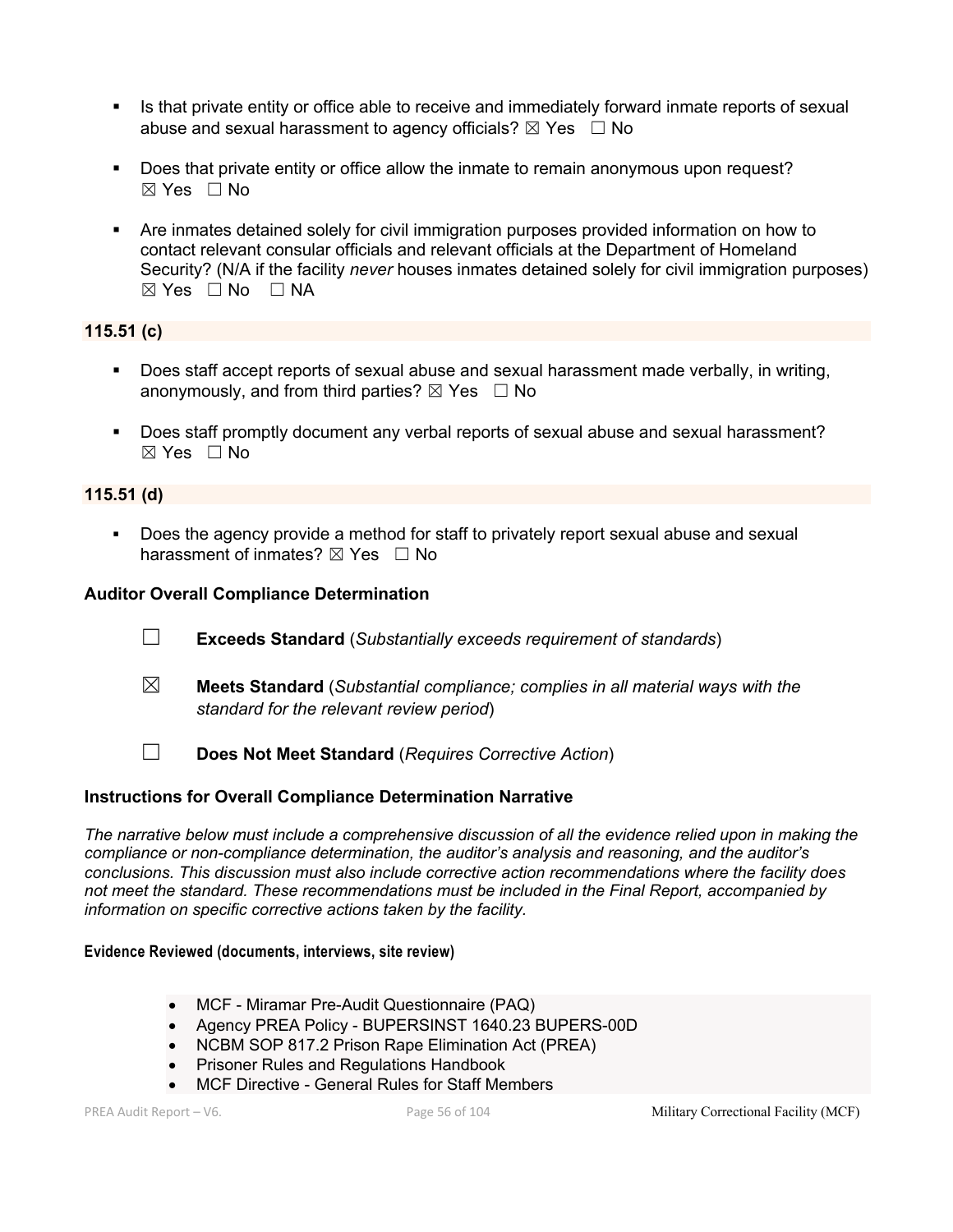- Is that private entity or office able to receive and immediately forward inmate reports of sexual abuse and sexual harassment to agency officials? ☒ Yes ☐ No

- Does that private entity or office allow the inmate to remain anonymous upon request? ☒ Yes ☐ No

- Are inmates detained solely for civil immigration purposes provided information on how to contact relevant consular officials and relevant officials at the Department of Homeland Security? (N/A if the facility *never* houses inmates detained solely for civil immigration purposes) ☒ Yes ☐ No ☐ NA

**115.51 (c)**

- Does staff accept reports of sexual abuse and sexual harassment made verbally, in writing, anonymously, and from third parties? ☒ Yes ☐ No

- Does staff promptly document any verbal reports of sexual abuse and sexual harassment? ☒ Yes ☐ No

**115.51 (d)**

- Does the agency provide a method for staff to privately report sexual abuse and sexual harassment of inmates? ☒ Yes ☐ No

### Auditor Overall Compliance Determination

☐ **Exceeds Standard** (*Substantially exceeds requirement of standards*)

☒ **Meets Standard** (*Substantial compliance; complies in all material ways with the standard for the relevant review period*)

☐ **Does Not Meet Standard** (*Requires Corrective Action*)

### Instructions for Overall Compliance Determination Narrative

*The narrative below must include a comprehensive discussion of all the evidence relied upon in making the compliance or non-compliance determination, the auditor's analysis and reasoning, and the auditor's conclusions. This discussion must also include corrective action recommendations where the facility does not meet the standard. These recommendations must be included in the Final Report, accompanied by information on specific corrective actions taken by the facility.*

**Evidence Reviewed (documents, interviews, site review)**

- MCF - Miramar Pre-Audit Questionnaire (PAQ)
- Agency PREA Policy - BUPERSINST 1640.23 BUPERS-00D
- NCBM SOP 817.2 Prison Rape Elimination Act (PREA)
- Prisoner Rules and Regulations Handbook
- MCF Directive - General Rules for Staff Members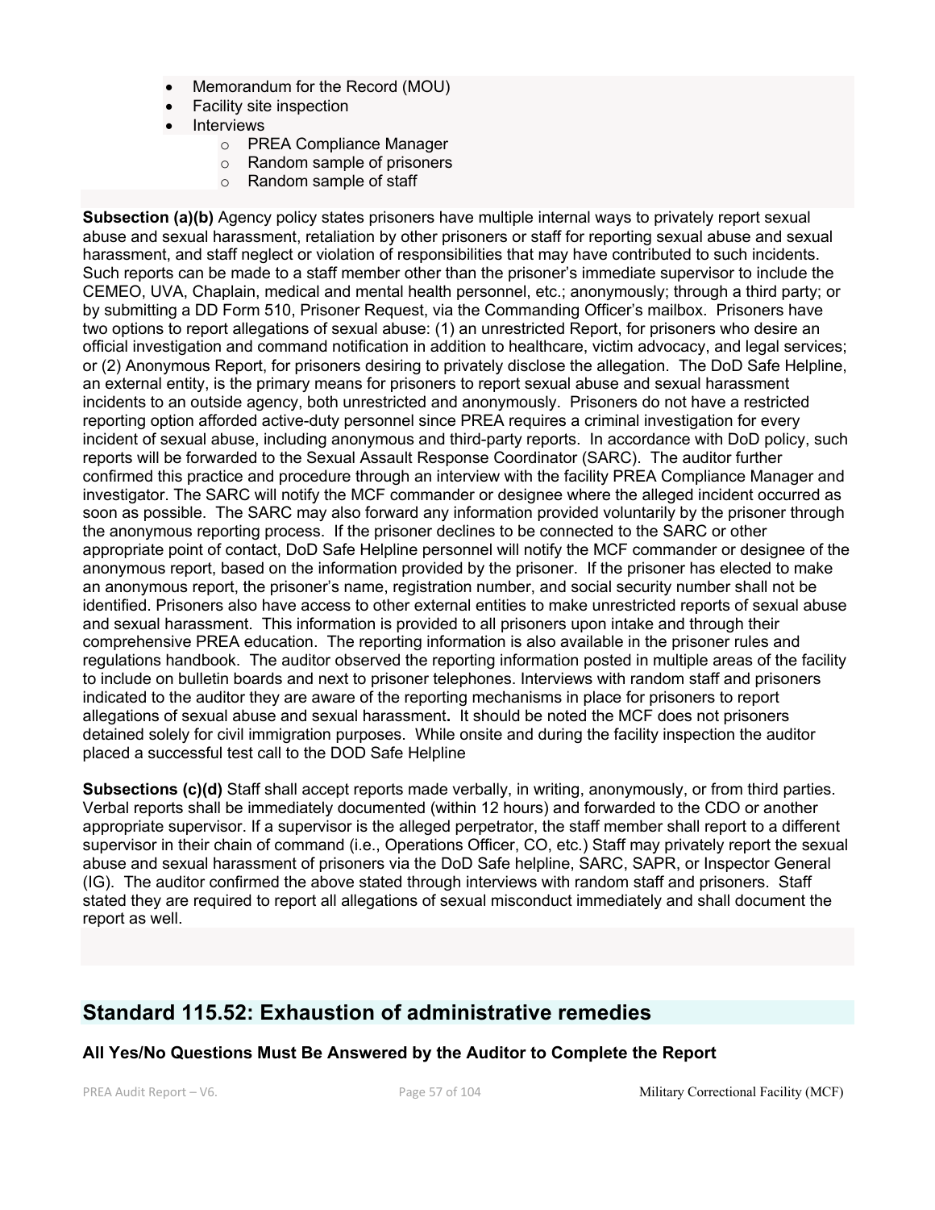- Memorandum for the Record (MOU)
- Facility site inspection
- Interviews
    - PREA Compliance Manager
    - Random sample of prisoners
    - Random sample of staff

**Subsection (a)(b)** Agency policy states prisoners have multiple internal ways to privately report sexual abuse and sexual harassment, retaliation by other prisoners or staff for reporting sexual abuse and sexual harassment, and staff neglect or violation of responsibilities that may have contributed to such incidents. Such reports can be made to a staff member other than the prisoner's immediate supervisor to include the CEMEO, UVA, Chaplain, medical and mental health personnel, etc.; anonymously; through a third party; or by submitting a DD Form 510, Prisoner Request, via the Commanding Officer's mailbox. Prisoners have two options to report allegations of sexual abuse: (1) an unrestricted Report, for prisoners who desire an official investigation and command notification in addition to healthcare, victim advocacy, and legal services; or (2) Anonymous Report, for prisoners desiring to privately disclose the allegation. The DoD Safe Helpline, an external entity, is the primary means for prisoners to report sexual abuse and sexual harassment incidents to an outside agency, both unrestricted and anonymously. Prisoners do not have a restricted reporting option afforded active-duty personnel since PREA requires a criminal investigation for every incident of sexual abuse, including anonymous and third-party reports. In accordance with DoD policy, such reports will be forwarded to the Sexual Assault Response Coordinator (SARC). The auditor further confirmed this practice and procedure through an interview with the facility PREA Compliance Manager and investigator. The SARC will notify the MCF commander or designee where the alleged incident occurred as soon as possible. The SARC may also forward any information provided voluntarily by the prisoner through the anonymous reporting process. If the prisoner declines to be connected to the SARC or other appropriate point of contact, DoD Safe Helpline personnel will notify the MCF commander or designee of the anonymous report, based on the information provided by the prisoner. If the prisoner has elected to make an anonymous report, the prisoner's name, registration number, and social security number shall not be identified. Prisoners also have access to other external entities to make unrestricted reports of sexual abuse and sexual harassment. This information is provided to all prisoners upon intake and through their comprehensive PREA education. The reporting information is also available in the prisoner rules and regulations handbook. The auditor observed the reporting information posted in multiple areas of the facility to include on bulletin boards and next to prisoner telephones. Interviews with random staff and prisoners indicated to the auditor they are aware of the reporting mechanisms in place for prisoners to report allegations of sexual abuse and sexual harassment**.** It should be noted the MCF does not prisoners detained solely for civil immigration purposes. While onsite and during the facility inspection the auditor placed a successful test call to the DOD Safe Helpline

**Subsections (c)(d)** Staff shall accept reports made verbally, in writing, anonymously, or from third parties. Verbal reports shall be immediately documented (within 12 hours) and forwarded to the CDO or another appropriate supervisor. If a supervisor is the alleged perpetrator, the staff member shall report to a different supervisor in their chain of command (i.e., Operations Officer, CO, etc.) Staff may privately report the sexual abuse and sexual harassment of prisoners via the DoD Safe helpline, SARC, SAPR, or Inspector General (IG). The auditor confirmed the above stated through interviews with random staff and prisoners. Staff stated they are required to report all allegations of sexual misconduct immediately and shall document the report as well.

## Standard 115.52: Exhaustion of administrative remedies

**All Yes/No Questions Must Be Answered by the Auditor to Complete the Report**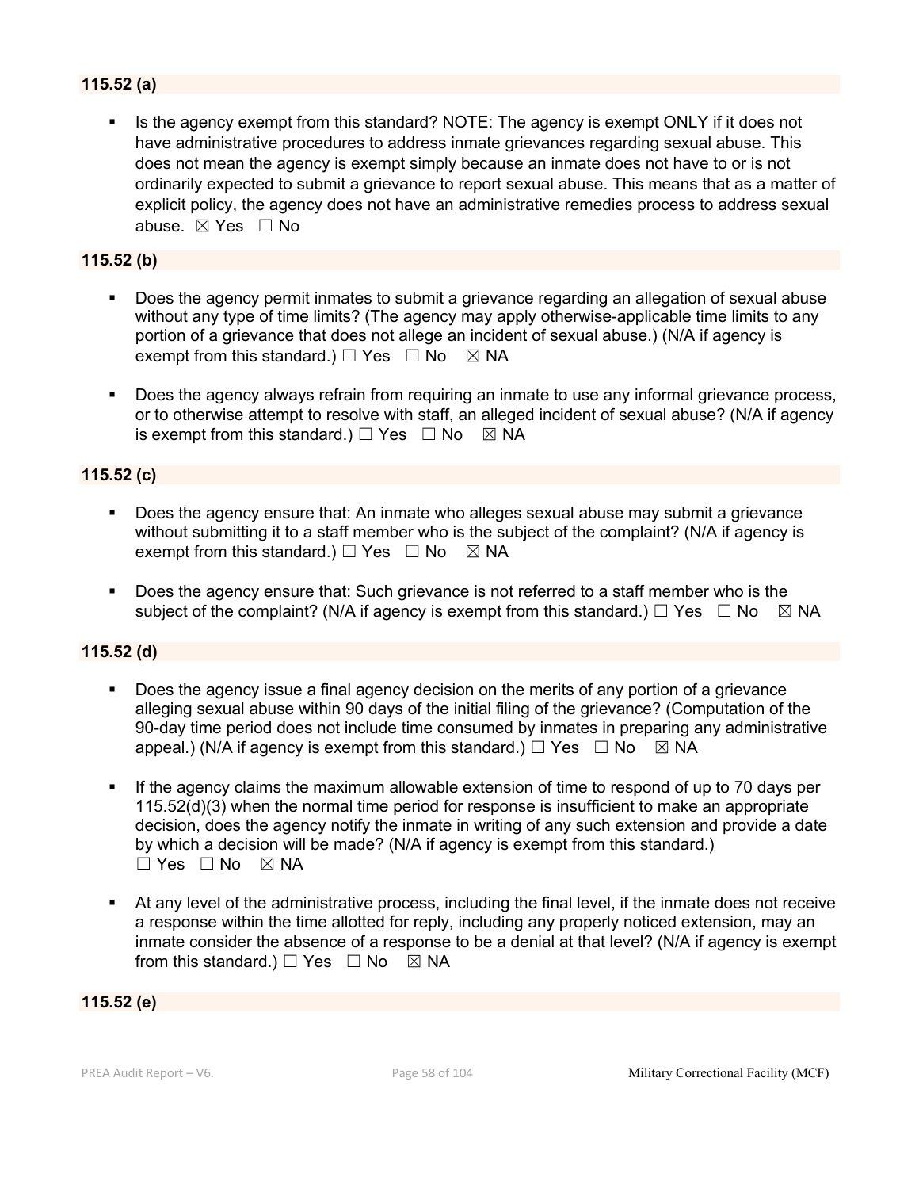**115.52 (a)**

- Is the agency exempt from this standard? NOTE: The agency is exempt ONLY if it does not have administrative procedures to address inmate grievances regarding sexual abuse. This does not mean the agency is exempt simply because an inmate does not have to or is not ordinarily expected to submit a grievance to report sexual abuse. This means that as a matter of explicit policy, the agency does not have an administrative remedies process to address sexual abuse. ☒ Yes ☐ No

**115.52 (b)**

- Does the agency permit inmates to submit a grievance regarding an allegation of sexual abuse without any type of time limits? (The agency may apply otherwise-applicable time limits to any portion of a grievance that does not allege an incident of sexual abuse.) (N/A if agency is exempt from this standard.) ☐ Yes ☐ No ☒ NA

- Does the agency always refrain from requiring an inmate to use any informal grievance process, or to otherwise attempt to resolve with staff, an alleged incident of sexual abuse? (N/A if agency is exempt from this standard.) ☐ Yes ☐ No ☒ NA

**115.52 (c)**

- Does the agency ensure that: An inmate who alleges sexual abuse may submit a grievance without submitting it to a staff member who is the subject of the complaint? (N/A if agency is exempt from this standard.) ☐ Yes ☐ No ☒ NA

- Does the agency ensure that: Such grievance is not referred to a staff member who is the subject of the complaint? (N/A if agency is exempt from this standard.) ☐ Yes ☐ No ☒ NA

**115.52 (d)**

- Does the agency issue a final agency decision on the merits of any portion of a grievance alleging sexual abuse within 90 days of the initial filing of the grievance? (Computation of the 90-day time period does not include time consumed by inmates in preparing any administrative appeal.) (N/A if agency is exempt from this standard.) ☐ Yes ☐ No ☒ NA

- If the agency claims the maximum allowable extension of time to respond of up to 70 days per 115.52(d)(3) when the normal time period for response is insufficient to make an appropriate decision, does the agency notify the inmate in writing of any such extension and provide a date by which a decision will be made? (N/A if agency is exempt from this standard.) ☐ Yes ☐ No ☒ NA

- At any level of the administrative process, including the final level, if the inmate does not receive a response within the time allotted for reply, including any properly noticed extension, may an inmate consider the absence of a response to be a denial at that level? (N/A if agency is exempt from this standard.) ☐ Yes ☐ No ☒ NA

**115.52 (e)**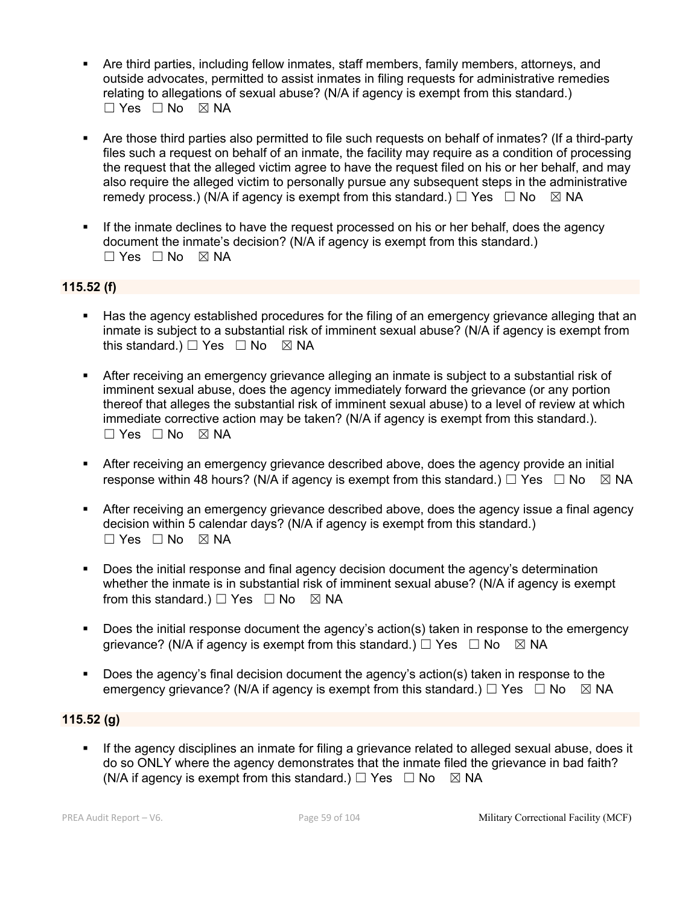- Are third parties, including fellow inmates, staff members, family members, attorneys, and outside advocates, permitted to assist inmates in filing requests for administrative remedies relating to allegations of sexual abuse? (N/A if agency is exempt from this standard.)
☐ Yes ☐ No ☒ NA

- Are those third parties also permitted to file such requests on behalf of inmates? (If a third-party files such a request on behalf of an inmate, the facility may require as a condition of processing the request that the alleged victim agree to have the request filed on his or her behalf, and may also require the alleged victim to personally pursue any subsequent steps in the administrative remedy process.) (N/A if agency is exempt from this standard.) ☐ Yes ☐ No ☒ NA

- If the inmate declines to have the request processed on his or her behalf, does the agency document the inmate's decision? (N/A if agency is exempt from this standard.)
☐ Yes ☐ No ☒ NA

**115.52 (f)**

- Has the agency established procedures for the filing of an emergency grievance alleging that an inmate is subject to a substantial risk of imminent sexual abuse? (N/A if agency is exempt from this standard.) ☐ Yes ☐ No ☒ NA

- After receiving an emergency grievance alleging an inmate is subject to a substantial risk of imminent sexual abuse, does the agency immediately forward the grievance (or any portion thereof that alleges the substantial risk of imminent sexual abuse) to a level of review at which immediate corrective action may be taken? (N/A if agency is exempt from this standard.).
☐ Yes ☐ No ☒ NA

- After receiving an emergency grievance described above, does the agency provide an initial response within 48 hours? (N/A if agency is exempt from this standard.) ☐ Yes ☐ No ☒ NA

- After receiving an emergency grievance described above, does the agency issue a final agency decision within 5 calendar days? (N/A if agency is exempt from this standard.)
☐ Yes ☐ No ☒ NA

- Does the initial response and final agency decision document the agency's determination whether the inmate is in substantial risk of imminent sexual abuse? (N/A if agency is exempt from this standard.) ☐ Yes ☐ No ☒ NA

- Does the initial response document the agency's action(s) taken in response to the emergency grievance? (N/A if agency is exempt from this standard.) ☐ Yes ☐ No ☒ NA

- Does the agency's final decision document the agency's action(s) taken in response to the emergency grievance? (N/A if agency is exempt from this standard.) ☐ Yes ☐ No ☒ NA

**115.52 (g)**

- If the agency disciplines an inmate for filing a grievance related to alleged sexual abuse, does it do so ONLY where the agency demonstrates that the inmate filed the grievance in bad faith? (N/A if agency is exempt from this standard.) ☐ Yes ☐ No ☒ NA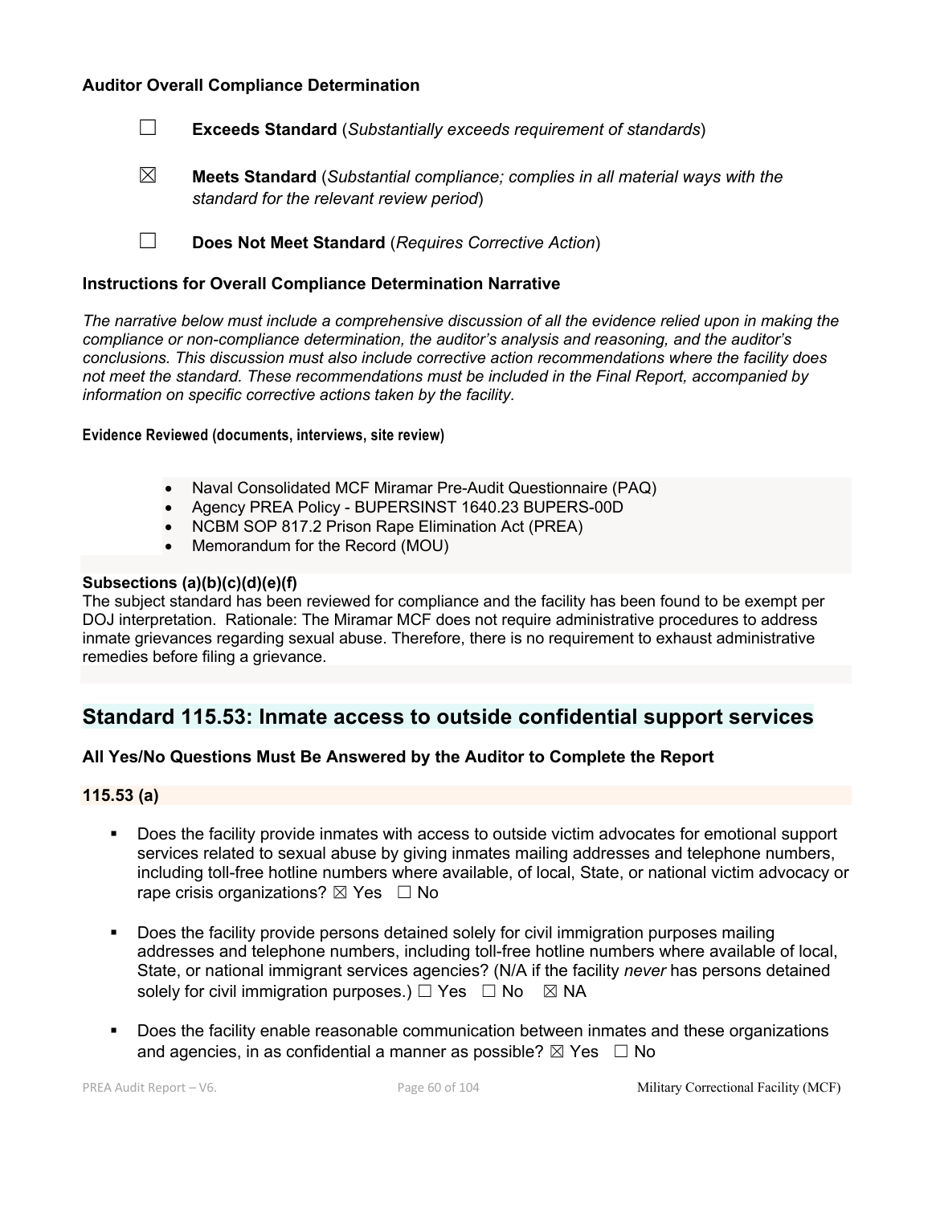### Auditor Overall Compliance Determination

☐ **Exceeds Standard** (*Substantially exceeds requirement of standards*)

☒ **Meets Standard** (*Substantial compliance; complies in all material ways with the standard for the relevant review period*)

☐ **Does Not Meet Standard** (*Requires Corrective Action*)

### Instructions for Overall Compliance Determination Narrative

*The narrative below must include a comprehensive discussion of all the evidence relied upon in making the compliance or non-compliance determination, the auditor's analysis and reasoning, and the auditor's conclusions. This discussion must also include corrective action recommendations where the facility does not meet the standard. These recommendations must be included in the Final Report, accompanied by information on specific corrective actions taken by the facility.*

**Evidence Reviewed (documents, interviews, site review)**

- Naval Consolidated MCF Miramar Pre-Audit Questionnaire (PAQ)
- Agency PREA Policy - BUPERSINST 1640.23 BUPERS-00D
- NCBM SOP 817.2 Prison Rape Elimination Act (PREA)
- Memorandum for the Record (MOU)

**Subsections (a)(b)(c)(d)(e)(f)**

The subject standard has been reviewed for compliance and the facility has been found to be exempt per DOJ interpretation. Rationale: The Miramar MCF does not require administrative procedures to address inmate grievances regarding sexual abuse. Therefore, there is no requirement to exhaust administrative remedies before filing a grievance.

## Standard 115.53: Inmate access to outside confidential support services

**All Yes/No Questions Must Be Answered by the Auditor to Complete the Report**

**115.53 (a)**

- Does the facility provide inmates with access to outside victim advocates for emotional support services related to sexual abuse by giving inmates mailing addresses and telephone numbers, including toll-free hotline numbers where available, of local, State, or national victim advocacy or rape crisis organizations? ☒ Yes ☐ No
- Does the facility provide persons detained solely for civil immigration purposes mailing addresses and telephone numbers, including toll-free hotline numbers where available of local, State, or national immigrant services agencies? (N/A if the facility *never* has persons detained solely for civil immigration purposes.) ☐ Yes ☐ No ☒ NA
- Does the facility enable reasonable communication between inmates and these organizations and agencies, in as confidential a manner as possible? ☒ Yes ☐ No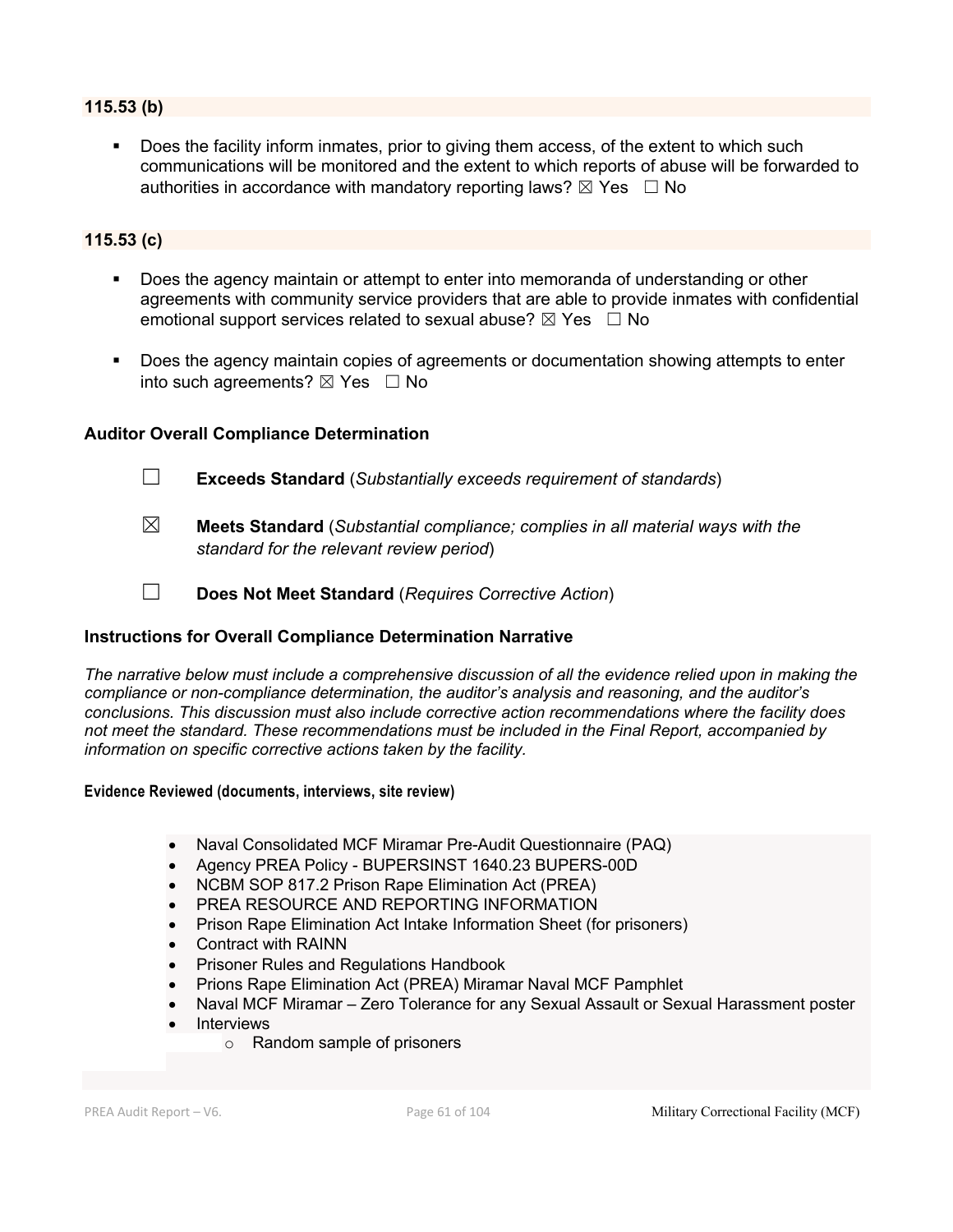**115.53 (b)**

- Does the facility inform inmates, prior to giving them access, of the extent to which such communications will be monitored and the extent to which reports of abuse will be forwarded to authorities in accordance with mandatory reporting laws? ☒ Yes ☐ No

**115.53 (c)**

- Does the agency maintain or attempt to enter into memoranda of understanding or other agreements with community service providers that are able to provide inmates with confidential emotional support services related to sexual abuse? ☒ Yes ☐ No

- Does the agency maintain copies of agreements or documentation showing attempts to enter into such agreements? ☒ Yes ☐ No

### Auditor Overall Compliance Determination

☐ **Exceeds Standard** (*Substantially exceeds requirement of standards*)

☒ **Meets Standard** (*Substantial compliance; complies in all material ways with the standard for the relevant review period*)

☐ **Does Not Meet Standard** (*Requires Corrective Action*)

### Instructions for Overall Compliance Determination Narrative

*The narrative below must include a comprehensive discussion of all the evidence relied upon in making the compliance or non-compliance determination, the auditor's analysis and reasoning, and the auditor's conclusions. This discussion must also include corrective action recommendations where the facility does not meet the standard. These recommendations must be included in the Final Report, accompanied by information on specific corrective actions taken by the facility.*

**Evidence Reviewed (documents, interviews, site review)**

- Naval Consolidated MCF Miramar Pre-Audit Questionnaire (PAQ)
- Agency PREA Policy - BUPERSINST 1640.23 BUPERS-00D
- NCBM SOP 817.2 Prison Rape Elimination Act (PREA)
- PREA RESOURCE AND REPORTING INFORMATION
- Prison Rape Elimination Act Intake Information Sheet (for prisoners)
- Contract with RAINN
- Prisoner Rules and Regulations Handbook
- Prions Rape Elimination Act (PREA) Miramar Naval MCF Pamphlet
- Naval MCF Miramar – Zero Tolerance for any Sexual Assault or Sexual Harassment poster
- Interviews
  - Random sample of prisoners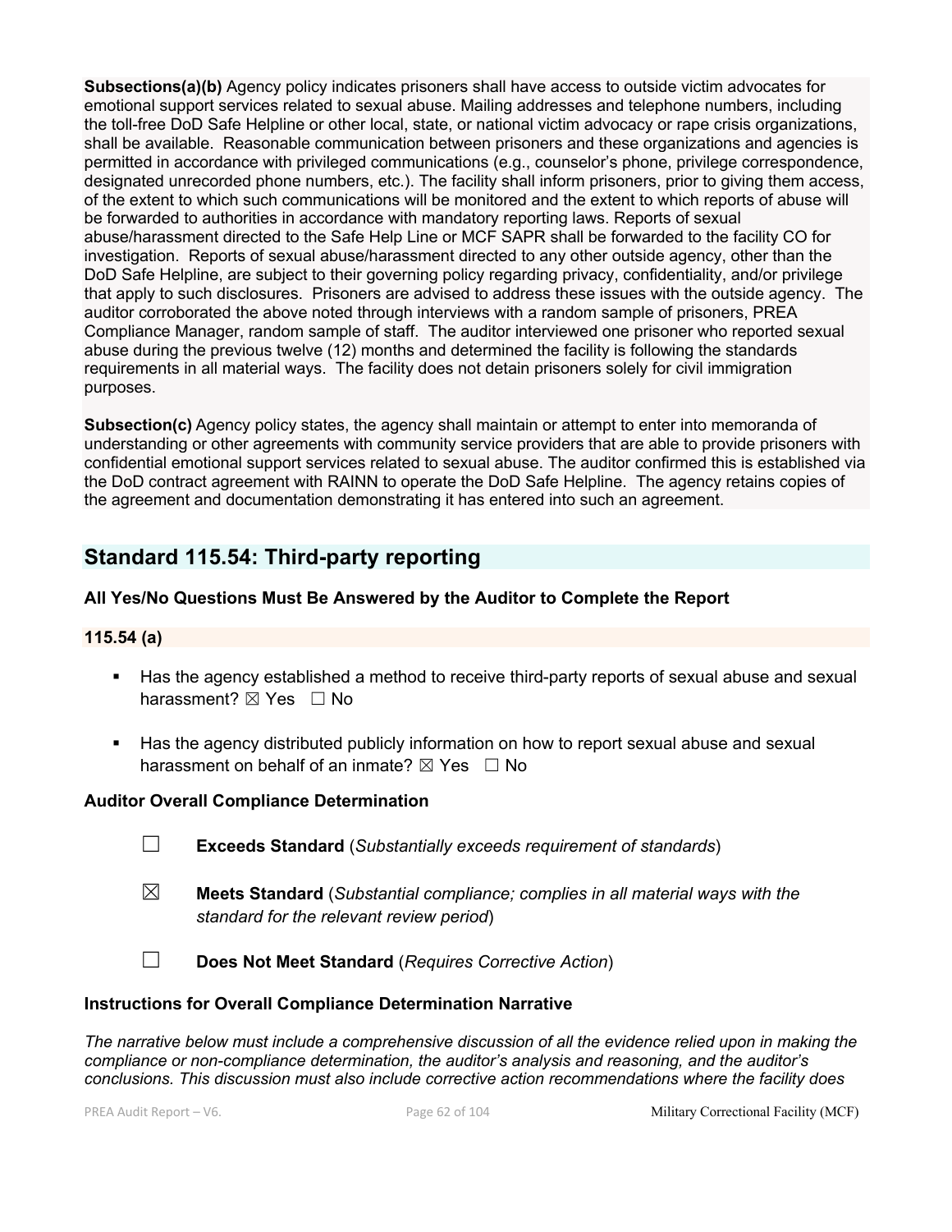**Subsections(a)(b)** Agency policy indicates prisoners shall have access to outside victim advocates for emotional support services related to sexual abuse. Mailing addresses and telephone numbers, including the toll-free DoD Safe Helpline or other local, state, or national victim advocacy or rape crisis organizations, shall be available. Reasonable communication between prisoners and these organizations and agencies is permitted in accordance with privileged communications (e.g., counselor's phone, privilege correspondence, designated unrecorded phone numbers, etc.). The facility shall inform prisoners, prior to giving them access, of the extent to which such communications will be monitored and the extent to which reports of abuse will be forwarded to authorities in accordance with mandatory reporting laws. Reports of sexual abuse/harassment directed to the Safe Help Line or MCF SAPR shall be forwarded to the facility CO for investigation. Reports of sexual abuse/harassment directed to any other outside agency, other than the DoD Safe Helpline, are subject to their governing policy regarding privacy, confidentiality, and/or privilege that apply to such disclosures. Prisoners are advised to address these issues with the outside agency. The auditor corroborated the above noted through interviews with a random sample of prisoners, PREA Compliance Manager, random sample of staff. The auditor interviewed one prisoner who reported sexual abuse during the previous twelve (12) months and determined the facility is following the standards requirements in all material ways. The facility does not detain prisoners solely for civil immigration purposes.

**Subsection(c)** Agency policy states, the agency shall maintain or attempt to enter into memoranda of understanding or other agreements with community service providers that are able to provide prisoners with confidential emotional support services related to sexual abuse. The auditor confirmed this is established via the DoD contract agreement with RAINN to operate the DoD Safe Helpline. The agency retains copies of the agreement and documentation demonstrating it has entered into such an agreement.

## Standard 115.54: Third-party reporting

### All Yes/No Questions Must Be Answered by the Auditor to Complete the Report

### 115.54 (a)

- Has the agency established a method to receive third-party reports of sexual abuse and sexual harassment? ☒ Yes ☐ No
- Has the agency distributed publicly information on how to report sexual abuse and sexual harassment on behalf of an inmate? ☒ Yes ☐ No

### Auditor Overall Compliance Determination

☐ **Exceeds Standard** (*Substantially exceeds requirement of standards*)

☒ **Meets Standard** (*Substantial compliance; complies in all material ways with the standard for the relevant review period*)

☐ **Does Not Meet Standard** (*Requires Corrective Action*)

### Instructions for Overall Compliance Determination Narrative

*The narrative below must include a comprehensive discussion of all the evidence relied upon in making the compliance or non-compliance determination, the auditor's analysis and reasoning, and the auditor's conclusions. This discussion must also include corrective action recommendations where the facility does*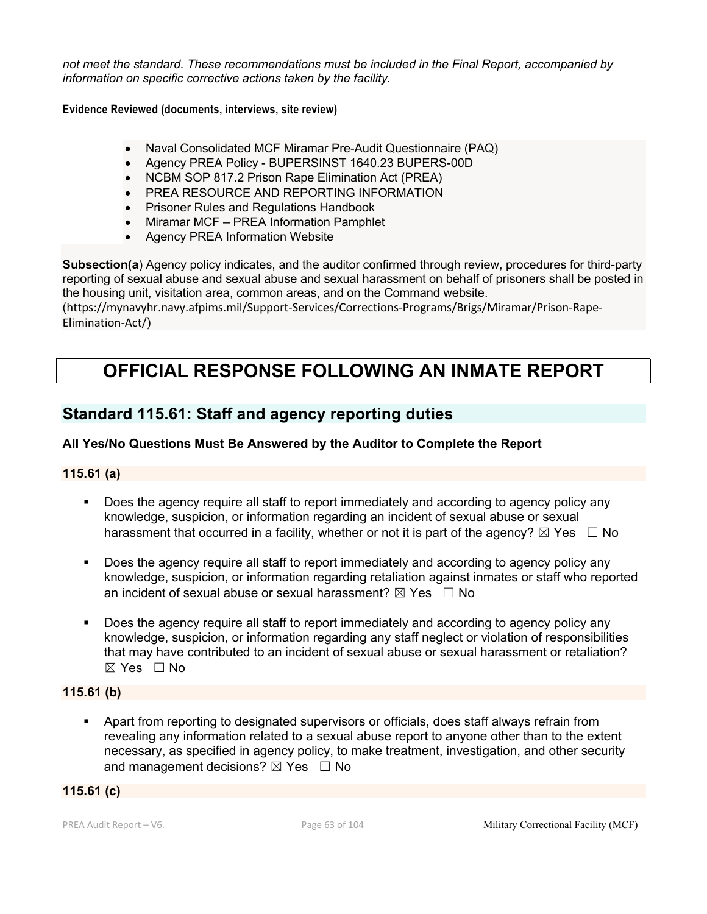*not meet the standard. These recommendations must be included in the Final Report, accompanied by information on specific corrective actions taken by the facility.*

**Evidence Reviewed (documents, interviews, site review)**

- Naval Consolidated MCF Miramar Pre-Audit Questionnaire (PAQ)
- Agency PREA Policy - BUPERSINST 1640.23 BUPERS-00D
- NCBM SOP 817.2 Prison Rape Elimination Act (PREA)
- PREA RESOURCE AND REPORTING INFORMATION
- Prisoner Rules and Regulations Handbook
- Miramar MCF – PREA Information Pamphlet
- Agency PREA Information Website

**Subsection(a**) Agency policy indicates, and the auditor confirmed through review, procedures for third-party reporting of sexual abuse and sexual abuse and sexual harassment on behalf of prisoners shall be posted in the housing unit, visitation area, common areas, and on the Command website. (https://mynavyhr.navy.afpims.mil/Support-Services/Corrections-Programs/Brigs/Miramar/Prison-Rape-Elimination-Act/)

# OFFICIAL RESPONSE FOLLOWING AN INMATE REPORT

## Standard 115.61: Staff and agency reporting duties

**All Yes/No Questions Must Be Answered by the Auditor to Complete the Report**

**115.61 (a)**

- Does the agency require all staff to report immediately and according to agency policy any knowledge, suspicion, or information regarding an incident of sexual abuse or sexual harassment that occurred in a facility, whether or not it is part of the agency? ☒ Yes ☐ No
- Does the agency require all staff to report immediately and according to agency policy any knowledge, suspicion, or information regarding retaliation against inmates or staff who reported an incident of sexual abuse or sexual harassment? ☒ Yes ☐ No
- Does the agency require all staff to report immediately and according to agency policy any knowledge, suspicion, or information regarding any staff neglect or violation of responsibilities that may have contributed to an incident of sexual abuse or sexual harassment or retaliation? ☒ Yes ☐ No

**115.61 (b)**

- Apart from reporting to designated supervisors or officials, does staff always refrain from revealing any information related to a sexual abuse report to anyone other than to the extent necessary, as specified in agency policy, to make treatment, investigation, and other security and management decisions? ☒ Yes ☐ No

**115.61 (c)**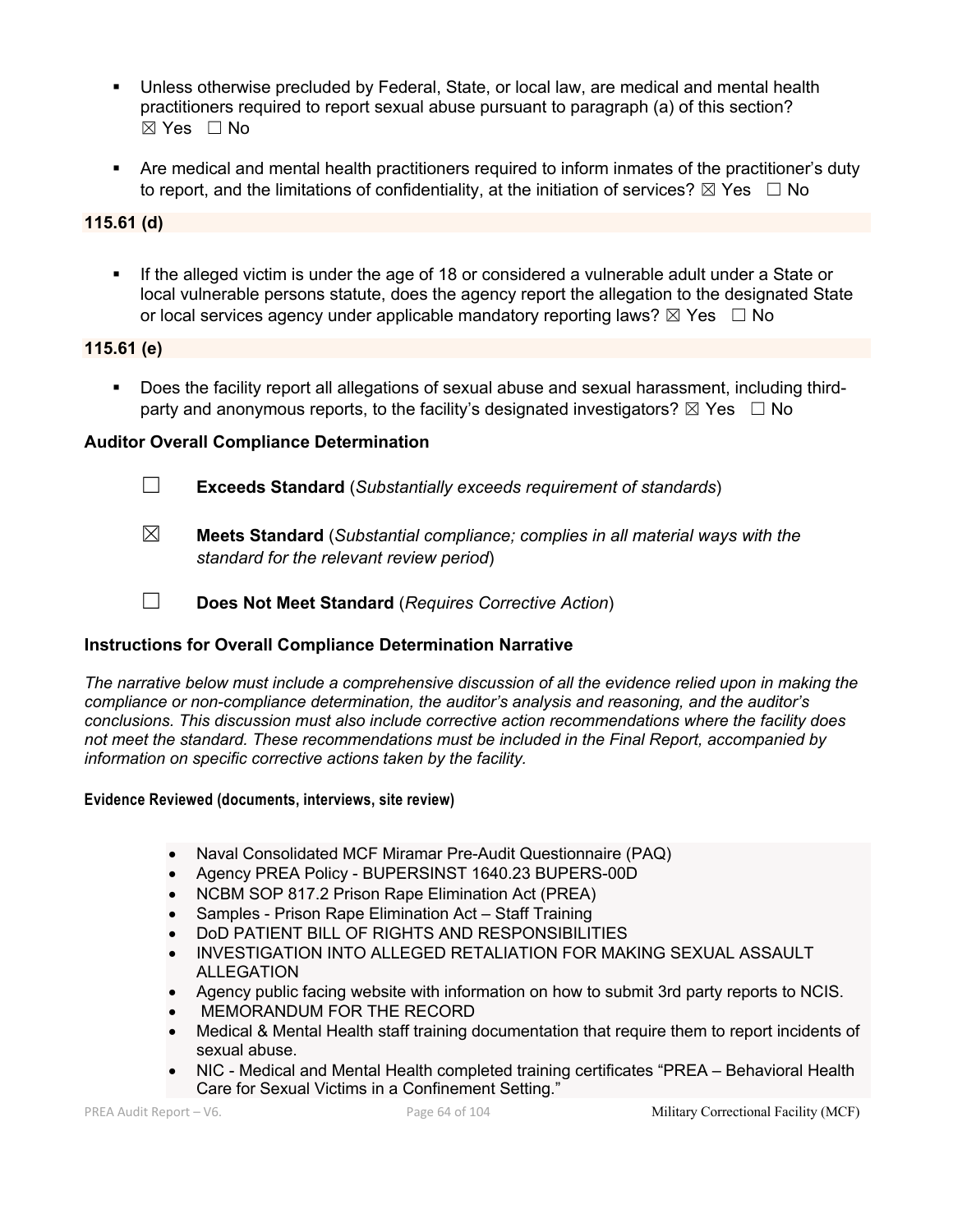- Unless otherwise precluded by Federal, State, or local law, are medical and mental health practitioners required to report sexual abuse pursuant to paragraph (a) of this section? ☒ Yes ☐ No

- Are medical and mental health practitioners required to inform inmates of the practitioner's duty to report, and the limitations of confidentiality, at the initiation of services? ☒ Yes ☐ No

**115.61 (d)**

- If the alleged victim is under the age of 18 or considered a vulnerable adult under a State or local vulnerable persons statute, does the agency report the allegation to the designated State or local services agency under applicable mandatory reporting laws? ☒ Yes ☐ No

**115.61 (e)**

- Does the facility report all allegations of sexual abuse and sexual harassment, including third-party and anonymous reports, to the facility's designated investigators? ☒ Yes ☐ No

### Auditor Overall Compliance Determination

☐ **Exceeds Standard** (*Substantially exceeds requirement of standards*)

☒ **Meets Standard** (*Substantial compliance; complies in all material ways with the standard for the relevant review period*)

☐ **Does Not Meet Standard** (*Requires Corrective Action*)

### Instructions for Overall Compliance Determination Narrative

*The narrative below must include a comprehensive discussion of all the evidence relied upon in making the compliance or non-compliance determination, the auditor's analysis and reasoning, and the auditor's conclusions. This discussion must also include corrective action recommendations where the facility does not meet the standard. These recommendations must be included in the Final Report, accompanied by information on specific corrective actions taken by the facility.*

**Evidence Reviewed (documents, interviews, site review)**

- Naval Consolidated MCF Miramar Pre-Audit Questionnaire (PAQ)
- Agency PREA Policy - BUPERSINST 1640.23 BUPERS-00D
- NCBM SOP 817.2 Prison Rape Elimination Act (PREA)
- Samples - Prison Rape Elimination Act – Staff Training
- DoD PATIENT BILL OF RIGHTS AND RESPONSIBILITIES
- INVESTIGATION INTO ALLEGED RETALIATION FOR MAKING SEXUAL ASSAULT ALLEGATION
- Agency public facing website with information on how to submit 3rd party reports to NCIS.
- MEMORANDUM FOR THE RECORD
- Medical & Mental Health staff training documentation that require them to report incidents of sexual abuse.
- NIC - Medical and Mental Health completed training certificates "PREA – Behavioral Health Care for Sexual Victims in a Confinement Setting."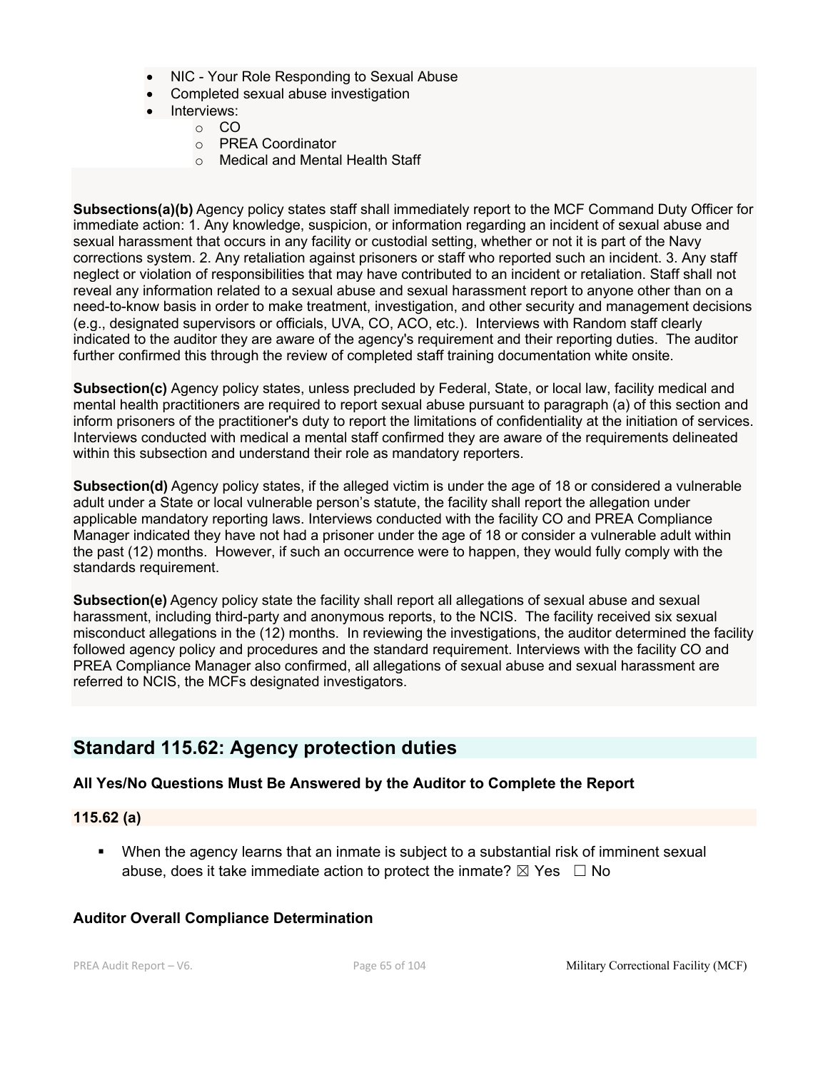- NIC - Your Role Responding to Sexual Abuse
- Completed sexual abuse investigation
- Interviews:
  - CO
  - PREA Coordinator
  - Medical and Mental Health Staff

**Subsections(a)(b)** Agency policy states staff shall immediately report to the MCF Command Duty Officer for immediate action: 1. Any knowledge, suspicion, or information regarding an incident of sexual abuse and sexual harassment that occurs in any facility or custodial setting, whether or not it is part of the Navy corrections system. 2. Any retaliation against prisoners or staff who reported such an incident. 3. Any staff neglect or violation of responsibilities that may have contributed to an incident or retaliation. Staff shall not reveal any information related to a sexual abuse and sexual harassment report to anyone other than on a need-to-know basis in order to make treatment, investigation, and other security and management decisions (e.g., designated supervisors or officials, UVA, CO, ACO, etc.). Interviews with Random staff clearly indicated to the auditor they are aware of the agency's requirement and their reporting duties. The auditor further confirmed this through the review of completed staff training documentation white onsite.

**Subsection(c)** Agency policy states, unless precluded by Federal, State, or local law, facility medical and mental health practitioners are required to report sexual abuse pursuant to paragraph (a) of this section and inform prisoners of the practitioner's duty to report the limitations of confidentiality at the initiation of services. Interviews conducted with medical a mental staff confirmed they are aware of the requirements delineated within this subsection and understand their role as mandatory reporters.

**Subsection(d)** Agency policy states, if the alleged victim is under the age of 18 or considered a vulnerable adult under a State or local vulnerable person's statute, the facility shall report the allegation under applicable mandatory reporting laws. Interviews conducted with the facility CO and PREA Compliance Manager indicated they have not had a prisoner under the age of 18 or consider a vulnerable adult within the past (12) months. However, if such an occurrence were to happen, they would fully comply with the standards requirement.

**Subsection(e)** Agency policy state the facility shall report all allegations of sexual abuse and sexual harassment, including third-party and anonymous reports, to the NCIS. The facility received six sexual misconduct allegations in the (12) months. In reviewing the investigations, the auditor determined the facility followed agency policy and procedures and the standard requirement. Interviews with the facility CO and PREA Compliance Manager also confirmed, all allegations of sexual abuse and sexual harassment are referred to NCIS, the MCFs designated investigators.

## Standard 115.62: Agency protection duties

**All Yes/No Questions Must Be Answered by the Auditor to Complete the Report**

**115.62 (a)**

- When the agency learns that an inmate is subject to a substantial risk of imminent sexual abuse, does it take immediate action to protect the inmate? ☒ Yes ☐ No

**Auditor Overall Compliance Determination**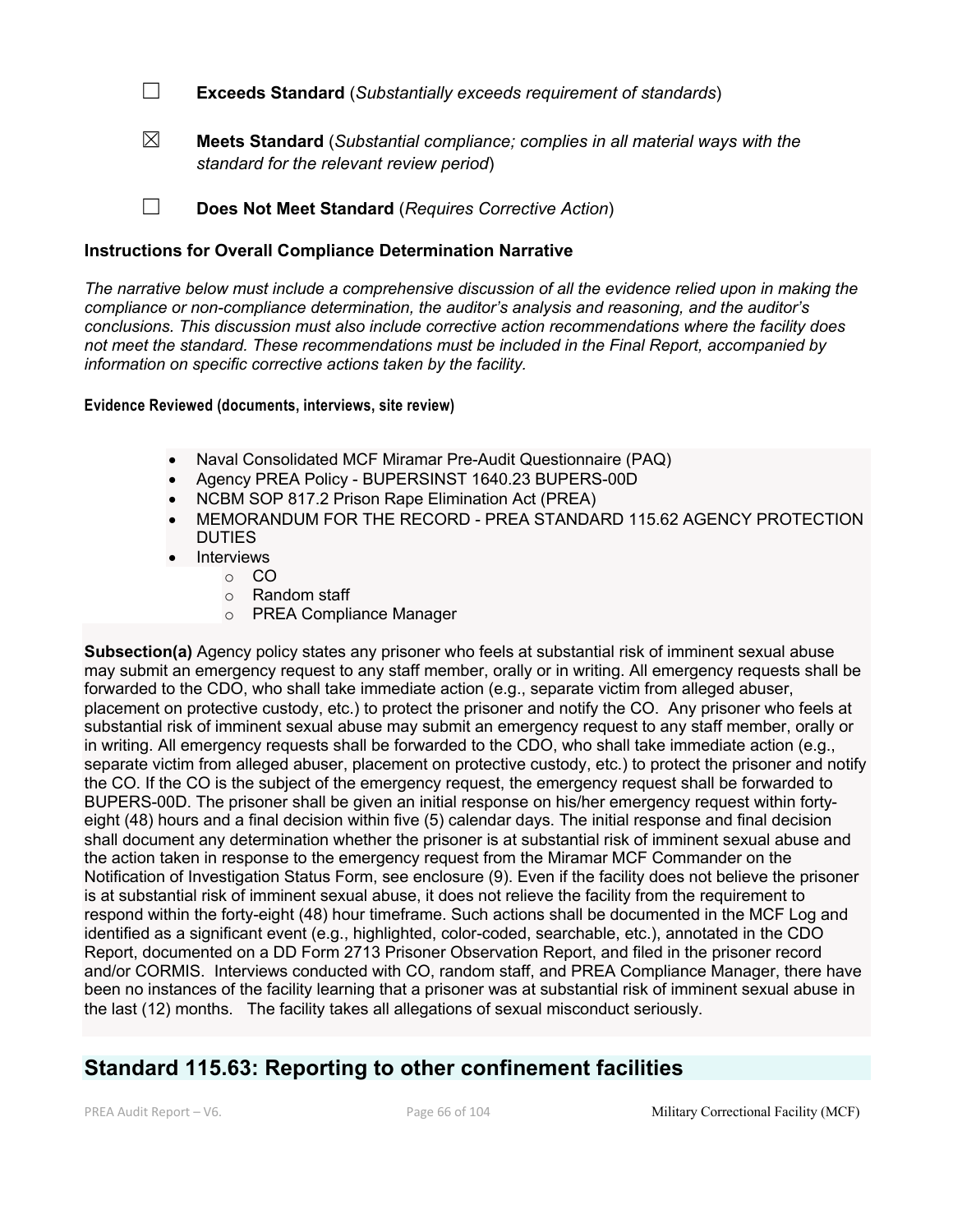☐ **Exceeds Standard** (*Substantially exceeds requirement of standards*)

☒ **Meets Standard** (*Substantial compliance; complies in all material ways with the standard for the relevant review period*)

☐ **Does Not Meet Standard** (*Requires Corrective Action*)

**Instructions for Overall Compliance Determination Narrative**

*The narrative below must include a comprehensive discussion of all the evidence relied upon in making the compliance or non-compliance determination, the auditor's analysis and reasoning, and the auditor's conclusions. This discussion must also include corrective action recommendations where the facility does not meet the standard. These recommendations must be included in the Final Report, accompanied by information on specific corrective actions taken by the facility.*

**Evidence Reviewed (documents, interviews, site review)**

- Naval Consolidated MCF Miramar Pre-Audit Questionnaire (PAQ)
- Agency PREA Policy - BUPERSINST 1640.23 BUPERS-00D
- NCBM SOP 817.2 Prison Rape Elimination Act (PREA)
- MEMORANDUM FOR THE RECORD - PREA STANDARD 115.62 AGENCY PROTECTION DUTIES
- Interviews
  - CO
  - Random staff
  - PREA Compliance Manager

**Subsection(a)** Agency policy states any prisoner who feels at substantial risk of imminent sexual abuse may submit an emergency request to any staff member, orally or in writing. All emergency requests shall be forwarded to the CDO, who shall take immediate action (e.g., separate victim from alleged abuser, placement on protective custody, etc.) to protect the prisoner and notify the CO. Any prisoner who feels at substantial risk of imminent sexual abuse may submit an emergency request to any staff member, orally or in writing. All emergency requests shall be forwarded to the CDO, who shall take immediate action (e.g., separate victim from alleged abuser, placement on protective custody, etc.) to protect the prisoner and notify the CO. If the CO is the subject of the emergency request, the emergency request shall be forwarded to BUPERS-00D. The prisoner shall be given an initial response on his/her emergency request within forty-eight (48) hours and a final decision within five (5) calendar days. The initial response and final decision shall document any determination whether the prisoner is at substantial risk of imminent sexual abuse and the action taken in response to the emergency request from the Miramar MCF Commander on the Notification of Investigation Status Form, see enclosure (9). Even if the facility does not believe the prisoner is at substantial risk of imminent sexual abuse, it does not relieve the facility from the requirement to respond within the forty-eight (48) hour timeframe. Such actions shall be documented in the MCF Log and identified as a significant event (e.g., highlighted, color-coded, searchable, etc.), annotated in the CDO Report, documented on a DD Form 2713 Prisoner Observation Report, and filed in the prisoner record and/or CORMIS. Interviews conducted with CO, random staff, and PREA Compliance Manager, there have been no instances of the facility learning that a prisoner was at substantial risk of imminent sexual abuse in the last (12) months. The facility takes all allegations of sexual misconduct seriously.

## Standard 115.63: Reporting to other confinement facilities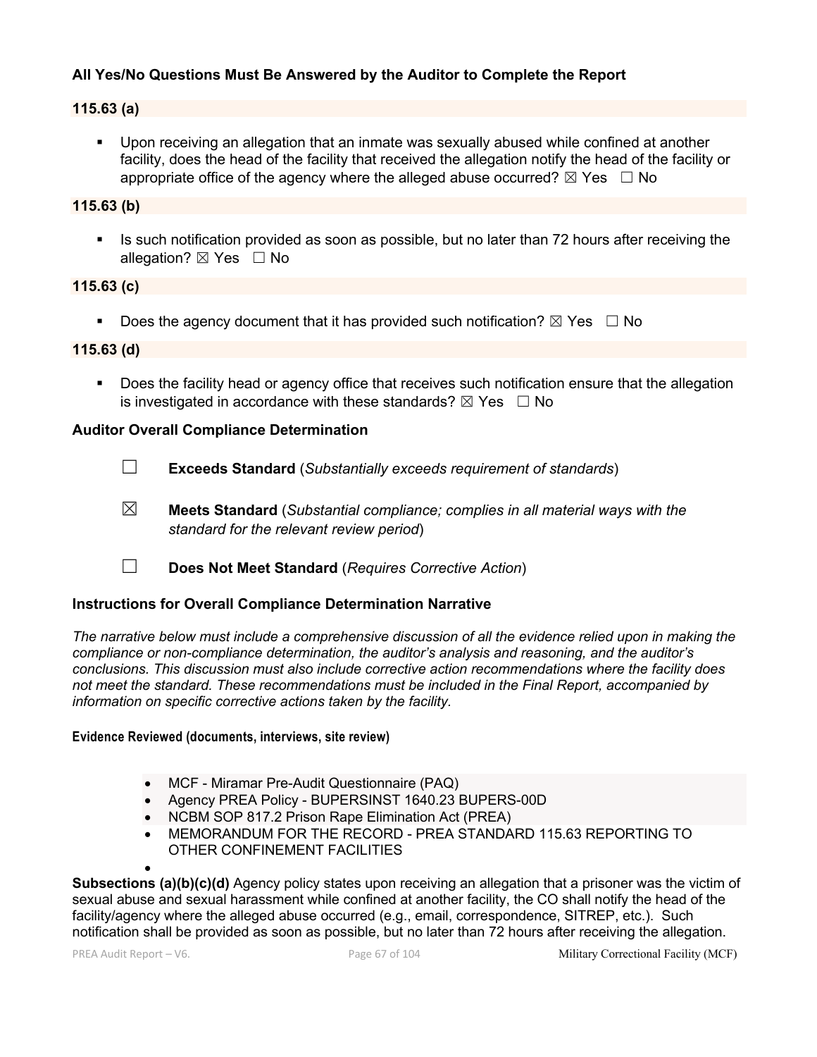### All Yes/No Questions Must Be Answered by the Auditor to Complete the Report

**115.63 (a)**

- Upon receiving an allegation that an inmate was sexually abused while confined at another facility, does the head of the facility that received the allegation notify the head of the facility or appropriate office of the agency where the alleged abuse occurred? ☒ Yes ☐ No

**115.63 (b)**

- Is such notification provided as soon as possible, but no later than 72 hours after receiving the allegation? ☒ Yes ☐ No

**115.63 (c)**

- Does the agency document that it has provided such notification? ☒ Yes ☐ No

**115.63 (d)**

- Does the facility head or agency office that receives such notification ensure that the allegation is investigated in accordance with these standards? ☒ Yes ☐ No

### Auditor Overall Compliance Determination

☐ **Exceeds Standard** (*Substantially exceeds requirement of standards*)

☒ **Meets Standard** (*Substantial compliance; complies in all material ways with the standard for the relevant review period*)

☐ **Does Not Meet Standard** (*Requires Corrective Action*)

### Instructions for Overall Compliance Determination Narrative

*The narrative below must include a comprehensive discussion of all the evidence relied upon in making the compliance or non-compliance determination, the auditor's analysis and reasoning, and the auditor's conclusions. This discussion must also include corrective action recommendations where the facility does not meet the standard. These recommendations must be included in the Final Report, accompanied by information on specific corrective actions taken by the facility.*

**Evidence Reviewed (documents, interviews, site review)**

- MCF - Miramar Pre-Audit Questionnaire (PAQ)
- Agency PREA Policy - BUPERSINST 1640.23 BUPERS-00D
- NCBM SOP 817.2 Prison Rape Elimination Act (PREA)
- MEMORANDUM FOR THE RECORD - PREA STANDARD 115.63 REPORTING TO OTHER CONFINEMENT FACILITIES
-

**Subsections (a)(b)(c)(d)** Agency policy states upon receiving an allegation that a prisoner was the victim of sexual abuse and sexual harassment while confined at another facility, the CO shall notify the head of the facility/agency where the alleged abuse occurred (e.g., email, correspondence, SITREP, etc.). Such notification shall be provided as soon as possible, but no later than 72 hours after receiving the allegation.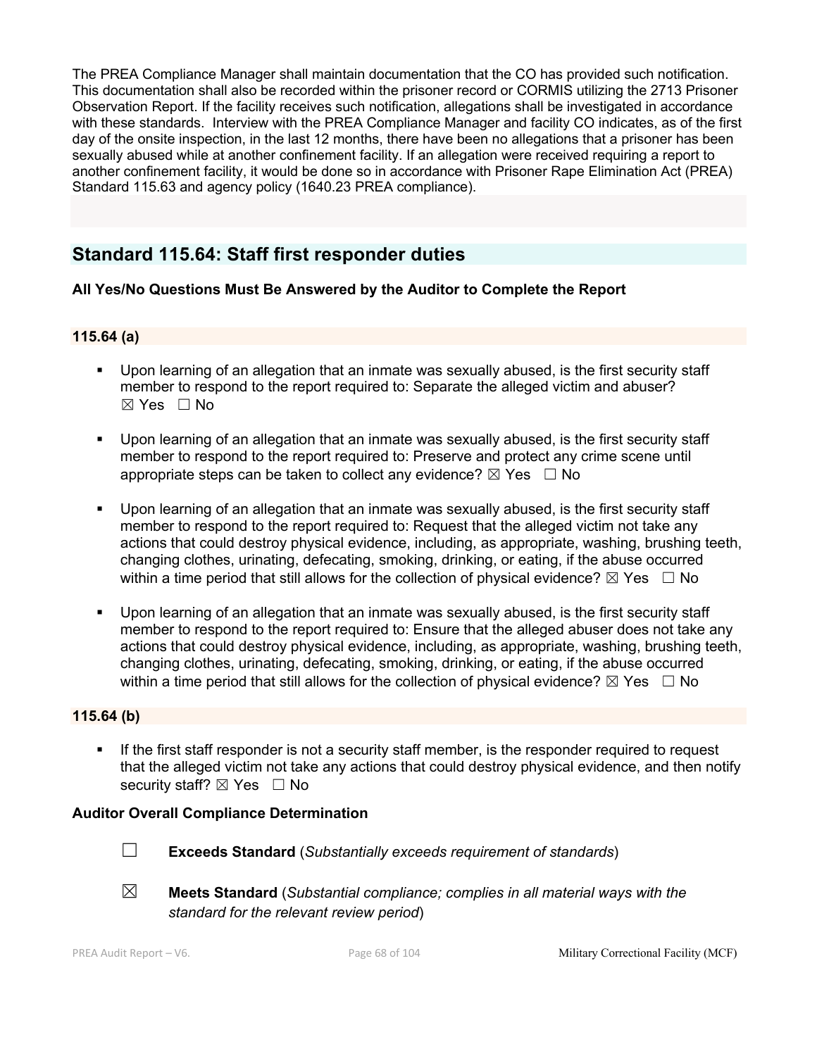The PREA Compliance Manager shall maintain documentation that the CO has provided such notification. This documentation shall also be recorded within the prisoner record or CORMIS utilizing the 2713 Prisoner Observation Report. If the facility receives such notification, allegations shall be investigated in accordance with these standards. Interview with the PREA Compliance Manager and facility CO indicates, as of the first day of the onsite inspection, in the last 12 months, there have been no allegations that a prisoner has been sexually abused while at another confinement facility. If an allegation were received requiring a report to another confinement facility, it would be done so in accordance with Prisoner Rape Elimination Act (PREA) Standard 115.63 and agency policy (1640.23 PREA compliance).

## Standard 115.64: Staff first responder duties

**All Yes/No Questions Must Be Answered by the Auditor to Complete the Report**

### 115.64 (a)

- Upon learning of an allegation that an inmate was sexually abused, is the first security staff member to respond to the report required to: Separate the alleged victim and abuser? ☒ Yes ☐ No
- Upon learning of an allegation that an inmate was sexually abused, is the first security staff member to respond to the report required to: Preserve and protect any crime scene until appropriate steps can be taken to collect any evidence? ☒ Yes ☐ No
- Upon learning of an allegation that an inmate was sexually abused, is the first security staff member to respond to the report required to: Request that the alleged victim not take any actions that could destroy physical evidence, including, as appropriate, washing, brushing teeth, changing clothes, urinating, defecating, smoking, drinking, or eating, if the abuse occurred within a time period that still allows for the collection of physical evidence? ☒ Yes ☐ No
- Upon learning of an allegation that an inmate was sexually abused, is the first security staff member to respond to the report required to: Ensure that the alleged abuser does not take any actions that could destroy physical evidence, including, as appropriate, washing, brushing teeth, changing clothes, urinating, defecating, smoking, drinking, or eating, if the abuse occurred within a time period that still allows for the collection of physical evidence? ☒ Yes ☐ No

### 115.64 (b)

- If the first staff responder is not a security staff member, is the responder required to request that the alleged victim not take any actions that could destroy physical evidence, and then notify security staff? ☒ Yes ☐ No

**Auditor Overall Compliance Determination**

☐ **Exceeds Standard** (*Substantially exceeds requirement of standards*)

☒ **Meets Standard** (*Substantial compliance; complies in all material ways with the standard for the relevant review period*)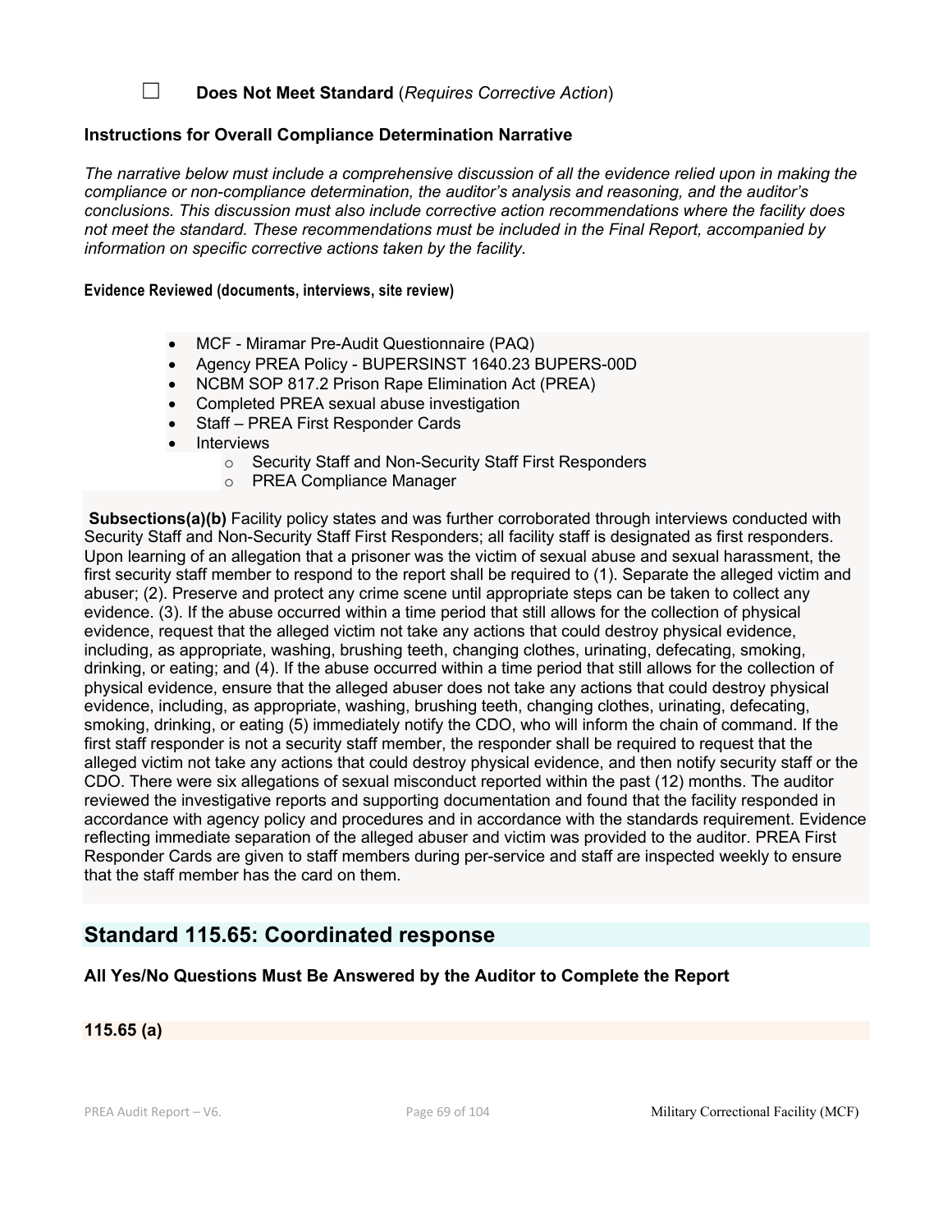☐ **Does Not Meet Standard** (*Requires Corrective Action*)

### Instructions for Overall Compliance Determination Narrative

*The narrative below must include a comprehensive discussion of all the evidence relied upon in making the compliance or non-compliance determination, the auditor's analysis and reasoning, and the auditor's conclusions. This discussion must also include corrective action recommendations where the facility does not meet the standard. These recommendations must be included in the Final Report, accompanied by information on specific corrective actions taken by the facility.*

**Evidence Reviewed (documents, interviews, site review)**

- MCF - Miramar Pre-Audit Questionnaire (PAQ)
- Agency PREA Policy - BUPERSINST 1640.23 BUPERS-00D
- NCBM SOP 817.2 Prison Rape Elimination Act (PREA)
- Completed PREA sexual abuse investigation
- Staff – PREA First Responder Cards
- Interviews
    - Security Staff and Non-Security Staff First Responders
    - PREA Compliance Manager

**Subsections(a)(b)** Facility policy states and was further corroborated through interviews conducted with Security Staff and Non-Security Staff First Responders; all facility staff is designated as first responders. Upon learning of an allegation that a prisoner was the victim of sexual abuse and sexual harassment, the first security staff member to respond to the report shall be required to (1). Separate the alleged victim and abuser; (2). Preserve and protect any crime scene until appropriate steps can be taken to collect any evidence. (3). If the abuse occurred within a time period that still allows for the collection of physical evidence, request that the alleged victim not take any actions that could destroy physical evidence, including, as appropriate, washing, brushing teeth, changing clothes, urinating, defecating, smoking, drinking, or eating; and (4). If the abuse occurred within a time period that still allows for the collection of physical evidence, ensure that the alleged abuser does not take any actions that could destroy physical evidence, including, as appropriate, washing, brushing teeth, changing clothes, urinating, defecating, smoking, drinking, or eating (5) immediately notify the CDO, who will inform the chain of command. If the first staff responder is not a security staff member, the responder shall be required to request that the alleged victim not take any actions that could destroy physical evidence, and then notify security staff or the CDO. There were six allegations of sexual misconduct reported within the past (12) months. The auditor reviewed the investigative reports and supporting documentation and found that the facility responded in accordance with agency policy and procedures and in accordance with the standards requirement. Evidence reflecting immediate separation of the alleged abuser and victim was provided to the auditor. PREA First Responder Cards are given to staff members during per-service and staff are inspected weekly to ensure that the staff member has the card on them.

## Standard 115.65: Coordinated response

### All Yes/No Questions Must Be Answered by the Auditor to Complete the Report

**115.65 (a)**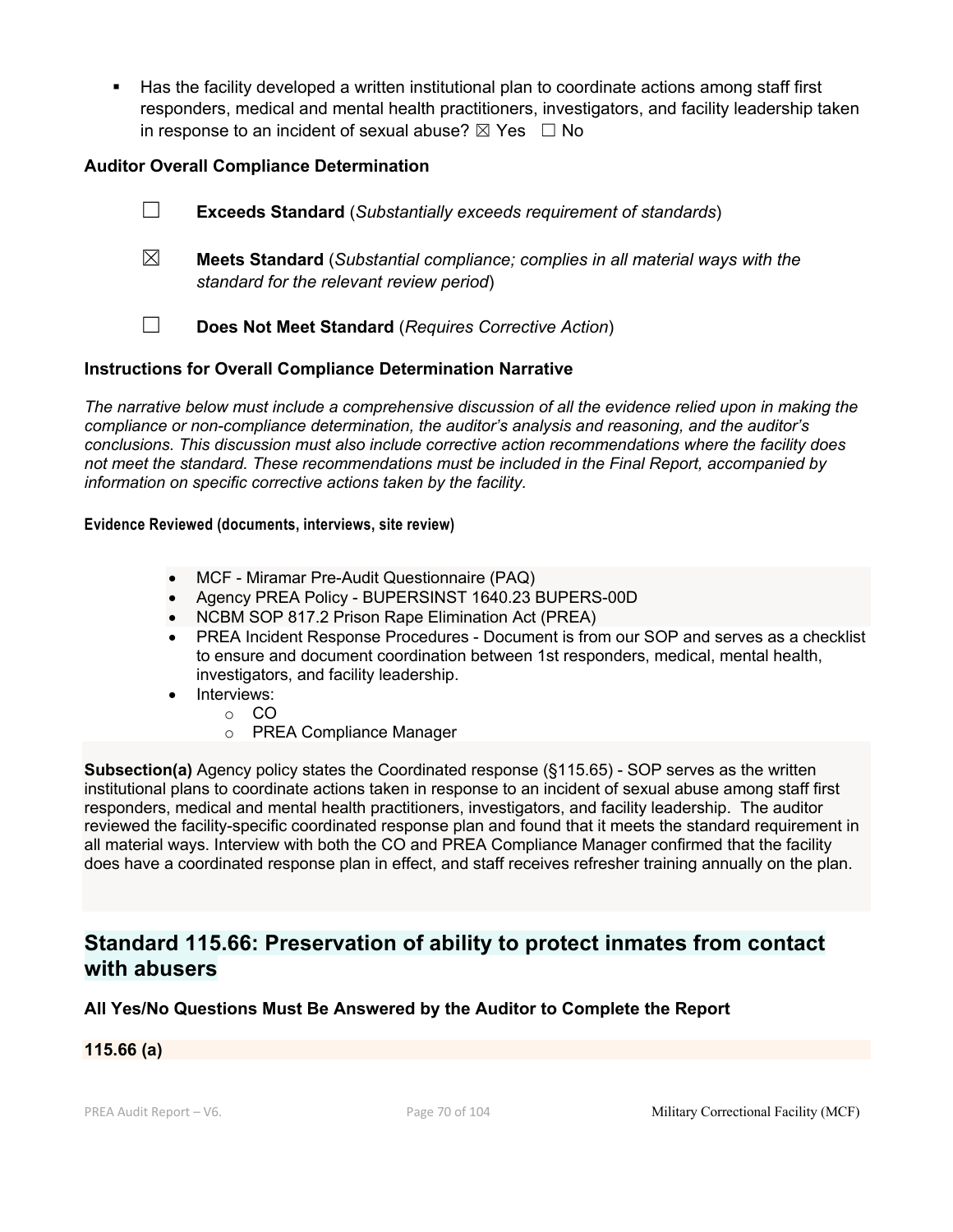- Has the facility developed a written institutional plan to coordinate actions among staff first responders, medical and mental health practitioners, investigators, and facility leadership taken in response to an incident of sexual abuse? ☒ Yes ☐ No

**Auditor Overall Compliance Determination**

☐ **Exceeds Standard** (*Substantially exceeds requirement of standards*)

☒ **Meets Standard** (*Substantial compliance; complies in all material ways with the standard for the relevant review period*)

☐ **Does Not Meet Standard** (*Requires Corrective Action*)

**Instructions for Overall Compliance Determination Narrative**

*The narrative below must include a comprehensive discussion of all the evidence relied upon in making the compliance or non-compliance determination, the auditor's analysis and reasoning, and the auditor's conclusions. This discussion must also include corrective action recommendations where the facility does not meet the standard. These recommendations must be included in the Final Report, accompanied by information on specific corrective actions taken by the facility.*

**Evidence Reviewed (documents, interviews, site review)**

- MCF - Miramar Pre-Audit Questionnaire (PAQ)
- Agency PREA Policy - BUPERSINST 1640.23 BUPERS-00D
- NCBM SOP 817.2 Prison Rape Elimination Act (PREA)
- PREA Incident Response Procedures - Document is from our SOP and serves as a checklist to ensure and document coordination between 1st responders, medical, mental health, investigators, and facility leadership.
- Interviews:
  - CO
  - PREA Compliance Manager

**Subsection(a)** Agency policy states the Coordinated response (§115.65) - SOP serves as the written institutional plans to coordinate actions taken in response to an incident of sexual abuse among staff first responders, medical and mental health practitioners, investigators, and facility leadership. The auditor reviewed the facility-specific coordinated response plan and found that it meets the standard requirement in all material ways. Interview with both the CO and PREA Compliance Manager confirmed that the facility does have a coordinated response plan in effect, and staff receives refresher training annually on the plan.

## Standard 115.66: Preservation of ability to protect inmates from contact with abusers

**All Yes/No Questions Must Be Answered by the Auditor to Complete the Report**

**115.66 (a)**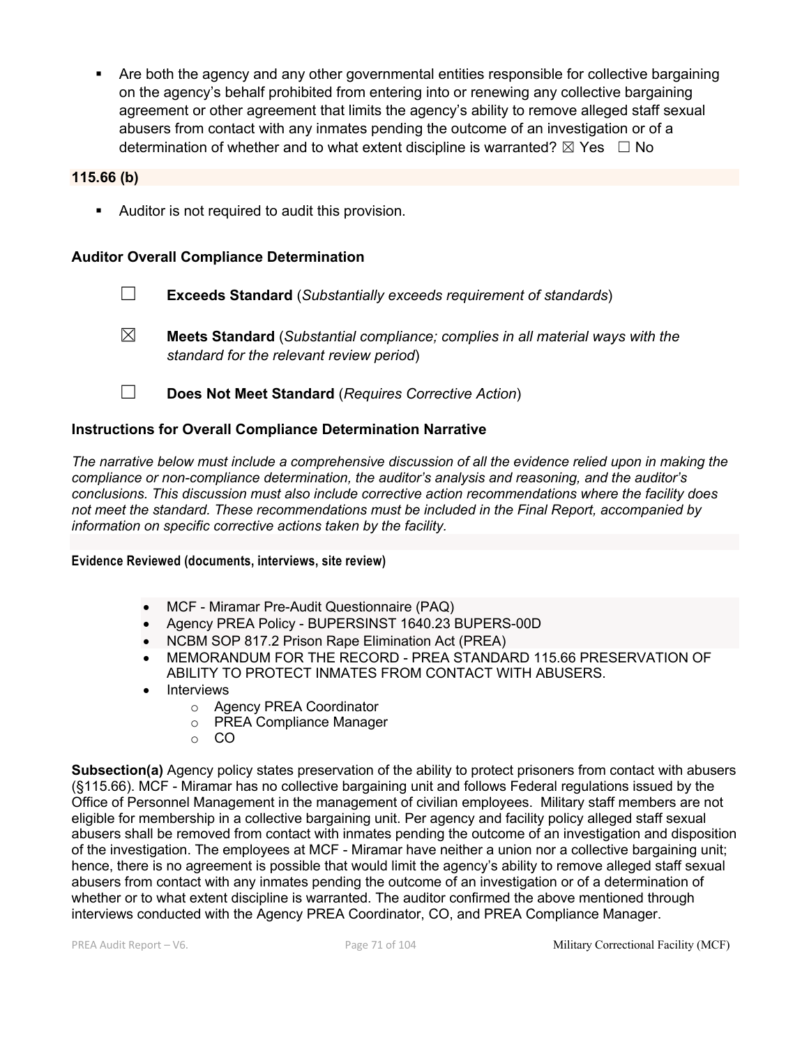- Are both the agency and any other governmental entities responsible for collective bargaining on the agency's behalf prohibited from entering into or renewing any collective bargaining agreement or other agreement that limits the agency's ability to remove alleged staff sexual abusers from contact with any inmates pending the outcome of an investigation or of a determination of whether and to what extent discipline is warranted? ☒ Yes ☐ No

**115.66 (b)**

- Auditor is not required to audit this provision.

**Auditor Overall Compliance Determination**

☐ **Exceeds Standard** (*Substantially exceeds requirement of standards*)

☒ **Meets Standard** (*Substantial compliance; complies in all material ways with the standard for the relevant review period*)

☐ **Does Not Meet Standard** (*Requires Corrective Action*)

**Instructions for Overall Compliance Determination Narrative**

*The narrative below must include a comprehensive discussion of all the evidence relied upon in making the compliance or non-compliance determination, the auditor's analysis and reasoning, and the auditor's conclusions. This discussion must also include corrective action recommendations where the facility does not meet the standard. These recommendations must be included in the Final Report, accompanied by information on specific corrective actions taken by the facility.*

**Evidence Reviewed (documents, interviews, site review)**

- MCF - Miramar Pre-Audit Questionnaire (PAQ)
- Agency PREA Policy - BUPERSINST 1640.23 BUPERS-00D
- NCBM SOP 817.2 Prison Rape Elimination Act (PREA)
- MEMORANDUM FOR THE RECORD - PREA STANDARD 115.66 PRESERVATION OF ABILITY TO PROTECT INMATES FROM CONTACT WITH ABUSERS.
- Interviews
    - Agency PREA Coordinator
    - PREA Compliance Manager
    - CO

**Subsection(a)** Agency policy states preservation of the ability to protect prisoners from contact with abusers (§115.66). MCF - Miramar has no collective bargaining unit and follows Federal regulations issued by the Office of Personnel Management in the management of civilian employees. Military staff members are not eligible for membership in a collective bargaining unit. Per agency and facility policy alleged staff sexual abusers shall be removed from contact with inmates pending the outcome of an investigation and disposition of the investigation. The employees at MCF - Miramar have neither a union nor a collective bargaining unit; hence, there is no agreement is possible that would limit the agency's ability to remove alleged staff sexual abusers from contact with any inmates pending the outcome of an investigation or of a determination of whether or to what extent discipline is warranted. The auditor confirmed the above mentioned through interviews conducted with the Agency PREA Coordinator, CO, and PREA Compliance Manager.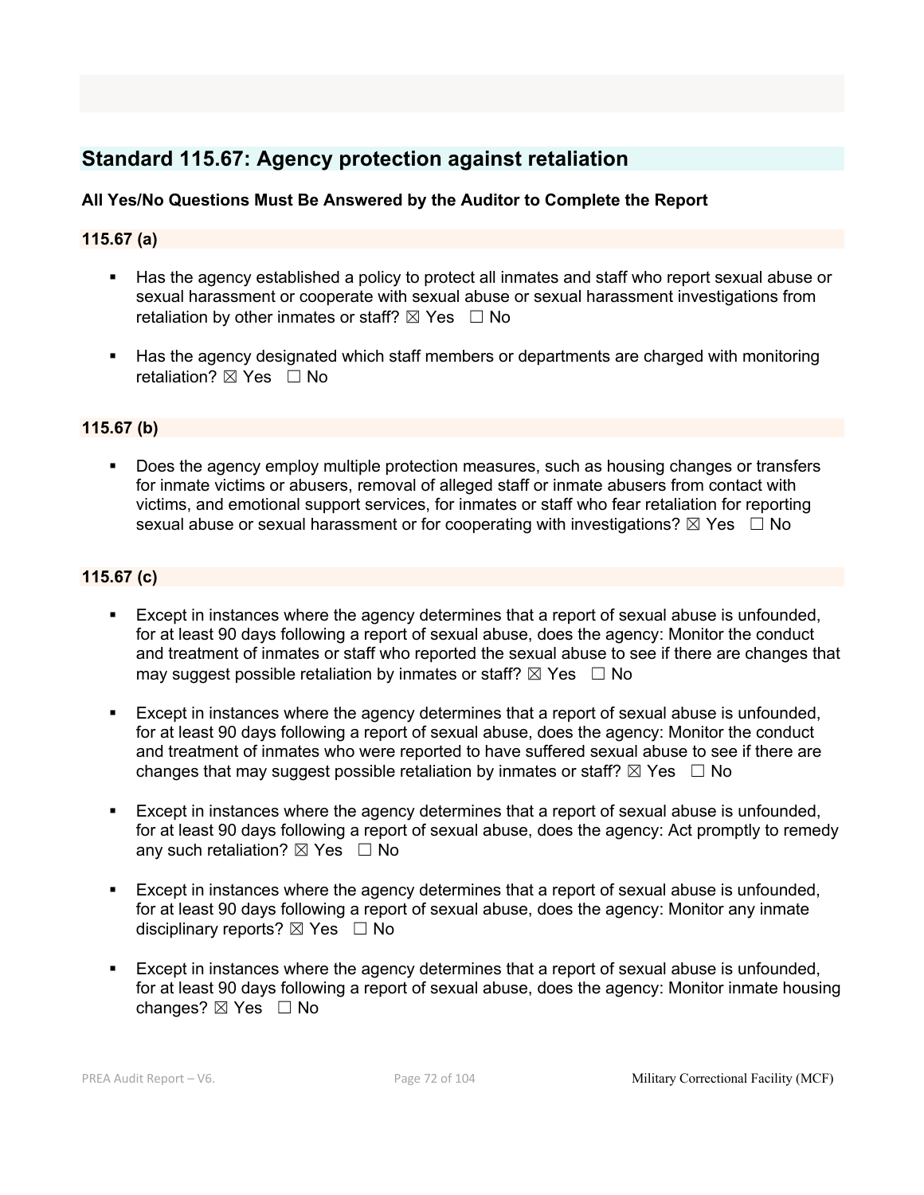## Standard 115.67: Agency protection against retaliation

**All Yes/No Questions Must Be Answered by the Auditor to Complete the Report**

### 115.67 (a)

- Has the agency established a policy to protect all inmates and staff who report sexual abuse or sexual harassment or cooperate with sexual abuse or sexual harassment investigations from retaliation by other inmates or staff? ☒ Yes ☐ No

- Has the agency designated which staff members or departments are charged with monitoring retaliation? ☒ Yes ☐ No

### 115.67 (b)

- Does the agency employ multiple protection measures, such as housing changes or transfers for inmate victims or abusers, removal of alleged staff or inmate abusers from contact with victims, and emotional support services, for inmates or staff who fear retaliation for reporting sexual abuse or sexual harassment or for cooperating with investigations? ☒ Yes ☐ No

### 115.67 (c)

- Except in instances where the agency determines that a report of sexual abuse is unfounded, for at least 90 days following a report of sexual abuse, does the agency: Monitor the conduct and treatment of inmates or staff who reported the sexual abuse to see if there are changes that may suggest possible retaliation by inmates or staff? ☒ Yes ☐ No

- Except in instances where the agency determines that a report of sexual abuse is unfounded, for at least 90 days following a report of sexual abuse, does the agency: Monitor the conduct and treatment of inmates who were reported to have suffered sexual abuse to see if there are changes that may suggest possible retaliation by inmates or staff? ☒ Yes ☐ No

- Except in instances where the agency determines that a report of sexual abuse is unfounded, for at least 90 days following a report of sexual abuse, does the agency: Act promptly to remedy any such retaliation? ☒ Yes ☐ No

- Except in instances where the agency determines that a report of sexual abuse is unfounded, for at least 90 days following a report of sexual abuse, does the agency: Monitor any inmate disciplinary reports? ☒ Yes ☐ No

- Except in instances where the agency determines that a report of sexual abuse is unfounded, for at least 90 days following a report of sexual abuse, does the agency: Monitor inmate housing changes? ☒ Yes ☐ No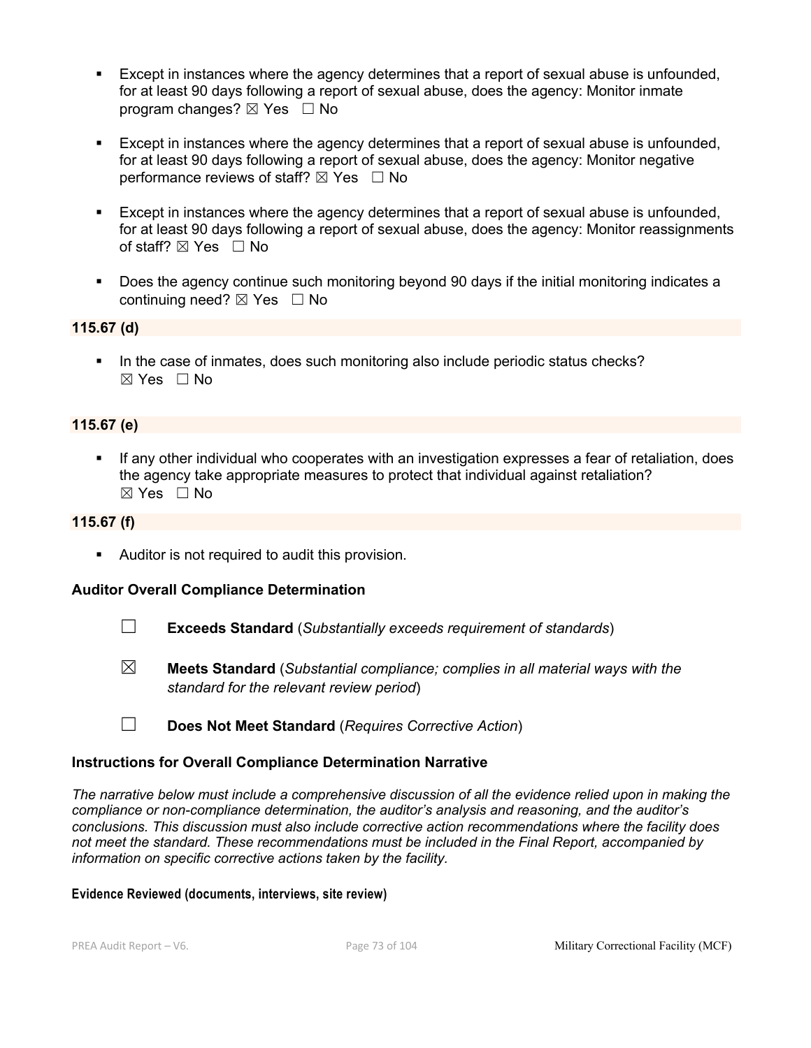- Except in instances where the agency determines that a report of sexual abuse is unfounded, for at least 90 days following a report of sexual abuse, does the agency: Monitor inmate program changes? ☒ Yes ☐ No

- Except in instances where the agency determines that a report of sexual abuse is unfounded, for at least 90 days following a report of sexual abuse, does the agency: Monitor negative performance reviews of staff? ☒ Yes ☐ No

- Except in instances where the agency determines that a report of sexual abuse is unfounded, for at least 90 days following a report of sexual abuse, does the agency: Monitor reassignments of staff? ☒ Yes ☐ No

- Does the agency continue such monitoring beyond 90 days if the initial monitoring indicates a continuing need? ☒ Yes ☐ No

**115.67 (d)**

- In the case of inmates, does such monitoring also include periodic status checks? ☒ Yes ☐ No

**115.67 (e)**

- If any other individual who cooperates with an investigation expresses a fear of retaliation, does the agency take appropriate measures to protect that individual against retaliation? ☒ Yes ☐ No

**115.67 (f)**

- Auditor is not required to audit this provision.

**Auditor Overall Compliance Determination**

☐ **Exceeds Standard** (*Substantially exceeds requirement of standards*)

☒ **Meets Standard** (*Substantial compliance; complies in all material ways with the standard for the relevant review period*)

☐ **Does Not Meet Standard** (*Requires Corrective Action*)

**Instructions for Overall Compliance Determination Narrative**

*The narrative below must include a comprehensive discussion of all the evidence relied upon in making the compliance or non-compliance determination, the auditor's analysis and reasoning, and the auditor's conclusions. This discussion must also include corrective action recommendations where the facility does not meet the standard. These recommendations must be included in the Final Report, accompanied by information on specific corrective actions taken by the facility.*

**Evidence Reviewed (documents, interviews, site review)**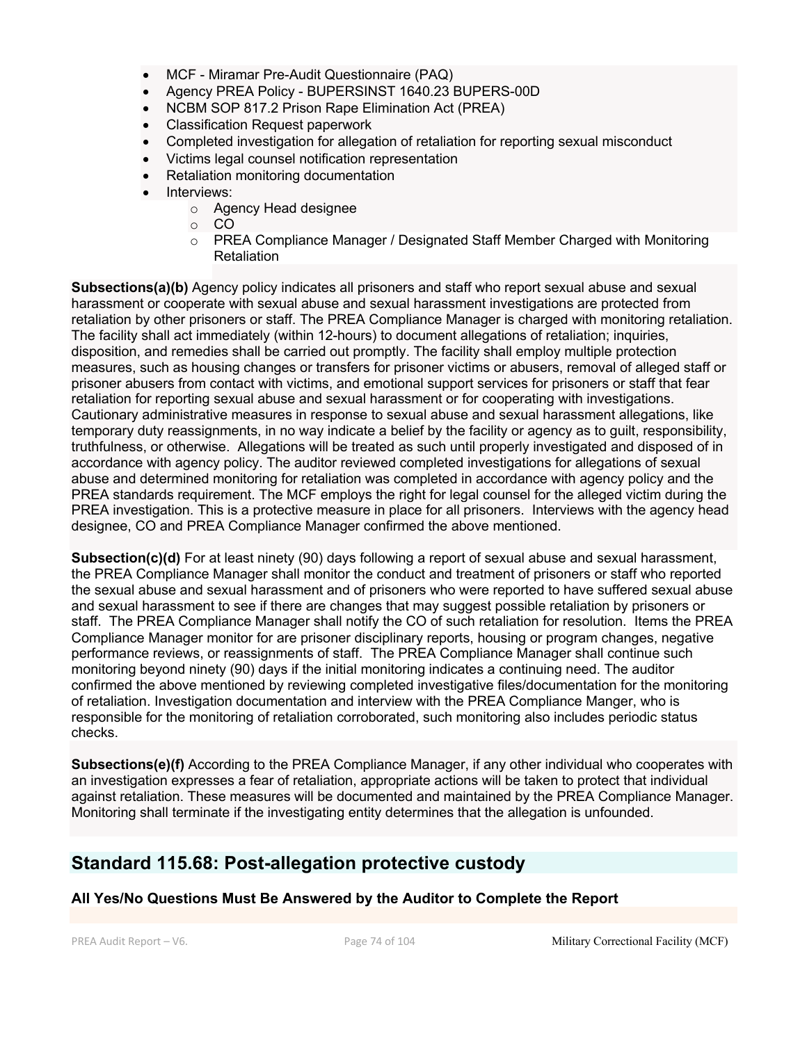- MCF - Miramar Pre-Audit Questionnaire (PAQ)
- Agency PREA Policy - BUPERSINST 1640.23 BUPERS-00D
- NCBM SOP 817.2 Prison Rape Elimination Act (PREA)
- Classification Request paperwork
- Completed investigation for allegation of retaliation for reporting sexual misconduct
- Victims legal counsel notification representation
- Retaliation monitoring documentation
- Interviews:
    - Agency Head designee
    - CO
    - PREA Compliance Manager / Designated Staff Member Charged with Monitoring Retaliation

**Subsections(a)(b)** Agency policy indicates all prisoners and staff who report sexual abuse and sexual harassment or cooperate with sexual abuse and sexual harassment investigations are protected from retaliation by other prisoners or staff. The PREA Compliance Manager is charged with monitoring retaliation. The facility shall act immediately (within 12-hours) to document allegations of retaliation; inquiries, disposition, and remedies shall be carried out promptly. The facility shall employ multiple protection measures, such as housing changes or transfers for prisoner victims or abusers, removal of alleged staff or prisoner abusers from contact with victims, and emotional support services for prisoners or staff that fear retaliation for reporting sexual abuse and sexual harassment or for cooperating with investigations. Cautionary administrative measures in response to sexual abuse and sexual harassment allegations, like temporary duty reassignments, in no way indicate a belief by the facility or agency as to guilt, responsibility, truthfulness, or otherwise. Allegations will be treated as such until properly investigated and disposed of in accordance with agency policy. The auditor reviewed completed investigations for allegations of sexual abuse and determined monitoring for retaliation was completed in accordance with agency policy and the PREA standards requirement. The MCF employs the right for legal counsel for the alleged victim during the PREA investigation. This is a protective measure in place for all prisoners. Interviews with the agency head designee, CO and PREA Compliance Manager confirmed the above mentioned.

**Subsection(c)(d)** For at least ninety (90) days following a report of sexual abuse and sexual harassment, the PREA Compliance Manager shall monitor the conduct and treatment of prisoners or staff who reported the sexual abuse and sexual harassment and of prisoners who were reported to have suffered sexual abuse and sexual harassment to see if there are changes that may suggest possible retaliation by prisoners or staff. The PREA Compliance Manager shall notify the CO of such retaliation for resolution. Items the PREA Compliance Manager monitor for are prisoner disciplinary reports, housing or program changes, negative performance reviews, or reassignments of staff. The PREA Compliance Manager shall continue such monitoring beyond ninety (90) days if the initial monitoring indicates a continuing need. The auditor confirmed the above mentioned by reviewing completed investigative files/documentation for the monitoring of retaliation. Investigation documentation and interview with the PREA Compliance Manger, who is responsible for the monitoring of retaliation corroborated, such monitoring also includes periodic status checks.

**Subsections(e)(f)** According to the PREA Compliance Manager, if any other individual who cooperates with an investigation expresses a fear of retaliation, appropriate actions will be taken to protect that individual against retaliation. These measures will be documented and maintained by the PREA Compliance Manager. Monitoring shall terminate if the investigating entity determines that the allegation is unfounded.

## Standard 115.68: Post-allegation protective custody

### All Yes/No Questions Must Be Answered by the Auditor to Complete the Report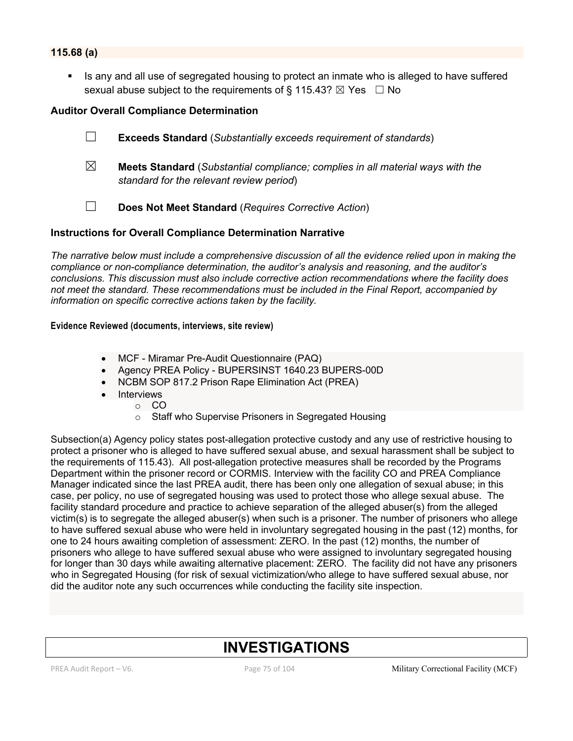**115.68 (a)**

- Is any and all use of segregated housing to protect an inmate who is alleged to have suffered sexual abuse subject to the requirements of § 115.43? ☒ Yes ☐ No

### Auditor Overall Compliance Determination

☐ **Exceeds Standard** (*Substantially exceeds requirement of standards*)

☒ **Meets Standard** (*Substantial compliance; complies in all material ways with the standard for the relevant review period*)

☐ **Does Not Meet Standard** (*Requires Corrective Action*)

### Instructions for Overall Compliance Determination Narrative

*The narrative below must include a comprehensive discussion of all the evidence relied upon in making the compliance or non-compliance determination, the auditor's analysis and reasoning, and the auditor's conclusions. This discussion must also include corrective action recommendations where the facility does not meet the standard. These recommendations must be included in the Final Report, accompanied by information on specific corrective actions taken by the facility.*

**Evidence Reviewed (documents, interviews, site review)**

- MCF - Miramar Pre-Audit Questionnaire (PAQ)
- Agency PREA Policy - BUPERSINST 1640.23 BUPERS-00D
- NCBM SOP 817.2 Prison Rape Elimination Act (PREA)
- Interviews
  - CO
  - Staff who Supervise Prisoners in Segregated Housing

Subsection(a) Agency policy states post-allegation protective custody and any use of restrictive housing to protect a prisoner who is alleged to have suffered sexual abuse, and sexual harassment shall be subject to the requirements of 115.43). All post-allegation protective measures shall be recorded by the Programs Department within the prisoner record or CORMIS. Interview with the facility CO and PREA Compliance Manager indicated since the last PREA audit, there has been only one allegation of sexual abuse; in this case, per policy, no use of segregated housing was used to protect those who allege sexual abuse. The facility standard procedure and practice to achieve separation of the alleged abuser(s) from the alleged victim(s) is to segregate the alleged abuser(s) when such is a prisoner. The number of prisoners who allege to have suffered sexual abuse who were held in involuntary segregated housing in the past (12) months, for one to 24 hours awaiting completion of assessment: ZERO. In the past (12) months, the number of prisoners who allege to have suffered sexual abuse who were assigned to involuntary segregated housing for longer than 30 days while awaiting alternative placement: ZERO. The facility did not have any prisoners who in Segregated Housing (for risk of sexual victimization/who allege to have suffered sexual abuse, nor did the auditor note any such occurrences while conducting the facility site inspection.

# INVESTIGATIONS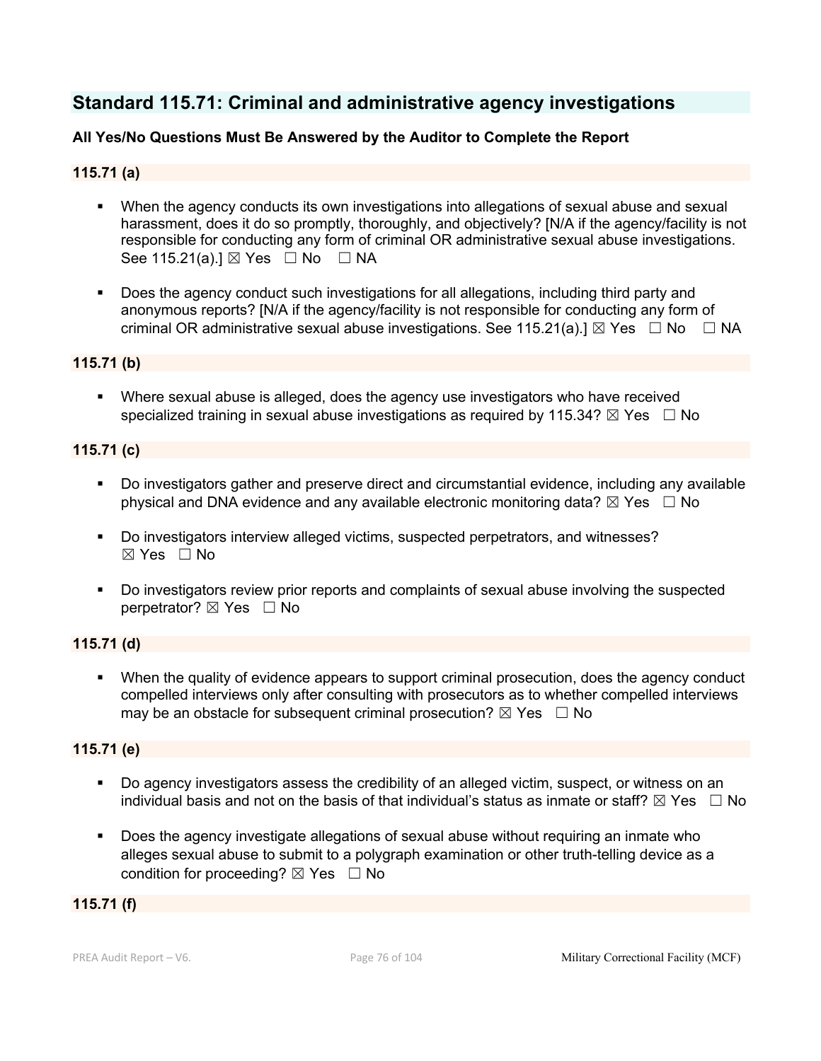## Standard 115.71: Criminal and administrative agency investigations

**All Yes/No Questions Must Be Answered by the Auditor to Complete the Report**

**115.71 (a)**

- When the agency conducts its own investigations into allegations of sexual abuse and sexual harassment, does it do so promptly, thoroughly, and objectively? [N/A if the agency/facility is not responsible for conducting any form of criminal OR administrative sexual abuse investigations. See 115.21(a).] ☒ Yes ☐ No ☐ NA

- Does the agency conduct such investigations for all allegations, including third party and anonymous reports? [N/A if the agency/facility is not responsible for conducting any form of criminal OR administrative sexual abuse investigations. See 115.21(a).] ☒ Yes ☐ No ☐ NA

**115.71 (b)**

- Where sexual abuse is alleged, does the agency use investigators who have received specialized training in sexual abuse investigations as required by 115.34? ☒ Yes ☐ No

**115.71 (c)**

- Do investigators gather and preserve direct and circumstantial evidence, including any available physical and DNA evidence and any available electronic monitoring data? ☒ Yes ☐ No

- Do investigators interview alleged victims, suspected perpetrators, and witnesses? ☒ Yes ☐ No

- Do investigators review prior reports and complaints of sexual abuse involving the suspected perpetrator? ☒ Yes ☐ No

**115.71 (d)**

- When the quality of evidence appears to support criminal prosecution, does the agency conduct compelled interviews only after consulting with prosecutors as to whether compelled interviews may be an obstacle for subsequent criminal prosecution? ☒ Yes ☐ No

**115.71 (e)**

- Do agency investigators assess the credibility of an alleged victim, suspect, or witness on an individual basis and not on the basis of that individual's status as inmate or staff? ☒ Yes ☐ No

- Does the agency investigate allegations of sexual abuse without requiring an inmate who alleges sexual abuse to submit to a polygraph examination or other truth-telling device as a condition for proceeding? ☒ Yes ☐ No

**115.71 (f)**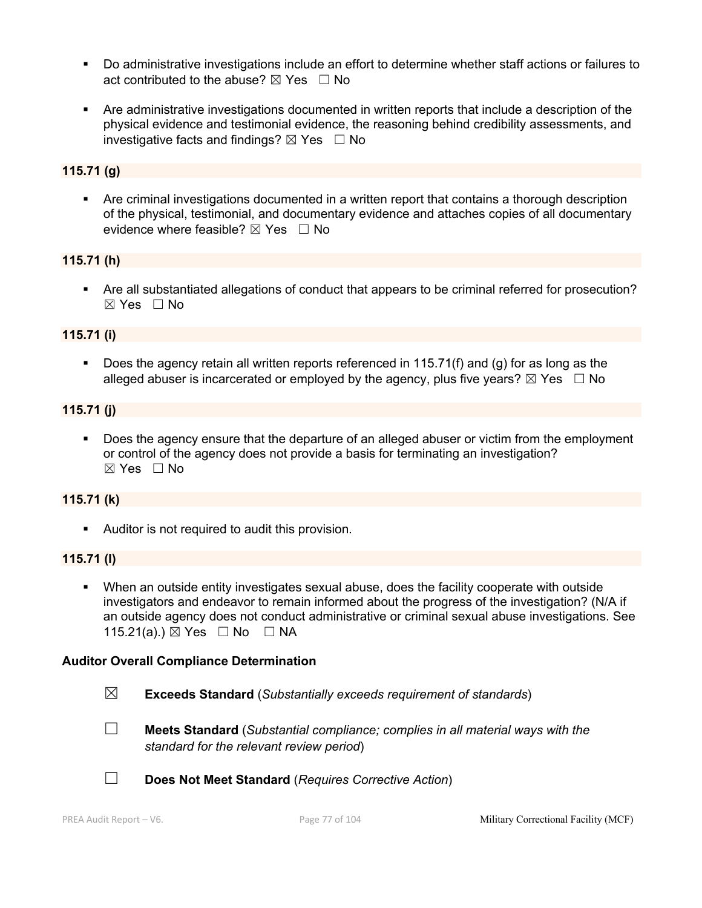- Do administrative investigations include an effort to determine whether staff actions or failures to act contributed to the abuse? ☒ Yes ☐ No

- Are administrative investigations documented in written reports that include a description of the physical evidence and testimonial evidence, the reasoning behind credibility assessments, and investigative facts and findings? ☒ Yes ☐ No

**115.71 (g)**

- Are criminal investigations documented in a written report that contains a thorough description of the physical, testimonial, and documentary evidence and attaches copies of all documentary evidence where feasible? ☒ Yes ☐ No

**115.71 (h)**

- Are all substantiated allegations of conduct that appears to be criminal referred for prosecution? ☒ Yes ☐ No

**115.71 (i)**

- Does the agency retain all written reports referenced in 115.71(f) and (g) for as long as the alleged abuser is incarcerated or employed by the agency, plus five years? ☒ Yes ☐ No

**115.71 (j)**

- Does the agency ensure that the departure of an alleged abuser or victim from the employment or control of the agency does not provide a basis for terminating an investigation? ☒ Yes ☐ No

**115.71 (k)**

- Auditor is not required to audit this provision.

**115.71 (l)**

- When an outside entity investigates sexual abuse, does the facility cooperate with outside investigators and endeavor to remain informed about the progress of the investigation? (N/A if an outside agency does not conduct administrative or criminal sexual abuse investigations. See 115.21(a).) ☒ Yes ☐ No ☐ NA

**Auditor Overall Compliance Determination**

☒ **Exceeds Standard** (*Substantially exceeds requirement of standards*)

☐ **Meets Standard** (*Substantial compliance; complies in all material ways with the standard for the relevant review period*)

☐ **Does Not Meet Standard** (*Requires Corrective Action*)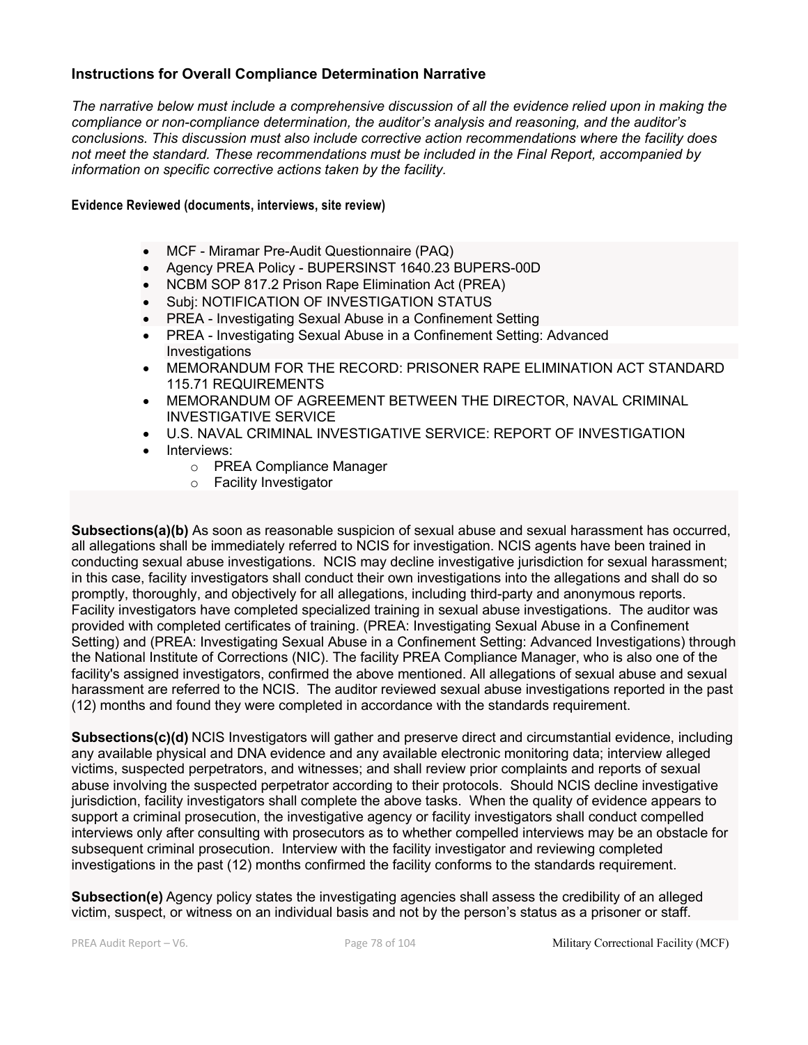### Instructions for Overall Compliance Determination Narrative

*The narrative below must include a comprehensive discussion of all the evidence relied upon in making the compliance or non-compliance determination, the auditor's analysis and reasoning, and the auditor's conclusions. This discussion must also include corrective action recommendations where the facility does not meet the standard. These recommendations must be included in the Final Report, accompanied by information on specific corrective actions taken by the facility.*

**Evidence Reviewed (documents, interviews, site review)**

- MCF - Miramar Pre-Audit Questionnaire (PAQ)
- Agency PREA Policy - BUPERSINST 1640.23 BUPERS-00D
- NCBM SOP 817.2 Prison Rape Elimination Act (PREA)
- Subj: NOTIFICATION OF INVESTIGATION STATUS
- PREA - Investigating Sexual Abuse in a Confinement Setting
- PREA - Investigating Sexual Abuse in a Confinement Setting: Advanced Investigations
- MEMORANDUM FOR THE RECORD: PRISONER RAPE ELIMINATION ACT STANDARD 115.71 REQUIREMENTS
- MEMORANDUM OF AGREEMENT BETWEEN THE DIRECTOR, NAVAL CRIMINAL INVESTIGATIVE SERVICE
- U.S. NAVAL CRIMINAL INVESTIGATIVE SERVICE: REPORT OF INVESTIGATION
- Interviews:
  - PREA Compliance Manager
  - Facility Investigator

**Subsections(a)(b)** As soon as reasonable suspicion of sexual abuse and sexual harassment has occurred, all allegations shall be immediately referred to NCIS for investigation. NCIS agents have been trained in conducting sexual abuse investigations. NCIS may decline investigative jurisdiction for sexual harassment; in this case, facility investigators shall conduct their own investigations into the allegations and shall do so promptly, thoroughly, and objectively for all allegations, including third-party and anonymous reports. Facility investigators have completed specialized training in sexual abuse investigations. The auditor was provided with completed certificates of training. (PREA: Investigating Sexual Abuse in a Confinement Setting) and (PREA: Investigating Sexual Abuse in a Confinement Setting: Advanced Investigations) through the National Institute of Corrections (NIC). The facility PREA Compliance Manager, who is also one of the facility's assigned investigators, confirmed the above mentioned. All allegations of sexual abuse and sexual harassment are referred to the NCIS. The auditor reviewed sexual abuse investigations reported in the past (12) months and found they were completed in accordance with the standards requirement.

**Subsections(c)(d)** NCIS Investigators will gather and preserve direct and circumstantial evidence, including any available physical and DNA evidence and any available electronic monitoring data; interview alleged victims, suspected perpetrators, and witnesses; and shall review prior complaints and reports of sexual abuse involving the suspected perpetrator according to their protocols. Should NCIS decline investigative jurisdiction, facility investigators shall complete the above tasks. When the quality of evidence appears to support a criminal prosecution, the investigative agency or facility investigators shall conduct compelled interviews only after consulting with prosecutors as to whether compelled interviews may be an obstacle for subsequent criminal prosecution. Interview with the facility investigator and reviewing completed investigations in the past (12) months confirmed the facility conforms to the standards requirement.

**Subsection(e)** Agency policy states the investigating agencies shall assess the credibility of an alleged victim, suspect, or witness on an individual basis and not by the person's status as a prisoner or staff.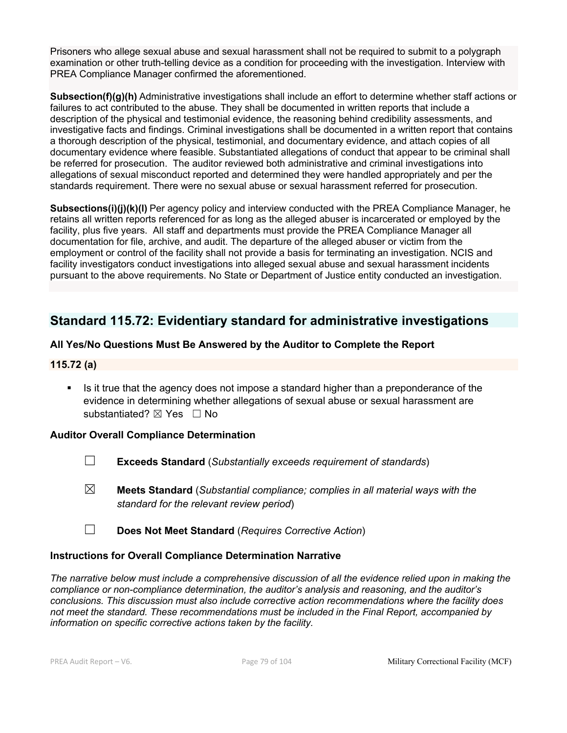Prisoners who allege sexual abuse and sexual harassment shall not be required to submit to a polygraph examination or other truth-telling device as a condition for proceeding with the investigation. Interview with PREA Compliance Manager confirmed the aforementioned.

**Subsection(f)(g)(h)** Administrative investigations shall include an effort to determine whether staff actions or failures to act contributed to the abuse. They shall be documented in written reports that include a description of the physical and testimonial evidence, the reasoning behind credibility assessments, and investigative facts and findings. Criminal investigations shall be documented in a written report that contains a thorough description of the physical, testimonial, and documentary evidence, and attach copies of all documentary evidence where feasible. Substantiated allegations of conduct that appear to be criminal shall be referred for prosecution. The auditor reviewed both administrative and criminal investigations into allegations of sexual misconduct reported and determined they were handled appropriately and per the standards requirement. There were no sexual abuse or sexual harassment referred for prosecution.

**Subsections(i)(j)(k)(l)** Per agency policy and interview conducted with the PREA Compliance Manager, he retains all written reports referenced for as long as the alleged abuser is incarcerated or employed by the facility, plus five years. All staff and departments must provide the PREA Compliance Manager all documentation for file, archive, and audit. The departure of the alleged abuser or victim from the employment or control of the facility shall not provide a basis for terminating an investigation. NCIS and facility investigators conduct investigations into alleged sexual abuse and sexual harassment incidents pursuant to the above requirements. No State or Department of Justice entity conducted an investigation.

## Standard 115.72: Evidentiary standard for administrative investigations

### All Yes/No Questions Must Be Answered by the Auditor to Complete the Report

### 115.72 (a)

- Is it true that the agency does not impose a standard higher than a preponderance of the evidence in determining whether allegations of sexual abuse or sexual harassment are substantiated? ☒ Yes ☐ No

### Auditor Overall Compliance Determination

☐ **Exceeds Standard** (*Substantially exceeds requirement of standards*)

☒ **Meets Standard** (*Substantial compliance; complies in all material ways with the standard for the relevant review period*)

☐ **Does Not Meet Standard** (*Requires Corrective Action*)

### Instructions for Overall Compliance Determination Narrative

*The narrative below must include a comprehensive discussion of all the evidence relied upon in making the compliance or non-compliance determination, the auditor's analysis and reasoning, and the auditor's conclusions. This discussion must also include corrective action recommendations where the facility does not meet the standard. These recommendations must be included in the Final Report, accompanied by information on specific corrective actions taken by the facility.*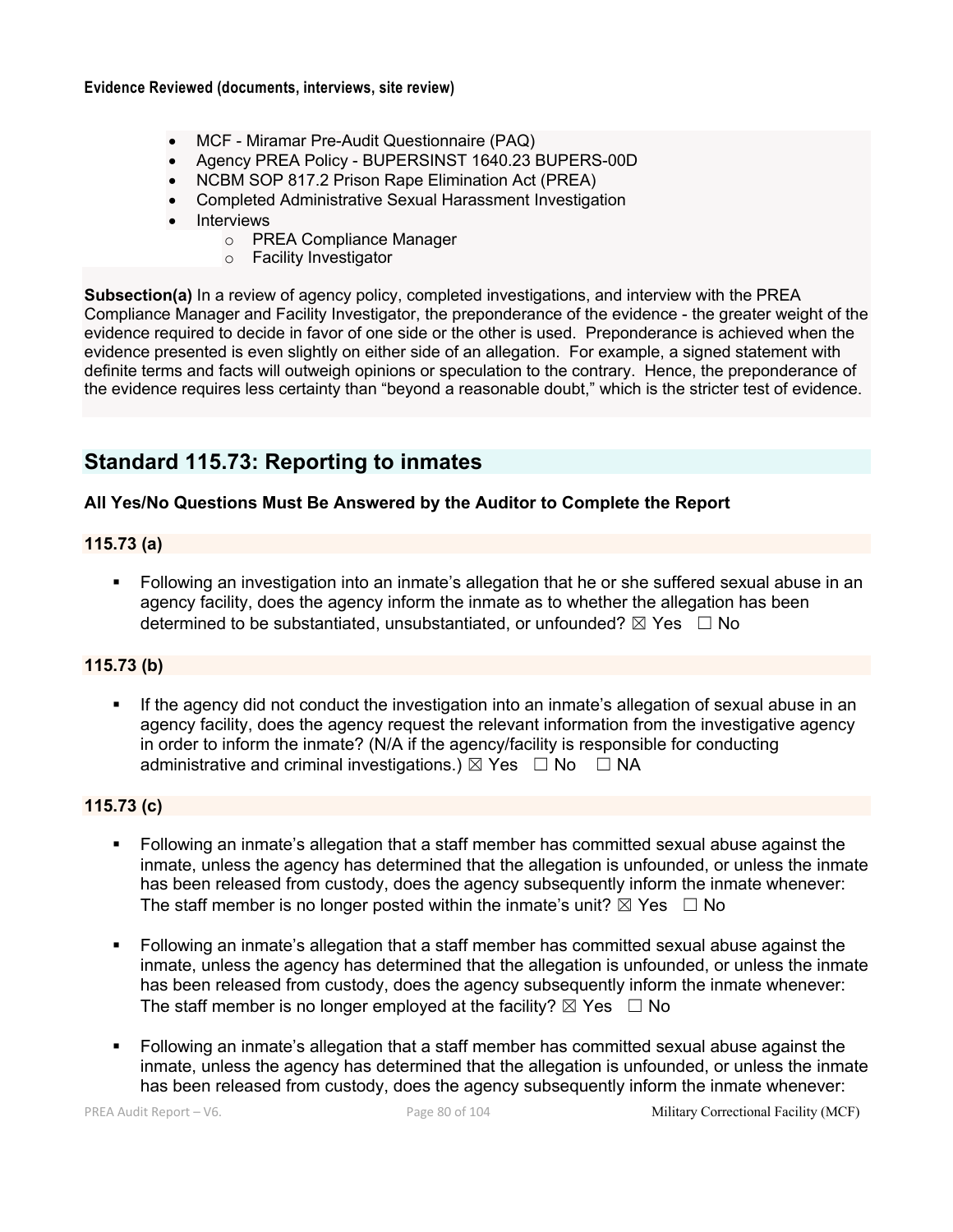**Evidence Reviewed (documents, interviews, site review)**

- MCF - Miramar Pre-Audit Questionnaire (PAQ)
- Agency PREA Policy - BUPERSINST 1640.23 BUPERS-00D
- NCBM SOP 817.2 Prison Rape Elimination Act (PREA)
- Completed Administrative Sexual Harassment Investigation
- Interviews
  - PREA Compliance Manager
  - Facility Investigator

**Subsection(a)** In a review of agency policy, completed investigations, and interview with the PREA Compliance Manager and Facility Investigator, the preponderance of the evidence - the greater weight of the evidence required to decide in favor of one side or the other is used. Preponderance is achieved when the evidence presented is even slightly on either side of an allegation. For example, a signed statement with definite terms and facts will outweigh opinions or speculation to the contrary. Hence, the preponderance of the evidence requires less certainty than "beyond a reasonable doubt," which is the stricter test of evidence.

## Standard 115.73: Reporting to inmates

**All Yes/No Questions Must Be Answered by the Auditor to Complete the Report**

### 115.73 (a)

- Following an investigation into an inmate's allegation that he or she suffered sexual abuse in an agency facility, does the agency inform the inmate as to whether the allegation has been determined to be substantiated, unsubstantiated, or unfounded? ☒ Yes ☐ No

### 115.73 (b)

- If the agency did not conduct the investigation into an inmate's allegation of sexual abuse in an agency facility, does the agency request the relevant information from the investigative agency in order to inform the inmate? (N/A if the agency/facility is responsible for conducting administrative and criminal investigations.) ☒ Yes ☐ No ☐ NA

### 115.73 (c)

- Following an inmate's allegation that a staff member has committed sexual abuse against the inmate, unless the agency has determined that the allegation is unfounded, or unless the inmate has been released from custody, does the agency subsequently inform the inmate whenever: The staff member is no longer posted within the inmate's unit? ☒ Yes ☐ No

- Following an inmate's allegation that a staff member has committed sexual abuse against the inmate, unless the agency has determined that the allegation is unfounded, or unless the inmate has been released from custody, does the agency subsequently inform the inmate whenever: The staff member is no longer employed at the facility? ☒ Yes ☐ No

- Following an inmate's allegation that a staff member has committed sexual abuse against the inmate, unless the agency has determined that the allegation is unfounded, or unless the inmate has been released from custody, does the agency subsequently inform the inmate whenever: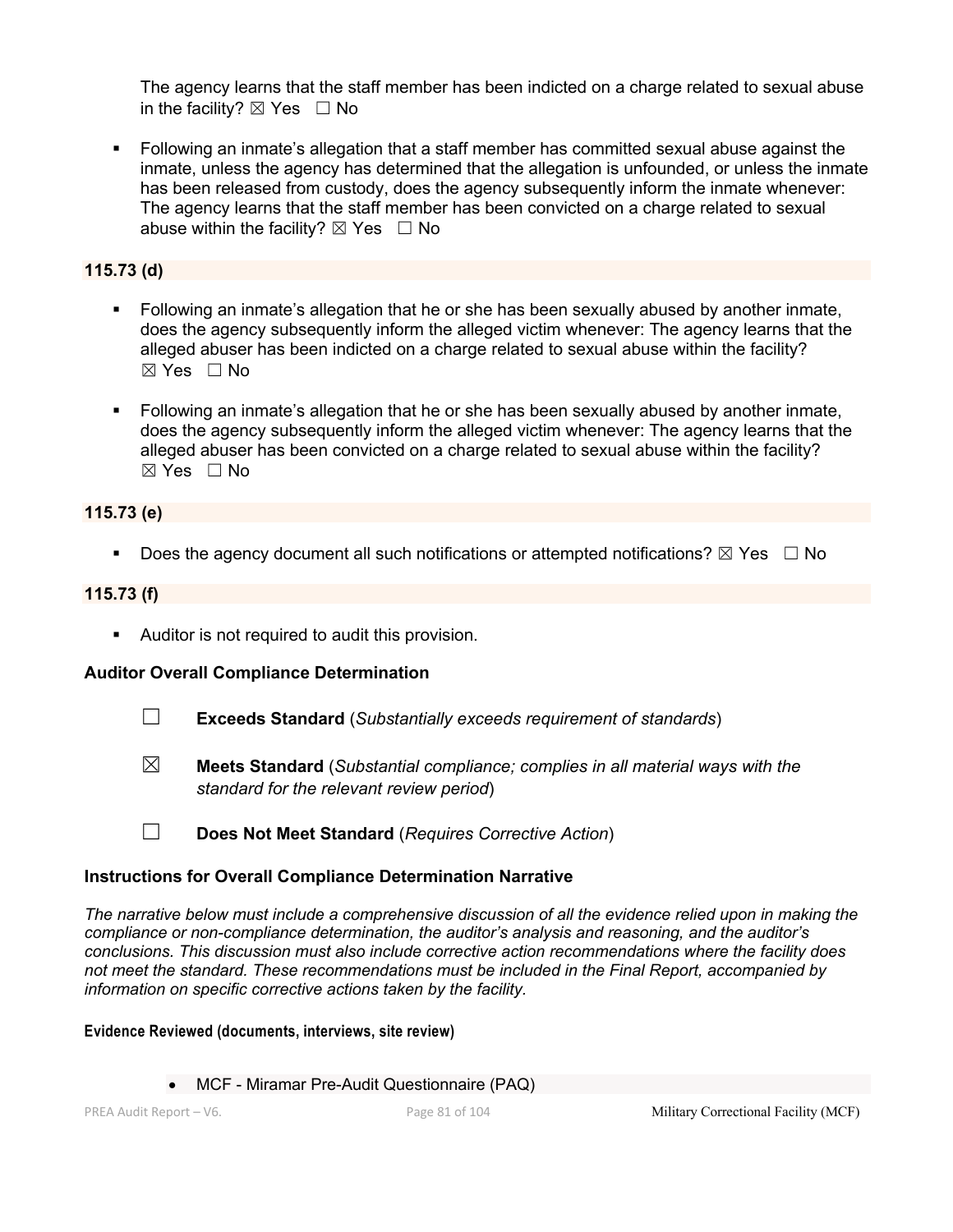The agency learns that the staff member has been indicted on a charge related to sexual abuse in the facility? ☒ Yes ☐ No

- Following an inmate's allegation that a staff member has committed sexual abuse against the inmate, unless the agency has determined that the allegation is unfounded, or unless the inmate has been released from custody, does the agency subsequently inform the inmate whenever: The agency learns that the staff member has been convicted on a charge related to sexual abuse within the facility? ☒ Yes ☐ No

**115.73 (d)**

- Following an inmate's allegation that he or she has been sexually abused by another inmate, does the agency subsequently inform the alleged victim whenever: The agency learns that the alleged abuser has been indicted on a charge related to sexual abuse within the facility? ☒ Yes ☐ No
- Following an inmate's allegation that he or she has been sexually abused by another inmate, does the agency subsequently inform the alleged victim whenever: The agency learns that the alleged abuser has been convicted on a charge related to sexual abuse within the facility? ☒ Yes ☐ No

**115.73 (e)**

- Does the agency document all such notifications or attempted notifications? ☒ Yes ☐ No

**115.73 (f)**

- Auditor is not required to audit this provision.

**Auditor Overall Compliance Determination**

☐ **Exceeds Standard** (*Substantially exceeds requirement of standards*)

☒ **Meets Standard** (*Substantial compliance; complies in all material ways with the standard for the relevant review period*)

☐ **Does Not Meet Standard** (*Requires Corrective Action*)

**Instructions for Overall Compliance Determination Narrative**

*The narrative below must include a comprehensive discussion of all the evidence relied upon in making the compliance or non-compliance determination, the auditor's analysis and reasoning, and the auditor's conclusions. This discussion must also include corrective action recommendations where the facility does not meet the standard. These recommendations must be included in the Final Report, accompanied by information on specific corrective actions taken by the facility.*

**Evidence Reviewed (documents, interviews, site review)**

- MCF - Miramar Pre-Audit Questionnaire (PAQ)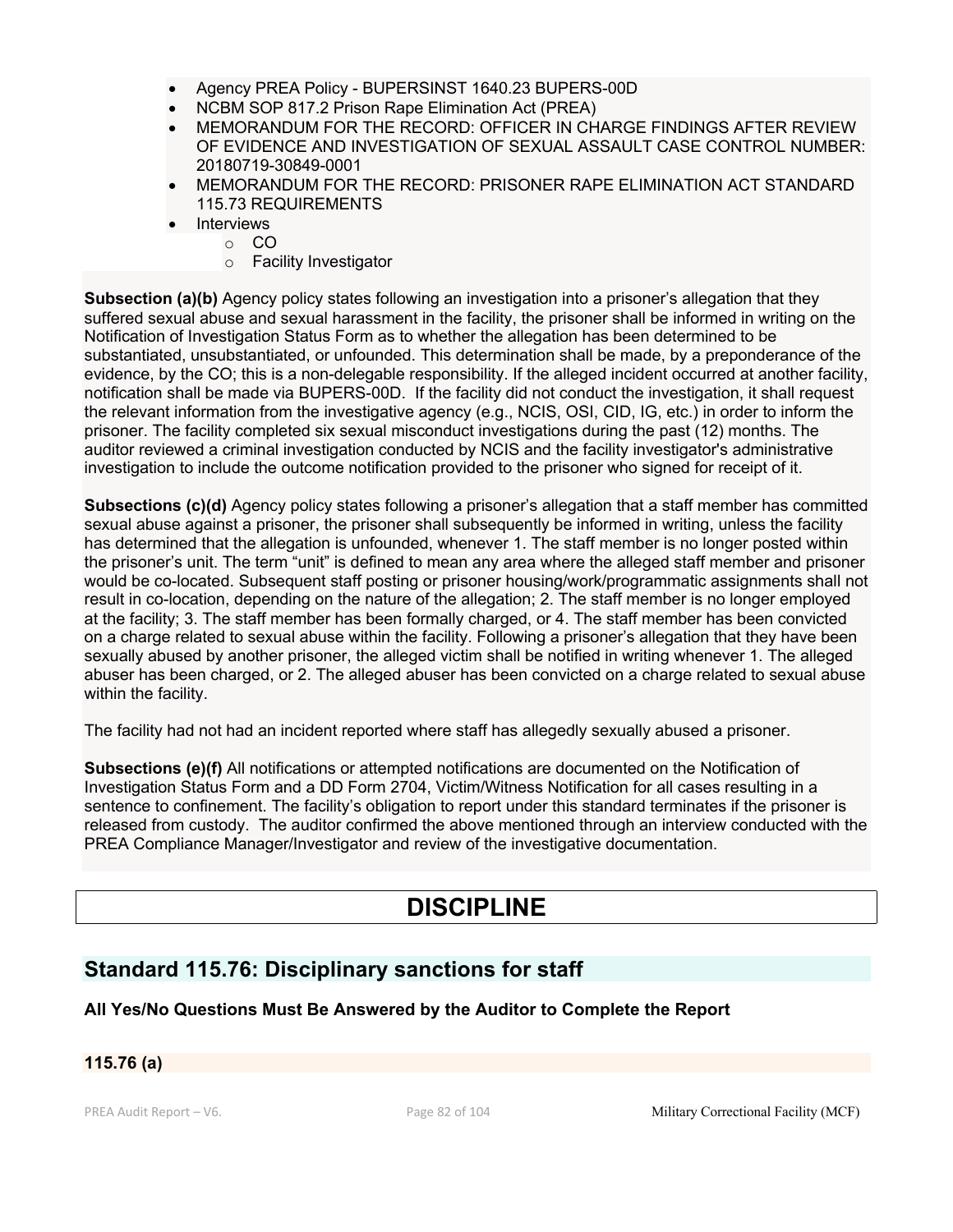- Agency PREA Policy - BUPERSINST 1640.23 BUPERS-00D
- NCBM SOP 817.2 Prison Rape Elimination Act (PREA)
- MEMORANDUM FOR THE RECORD: OFFICER IN CHARGE FINDINGS AFTER REVIEW OF EVIDENCE AND INVESTIGATION OF SEXUAL ASSAULT CASE CONTROL NUMBER: 20180719-30849-0001
- MEMORANDUM FOR THE RECORD: PRISONER RAPE ELIMINATION ACT STANDARD 115.73 REQUIREMENTS
- Interviews
  - CO
  - Facility Investigator

**Subsection (a)(b)** Agency policy states following an investigation into a prisoner's allegation that they suffered sexual abuse and sexual harassment in the facility, the prisoner shall be informed in writing on the Notification of Investigation Status Form as to whether the allegation has been determined to be substantiated, unsubstantiated, or unfounded. This determination shall be made, by a preponderance of the evidence, by the CO; this is a non-delegable responsibility. If the alleged incident occurred at another facility, notification shall be made via BUPERS-00D. If the facility did not conduct the investigation, it shall request the relevant information from the investigative agency (e.g., NCIS, OSI, CID, IG, etc.) in order to inform the prisoner. The facility completed six sexual misconduct investigations during the past (12) months. The auditor reviewed a criminal investigation conducted by NCIS and the facility investigator's administrative investigation to include the outcome notification provided to the prisoner who signed for receipt of it.

**Subsections (c)(d)** Agency policy states following a prisoner's allegation that a staff member has committed sexual abuse against a prisoner, the prisoner shall subsequently be informed in writing, unless the facility has determined that the allegation is unfounded, whenever 1. The staff member is no longer posted within the prisoner's unit. The term "unit" is defined to mean any area where the alleged staff member and prisoner would be co-located. Subsequent staff posting or prisoner housing/work/programmatic assignments shall not result in co-location, depending on the nature of the allegation; 2. The staff member is no longer employed at the facility; 3. The staff member has been formally charged, or 4. The staff member has been convicted on a charge related to sexual abuse within the facility. Following a prisoner's allegation that they have been sexually abused by another prisoner, the alleged victim shall be notified in writing whenever 1. The alleged abuser has been charged, or 2. The alleged abuser has been convicted on a charge related to sexual abuse within the facility.

The facility had not had an incident reported where staff has allegedly sexually abused a prisoner.

**Subsections (e)(f)** All notifications or attempted notifications are documented on the Notification of Investigation Status Form and a DD Form 2704, Victim/Witness Notification for all cases resulting in a sentence to confinement. The facility's obligation to report under this standard terminates if the prisoner is released from custody. The auditor confirmed the above mentioned through an interview conducted with the PREA Compliance Manager/Investigator and review of the investigative documentation.

# DISCIPLINE

## Standard 115.76: Disciplinary sanctions for staff

**All Yes/No Questions Must Be Answered by the Auditor to Complete the Report**

### 115.76 (a)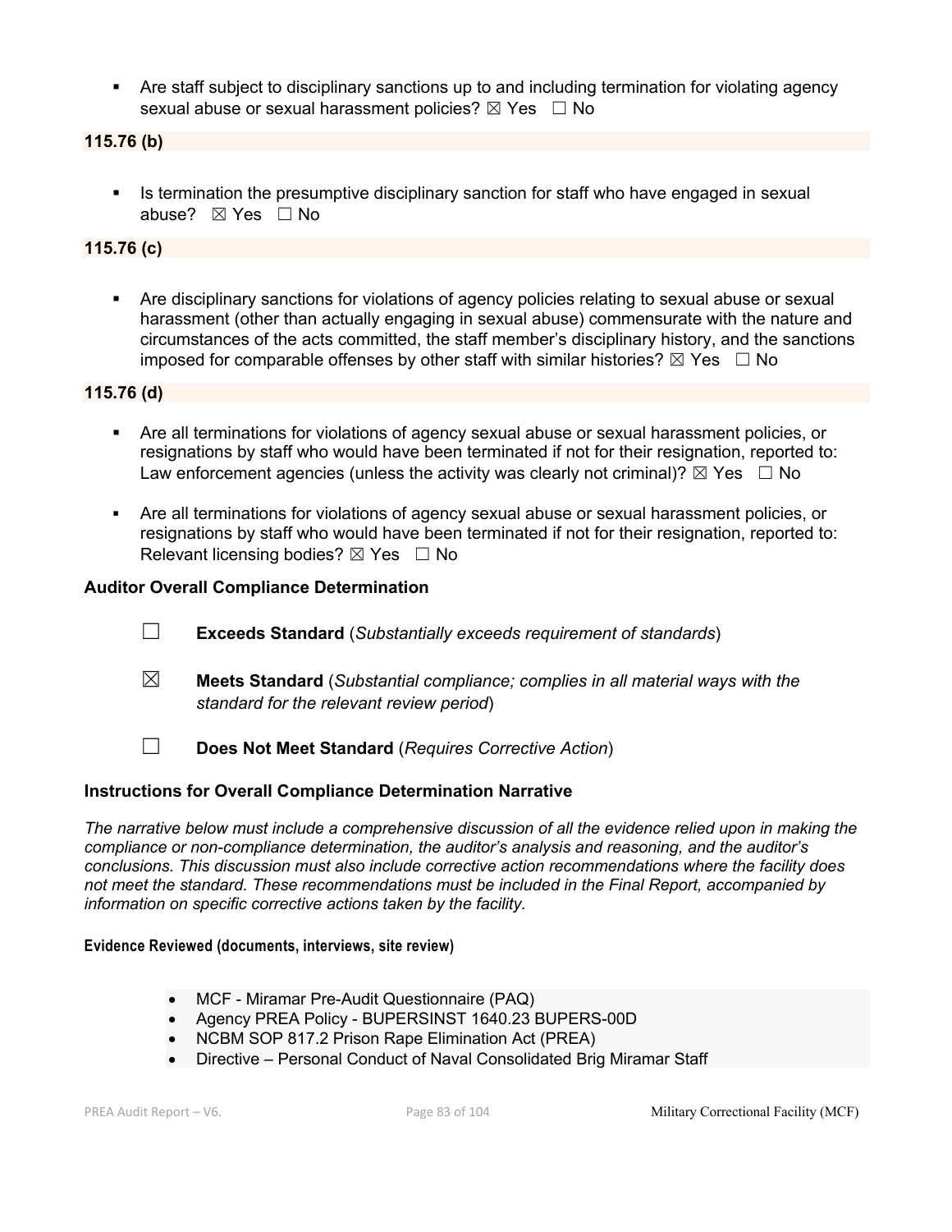- Are staff subject to disciplinary sanctions up to and including termination for violating agency sexual abuse or sexual harassment policies? ☒ Yes ☐ No

**115.76 (b)**

- Is termination the presumptive disciplinary sanction for staff who have engaged in sexual abuse? ☒ Yes ☐ No

**115.76 (c)**

- Are disciplinary sanctions for violations of agency policies relating to sexual abuse or sexual harassment (other than actually engaging in sexual abuse) commensurate with the nature and circumstances of the acts committed, the staff member's disciplinary history, and the sanctions imposed for comparable offenses by other staff with similar histories? ☒ Yes ☐ No

**115.76 (d)**

- Are all terminations for violations of agency sexual abuse or sexual harassment policies, or resignations by staff who would have been terminated if not for their resignation, reported to: Law enforcement agencies (unless the activity was clearly not criminal)? ☒ Yes ☐ No

- Are all terminations for violations of agency sexual abuse or sexual harassment policies, or resignations by staff who would have been terminated if not for their resignation, reported to: Relevant licensing bodies? ☒ Yes ☐ No

### Auditor Overall Compliance Determination

☐ **Exceeds Standard** (*Substantially exceeds requirement of standards*)

☒ **Meets Standard** (*Substantial compliance; complies in all material ways with the standard for the relevant review period*)

☐ **Does Not Meet Standard** (*Requires Corrective Action*)

### Instructions for Overall Compliance Determination Narrative

*The narrative below must include a comprehensive discussion of all the evidence relied upon in making the compliance or non-compliance determination, the auditor's analysis and reasoning, and the auditor's conclusions. This discussion must also include corrective action recommendations where the facility does not meet the standard. These recommendations must be included in the Final Report, accompanied by information on specific corrective actions taken by the facility.*

**Evidence Reviewed (documents, interviews, site review)**

- MCF - Miramar Pre-Audit Questionnaire (PAQ)
- Agency PREA Policy - BUPERSINST 1640.23 BUPERS-00D
- NCBM SOP 817.2 Prison Rape Elimination Act (PREA)
- Directive – Personal Conduct of Naval Consolidated Brig Miramar Staff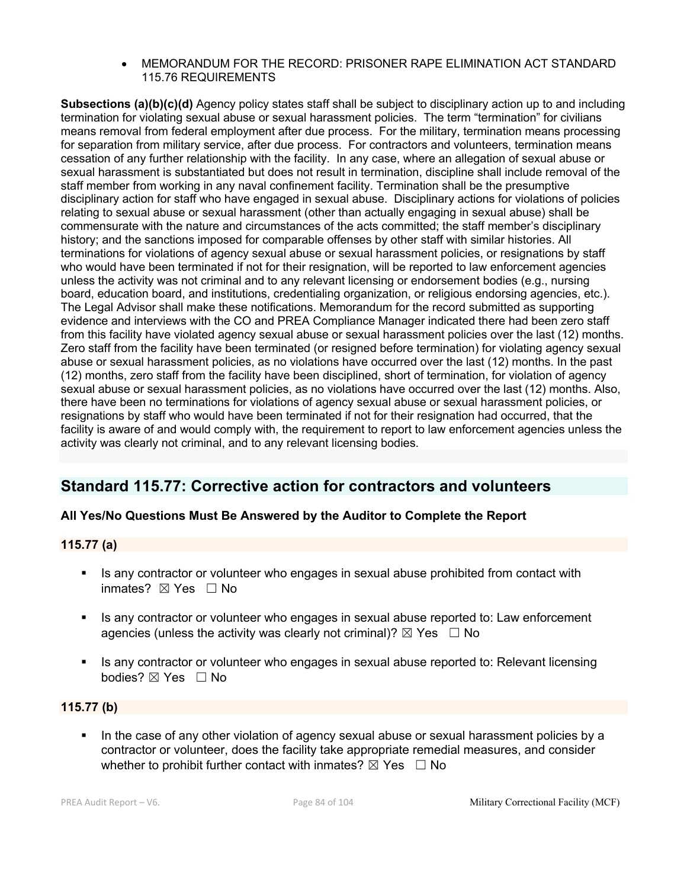- MEMORANDUM FOR THE RECORD: PRISONER RAPE ELIMINATION ACT STANDARD 115.76 REQUIREMENTS

**Subsections (a)(b)(c)(d)** Agency policy states staff shall be subject to disciplinary action up to and including termination for violating sexual abuse or sexual harassment policies. The term "termination" for civilians means removal from federal employment after due process. For the military, termination means processing for separation from military service, after due process. For contractors and volunteers, termination means cessation of any further relationship with the facility. In any case, where an allegation of sexual abuse or sexual harassment is substantiated but does not result in termination, discipline shall include removal of the staff member from working in any naval confinement facility. Termination shall be the presumptive disciplinary action for staff who have engaged in sexual abuse. Disciplinary actions for violations of policies relating to sexual abuse or sexual harassment (other than actually engaging in sexual abuse) shall be commensurate with the nature and circumstances of the acts committed; the staff member's disciplinary history; and the sanctions imposed for comparable offenses by other staff with similar histories. All terminations for violations of agency sexual abuse or sexual harassment policies, or resignations by staff who would have been terminated if not for their resignation, will be reported to law enforcement agencies unless the activity was not criminal and to any relevant licensing or endorsement bodies (e.g., nursing board, education board, and institutions, credentialing organization, or religious endorsing agencies, etc.). The Legal Advisor shall make these notifications. Memorandum for the record submitted as supporting evidence and interviews with the CO and PREA Compliance Manager indicated there had been zero staff from this facility have violated agency sexual abuse or sexual harassment policies over the last (12) months. Zero staff from the facility have been terminated (or resigned before termination) for violating agency sexual abuse or sexual harassment policies, as no violations have occurred over the last (12) months. In the past (12) months, zero staff from the facility have been disciplined, short of termination, for violation of agency sexual abuse or sexual harassment policies, as no violations have occurred over the last (12) months. Also, there have been no terminations for violations of agency sexual abuse or sexual harassment policies, or resignations by staff who would have been terminated if not for their resignation had occurred, that the facility is aware of and would comply with, the requirement to report to law enforcement agencies unless the activity was clearly not criminal, and to any relevant licensing bodies.

## Standard 115.77: Corrective action for contractors and volunteers

**All Yes/No Questions Must Be Answered by the Auditor to Complete the Report**

**115.77 (a)**

- Is any contractor or volunteer who engages in sexual abuse prohibited from contact with inmates? ☒ Yes ☐ No
- Is any contractor or volunteer who engages in sexual abuse reported to: Law enforcement agencies (unless the activity was clearly not criminal)? ☒ Yes ☐ No
- Is any contractor or volunteer who engages in sexual abuse reported to: Relevant licensing bodies? ☒ Yes ☐ No

**115.77 (b)**

- In the case of any other violation of agency sexual abuse or sexual harassment policies by a contractor or volunteer, does the facility take appropriate remedial measures, and consider whether to prohibit further contact with inmates? ☒ Yes ☐ No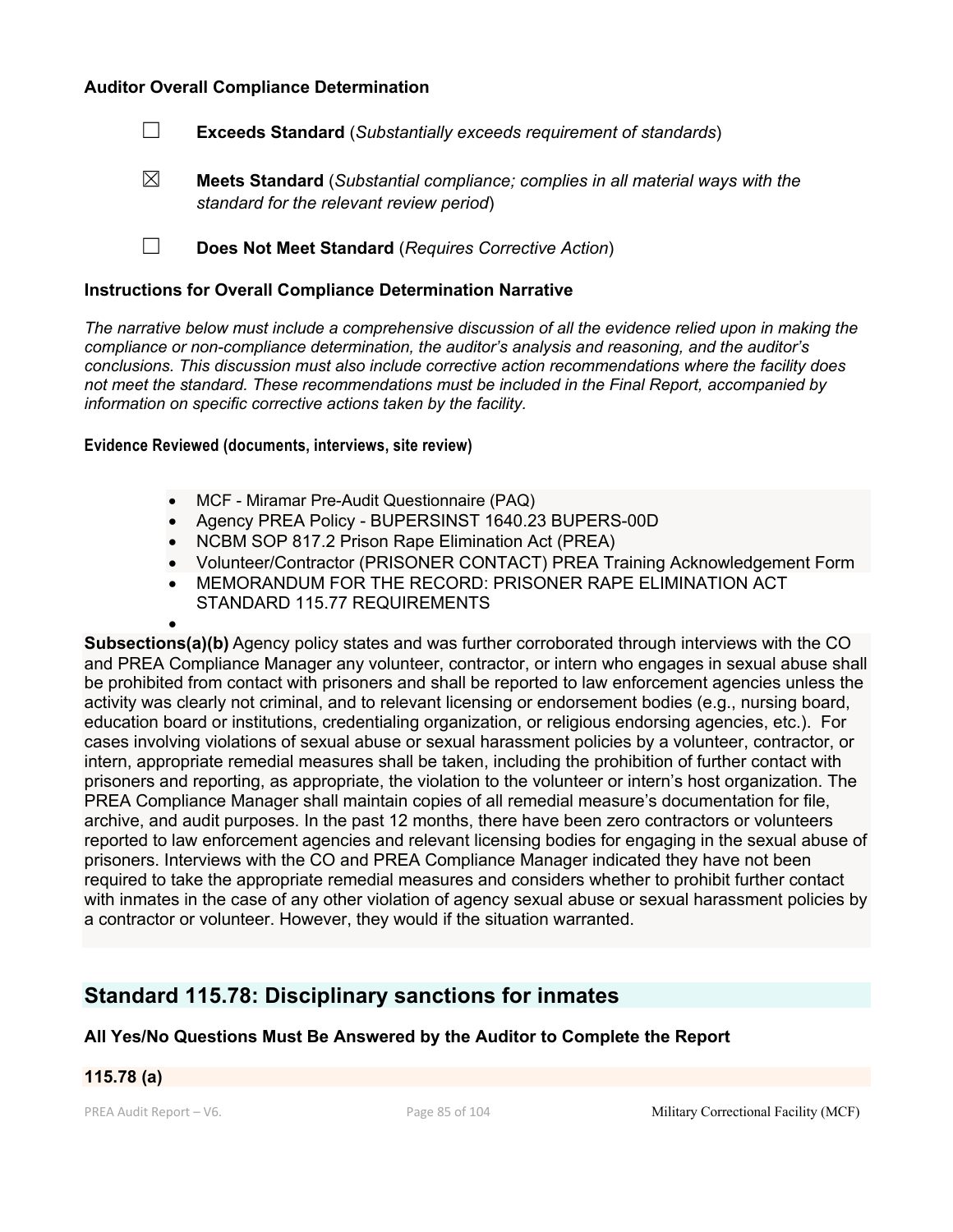**Auditor Overall Compliance Determination**

☐ **Exceeds Standard** (*Substantially exceeds requirement of standards*)

☒ **Meets Standard** (*Substantial compliance; complies in all material ways with the standard for the relevant review period*)

☐ **Does Not Meet Standard** (*Requires Corrective Action*)

**Instructions for Overall Compliance Determination Narrative**

*The narrative below must include a comprehensive discussion of all the evidence relied upon in making the compliance or non-compliance determination, the auditor's analysis and reasoning, and the auditor's conclusions. This discussion must also include corrective action recommendations where the facility does not meet the standard. These recommendations must be included in the Final Report, accompanied by information on specific corrective actions taken by the facility.*

**Evidence Reviewed (documents, interviews, site review)**

- MCF - Miramar Pre-Audit Questionnaire (PAQ)
- Agency PREA Policy - BUPERSINST 1640.23 BUPERS-00D
- NCBM SOP 817.2 Prison Rape Elimination Act (PREA)
- Volunteer/Contractor (PRISONER CONTACT) PREA Training Acknowledgement Form
- MEMORANDUM FOR THE RECORD: PRISONER RAPE ELIMINATION ACT STANDARD 115.77 REQUIREMENTS
-

**Subsections(a)(b)** Agency policy states and was further corroborated through interviews with the CO and PREA Compliance Manager any volunteer, contractor, or intern who engages in sexual abuse shall be prohibited from contact with prisoners and shall be reported to law enforcement agencies unless the activity was clearly not criminal, and to relevant licensing or endorsement bodies (e.g., nursing board, education board or institutions, credentialing organization, or religious endorsing agencies, etc.). For cases involving violations of sexual abuse or sexual harassment policies by a volunteer, contractor, or intern, appropriate remedial measures shall be taken, including the prohibition of further contact with prisoners and reporting, as appropriate, the violation to the volunteer or intern's host organization. The PREA Compliance Manager shall maintain copies of all remedial measure's documentation for file, archive, and audit purposes. In the past 12 months, there have been zero contractors or volunteers reported to law enforcement agencies and relevant licensing bodies for engaging in the sexual abuse of prisoners. Interviews with the CO and PREA Compliance Manager indicated they have not been required to take the appropriate remedial measures and considers whether to prohibit further contact with inmates in the case of any other violation of agency sexual abuse or sexual harassment policies by a contractor or volunteer. However, they would if the situation warranted.

## Standard 115.78: Disciplinary sanctions for inmates

**All Yes/No Questions Must Be Answered by the Auditor to Complete the Report**

**115.78 (a)**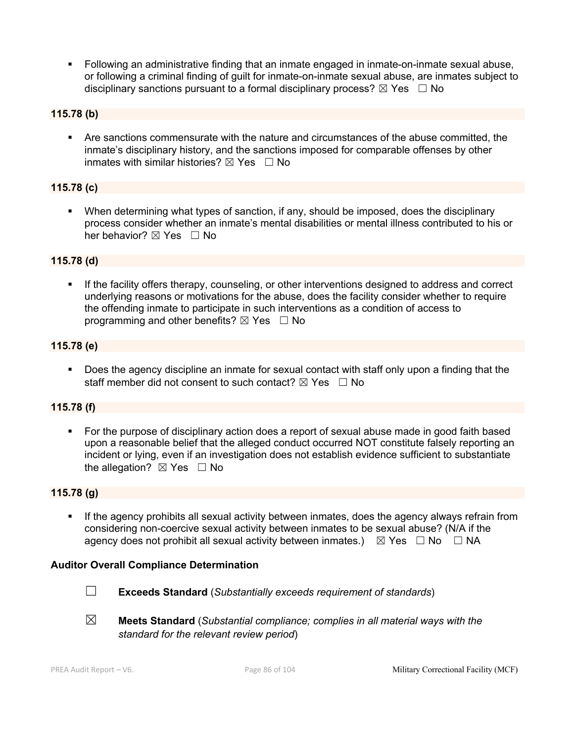- Following an administrative finding that an inmate engaged in inmate-on-inmate sexual abuse, or following a criminal finding of guilt for inmate-on-inmate sexual abuse, are inmates subject to disciplinary sanctions pursuant to a formal disciplinary process? ☒ Yes ☐ No

**115.78 (b)**

- Are sanctions commensurate with the nature and circumstances of the abuse committed, the inmate's disciplinary history, and the sanctions imposed for comparable offenses by other inmates with similar histories? ☒ Yes ☐ No

**115.78 (c)**

- When determining what types of sanction, if any, should be imposed, does the disciplinary process consider whether an inmate's mental disabilities or mental illness contributed to his or her behavior? ☒ Yes ☐ No

**115.78 (d)**

- If the facility offers therapy, counseling, or other interventions designed to address and correct underlying reasons or motivations for the abuse, does the facility consider whether to require the offending inmate to participate in such interventions as a condition of access to programming and other benefits? ☒ Yes ☐ No

**115.78 (e)**

- Does the agency discipline an inmate for sexual contact with staff only upon a finding that the staff member did not consent to such contact? ☒ Yes ☐ No

**115.78 (f)**

- For the purpose of disciplinary action does a report of sexual abuse made in good faith based upon a reasonable belief that the alleged conduct occurred NOT constitute falsely reporting an incident or lying, even if an investigation does not establish evidence sufficient to substantiate the allegation? ☒ Yes ☐ No

**115.78 (g)**

- If the agency prohibits all sexual activity between inmates, does the agency always refrain from considering non-coercive sexual activity between inmates to be sexual abuse? (N/A if the agency does not prohibit all sexual activity between inmates.) ☒ Yes ☐ No ☐ NA

**Auditor Overall Compliance Determination**

☐ **Exceeds Standard** (*Substantially exceeds requirement of standards*)

☒ **Meets Standard** (*Substantial compliance; complies in all material ways with the standard for the relevant review period*)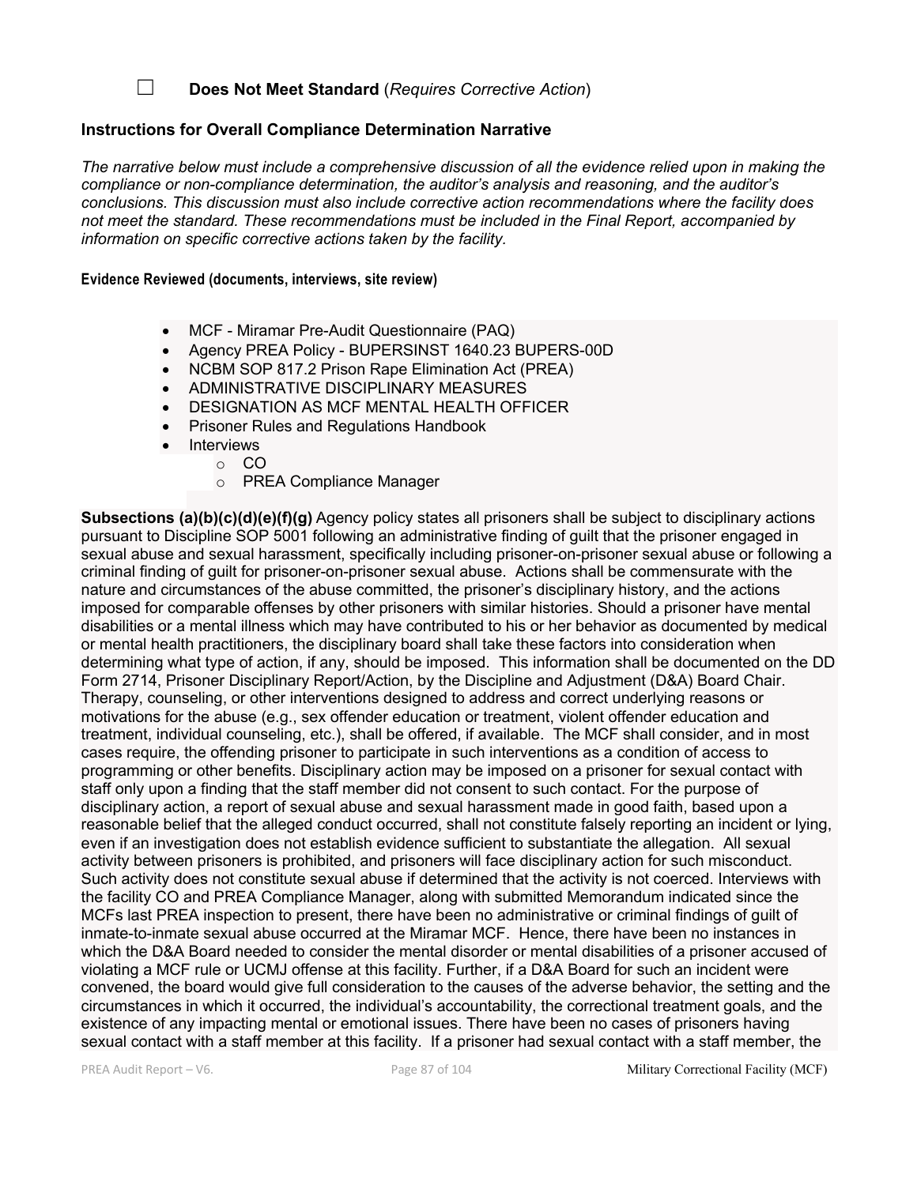☐ **Does Not Meet Standard** (*Requires Corrective Action*)

### Instructions for Overall Compliance Determination Narrative

*The narrative below must include a comprehensive discussion of all the evidence relied upon in making the compliance or non-compliance determination, the auditor's analysis and reasoning, and the auditor's conclusions. This discussion must also include corrective action recommendations where the facility does not meet the standard. These recommendations must be included in the Final Report, accompanied by information on specific corrective actions taken by the facility.*

**Evidence Reviewed (documents, interviews, site review)**

- MCF - Miramar Pre-Audit Questionnaire (PAQ)
- Agency PREA Policy - BUPERSINST 1640.23 BUPERS-00D
- NCBM SOP 817.2 Prison Rape Elimination Act (PREA)
- ADMINISTRATIVE DISCIPLINARY MEASURES
- DESIGNATION AS MCF MENTAL HEALTH OFFICER
- Prisoner Rules and Regulations Handbook
- Interviews
  - CO
  - PREA Compliance Manager

**Subsections (a)(b)(c)(d)(e)(f)(g)** Agency policy states all prisoners shall be subject to disciplinary actions pursuant to Discipline SOP 5001 following an administrative finding of guilt that the prisoner engaged in sexual abuse and sexual harassment, specifically including prisoner-on-prisoner sexual abuse or following a criminal finding of guilt for prisoner-on-prisoner sexual abuse. Actions shall be commensurate with the nature and circumstances of the abuse committed, the prisoner's disciplinary history, and the actions imposed for comparable offenses by other prisoners with similar histories. Should a prisoner have mental disabilities or a mental illness which may have contributed to his or her behavior as documented by medical or mental health practitioners, the disciplinary board shall take these factors into consideration when determining what type of action, if any, should be imposed. This information shall be documented on the DD Form 2714, Prisoner Disciplinary Report/Action, by the Discipline and Adjustment (D&A) Board Chair. Therapy, counseling, or other interventions designed to address and correct underlying reasons or motivations for the abuse (e.g., sex offender education or treatment, violent offender education and treatment, individual counseling, etc.), shall be offered, if available. The MCF shall consider, and in most cases require, the offending prisoner to participate in such interventions as a condition of access to programming or other benefits. Disciplinary action may be imposed on a prisoner for sexual contact with staff only upon a finding that the staff member did not consent to such contact. For the purpose of disciplinary action, a report of sexual abuse and sexual harassment made in good faith, based upon a reasonable belief that the alleged conduct occurred, shall not constitute falsely reporting an incident or lying, even if an investigation does not establish evidence sufficient to substantiate the allegation. All sexual activity between prisoners is prohibited, and prisoners will face disciplinary action for such misconduct. Such activity does not constitute sexual abuse if determined that the activity is not coerced. Interviews with the facility CO and PREA Compliance Manager, along with submitted Memorandum indicated since the MCFs last PREA inspection to present, there have been no administrative or criminal findings of guilt of inmate-to-inmate sexual abuse occurred at the Miramar MCF. Hence, there have been no instances in which the D&A Board needed to consider the mental disorder or mental disabilities of a prisoner accused of violating a MCF rule or UCMJ offense at this facility. Further, if a D&A Board for such an incident were convened, the board would give full consideration to the causes of the adverse behavior, the setting and the circumstances in which it occurred, the individual's accountability, the correctional treatment goals, and the existence of any impacting mental or emotional issues. There have been no cases of prisoners having sexual contact with a staff member at this facility. If a prisoner had sexual contact with a staff member, the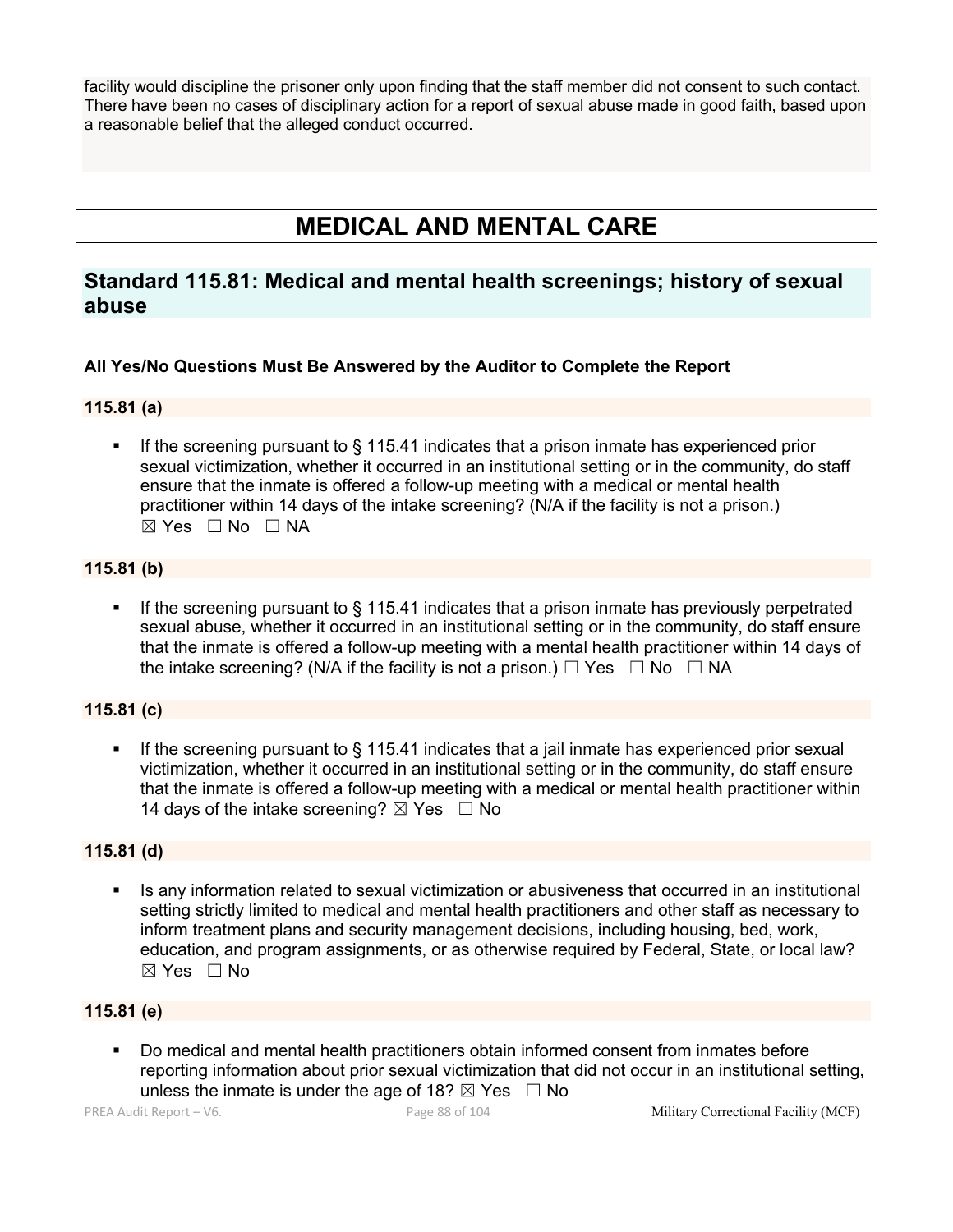facility would discipline the prisoner only upon finding that the staff member did not consent to such contact. There have been no cases of disciplinary action for a report of sexual abuse made in good faith, based upon a reasonable belief that the alleged conduct occurred.

# MEDICAL AND MENTAL CARE

## Standard 115.81: Medical and mental health screenings; history of sexual abuse

**All Yes/No Questions Must Be Answered by the Auditor to Complete the Report**

### 115.81 (a)

- If the screening pursuant to § 115.41 indicates that a prison inmate has experienced prior sexual victimization, whether it occurred in an institutional setting or in the community, do staff ensure that the inmate is offered a follow-up meeting with a medical or mental health practitioner within 14 days of the intake screening? (N/A if the facility is not a prison.) ☒ Yes ☐ No ☐ NA

### 115.81 (b)

- If the screening pursuant to § 115.41 indicates that a prison inmate has previously perpetrated sexual abuse, whether it occurred in an institutional setting or in the community, do staff ensure that the inmate is offered a follow-up meeting with a mental health practitioner within 14 days of the intake screening? (N/A if the facility is not a prison.) ☐ Yes ☐ No ☐ NA

### 115.81 (c)

- If the screening pursuant to § 115.41 indicates that a jail inmate has experienced prior sexual victimization, whether it occurred in an institutional setting or in the community, do staff ensure that the inmate is offered a follow-up meeting with a medical or mental health practitioner within 14 days of the intake screening? ☒ Yes ☐ No

### 115.81 (d)

- Is any information related to sexual victimization or abusiveness that occurred in an institutional setting strictly limited to medical and mental health practitioners and other staff as necessary to inform treatment plans and security management decisions, including housing, bed, work, education, and program assignments, or as otherwise required by Federal, State, or local law? ☒ Yes ☐ No

### 115.81 (e)

- Do medical and mental health practitioners obtain informed consent from inmates before reporting information about prior sexual victimization that did not occur in an institutional setting, unless the inmate is under the age of 18? ☒ Yes ☐ No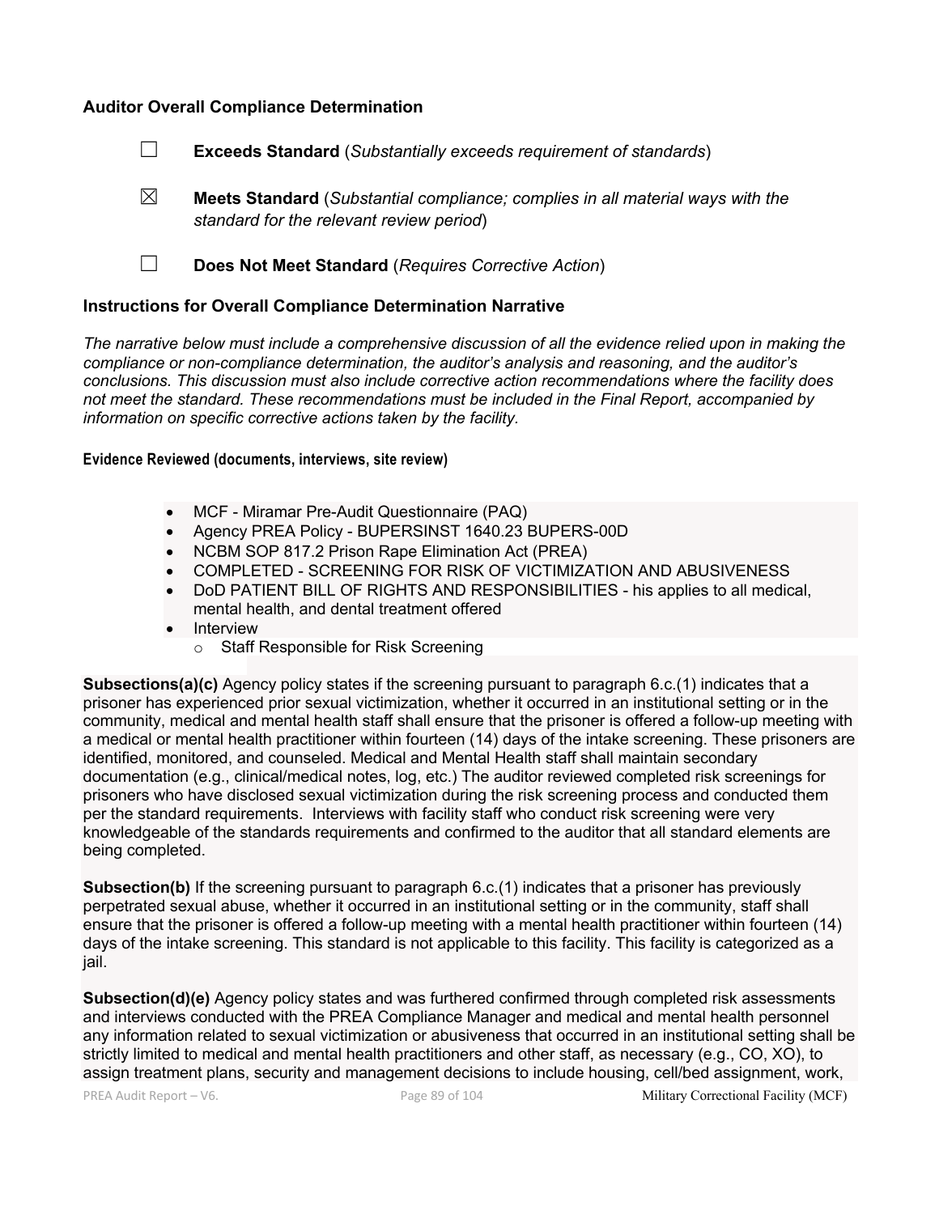### Auditor Overall Compliance Determination

☐ **Exceeds Standard** (*Substantially exceeds requirement of standards*)

☒ **Meets Standard** (*Substantial compliance; complies in all material ways with the standard for the relevant review period*)

☐ **Does Not Meet Standard** (*Requires Corrective Action*)

### Instructions for Overall Compliance Determination Narrative

*The narrative below must include a comprehensive discussion of all the evidence relied upon in making the compliance or non-compliance determination, the auditor's analysis and reasoning, and the auditor's conclusions. This discussion must also include corrective action recommendations where the facility does not meet the standard. These recommendations must be included in the Final Report, accompanied by information on specific corrective actions taken by the facility.*

**Evidence Reviewed (documents, interviews, site review)**

- MCF - Miramar Pre-Audit Questionnaire (PAQ)
- Agency PREA Policy - BUPERSINST 1640.23 BUPERS-00D
- NCBM SOP 817.2 Prison Rape Elimination Act (PREA)
- COMPLETED - SCREENING FOR RISK OF VICTIMIZATION AND ABUSIVENESS
- DoD PATIENT BILL OF RIGHTS AND RESPONSIBILITIES - his applies to all medical, mental health, and dental treatment offered
- Interview
  - Staff Responsible for Risk Screening

**Subsections(a)(c)** Agency policy states if the screening pursuant to paragraph 6.c.(1) indicates that a prisoner has experienced prior sexual victimization, whether it occurred in an institutional setting or in the community, medical and mental health staff shall ensure that the prisoner is offered a follow-up meeting with a medical or mental health practitioner within fourteen (14) days of the intake screening. These prisoners are identified, monitored, and counseled. Medical and Mental Health staff shall maintain secondary documentation (e.g., clinical/medical notes, log, etc.) The auditor reviewed completed risk screenings for prisoners who have disclosed sexual victimization during the risk screening process and conducted them per the standard requirements. Interviews with facility staff who conduct risk screening were very knowledgeable of the standards requirements and confirmed to the auditor that all standard elements are being completed.

**Subsection(b)** If the screening pursuant to paragraph 6.c.(1) indicates that a prisoner has previously perpetrated sexual abuse, whether it occurred in an institutional setting or in the community, staff shall ensure that the prisoner is offered a follow-up meeting with a mental health practitioner within fourteen (14) days of the intake screening. This standard is not applicable to this facility. This facility is categorized as a jail.

**Subsection(d)(e)** Agency policy states and was furthered confirmed through completed risk assessments and interviews conducted with the PREA Compliance Manager and medical and mental health personnel any information related to sexual victimization or abusiveness that occurred in an institutional setting shall be strictly limited to medical and mental health practitioners and other staff, as necessary (e.g., CO, XO), to assign treatment plans, security and management decisions to include housing, cell/bed assignment, work,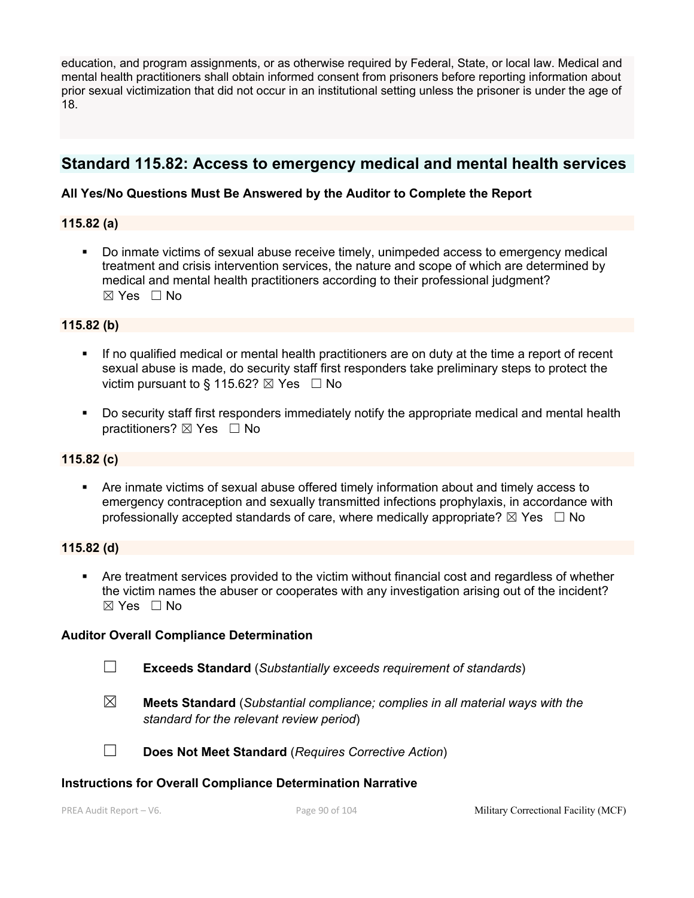education, and program assignments, or as otherwise required by Federal, State, or local law. Medical and mental health practitioners shall obtain informed consent from prisoners before reporting information about prior sexual victimization that did not occur in an institutional setting unless the prisoner is under the age of 18.

## Standard 115.82: Access to emergency medical and mental health services

**All Yes/No Questions Must Be Answered by the Auditor to Complete the Report**

**115.82 (a)**

- Do inmate victims of sexual abuse receive timely, unimpeded access to emergency medical treatment and crisis intervention services, the nature and scope of which are determined by medical and mental health practitioners according to their professional judgment?
☒ Yes ☐ No

**115.82 (b)**

- If no qualified medical or mental health practitioners are on duty at the time a report of recent sexual abuse is made, do security staff first responders take preliminary steps to protect the victim pursuant to § 115.62? ☒ Yes ☐ No

- Do security staff first responders immediately notify the appropriate medical and mental health practitioners? ☒ Yes ☐ No

**115.82 (c)**

- Are inmate victims of sexual abuse offered timely information about and timely access to emergency contraception and sexually transmitted infections prophylaxis, in accordance with professionally accepted standards of care, where medically appropriate? ☒ Yes ☐ No

**115.82 (d)**

- Are treatment services provided to the victim without financial cost and regardless of whether the victim names the abuser or cooperates with any investigation arising out of the incident?
☒ Yes ☐ No

**Auditor Overall Compliance Determination**

☐ **Exceeds Standard** (*Substantially exceeds requirement of standards*)

☒ **Meets Standard** (*Substantial compliance; complies in all material ways with the standard for the relevant review period*)

☐ **Does Not Meet Standard** (*Requires Corrective Action*)

**Instructions for Overall Compliance Determination Narrative**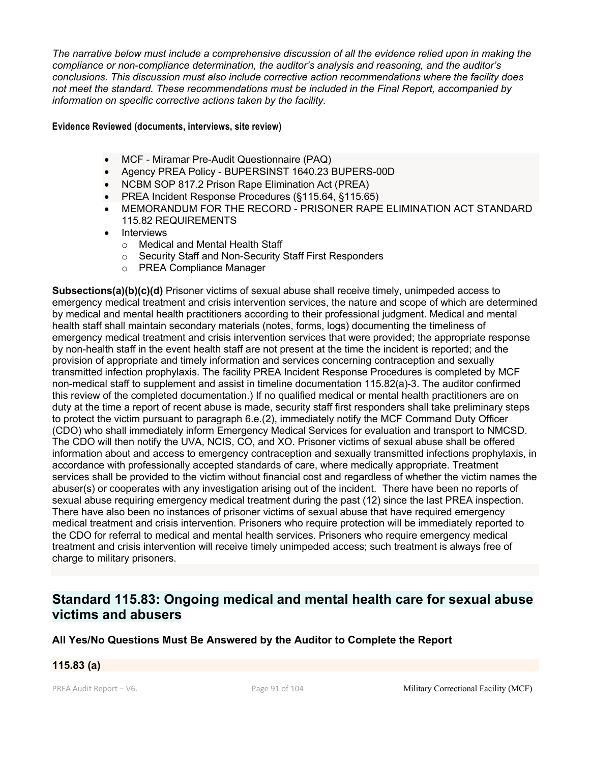*The narrative below must include a comprehensive discussion of all the evidence relied upon in making the compliance or non-compliance determination, the auditor's analysis and reasoning, and the auditor's conclusions. This discussion must also include corrective action recommendations where the facility does not meet the standard. These recommendations must be included in the Final Report, accompanied by information on specific corrective actions taken by the facility.*

**Evidence Reviewed (documents, interviews, site review)**

- MCF - Miramar Pre-Audit Questionnaire (PAQ)
- Agency PREA Policy - BUPERSINST 1640.23 BUPERS-00D
- NCBM SOP 817.2 Prison Rape Elimination Act (PREA)
- PREA Incident Response Procedures (§115.64, §115.65)
- MEMORANDUM FOR THE RECORD - PRISONER RAPE ELIMINATION ACT STANDARD 115.82 REQUIREMENTS
- Interviews
  - Medical and Mental Health Staff
  - Security Staff and Non-Security Staff First Responders
  - PREA Compliance Manager

**Subsections(a)(b)(c)(d)** Prisoner victims of sexual abuse shall receive timely, unimpeded access to emergency medical treatment and crisis intervention services, the nature and scope of which are determined by medical and mental health practitioners according to their professional judgment. Medical and mental health staff shall maintain secondary materials (notes, forms, logs) documenting the timeliness of emergency medical treatment and crisis intervention services that were provided; the appropriate response by non-health staff in the event health staff are not present at the time the incident is reported; and the provision of appropriate and timely information and services concerning contraception and sexually transmitted infection prophylaxis. The facility PREA Incident Response Procedures is completed by MCF non-medical staff to supplement and assist in timeline documentation 115.82(a)-3. The auditor confirmed this review of the completed documentation.) If no qualified medical or mental health practitioners are on duty at the time a report of recent abuse is made, security staff first responders shall take preliminary steps to protect the victim pursuant to paragraph 6.e.(2), immediately notify the MCF Command Duty Officer (CDO) who shall immediately inform Emergency Medical Services for evaluation and transport to NMCSD. The CDO will then notify the UVA, NCIS, CO, and XO. Prisoner victims of sexual abuse shall be offered information about and access to emergency contraception and sexually transmitted infections prophylaxis, in accordance with professionally accepted standards of care, where medically appropriate. Treatment services shall be provided to the victim without financial cost and regardless of whether the victim names the abuser(s) or cooperates with any investigation arising out of the incident. There have been no reports of sexual abuse requiring emergency medical treatment during the past (12) since the last PREA inspection. There have also been no instances of prisoner victims of sexual abuse that have required emergency medical treatment and crisis intervention. Prisoners who require protection will be immediately reported to the CDO for referral to medical and mental health services. Prisoners who require emergency medical treatment and crisis intervention will receive timely unimpeded access; such treatment is always free of charge to military prisoners.

## Standard 115.83: Ongoing medical and mental health care for sexual abuse victims and abusers

**All Yes/No Questions Must Be Answered by the Auditor to Complete the Report**

**115.83 (a)**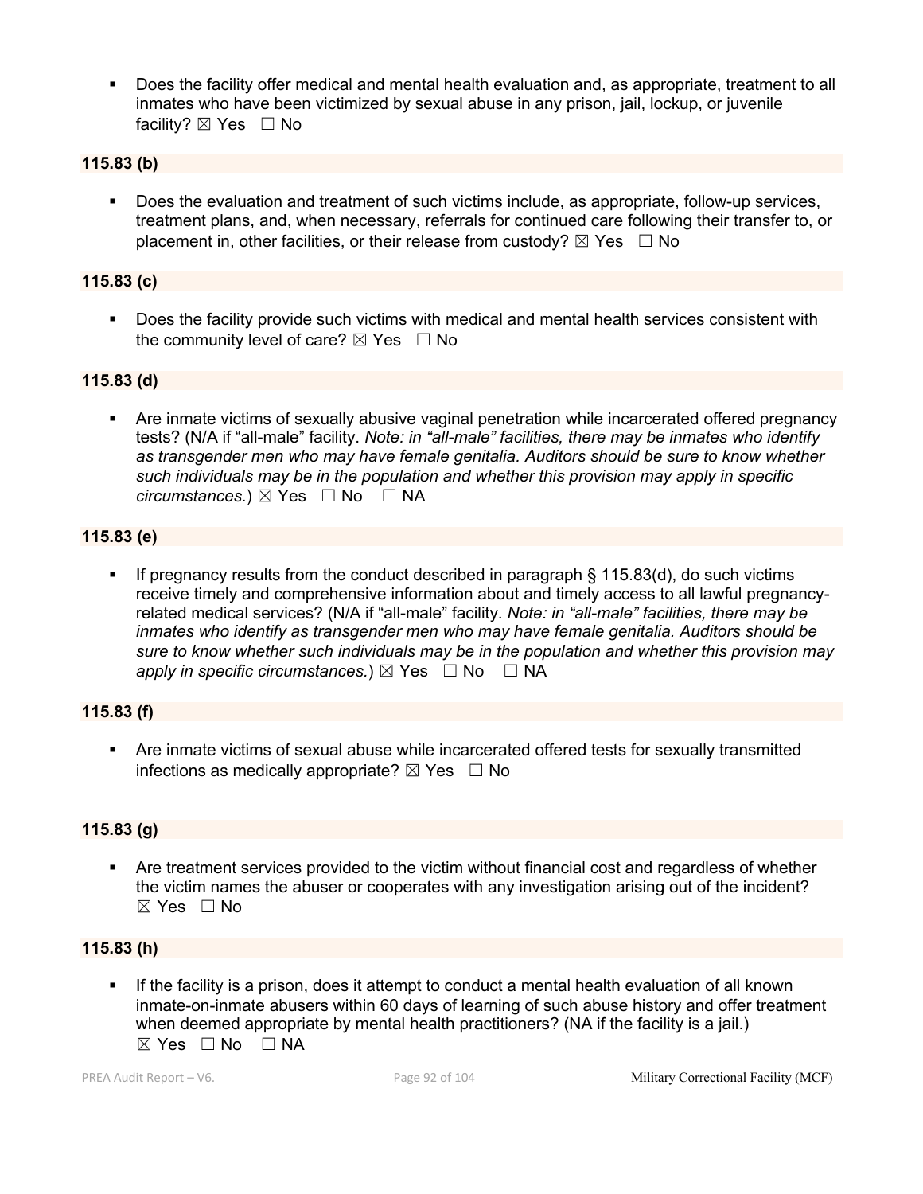- Does the facility offer medical and mental health evaluation and, as appropriate, treatment to all inmates who have been victimized by sexual abuse in any prison, jail, lockup, or juvenile facility? ☒ Yes ☐ No

**115.83 (b)**

- Does the evaluation and treatment of such victims include, as appropriate, follow-up services, treatment plans, and, when necessary, referrals for continued care following their transfer to, or placement in, other facilities, or their release from custody? ☒ Yes ☐ No

**115.83 (c)**

- Does the facility provide such victims with medical and mental health services consistent with the community level of care? ☒ Yes ☐ No

**115.83 (d)**

- Are inmate victims of sexually abusive vaginal penetration while incarcerated offered pregnancy tests? (N/A if "all-male" facility. *Note: in "all-male" facilities, there may be inmates who identify as transgender men who may have female genitalia. Auditors should be sure to know whether such individuals may be in the population and whether this provision may apply in specific circumstances.*) ☒ Yes ☐ No ☐ NA

**115.83 (e)**

- If pregnancy results from the conduct described in paragraph § 115.83(d), do such victims receive timely and comprehensive information about and timely access to all lawful pregnancy-related medical services? (N/A if "all-male" facility. *Note: in "all-male" facilities, there may be inmates who identify as transgender men who may have female genitalia. Auditors should be sure to know whether such individuals may be in the population and whether this provision may apply in specific circumstances.*) ☒ Yes ☐ No ☐ NA

**115.83 (f)**

- Are inmate victims of sexual abuse while incarcerated offered tests for sexually transmitted infections as medically appropriate? ☒ Yes ☐ No

**115.83 (g)**

- Are treatment services provided to the victim without financial cost and regardless of whether the victim names the abuser or cooperates with any investigation arising out of the incident? ☒ Yes ☐ No

**115.83 (h)**

- If the facility is a prison, does it attempt to conduct a mental health evaluation of all known inmate-on-inmate abusers within 60 days of learning of such abuse history and offer treatment when deemed appropriate by mental health practitioners? (NA if the facility is a jail.) ☒ Yes ☐ No ☐ NA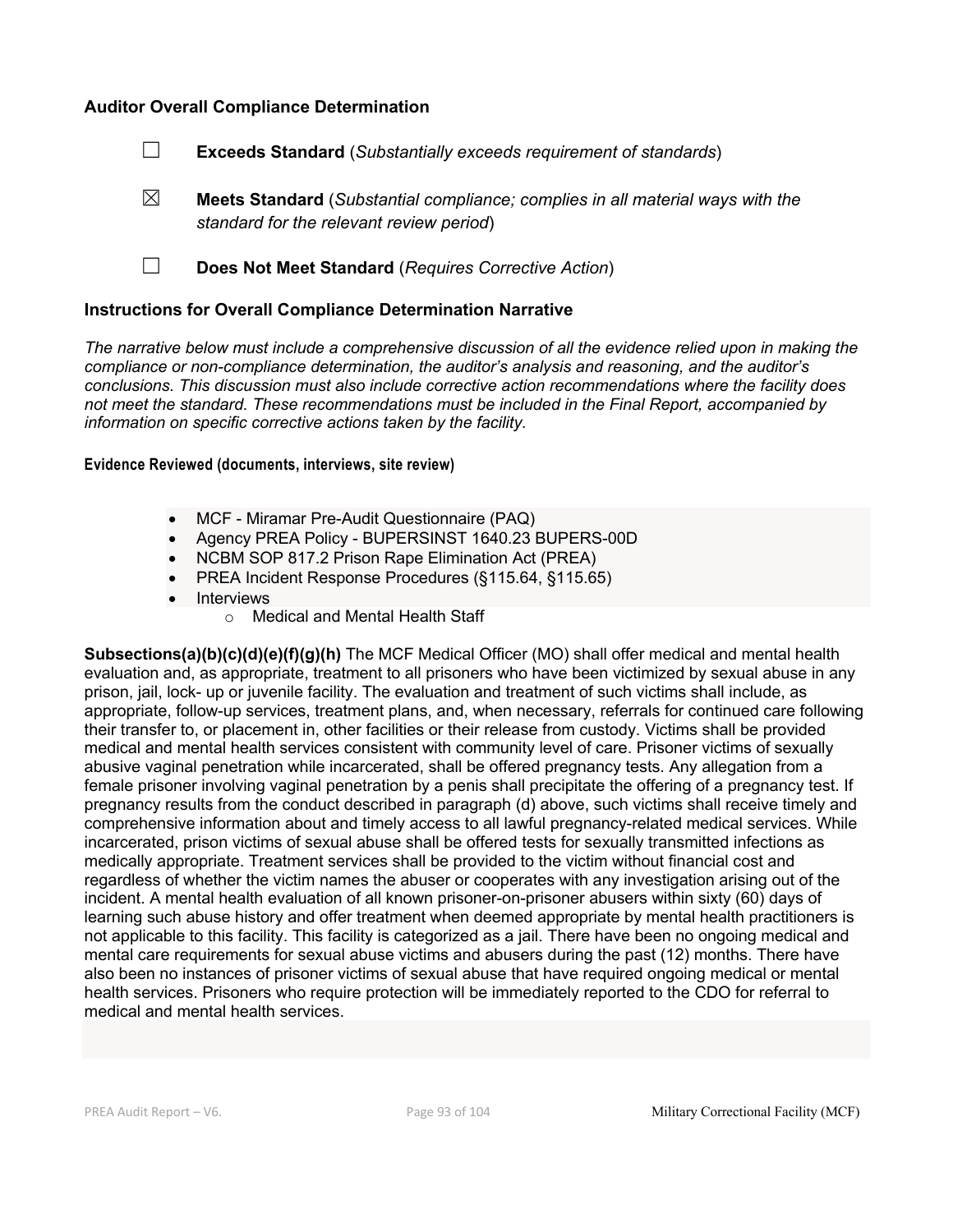### Auditor Overall Compliance Determination

☐ **Exceeds Standard** (*Substantially exceeds requirement of standards*)

☒ **Meets Standard** (*Substantial compliance; complies in all material ways with the standard for the relevant review period*)

☐ **Does Not Meet Standard** (*Requires Corrective Action*)

### Instructions for Overall Compliance Determination Narrative

*The narrative below must include a comprehensive discussion of all the evidence relied upon in making the compliance or non-compliance determination, the auditor's analysis and reasoning, and the auditor's conclusions. This discussion must also include corrective action recommendations where the facility does not meet the standard. These recommendations must be included in the Final Report, accompanied by information on specific corrective actions taken by the facility.*

**Evidence Reviewed (documents, interviews, site review)**

- MCF - Miramar Pre-Audit Questionnaire (PAQ)
- Agency PREA Policy - BUPERSINST 1640.23 BUPERS-00D
- NCBM SOP 817.2 Prison Rape Elimination Act (PREA)
- PREA Incident Response Procedures (§115.64, §115.65)
- Interviews
  - Medical and Mental Health Staff

**Subsections(a)(b)(c)(d)(e)(f)(g)(h)** The MCF Medical Officer (MO) shall offer medical and mental health evaluation and, as appropriate, treatment to all prisoners who have been victimized by sexual abuse in any prison, jail, lock- up or juvenile facility. The evaluation and treatment of such victims shall include, as appropriate, follow-up services, treatment plans, and, when necessary, referrals for continued care following their transfer to, or placement in, other facilities or their release from custody. Victims shall be provided medical and mental health services consistent with community level of care. Prisoner victims of sexually abusive vaginal penetration while incarcerated, shall be offered pregnancy tests. Any allegation from a female prisoner involving vaginal penetration by a penis shall precipitate the offering of a pregnancy test. If pregnancy results from the conduct described in paragraph (d) above, such victims shall receive timely and comprehensive information about and timely access to all lawful pregnancy-related medical services. While incarcerated, prison victims of sexual abuse shall be offered tests for sexually transmitted infections as medically appropriate. Treatment services shall be provided to the victim without financial cost and regardless of whether the victim names the abuser or cooperates with any investigation arising out of the incident. A mental health evaluation of all known prisoner-on-prisoner abusers within sixty (60) days of learning such abuse history and offer treatment when deemed appropriate by mental health practitioners is not applicable to this facility. This facility is categorized as a jail. There have been no ongoing medical and mental care requirements for sexual abuse victims and abusers during the past (12) months. There have also been no instances of prisoner victims of sexual abuse that have required ongoing medical or mental health services. Prisoners who require protection will be immediately reported to the CDO for referral to medical and mental health services.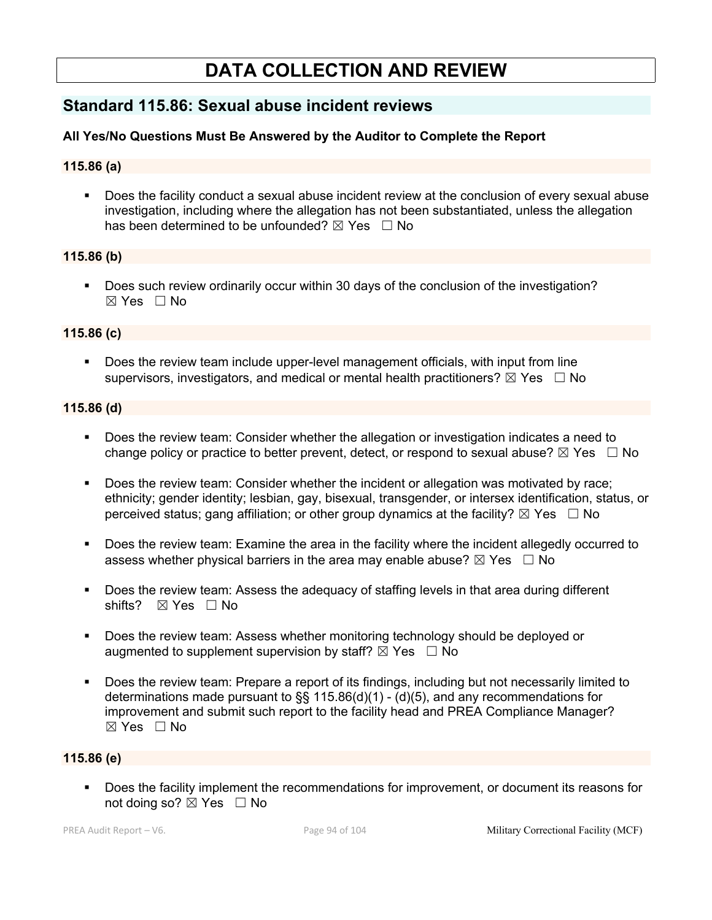# DATA COLLECTION AND REVIEW

## Standard 115.86: Sexual abuse incident reviews

**All Yes/No Questions Must Be Answered by the Auditor to Complete the Report**

### 115.86 (a)

- Does the facility conduct a sexual abuse incident review at the conclusion of every sexual abuse investigation, including where the allegation has not been substantiated, unless the allegation has been determined to be unfounded? ☒ Yes ☐ No

### 115.86 (b)

- Does such review ordinarily occur within 30 days of the conclusion of the investigation? ☒ Yes ☐ No

### 115.86 (c)

- Does the review team include upper-level management officials, with input from line supervisors, investigators, and medical or mental health practitioners? ☒ Yes ☐ No

### 115.86 (d)

- Does the review team: Consider whether the allegation or investigation indicates a need to change policy or practice to better prevent, detect, or respond to sexual abuse? ☒ Yes ☐ No
- Does the review team: Consider whether the incident or allegation was motivated by race; ethnicity; gender identity; lesbian, gay, bisexual, transgender, or intersex identification, status, or perceived status; gang affiliation; or other group dynamics at the facility? ☒ Yes ☐ No
- Does the review team: Examine the area in the facility where the incident allegedly occurred to assess whether physical barriers in the area may enable abuse? ☒ Yes ☐ No
- Does the review team: Assess the adequacy of staffing levels in that area during different shifts? ☒ Yes ☐ No
- Does the review team: Assess whether monitoring technology should be deployed or augmented to supplement supervision by staff? ☒ Yes ☐ No
- Does the review team: Prepare a report of its findings, including but not necessarily limited to determinations made pursuant to §§ 115.86(d)(1) - (d)(5), and any recommendations for improvement and submit such report to the facility head and PREA Compliance Manager? ☒ Yes ☐ No

### 115.86 (e)

- Does the facility implement the recommendations for improvement, or document its reasons for not doing so? ☒ Yes ☐ No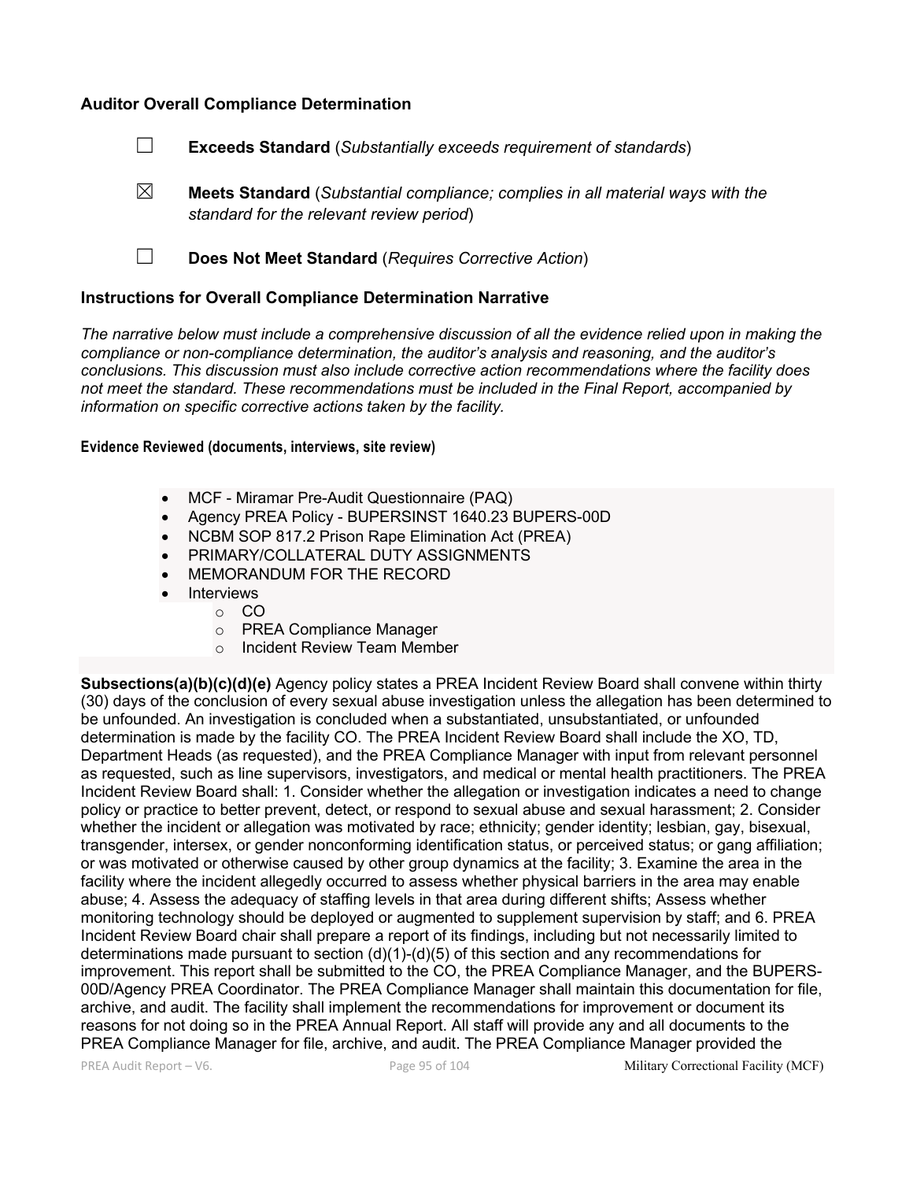### Auditor Overall Compliance Determination

☐ **Exceeds Standard** (*Substantially exceeds requirement of standards*)

☒ **Meets Standard** (*Substantial compliance; complies in all material ways with the standard for the relevant review period*)

☐ **Does Not Meet Standard** (*Requires Corrective Action*)

### Instructions for Overall Compliance Determination Narrative

*The narrative below must include a comprehensive discussion of all the evidence relied upon in making the compliance or non-compliance determination, the auditor's analysis and reasoning, and the auditor's conclusions. This discussion must also include corrective action recommendations where the facility does not meet the standard. These recommendations must be included in the Final Report, accompanied by information on specific corrective actions taken by the facility.*

**Evidence Reviewed (documents, interviews, site review)**

- MCF - Miramar Pre-Audit Questionnaire (PAQ)
- Agency PREA Policy - BUPERSINST 1640.23 BUPERS-00D
- NCBM SOP 817.2 Prison Rape Elimination Act (PREA)
- PRIMARY/COLLATERAL DUTY ASSIGNMENTS
- MEMORANDUM FOR THE RECORD
- Interviews
  - CO
  - PREA Compliance Manager
  - Incident Review Team Member

**Subsections(a)(b)(c)(d)(e)** Agency policy states a PREA Incident Review Board shall convene within thirty (30) days of the conclusion of every sexual abuse investigation unless the allegation has been determined to be unfounded. An investigation is concluded when a substantiated, unsubstantiated, or unfounded determination is made by the facility CO. The PREA Incident Review Board shall include the XO, TD, Department Heads (as requested), and the PREA Compliance Manager with input from relevant personnel as requested, such as line supervisors, investigators, and medical or mental health practitioners. The PREA Incident Review Board shall: 1. Consider whether the allegation or investigation indicates a need to change policy or practice to better prevent, detect, or respond to sexual abuse and sexual harassment; 2. Consider whether the incident or allegation was motivated by race; ethnicity; gender identity; lesbian, gay, bisexual, transgender, intersex, or gender nonconforming identification status, or perceived status; or gang affiliation; or was motivated or otherwise caused by other group dynamics at the facility; 3. Examine the area in the facility where the incident allegedly occurred to assess whether physical barriers in the area may enable abuse; 4. Assess the adequacy of staffing levels in that area during different shifts; Assess whether monitoring technology should be deployed or augmented to supplement supervision by staff; and 6. PREA Incident Review Board chair shall prepare a report of its findings, including but not necessarily limited to determinations made pursuant to section (d)(1)-(d)(5) of this section and any recommendations for improvement. This report shall be submitted to the CO, the PREA Compliance Manager, and the BUPERS-00D/Agency PREA Coordinator. The PREA Compliance Manager shall maintain this documentation for file, archive, and audit. The facility shall implement the recommendations for improvement or document its reasons for not doing so in the PREA Annual Report. All staff will provide any and all documents to the PREA Compliance Manager for file, archive, and audit. The PREA Compliance Manager provided the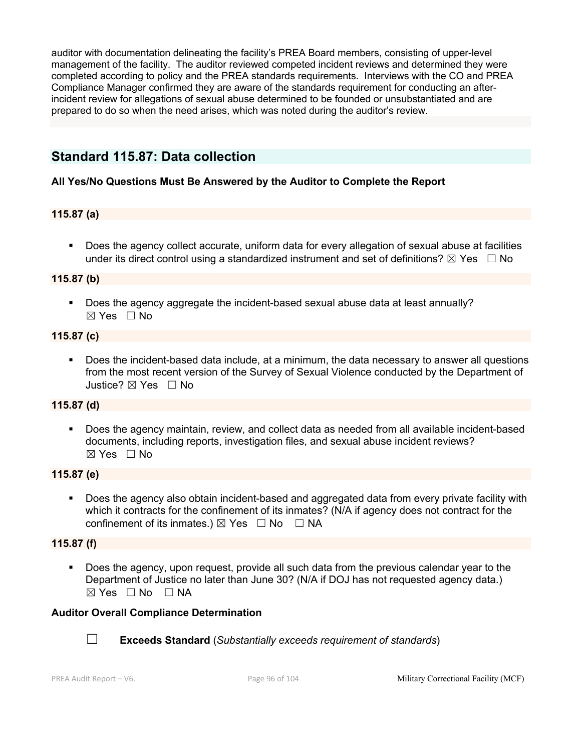auditor with documentation delineating the facility's PREA Board members, consisting of upper-level management of the facility. The auditor reviewed competed incident reviews and determined they were completed according to policy and the PREA standards requirements. Interviews with the CO and PREA Compliance Manager confirmed they are aware of the standards requirement for conducting an after-incident review for allegations of sexual abuse determined to be founded or unsubstantiated and are prepared to do so when the need arises, which was noted during the auditor's review.

## Standard 115.87: Data collection

**All Yes/No Questions Must Be Answered by the Auditor to Complete the Report**

**115.87 (a)**

- Does the agency collect accurate, uniform data for every allegation of sexual abuse at facilities under its direct control using a standardized instrument and set of definitions? ☒ Yes ☐ No

**115.87 (b)**

- Does the agency aggregate the incident-based sexual abuse data at least annually? ☒ Yes ☐ No

**115.87 (c)**

- Does the incident-based data include, at a minimum, the data necessary to answer all questions from the most recent version of the Survey of Sexual Violence conducted by the Department of Justice? ☒ Yes ☐ No

**115.87 (d)**

- Does the agency maintain, review, and collect data as needed from all available incident-based documents, including reports, investigation files, and sexual abuse incident reviews? ☒ Yes ☐ No

**115.87 (e)**

- Does the agency also obtain incident-based and aggregated data from every private facility with which it contracts for the confinement of its inmates? (N/A if agency does not contract for the confinement of its inmates.) ☒ Yes ☐ No ☐ NA

**115.87 (f)**

- Does the agency, upon request, provide all such data from the previous calendar year to the Department of Justice no later than June 30? (N/A if DOJ has not requested agency data.) ☒ Yes ☐ No ☐ NA

**Auditor Overall Compliance Determination**

☐ **Exceeds Standard** (*Substantially exceeds requirement of standards*)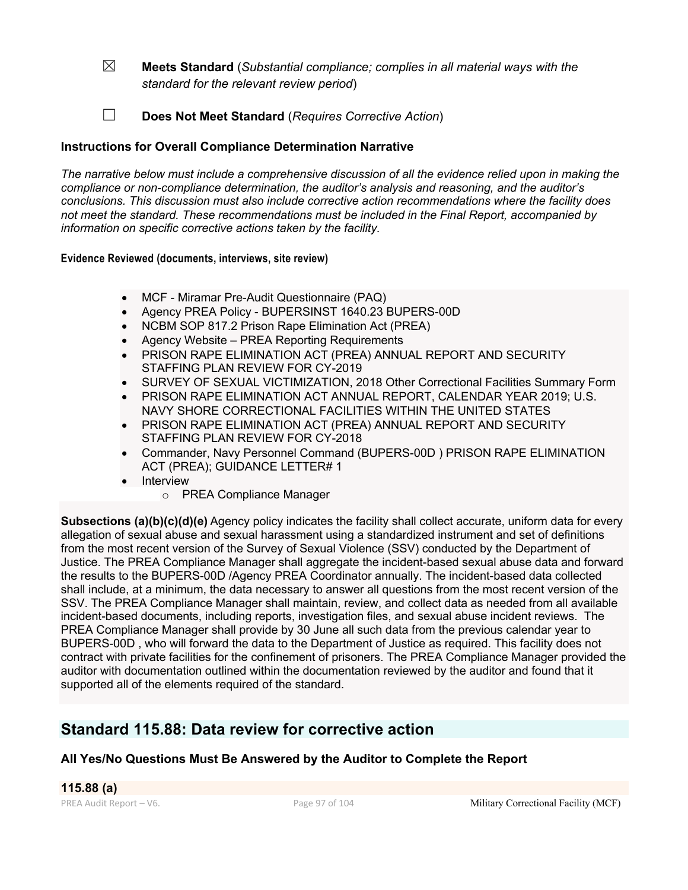☒ **Meets Standard** (*Substantial compliance; complies in all material ways with the standard for the relevant review period*)

☐ **Does Not Meet Standard** (*Requires Corrective Action*)

### Instructions for Overall Compliance Determination Narrative

*The narrative below must include a comprehensive discussion of all the evidence relied upon in making the compliance or non-compliance determination, the auditor's analysis and reasoning, and the auditor's conclusions. This discussion must also include corrective action recommendations where the facility does not meet the standard. These recommendations must be included in the Final Report, accompanied by information on specific corrective actions taken by the facility.*

**Evidence Reviewed (documents, interviews, site review)**

- MCF - Miramar Pre-Audit Questionnaire (PAQ)
- Agency PREA Policy - BUPERSINST 1640.23 BUPERS-00D
- NCBM SOP 817.2 Prison Rape Elimination Act (PREA)
- Agency Website – PREA Reporting Requirements
- PRISON RAPE ELIMINATION ACT (PREA) ANNUAL REPORT AND SECURITY STAFFING PLAN REVIEW FOR CY-2019
- SURVEY OF SEXUAL VICTIMIZATION, 2018 Other Correctional Facilities Summary Form
- PRISON RAPE ELIMINATION ACT ANNUAL REPORT, CALENDAR YEAR 2019; U.S. NAVY SHORE CORRECTIONAL FACILITIES WITHIN THE UNITED STATES
- PRISON RAPE ELIMINATION ACT (PREA) ANNUAL REPORT AND SECURITY STAFFING PLAN REVIEW FOR CY-2018
- Commander, Navy Personnel Command (BUPERS-00D ) PRISON RAPE ELIMINATION ACT (PREA); GUIDANCE LETTER# 1
- Interview
  - PREA Compliance Manager

**Subsections (a)(b)(c)(d)(e)** Agency policy indicates the facility shall collect accurate, uniform data for every allegation of sexual abuse and sexual harassment using a standardized instrument and set of definitions from the most recent version of the Survey of Sexual Violence (SSV) conducted by the Department of Justice. The PREA Compliance Manager shall aggregate the incident-based sexual abuse data and forward the results to the BUPERS-00D /Agency PREA Coordinator annually. The incident-based data collected shall include, at a minimum, the data necessary to answer all questions from the most recent version of the SSV. The PREA Compliance Manager shall maintain, review, and collect data as needed from all available incident-based documents, including reports, investigation files, and sexual abuse incident reviews. The PREA Compliance Manager shall provide by 30 June all such data from the previous calendar year to BUPERS-00D , who will forward the data to the Department of Justice as required. This facility does not contract with private facilities for the confinement of prisoners. The PREA Compliance Manager provided the auditor with documentation outlined within the documentation reviewed by the auditor and found that it supported all of the elements required of the standard.

## Standard 115.88: Data review for corrective action

### All Yes/No Questions Must Be Answered by the Auditor to Complete the Report

**115.88 (a)**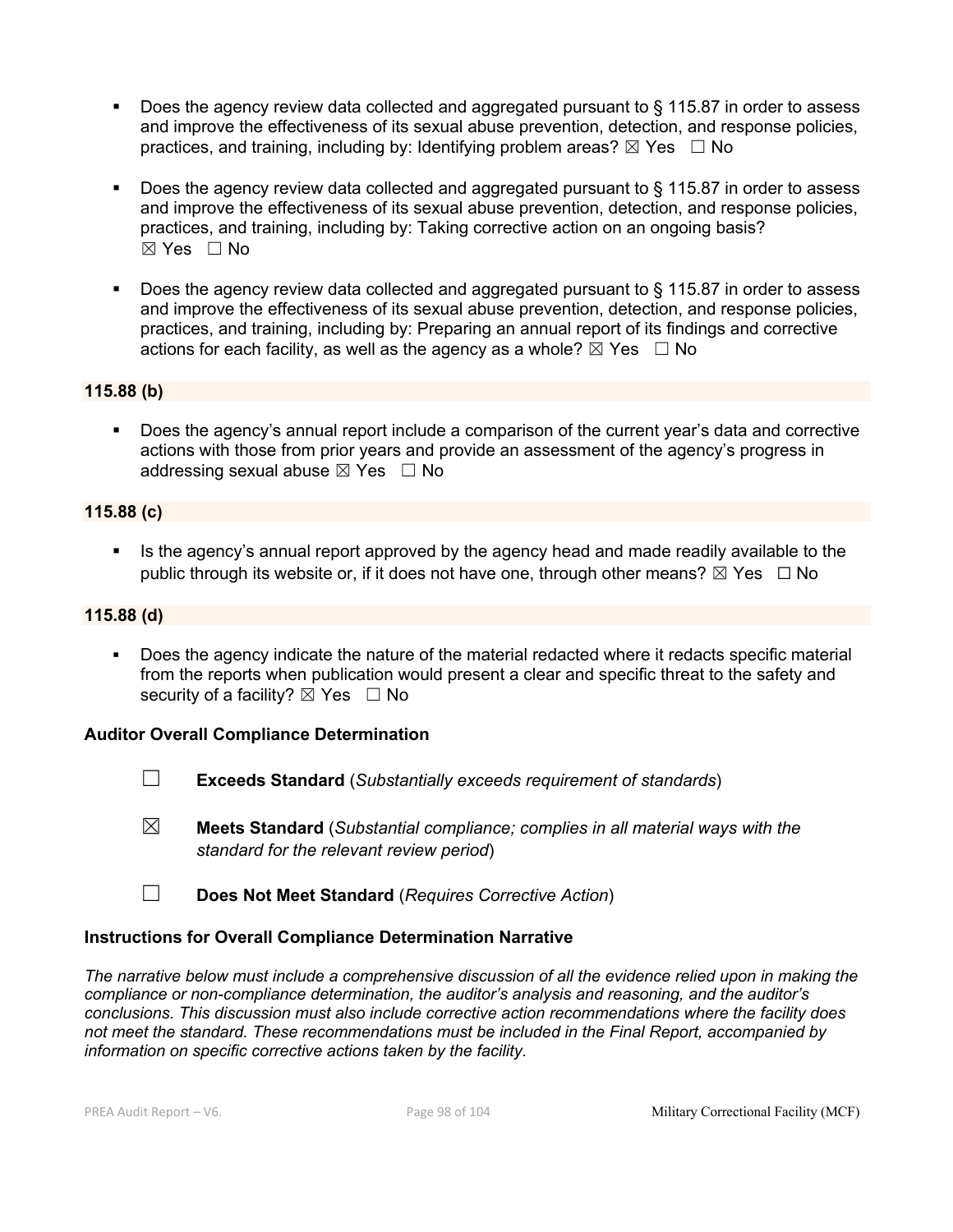- Does the agency review data collected and aggregated pursuant to § 115.87 in order to assess and improve the effectiveness of its sexual abuse prevention, detection, and response policies, practices, and training, including by: Identifying problem areas? ☒ Yes ☐ No

- Does the agency review data collected and aggregated pursuant to § 115.87 in order to assess and improve the effectiveness of its sexual abuse prevention, detection, and response policies, practices, and training, including by: Taking corrective action on an ongoing basis? ☒ Yes ☐ No

- Does the agency review data collected and aggregated pursuant to § 115.87 in order to assess and improve the effectiveness of its sexual abuse prevention, detection, and response policies, practices, and training, including by: Preparing an annual report of its findings and corrective actions for each facility, as well as the agency as a whole? ☒ Yes ☐ No

**115.88 (b)**

- Does the agency's annual report include a comparison of the current year's data and corrective actions with those from prior years and provide an assessment of the agency's progress in addressing sexual abuse ☒ Yes ☐ No

**115.88 (c)**

- Is the agency's annual report approved by the agency head and made readily available to the public through its website or, if it does not have one, through other means? ☒ Yes ☐ No

**115.88 (d)**

- Does the agency indicate the nature of the material redacted where it redacts specific material from the reports when publication would present a clear and specific threat to the safety and security of a facility? ☒ Yes ☐ No

**Auditor Overall Compliance Determination**

☐ **Exceeds Standard** (*Substantially exceeds requirement of standards*)

☒ **Meets Standard** (*Substantial compliance; complies in all material ways with the standard for the relevant review period*)

☐ **Does Not Meet Standard** (*Requires Corrective Action*)

**Instructions for Overall Compliance Determination Narrative**

*The narrative below must include a comprehensive discussion of all the evidence relied upon in making the compliance or non-compliance determination, the auditor's analysis and reasoning, and the auditor's conclusions. This discussion must also include corrective action recommendations where the facility does not meet the standard. These recommendations must be included in the Final Report, accompanied by information on specific corrective actions taken by the facility.*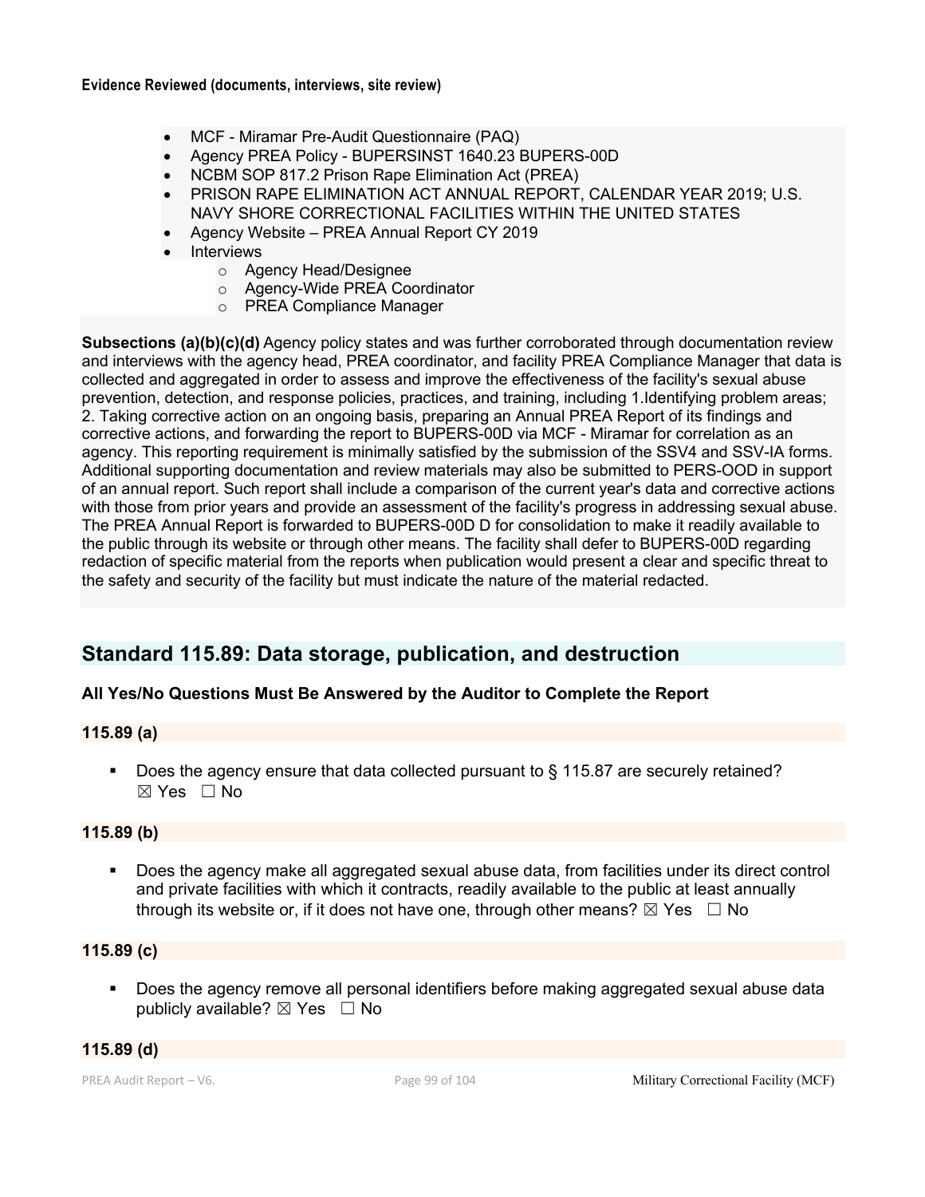**Evidence Reviewed (documents, interviews, site review)**

- MCF - Miramar Pre-Audit Questionnaire (PAQ)
- Agency PREA Policy - BUPERSINST 1640.23 BUPERS-00D
- NCBM SOP 817.2 Prison Rape Elimination Act (PREA)
- PRISON RAPE ELIMINATION ACT ANNUAL REPORT, CALENDAR YEAR 2019; U.S. NAVY SHORE CORRECTIONAL FACILITIES WITHIN THE UNITED STATES
- Agency Website – PREA Annual Report CY 2019
- Interviews
    - Agency Head/Designee
    - Agency-Wide PREA Coordinator
    - PREA Compliance Manager

**Subsections (a)(b)(c)(d)** Agency policy states and was further corroborated through documentation review and interviews with the agency head, PREA coordinator, and facility PREA Compliance Manager that data is collected and aggregated in order to assess and improve the effectiveness of the facility's sexual abuse prevention, detection, and response policies, practices, and training, including 1.Identifying problem areas; 2. Taking corrective action on an ongoing basis, preparing an Annual PREA Report of its findings and corrective actions, and forwarding the report to BUPERS-00D via MCF - Miramar for correlation as an agency. This reporting requirement is minimally satisfied by the submission of the SSV4 and SSV-IA forms. Additional supporting documentation and review materials may also be submitted to PERS-OOD in support of an annual report. Such report shall include a comparison of the current year's data and corrective actions with those from prior years and provide an assessment of the facility's progress in addressing sexual abuse. The PREA Annual Report is forwarded to BUPERS-00D D for consolidation to make it readily available to the public through its website or through other means. The facility shall defer to BUPERS-00D regarding redaction of specific material from the reports when publication would present a clear and specific threat to the safety and security of the facility but must indicate the nature of the material redacted.

## Standard 115.89: Data storage, publication, and destruction

**All Yes/No Questions Must Be Answered by the Auditor to Complete the Report**

**115.89 (a)**

- Does the agency ensure that data collected pursuant to § 115.87 are securely retained? ☒ Yes ☐ No

**115.89 (b)**

- Does the agency make all aggregated sexual abuse data, from facilities under its direct control and private facilities with which it contracts, readily available to the public at least annually through its website or, if it does not have one, through other means? ☒ Yes ☐ No

**115.89 (c)**

- Does the agency remove all personal identifiers before making aggregated sexual abuse data publicly available? ☒ Yes ☐ No

**115.89 (d)**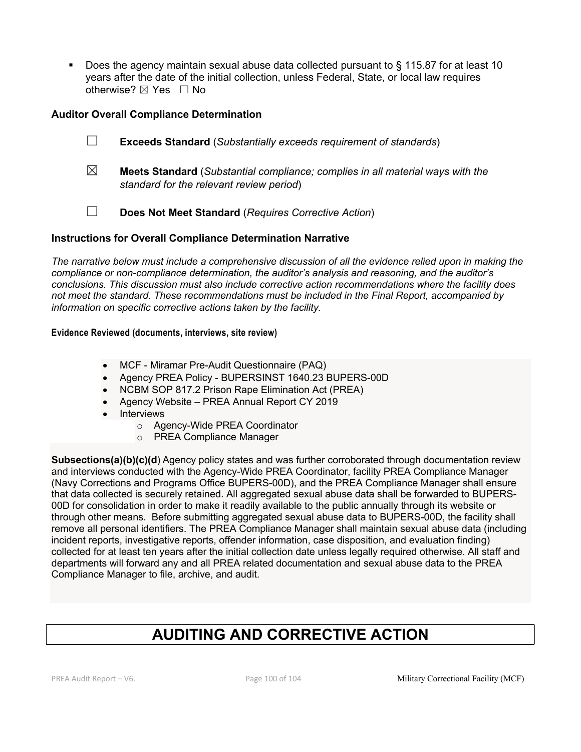- Does the agency maintain sexual abuse data collected pursuant to § 115.87 for at least 10 years after the date of the initial collection, unless Federal, State, or local law requires otherwise? ☒ Yes ☐ No

### Auditor Overall Compliance Determination

☐ **Exceeds Standard** (*Substantially exceeds requirement of standards*)

☒ **Meets Standard** (*Substantial compliance; complies in all material ways with the standard for the relevant review period*)

☐ **Does Not Meet Standard** (*Requires Corrective Action*)

### Instructions for Overall Compliance Determination Narrative

*The narrative below must include a comprehensive discussion of all the evidence relied upon in making the compliance or non-compliance determination, the auditor's analysis and reasoning, and the auditor's conclusions. This discussion must also include corrective action recommendations where the facility does not meet the standard. These recommendations must be included in the Final Report, accompanied by information on specific corrective actions taken by the facility.*

**Evidence Reviewed (documents, interviews, site review)**

- MCF - Miramar Pre-Audit Questionnaire (PAQ)
- Agency PREA Policy - BUPERSINST 1640.23 BUPERS-00D
- NCBM SOP 817.2 Prison Rape Elimination Act (PREA)
- Agency Website – PREA Annual Report CY 2019
- Interviews
  - Agency-Wide PREA Coordinator
  - PREA Compliance Manager

**Subsections(a)(b)(c)(d**) Agency policy states and was further corroborated through documentation review and interviews conducted with the Agency-Wide PREA Coordinator, facility PREA Compliance Manager (Navy Corrections and Programs Office BUPERS-00D), and the PREA Compliance Manager shall ensure that data collected is securely retained. All aggregated sexual abuse data shall be forwarded to BUPERS-00D for consolidation in order to make it readily available to the public annually through its website or through other means. Before submitting aggregated sexual abuse data to BUPERS-00D, the facility shall remove all personal identifiers. The PREA Compliance Manager shall maintain sexual abuse data (including incident reports, investigative reports, offender information, case disposition, and evaluation finding) collected for at least ten years after the initial collection date unless legally required otherwise. All staff and departments will forward any and all PREA related documentation and sexual abuse data to the PREA Compliance Manager to file, archive, and audit.

# AUDITING AND CORRECTIVE ACTION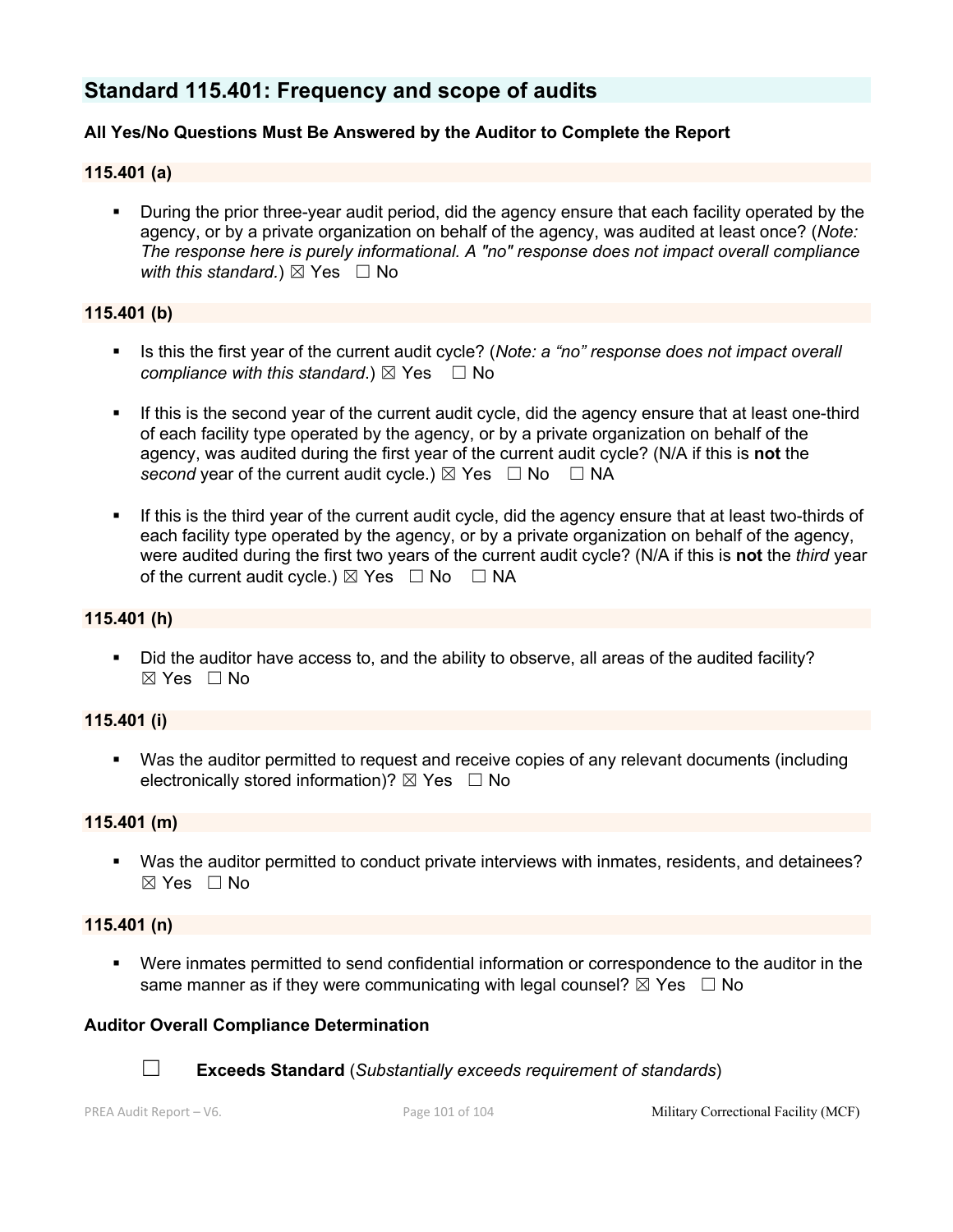## Standard 115.401: Frequency and scope of audits

**All Yes/No Questions Must Be Answered by the Auditor to Complete the Report**

### 115.401 (a)

- During the prior three-year audit period, did the agency ensure that each facility operated by the agency, or by a private organization on behalf of the agency, was audited at least once? (*Note: The response here is purely informational. A "no" response does not impact overall compliance with this standard.*) ☒ Yes ☐ No

### 115.401 (b)

- Is this the first year of the current audit cycle? (*Note: a "no" response does not impact overall compliance with this standard*.) ☒ Yes ☐ No
- If this is the second year of the current audit cycle, did the agency ensure that at least one-third of each facility type operated by the agency, or by a private organization on behalf of the agency, was audited during the first year of the current audit cycle? (N/A if this is **not** the *second* year of the current audit cycle.) ☒ Yes ☐ No ☐ NA
- If this is the third year of the current audit cycle, did the agency ensure that at least two-thirds of each facility type operated by the agency, or by a private organization on behalf of the agency, were audited during the first two years of the current audit cycle? (N/A if this is **not** the *third* year of the current audit cycle.) ☒ Yes ☐ No ☐ NA

### 115.401 (h)

- Did the auditor have access to, and the ability to observe, all areas of the audited facility? ☒ Yes ☐ No

### 115.401 (i)

- Was the auditor permitted to request and receive copies of any relevant documents (including electronically stored information)? ☒ Yes ☐ No

### 115.401 (m)

- Was the auditor permitted to conduct private interviews with inmates, residents, and detainees? ☒ Yes ☐ No

### 115.401 (n)

- Were inmates permitted to send confidential information or correspondence to the auditor in the same manner as if they were communicating with legal counsel? ☒ Yes ☐ No

**Auditor Overall Compliance Determination**

☐ **Exceeds Standard** (*Substantially exceeds requirement of standards*)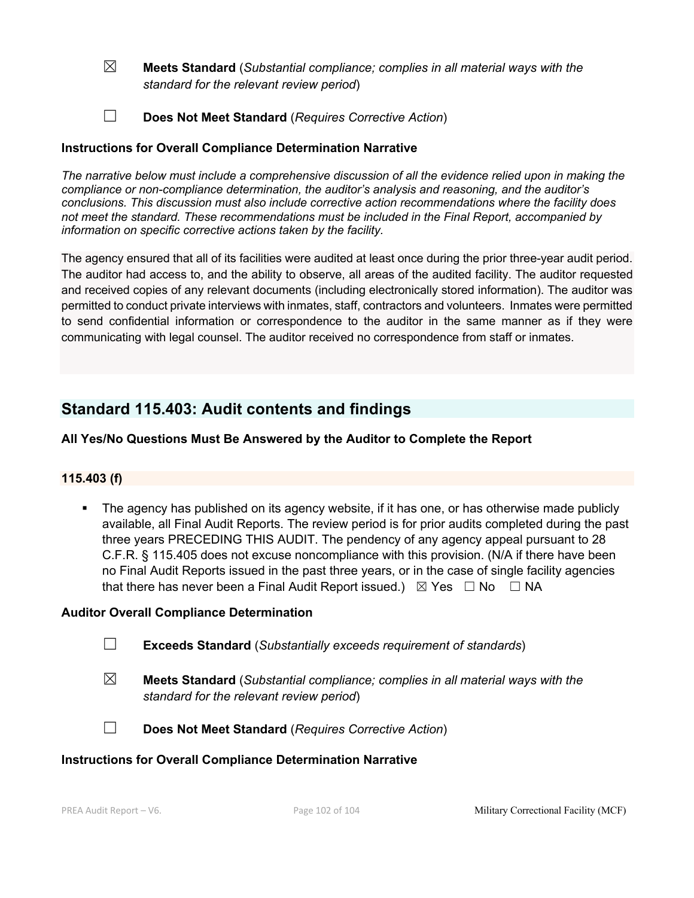☒ **Meets Standard** (*Substantial compliance; complies in all material ways with the standard for the relevant review period*)

☐ **Does Not Meet Standard** (*Requires Corrective Action*)

**Instructions for Overall Compliance Determination Narrative**

*The narrative below must include a comprehensive discussion of all the evidence relied upon in making the compliance or non-compliance determination, the auditor's analysis and reasoning, and the auditor's conclusions. This discussion must also include corrective action recommendations where the facility does not meet the standard. These recommendations must be included in the Final Report, accompanied by information on specific corrective actions taken by the facility.*

The agency ensured that all of its facilities were audited at least once during the prior three-year audit period. The auditor had access to, and the ability to observe, all areas of the audited facility. The auditor requested and received copies of any relevant documents (including electronically stored information). The auditor was permitted to conduct private interviews with inmates, staff, contractors and volunteers. Inmates were permitted to send confidential information or correspondence to the auditor in the same manner as if they were communicating with legal counsel. The auditor received no correspondence from staff or inmates.

## Standard 115.403: Audit contents and findings

**All Yes/No Questions Must Be Answered by the Auditor to Complete the Report**

**115.403 (f)**

- The agency has published on its agency website, if it has one, or has otherwise made publicly available, all Final Audit Reports. The review period is for prior audits completed during the past three years PRECEDING THIS AUDIT. The pendency of any agency appeal pursuant to 28 C.F.R. § 115.405 does not excuse noncompliance with this provision. (N/A if there have been no Final Audit Reports issued in the past three years, or in the case of single facility agencies that there has never been a Final Audit Report issued.) ☒ Yes ☐ No ☐ NA

**Auditor Overall Compliance Determination**

☐ **Exceeds Standard** (*Substantially exceeds requirement of standards*)

☒ **Meets Standard** (*Substantial compliance; complies in all material ways with the standard for the relevant review period*)

☐ **Does Not Meet Standard** (*Requires Corrective Action*)

**Instructions for Overall Compliance Determination Narrative**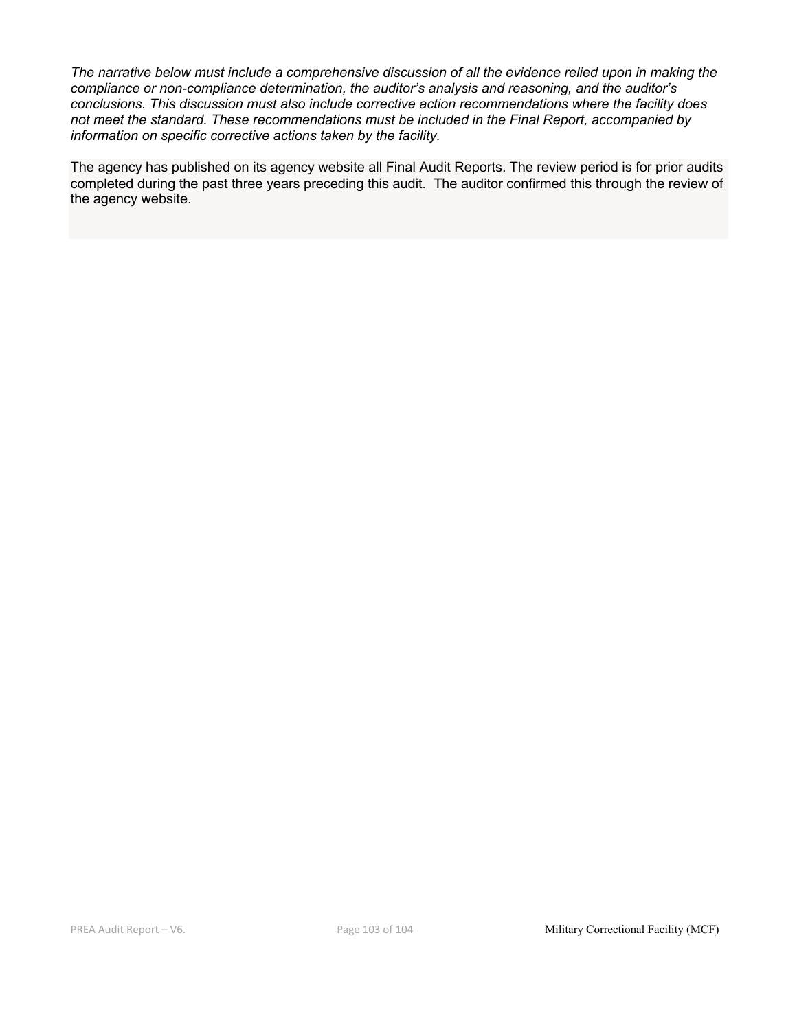*The narrative below must include a comprehensive discussion of all the evidence relied upon in making the compliance or non-compliance determination, the auditor's analysis and reasoning, and the auditor's conclusions. This discussion must also include corrective action recommendations where the facility does not meet the standard. These recommendations must be included in the Final Report, accompanied by information on specific corrective actions taken by the facility.*

The agency has published on its agency website all Final Audit Reports. The review period is for prior audits completed during the past three years preceding this audit. The auditor confirmed this through the review of the agency website.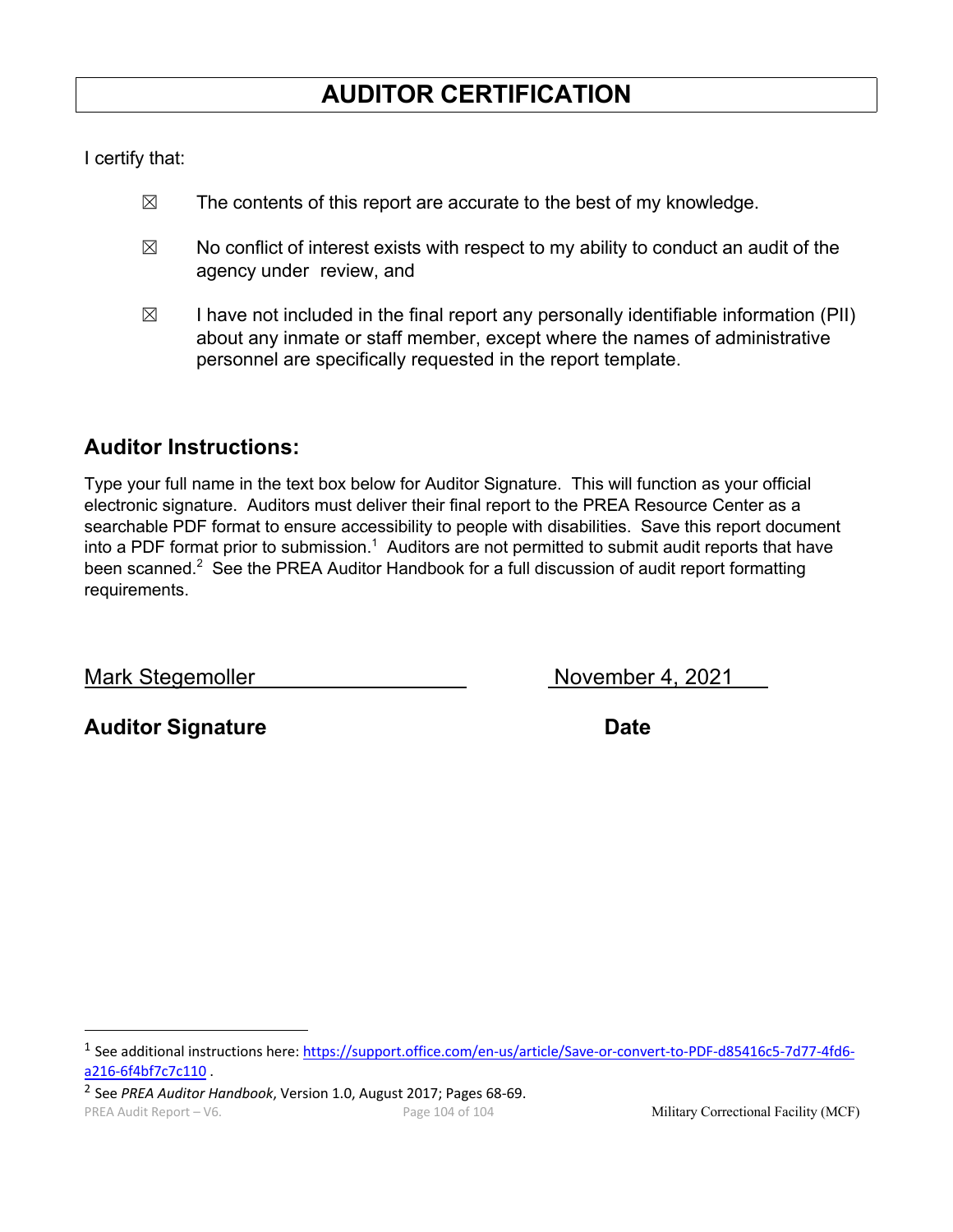# AUDITOR CERTIFICATION

I certify that:

☒ The contents of this report are accurate to the best of my knowledge.

☒ No conflict of interest exists with respect to my ability to conduct an audit of the agency under review, and

☒ I have not included in the final report any personally identifiable information (PII) about any inmate or staff member, except where the names of administrative personnel are specifically requested in the report template.

## Auditor Instructions:

Type your full name in the text box below for Auditor Signature. This will function as your official electronic signature. Auditors must deliver their final report to the PREA Resource Center as a searchable PDF format to ensure accessibility to people with disabilities. Save this report document into a PDF format prior to submission.[1] Auditors are not permitted to submit audit reports that have been scanned.[2] See the PREA Auditor Handbook for a full discussion of audit report formatting requirements.

Mark Stegemoller                                        November 4, 2021

**Auditor Signature**                                        **Date**

---

[1] See additional instructions here: https://support.office.com/en-us/article/Save-or-convert-to-PDF-d85416c5-7d77-4fd6-a216-6f4bf7c7c110 .

[2] See *PREA Auditor Handbook*, Version 1.0, August 2017; Pages 68-69.